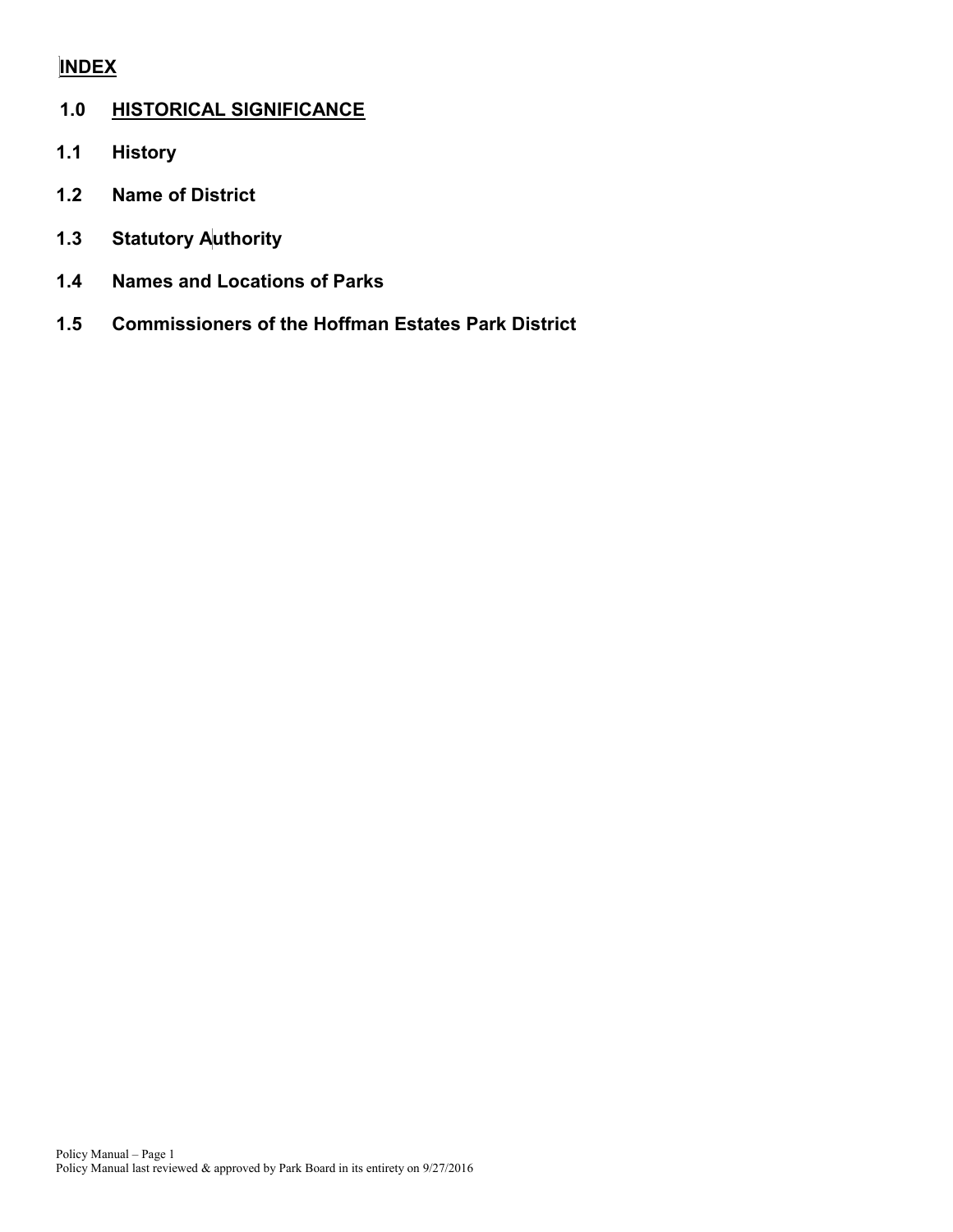# INDEX

## 1.0 HISTORICAL SIGNIFICANCE

**1.1 History**

**1.2 Name of District**

**1.3 Statutory Authority**

**1.4 Names and Locations of Parks**

**1.5 Commissioners of the Hoffman Estates Park District**

Policy Manual last reviewed & approved by Park Board in its entirety on 9/27/2016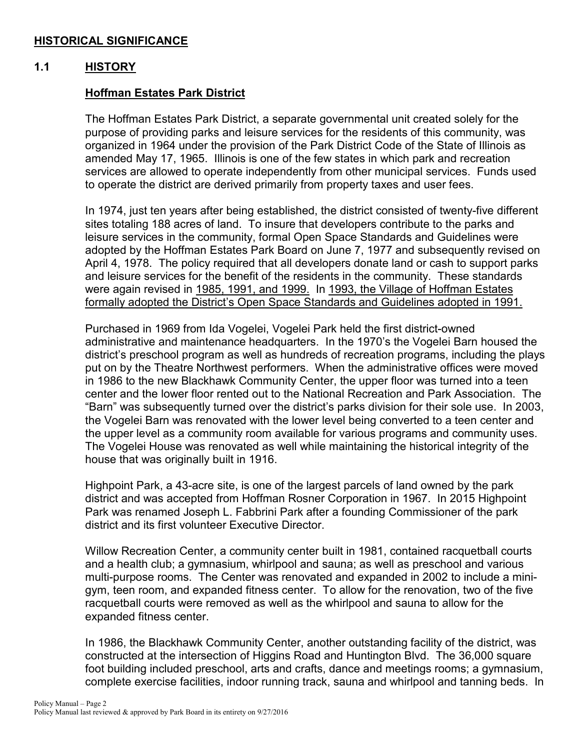## HISTORICAL SIGNIFICANCE

### 1.1 HISTORY

#### Hoffman Estates Park District

The Hoffman Estates Park District, a separate governmental unit created solely for the purpose of providing parks and leisure services for the residents of this community, was organized in 1964 under the provision of the Park District Code of the State of Illinois as amended May 17, 1965. Illinois is one of the few states in which park and recreation services are allowed to operate independently from other municipal services. Funds used to operate the district are derived primarily from property taxes and user fees.

In 1974, just ten years after being established, the district consisted of twenty-five different sites totaling 188 acres of land. To insure that developers contribute to the parks and leisure services in the community, formal Open Space Standards and Guidelines were adopted by the Hoffman Estates Park Board on June 7, 1977 and subsequently revised on April 4, 1978. The policy required that all developers donate land or cash to support parks and leisure services for the benefit of the residents in the community. These standards were again revised in 1985, 1991, and 1999. In 1993, the Village of Hoffman Estates formally adopted the District's Open Space Standards and Guidelines adopted in 1991.

Purchased in 1969 from Ida Vogelei, Vogelei Park held the first district-owned administrative and maintenance headquarters. In the 1970's the Vogelei Barn housed the district's preschool program as well as hundreds of recreation programs, including the plays put on by the Theatre Northwest performers. When the administrative offices were moved in 1986 to the new Blackhawk Community Center, the upper floor was turned into a teen center and the lower floor rented out to the National Recreation and Park Association. The "Barn" was subsequently turned over the district's parks division for their sole use. In 2003, the Vogelei Barn was renovated with the lower level being converted to a teen center and the upper level as a community room available for various programs and community uses. The Vogelei House was renovated as well while maintaining the historical integrity of the house that was originally built in 1916.

Highpoint Park, a 43-acre site, is one of the largest parcels of land owned by the park district and was accepted from Hoffman Rosner Corporation in 1967. In 2015 Highpoint Park was renamed Joseph L. Fabbrini Park after a founding Commissioner of the park district and its first volunteer Executive Director.

Willow Recreation Center, a community center built in 1981, contained racquetball courts and a health club; a gymnasium, whirlpool and sauna; as well as preschool and various multi-purpose rooms. The Center was renovated and expanded in 2002 to include a mini-gym, teen room, and expanded fitness center. To allow for the renovation, two of the five racquetball courts were removed as well as the whirlpool and sauna to allow for the expanded fitness center.

In 1986, the Blackhawk Community Center, another outstanding facility of the district, was constructed at the intersection of Higgins Road and Huntington Blvd. The 36,000 square foot building included preschool, arts and crafts, dance and meetings rooms; a gymnasium, complete exercise facilities, indoor running track, sauna and whirlpool and tanning beds. In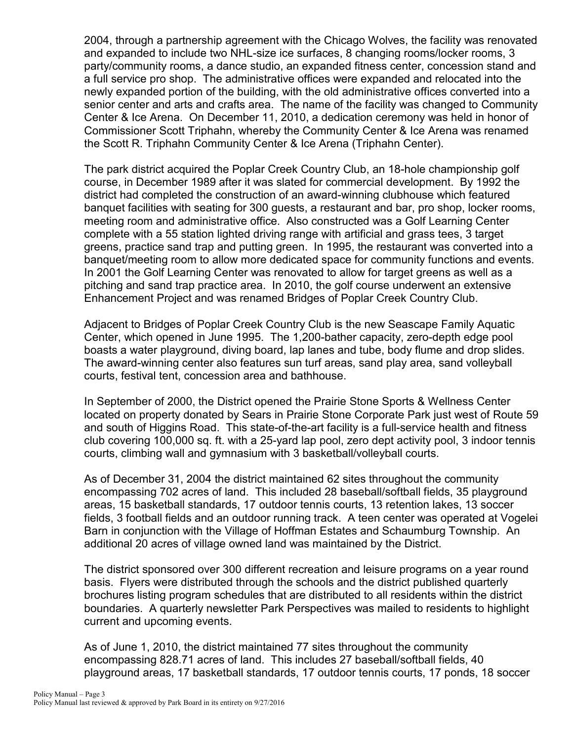2004, through a partnership agreement with the Chicago Wolves, the facility was renovated and expanded to include two NHL-size ice surfaces, 8 changing rooms/locker rooms, 3 party/community rooms, a dance studio, an expanded fitness center, concession stand and a full service pro shop. The administrative offices were expanded and relocated into the newly expanded portion of the building, with the old administrative offices converted into a senior center and arts and crafts area. The name of the facility was changed to Community Center & Ice Arena. On December 11, 2010, a dedication ceremony was held in honor of Commissioner Scott Triphahn, whereby the Community Center & Ice Arena was renamed the Scott R. Triphahn Community Center & Ice Arena (Triphahn Center).

The park district acquired the Poplar Creek Country Club, an 18-hole championship golf course, in December 1989 after it was slated for commercial development. By 1992 the district had completed the construction of an award-winning clubhouse which featured banquet facilities with seating for 300 guests, a restaurant and bar, pro shop, locker rooms, meeting room and administrative office. Also constructed was a Golf Learning Center complete with a 55 station lighted driving range with artificial and grass tees, 3 target greens, practice sand trap and putting green. In 1995, the restaurant was converted into a banquet/meeting room to allow more dedicated space for community functions and events. In 2001 the Golf Learning Center was renovated to allow for target greens as well as a pitching and sand trap practice area. In 2010, the golf course underwent an extensive Enhancement Project and was renamed Bridges of Poplar Creek Country Club.

Adjacent to Bridges of Poplar Creek Country Club is the new Seascape Family Aquatic Center, which opened in June 1995. The 1,200-bather capacity, zero-depth edge pool boasts a water playground, diving board, lap lanes and tube, body flume and drop slides. The award-winning center also features sun turf areas, sand play area, sand volleyball courts, festival tent, concession area and bathhouse.

In September of 2000, the District opened the Prairie Stone Sports & Wellness Center located on property donated by Sears in Prairie Stone Corporate Park just west of Route 59 and south of Higgins Road. This state-of-the-art facility is a full-service health and fitness club covering 100,000 sq. ft. with a 25-yard lap pool, zero dept activity pool, 3 indoor tennis courts, climbing wall and gymnasium with 3 basketball/volleyball courts.

As of December 31, 2004 the district maintained 62 sites throughout the community encompassing 702 acres of land. This included 28 baseball/softball fields, 35 playground areas, 15 basketball standards, 17 outdoor tennis courts, 13 retention lakes, 13 soccer fields, 3 football fields and an outdoor running track. A teen center was operated at Vogelei Barn in conjunction with the Village of Hoffman Estates and Schaumburg Township. An additional 20 acres of village owned land was maintained by the District.

The district sponsored over 300 different recreation and leisure programs on a year round basis. Flyers were distributed through the schools and the district published quarterly brochures listing program schedules that are distributed to all residents within the district boundaries. A quarterly newsletter Park Perspectives was mailed to residents to highlight current and upcoming events.

As of June 1, 2010, the district maintained 77 sites throughout the community encompassing 828.71 acres of land. This includes 27 baseball/softball fields, 40 playground areas, 17 basketball standards, 17 outdoor tennis courts, 17 ponds, 18 soccer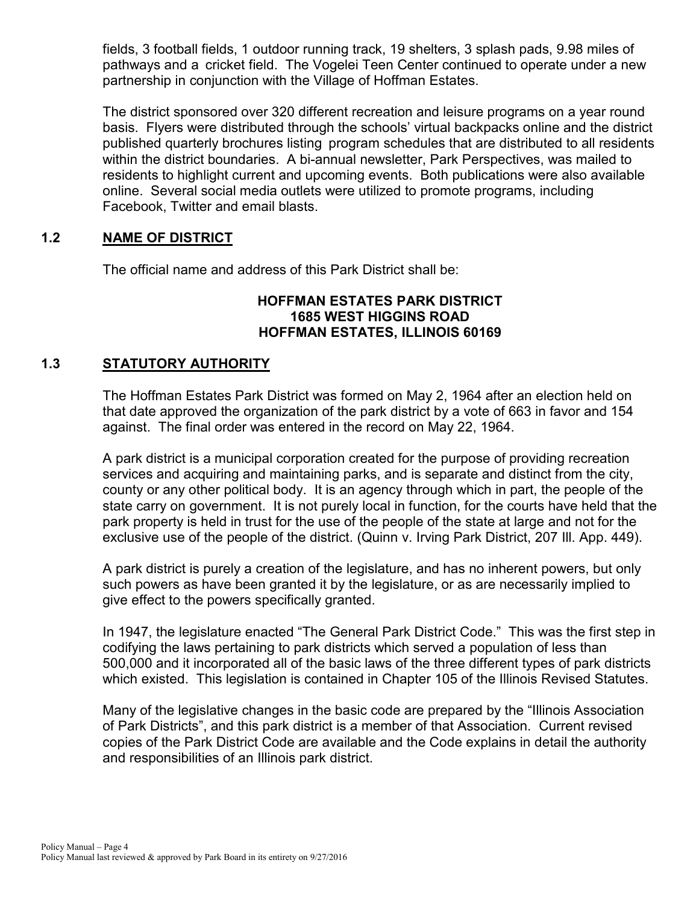fields, 3 football fields, 1 outdoor running track, 19 shelters, 3 splash pads, 9.98 miles of pathways and a cricket field. The Vogelei Teen Center continued to operate under a new partnership in conjunction with the Village of Hoffman Estates.

The district sponsored over 320 different recreation and leisure programs on a year round basis. Flyers were distributed through the schools' virtual backpacks online and the district published quarterly brochures listing program schedules that are distributed to all residents within the district boundaries. A bi-annual newsletter, Park Perspectives, was mailed to residents to highlight current and upcoming events. Both publications were also available online. Several social media outlets were utilized to promote programs, including Facebook, Twitter and email blasts.

## 1.2 NAME OF DISTRICT

The official name and address of this Park District shall be:

**HOFFMAN ESTATES PARK DISTRICT**
**1685 WEST HIGGINS ROAD**
**HOFFMAN ESTATES, ILLINOIS 60169**

## 1.3 STATUTORY AUTHORITY

The Hoffman Estates Park District was formed on May 2, 1964 after an election held on that date approved the organization of the park district by a vote of 663 in favor and 154 against. The final order was entered in the record on May 22, 1964.

A park district is a municipal corporation created for the purpose of providing recreation services and acquiring and maintaining parks, and is separate and distinct from the city, county or any other political body. It is an agency through which in part, the people of the state carry on government. It is not purely local in function, for the courts have held that the park property is held in trust for the use of the people of the state at large and not for the exclusive use of the people of the district. (Quinn v. Irving Park District, 207 Ill. App. 449).

A park district is purely a creation of the legislature, and has no inherent powers, but only such powers as have been granted it by the legislature, or as are necessarily implied to give effect to the powers specifically granted.

In 1947, the legislature enacted "The General Park District Code." This was the first step in codifying the laws pertaining to park districts which served a population of less than 500,000 and it incorporated all of the basic laws of the three different types of park districts which existed. This legislation is contained in Chapter 105 of the Illinois Revised Statutes.

Many of the legislative changes in the basic code are prepared by the "Illinois Association of Park Districts", and this park district is a member of that Association. Current revised copies of the Park District Code are available and the Code explains in detail the authority and responsibilities of an Illinois park district.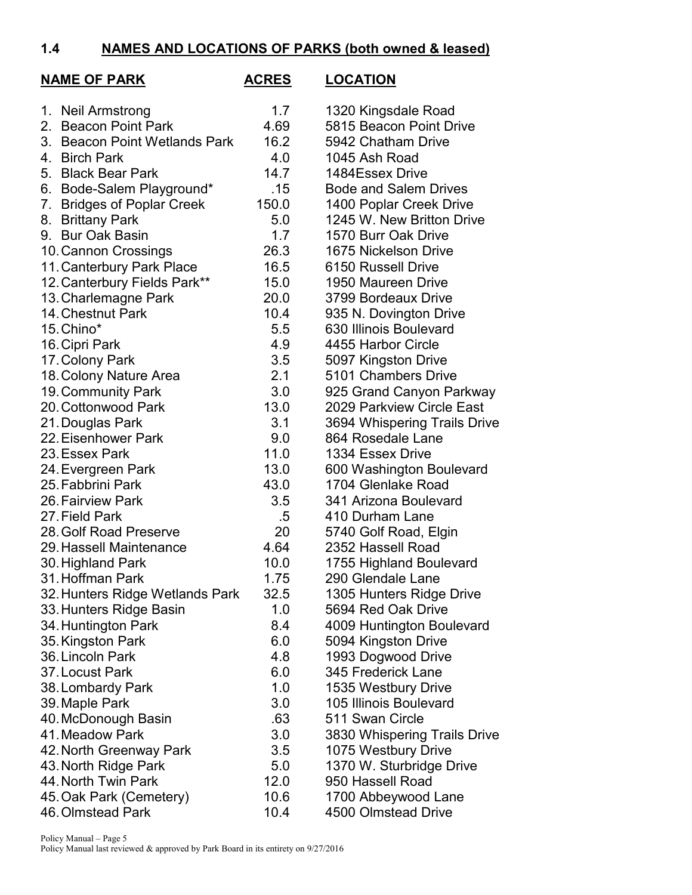## 1.4 NAMES AND LOCATIONS OF PARKS (both owned & leased)

| NAME OF PARK | ACRES | LOCATION |
|---|---|---|
| 1. Neil Armstrong | 1.7 | 1320 Kingsdale Road |
| 2. Beacon Point Park | 4.69 | 5815 Beacon Point Drive |
| 3. Beacon Point Wetlands Park | 16.2 | 5942 Chatham Drive |
| 4. Birch Park | 4.0 | 1045 Ash Road |
| 5. Black Bear Park | 14.7 | 1484Essex Drive |
| 6. Bode-Salem Playground* | .15 | Bode and Salem Drives |
| 7. Bridges of Poplar Creek | 150.0 | 1400 Poplar Creek Drive |
| 8. Brittany Park | 5.0 | 1245 W. New Britton Drive |
| 9. Bur Oak Basin | 1.7 | 1570 Burr Oak Drive |
| 10. Cannon Crossings | 26.3 | 1675 Nickelson Drive |
| 11. Canterbury Park Place | 16.5 | 6150 Russell Drive |
| 12. Canterbury Fields Park** | 15.0 | 1950 Maureen Drive |
| 13. Charlemagne Park | 20.0 | 3799 Bordeaux Drive |
| 14. Chestnut Park | 10.4 | 935 N. Dovington Drive |
| 15. Chino* | 5.5 | 630 Illinois Boulevard |
| 16. Cipri Park | 4.9 | 4455 Harbor Circle |
| 17. Colony Park | 3.5 | 5097 Kingston Drive |
| 18. Colony Nature Area | 2.1 | 5101 Chambers Drive |
| 19. Community Park | 3.0 | 925 Grand Canyon Parkway |
| 20. Cottonwood Park | 13.0 | 2029 Parkview Circle East |
| 21. Douglas Park | 3.1 | 3694 Whispering Trails Drive |
| 22. Eisenhower Park | 9.0 | 864 Rosedale Lane |
| 23. Essex Park | 11.0 | 1334 Essex Drive |
| 24. Evergreen Park | 13.0 | 600 Washington Boulevard |
| 25. Fabbrini Park | 43.0 | 1704 Glenlake Road |
| 26. Fairview Park | 3.5 | 341 Arizona Boulevard |
| 27. Field Park | .5 | 410 Durham Lane |
| 28. Golf Road Preserve | 20 | 5740 Golf Road, Elgin |
| 29. Hassell Maintenance | 4.64 | 2352 Hassell Road |
| 30. Highland Park | 10.0 | 1755 Highland Boulevard |
| 31. Hoffman Park | 1.75 | 290 Glendale Lane |
| 32. Hunters Ridge Wetlands Park | 32.5 | 1305 Hunters Ridge Drive |
| 33. Hunters Ridge Basin | 1.0 | 5694 Red Oak Drive |
| 34. Huntington Park | 8.4 | 4009 Huntington Boulevard |
| 35. Kingston Park | 6.0 | 5094 Kingston Drive |
| 36. Lincoln Park | 4.8 | 1993 Dogwood Drive |
| 37. Locust Park | 6.0 | 345 Frederick Lane |
| 38. Lombardy Park | 1.0 | 1535 Westbury Drive |
| 39. Maple Park | 3.0 | 105 Illinois Boulevard |
| 40. McDonough Basin | .63 | 511 Swan Circle |
| 41. Meadow Park | 3.0 | 3830 Whispering Trails Drive |
| 42. North Greenway Park | 3.5 | 1075 Westbury Drive |
| 43. North Ridge Park | 5.0 | 1370 W. Sturbridge Drive |
| 44. North Twin Park | 12.0 | 950 Hassell Road |
| 45. Oak Park (Cemetery) | 10.6 | 1700 Abbeywood Lane |
| 46. Olmstead Park | 10.4 | 4500 Olmstead Drive |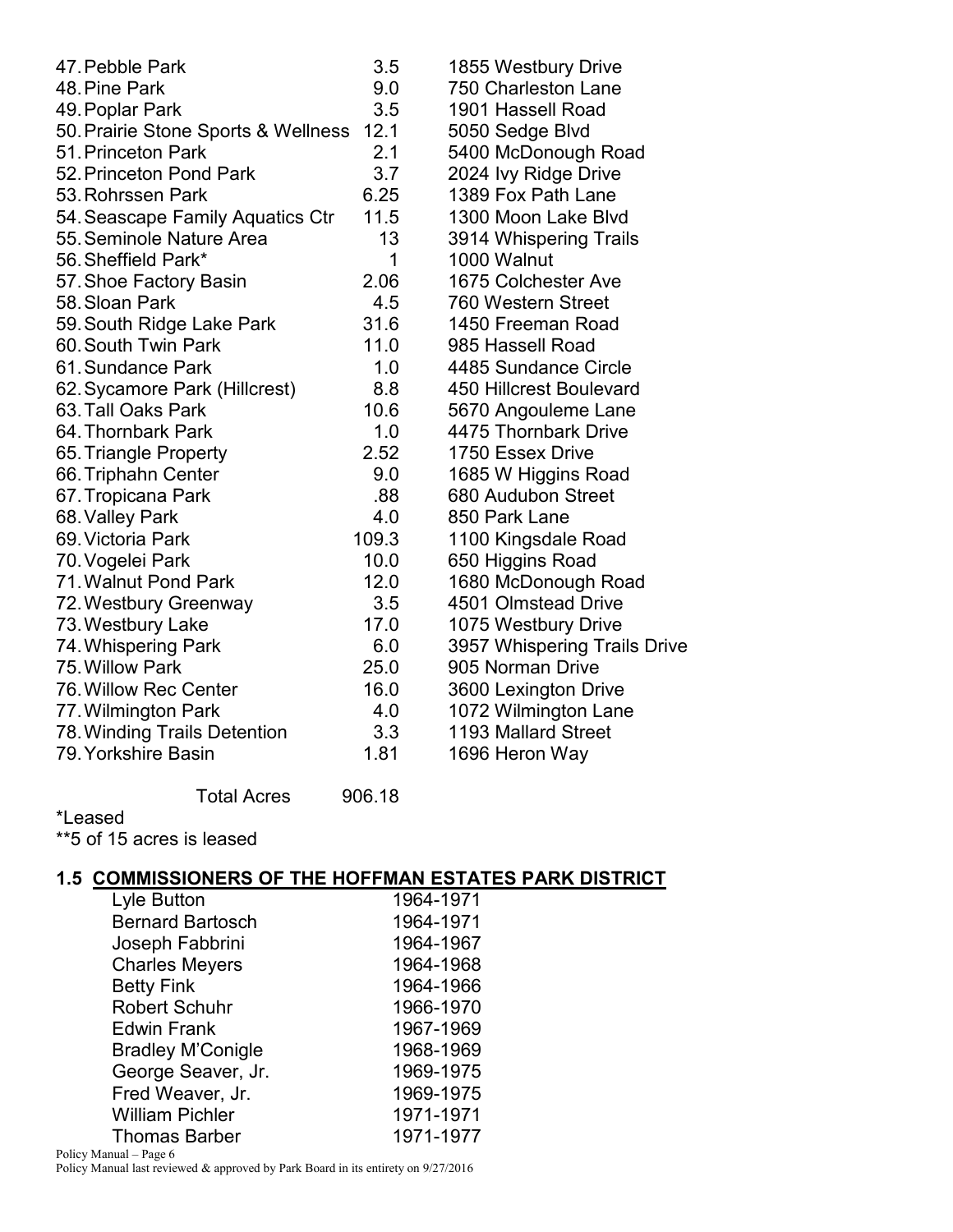| | | |
|---|---|---|
| 47. Pebble Park | 3.5 | 1855 Westbury Drive |
| 48. Pine Park | 9.0 | 750 Charleston Lane |
| 49. Poplar Park | 3.5 | 1901 Hassell Road |
| 50. Prairie Stone Sports & Wellness | 12.1 | 5050 Sedge Blvd |
| 51. Princeton Park | 2.1 | 5400 McDonough Road |
| 52. Princeton Pond Park | 3.7 | 2024 Ivy Ridge Drive |
| 53. Rohrssen Park | 6.25 | 1389 Fox Path Lane |
| 54. Seascape Family Aquatics Ctr | 11.5 | 1300 Moon Lake Blvd |
| 55. Seminole Nature Area | 13 | 3914 Whispering Trails |
| 56. Sheffield Park* | 1 | 1000 Walnut |
| 57. Shoe Factory Basin | 2.06 | 1675 Colchester Ave |
| 58. Sloan Park | 4.5 | 760 Western Street |
| 59. South Ridge Lake Park | 31.6 | 1450 Freeman Road |
| 60. South Twin Park | 11.0 | 985 Hassell Road |
| 61. Sundance Park | 1.0 | 4485 Sundance Circle |
| 62. Sycamore Park (Hillcrest) | 8.8 | 450 Hillcrest Boulevard |
| 63. Tall Oaks Park | 10.6 | 5670 Angouleme Lane |
| 64. Thornbark Park | 1.0 | 4475 Thornbark Drive |
| 65. Triangle Property | 2.52 | 1750 Essex Drive |
| 66. Triphahn Center | 9.0 | 1685 W Higgins Road |
| 67. Tropicana Park | .88 | 680 Audubon Street |
| 68. Valley Park | 4.0 | 850 Park Lane |
| 69. Victoria Park | 109.3 | 1100 Kingsdale Road |
| 70. Vogelei Park | 10.0 | 650 Higgins Road |
| 71. Walnut Pond Park | 12.0 | 1680 McDonough Road |
| 72. Westbury Greenway | 3.5 | 4501 Olmstead Drive |
| 73. Westbury Lake | 17.0 | 1075 Westbury Drive |
| 74. Whispering Park | 6.0 | 3957 Whispering Trails Drive |
| 75. Willow Park | 25.0 | 905 Norman Drive |
| 76. Willow Rec Center | 16.0 | 3600 Lexington Drive |
| 77. Wilmington Park | 4.0 | 1072 Wilmington Lane |
| 78. Winding Trails Detention | 3.3 | 1193 Mallard Street |
| 79. Yorkshire Basin | 1.81 | 1696 Heron Way |
| Total Acres | 906.18 | |

*Leased
**5 of 15 acres is leased

## 1.5 COMMISSIONERS OF THE HOFFMAN ESTATES PARK DISTRICT

| | |
|---|---|
| Lyle Button | 1964-1971 |
| Bernard Bartosch | 1964-1971 |
| Joseph Fabbrini | 1964-1967 |
| Charles Meyers | 1964-1968 |
| Betty Fink | 1964-1966 |
| Robert Schuhr | 1966-1970 |
| Edwin Frank | 1967-1969 |
| Bradley M'Conigle | 1968-1969 |
| George Seaver, Jr. | 1969-1975 |
| Fred Weaver, Jr. | 1969-1975 |
| William Pichler | 1971-1971 |
| Thomas Barber | 1971-1977 |

Policy Manual last reviewed & approved by Park Board in its entirety on 9/27/2016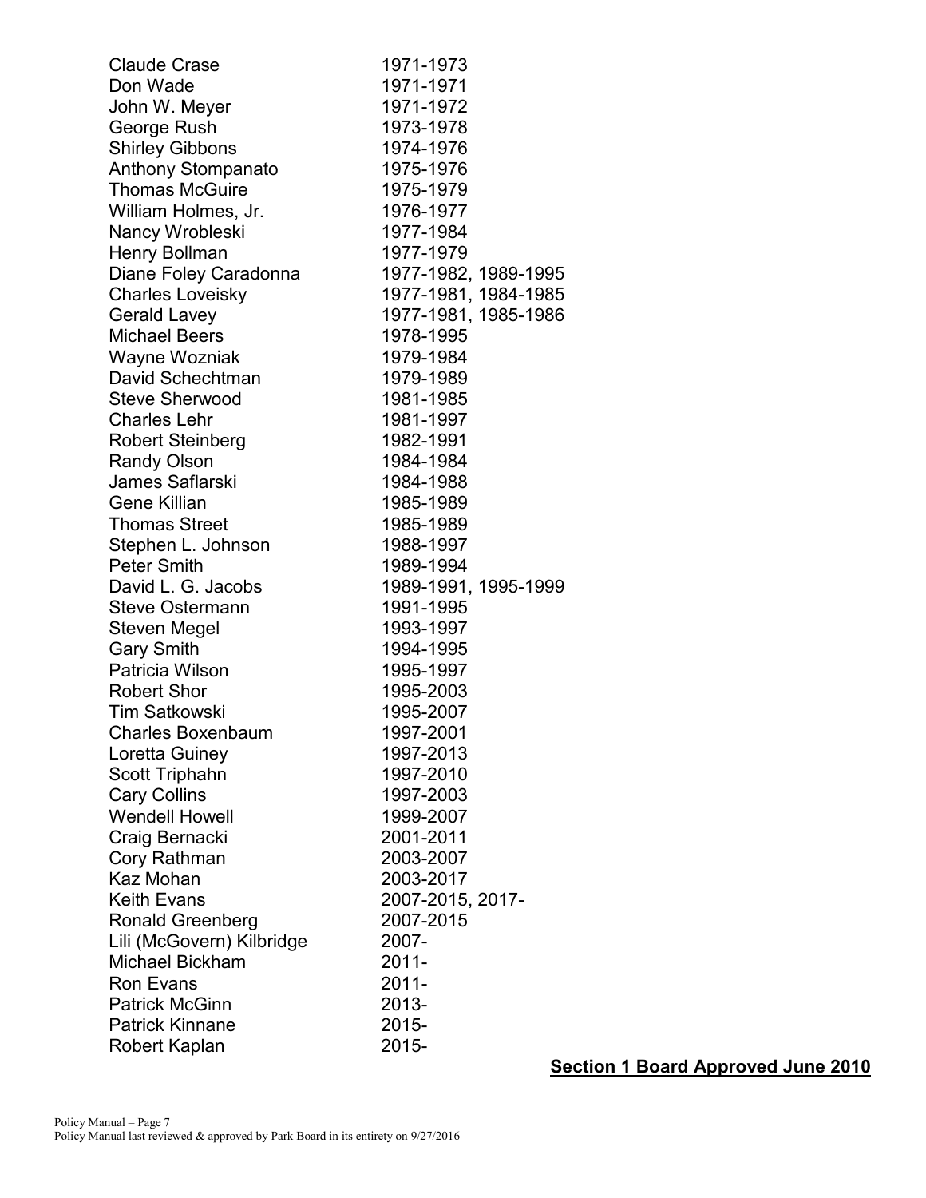| | |
|---|---|
| Claude Crase | 1971-1973 |
| Don Wade | 1971-1971 |
| John W. Meyer | 1971-1972 |
| George Rush | 1973-1978 |
| Shirley Gibbons | 1974-1976 |
| Anthony Stompanato | 1975-1976 |
| Thomas McGuire | 1975-1979 |
| William Holmes, Jr. | 1976-1977 |
| Nancy Wrobleski | 1977-1984 |
| Henry Bollman | 1977-1979 |
| Diane Foley Caradonna | 1977-1982, 1989-1995 |
| Charles Loveisky | 1977-1981, 1984-1985 |
| Gerald Lavey | 1977-1981, 1985-1986 |
| Michael Beers | 1978-1995 |
| Wayne Wozniak | 1979-1984 |
| David Schechtman | 1979-1989 |
| Steve Sherwood | 1981-1985 |
| Charles Lehr | 1981-1997 |
| Robert Steinberg | 1982-1991 |
| Randy Olson | 1984-1984 |
| James Saflarski | 1984-1988 |
| Gene Killian | 1985-1989 |
| Thomas Street | 1985-1989 |
| Stephen L. Johnson | 1988-1997 |
| Peter Smith | 1989-1994 |
| David L. G. Jacobs | 1989-1991, 1995-1999 |
| Steve Ostermann | 1991-1995 |
| Steven Megel | 1993-1997 |
| Gary Smith | 1994-1995 |
| Patricia Wilson | 1995-1997 |
| Robert Shor | 1995-2003 |
| Tim Satkowski | 1995-2007 |
| Charles Boxenbaum | 1997-2001 |
| Loretta Guiney | 1997-2013 |
| Scott Triphahn | 1997-2010 |
| Cary Collins | 1997-2003 |
| Wendell Howell | 1999-2007 |
| Craig Bernacki | 2001-2011 |
| Cory Rathman | 2003-2007 |
| Kaz Mohan | 2003-2017 |
| Keith Evans | 2007-2015, 2017- |
| Ronald Greenberg | 2007-2015 |
| Lili (McGovern) Kilbridge | 2007- |
| Michael Bickham | 2011- |
| Ron Evans | 2011- |
| Patrick McGinn | 2013- |
| Patrick Kinnane | 2015- |
| Robert Kaplan | 2015- |

**Section 1 Board Approved June 2010**

Policy Manual last reviewed & approved by Park Board in its entirety on 9/27/2016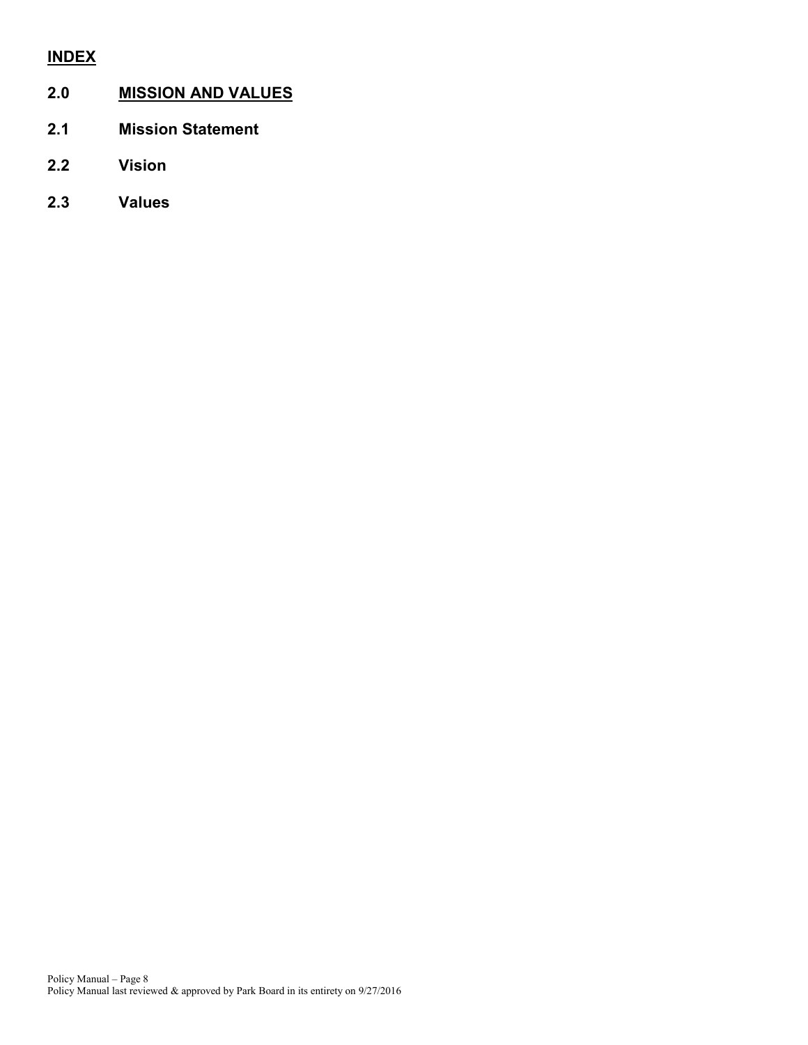## INDEX

## 2.0 MISSION AND VALUES

**2.1 Mission Statement**

**2.2 Vision**

**2.3 Values**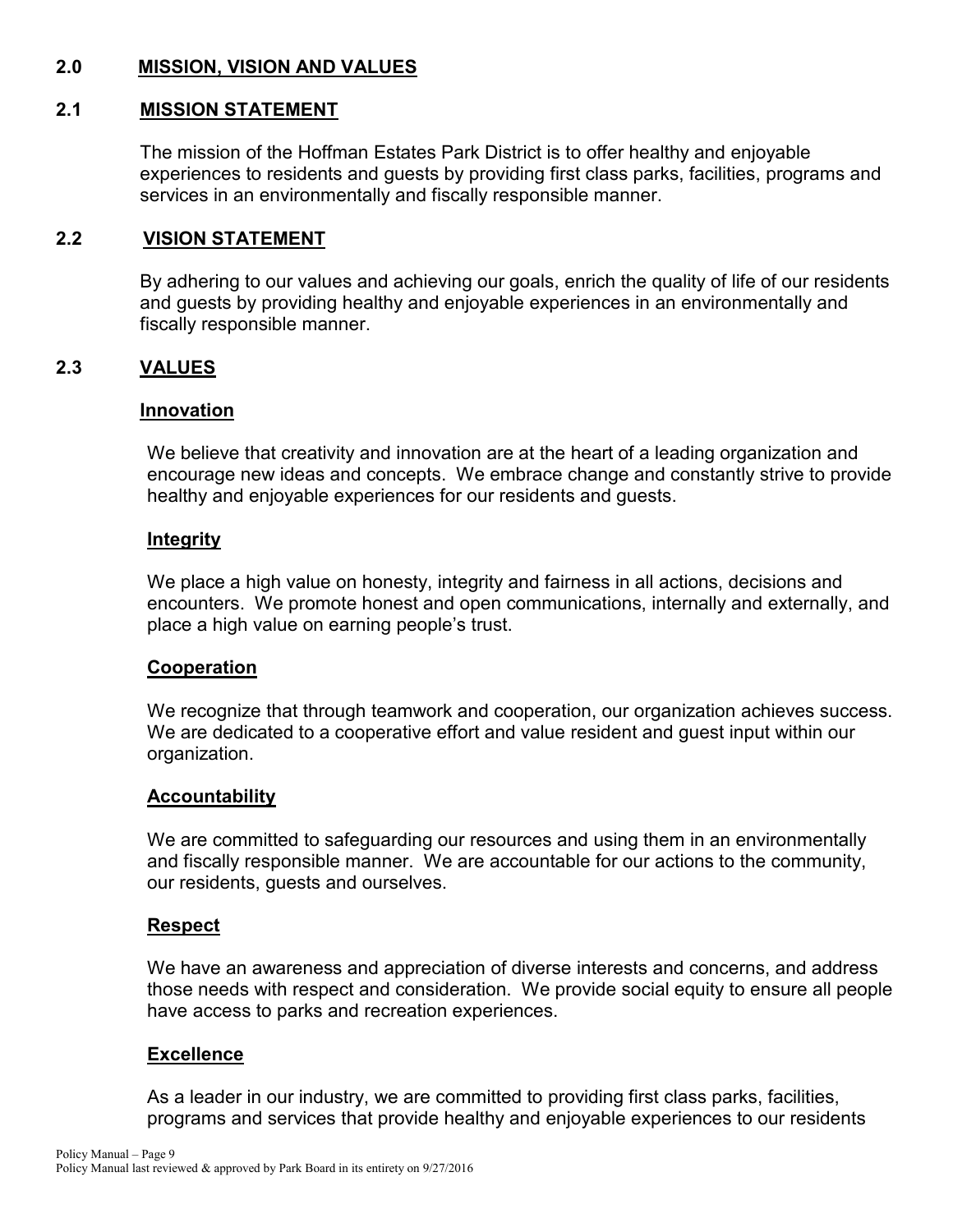## 2.0 MISSION, VISION AND VALUES

### 2.1 MISSION STATEMENT

The mission of the Hoffman Estates Park District is to offer healthy and enjoyable experiences to residents and guests by providing first class parks, facilities, programs and services in an environmentally and fiscally responsible manner.

### 2.2 VISION STATEMENT

By adhering to our values and achieving our goals, enrich the quality of life of our residents and guests by providing healthy and enjoyable experiences in an environmentally and fiscally responsible manner.

### 2.3 VALUES

#### Innovation

We believe that creativity and innovation are at the heart of a leading organization and encourage new ideas and concepts. We embrace change and constantly strive to provide healthy and enjoyable experiences for our residents and guests.

#### Integrity

We place a high value on honesty, integrity and fairness in all actions, decisions and encounters. We promote honest and open communications, internally and externally, and place a high value on earning people's trust.

#### Cooperation

We recognize that through teamwork and cooperation, our organization achieves success. We are dedicated to a cooperative effort and value resident and guest input within our organization.

#### Accountability

We are committed to safeguarding our resources and using them in an environmentally and fiscally responsible manner. We are accountable for our actions to the community, our residents, guests and ourselves.

#### Respect

We have an awareness and appreciation of diverse interests and concerns, and address those needs with respect and consideration. We provide social equity to ensure all people have access to parks and recreation experiences.

#### Excellence

As a leader in our industry, we are committed to providing first class parks, facilities, programs and services that provide healthy and enjoyable experiences to our residents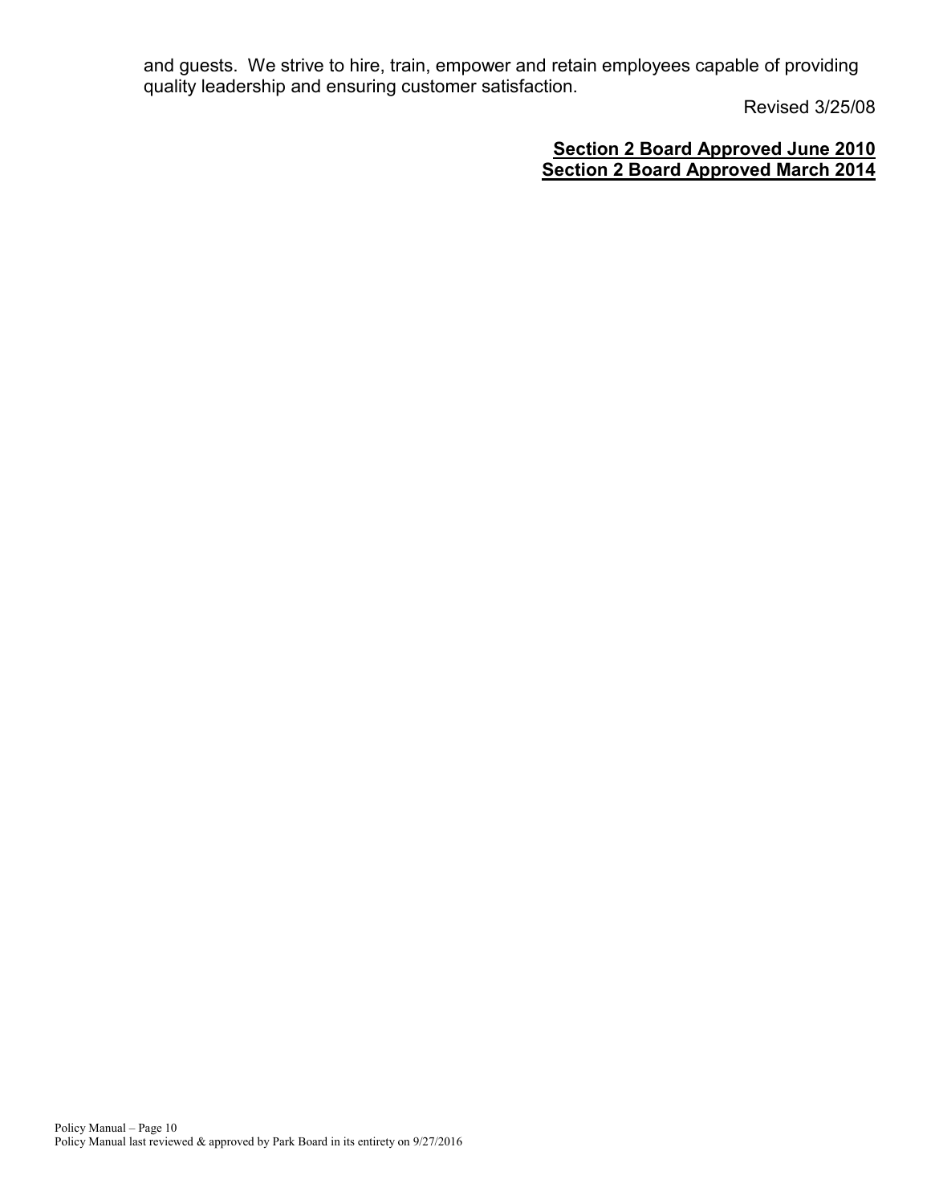and guests. We strive to hire, train, empower and retain employees capable of providing quality leadership and ensuring customer satisfaction.

Revised 3/25/08

**Section 2 Board Approved June 2010**
**Section 2 Board Approved March 2014**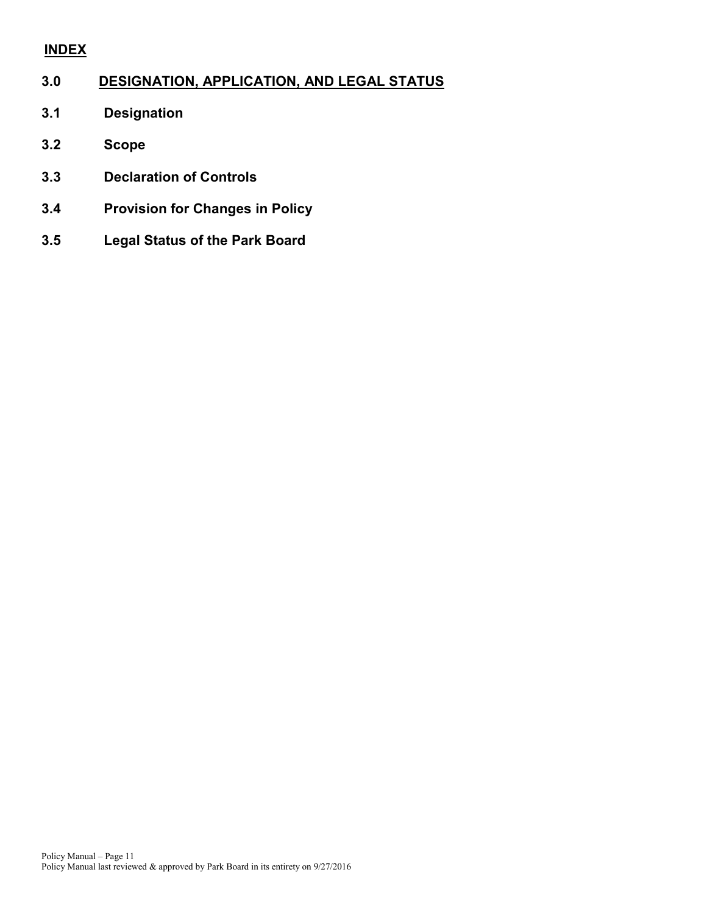**INDEX**

## 3.0 DESIGNATION, APPLICATION, AND LEGAL STATUS

**3.1 Designation**

**3.2 Scope**

**3.3 Declaration of Controls**

**3.4 Provision for Changes in Policy**

**3.5 Legal Status of the Park Board**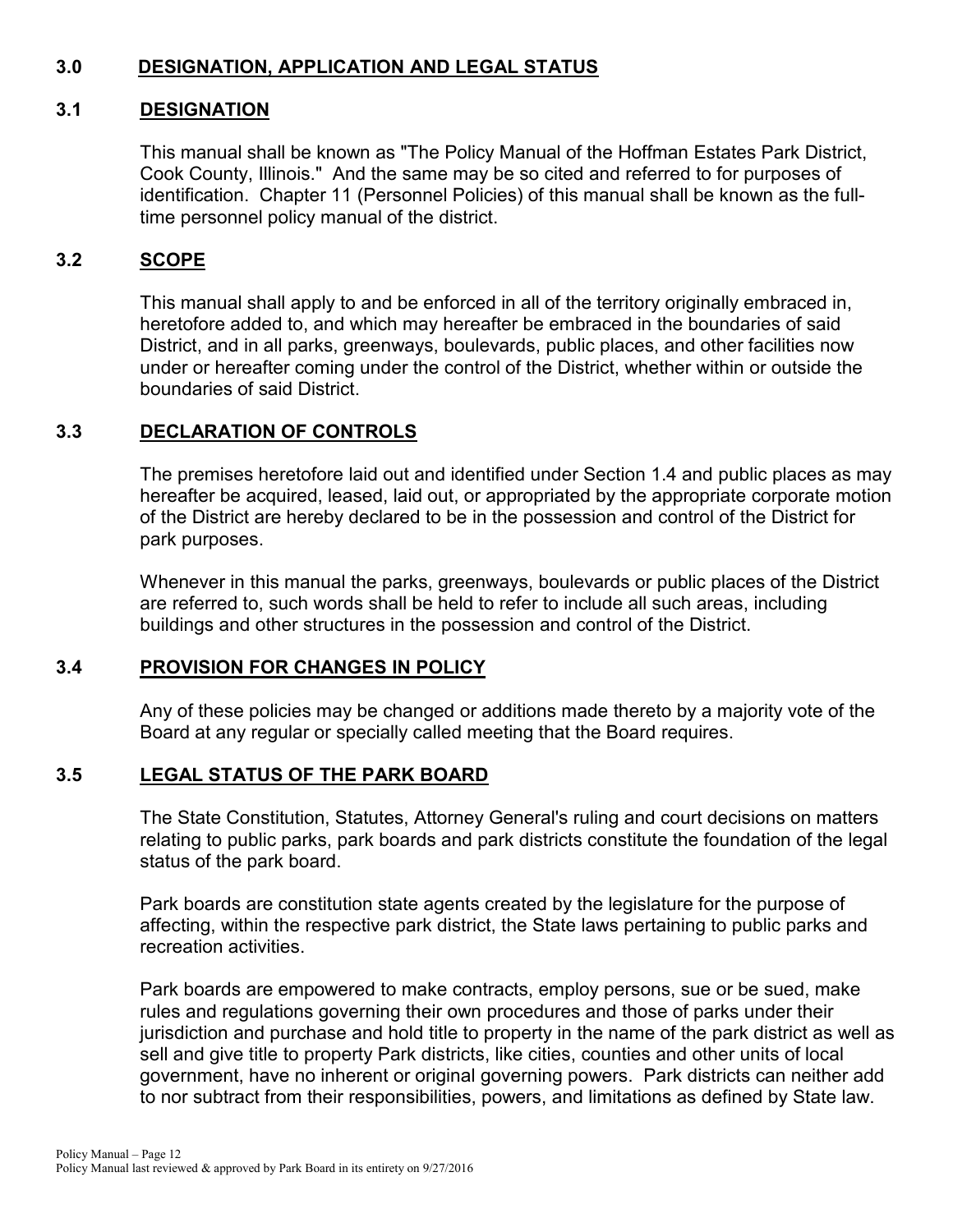## 3.0 DESIGNATION, APPLICATION AND LEGAL STATUS

### 3.1 DESIGNATION

This manual shall be known as "The Policy Manual of the Hoffman Estates Park District, Cook County, Illinois." And the same may be so cited and referred to for purposes of identification. Chapter 11 (Personnel Policies) of this manual shall be known as the full-time personnel policy manual of the district.

### 3.2 SCOPE

This manual shall apply to and be enforced in all of the territory originally embraced in, heretofore added to, and which may hereafter be embraced in the boundaries of said District, and in all parks, greenways, boulevards, public places, and other facilities now under or hereafter coming under the control of the District, whether within or outside the boundaries of said District.

### 3.3 DECLARATION OF CONTROLS

The premises heretofore laid out and identified under Section 1.4 and public places as may hereafter be acquired, leased, laid out, or appropriated by the appropriate corporate motion of the District are hereby declared to be in the possession and control of the District for park purposes.

Whenever in this manual the parks, greenways, boulevards or public places of the District are referred to, such words shall be held to refer to include all such areas, including buildings and other structures in the possession and control of the District.

### 3.4 PROVISION FOR CHANGES IN POLICY

Any of these policies may be changed or additions made thereto by a majority vote of the Board at any regular or specially called meeting that the Board requires.

### 3.5 LEGAL STATUS OF THE PARK BOARD

The State Constitution, Statutes, Attorney General's ruling and court decisions on matters relating to public parks, park boards and park districts constitute the foundation of the legal status of the park board.

Park boards are constitution state agents created by the legislature for the purpose of affecting, within the respective park district, the State laws pertaining to public parks and recreation activities.

Park boards are empowered to make contracts, employ persons, sue or be sued, make rules and regulations governing their own procedures and those of parks under their jurisdiction and purchase and hold title to property in the name of the park district as well as sell and give title to property Park districts, like cities, counties and other units of local government, have no inherent or original governing powers. Park districts can neither add to nor subtract from their responsibilities, powers, and limitations as defined by State law.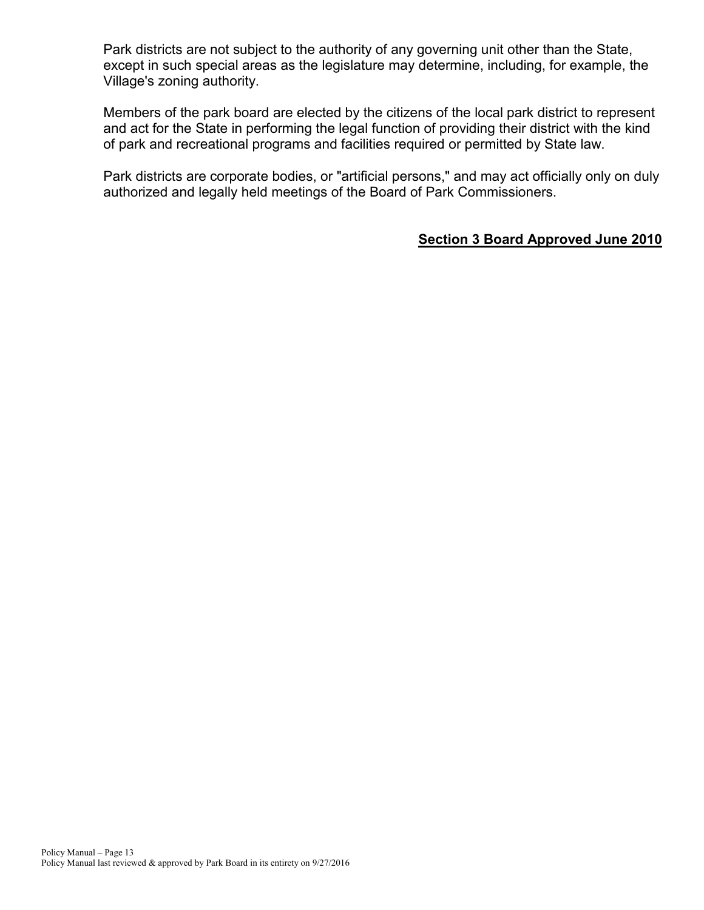Park districts are not subject to the authority of any governing unit other than the State, except in such special areas as the legislature may determine, including, for example, the Village's zoning authority.

Members of the park board are elected by the citizens of the local park district to represent and act for the State in performing the legal function of providing their district with the kind of park and recreational programs and facilities required or permitted by State law.

Park districts are corporate bodies, or "artificial persons," and may act officially only on duly authorized and legally held meetings of the Board of Park Commissioners.

**Section 3 Board Approved June 2010**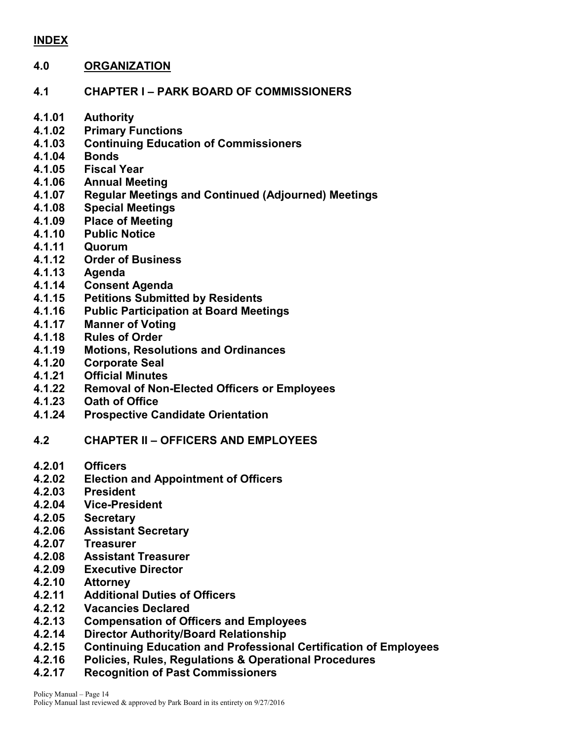**INDEX**

## 4.0 ORGANIZATION

### 4.1 CHAPTER I – PARK BOARD OF COMMISSIONERS

**4.1.01 Authority**
**4.1.02 Primary Functions**
**4.1.03 Continuing Education of Commissioners**
**4.1.04 Bonds**
**4.1.05 Fiscal Year**
**4.1.06 Annual Meeting**
**4.1.07 Regular Meetings and Continued (Adjourned) Meetings**
**4.1.08 Special Meetings**
**4.1.09 Place of Meeting**
**4.1.10 Public Notice**
**4.1.11 Quorum**
**4.1.12 Order of Business**
**4.1.13 Agenda**
**4.1.14 Consent Agenda**
**4.1.15 Petitions Submitted by Residents**
**4.1.16 Public Participation at Board Meetings**
**4.1.17 Manner of Voting**
**4.1.18 Rules of Order**
**4.1.19 Motions, Resolutions and Ordinances**
**4.1.20 Corporate Seal**
**4.1.21 Official Minutes**
**4.1.22 Removal of Non-Elected Officers or Employees**
**4.1.23 Oath of Office**
**4.1.24 Prospective Candidate Orientation**

### 4.2 CHAPTER II – OFFICERS AND EMPLOYEES

**4.2.01 Officers**
**4.2.02 Election and Appointment of Officers**
**4.2.03 President**
**4.2.04 Vice-President**
**4.2.05 Secretary**
**4.2.06 Assistant Secretary**
**4.2.07 Treasurer**
**4.2.08 Assistant Treasurer**
**4.2.09 Executive Director**
**4.2.10 Attorney**
**4.2.11 Additional Duties of Officers**
**4.2.12 Vacancies Declared**
**4.2.13 Compensation of Officers and Employees**
**4.2.14 Director Authority/Board Relationship**
**4.2.15 Continuing Education and Professional Certification of Employees**
**4.2.16 Policies, Rules, Regulations & Operational Procedures**
**4.2.17 Recognition of Past Commissioners**

Policy Manual last reviewed & approved by Park Board in its entirety on 9/27/2016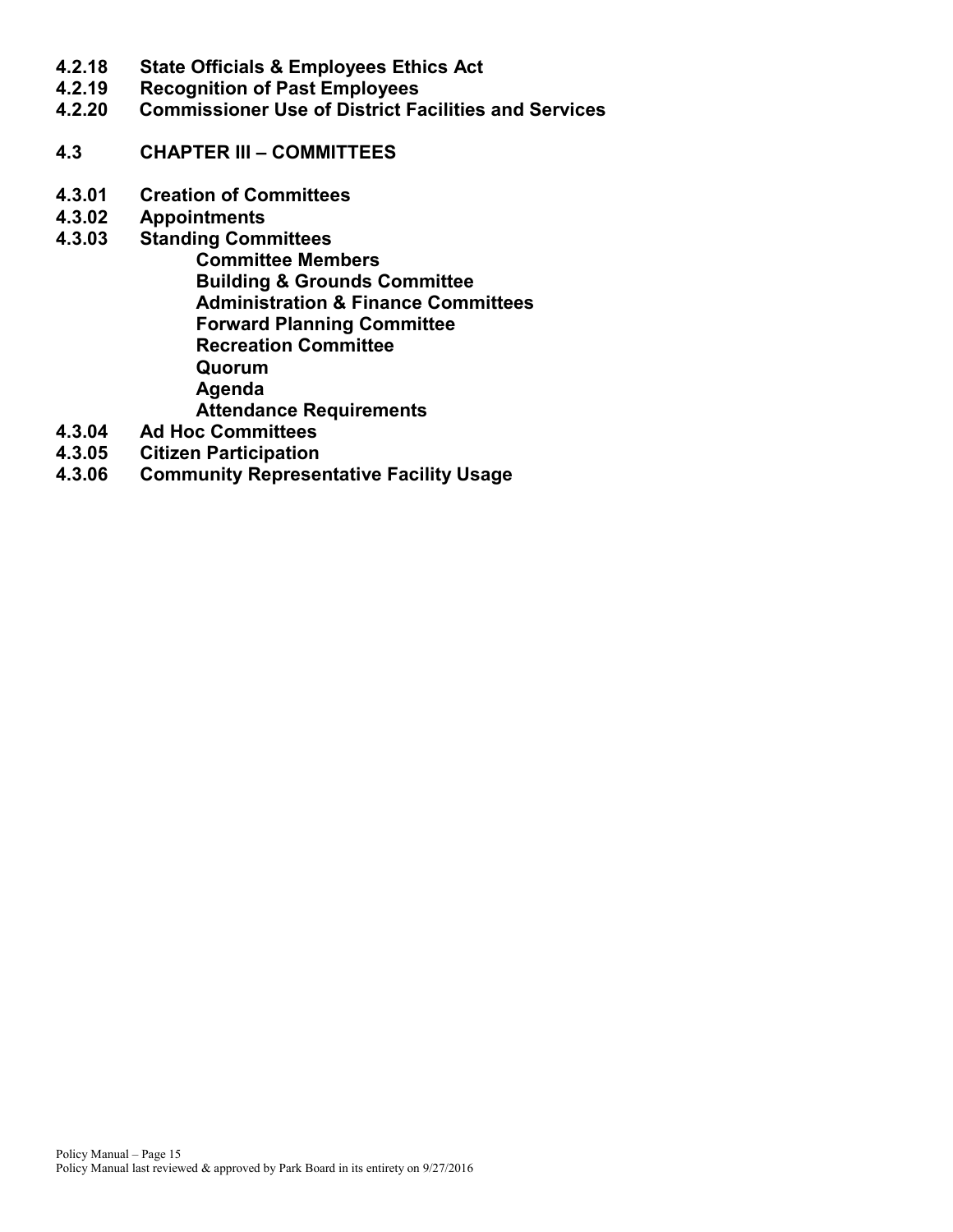**4.2.18 State Officials & Employees Ethics Act**
**4.2.19 Recognition of Past Employees**
**4.2.20 Commissioner Use of District Facilities and Services**

**4.3 CHAPTER III – COMMITTEES**

**4.3.01 Creation of Committees**
**4.3.02 Appointments**
**4.3.03 Standing Committees**
- **Committee Members**
- **Building & Grounds Committee**
- **Administration & Finance Committees**
- **Forward Planning Committee**
- **Recreation Committee**
- **Quorum**
- **Agenda**
- **Attendance Requirements**

**4.3.04 Ad Hoc Committees**
**4.3.05 Citizen Participation**
**4.3.06 Community Representative Facility Usage**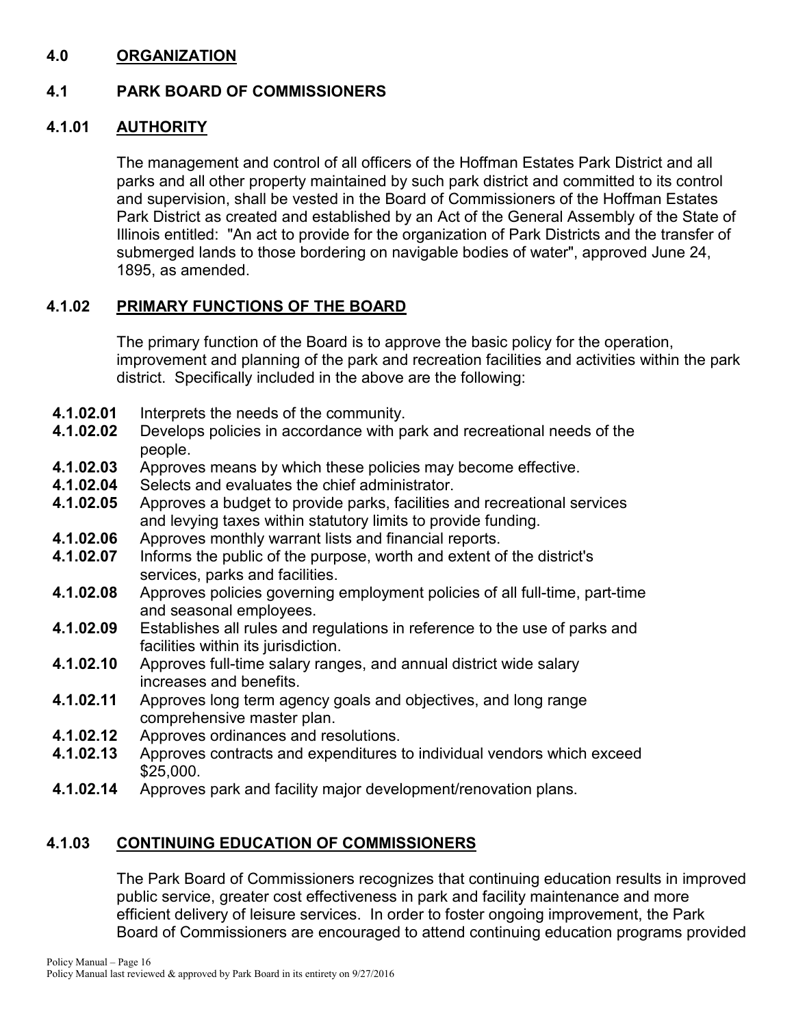## 4.0 ORGANIZATION

## 4.1 PARK BOARD OF COMMISSIONERS

### 4.1.01 AUTHORITY

The management and control of all officers of the Hoffman Estates Park District and all parks and all other property maintained by such park district and committed to its control and supervision, shall be vested in the Board of Commissioners of the Hoffman Estates Park District as created and established by an Act of the General Assembly of the State of Illinois entitled: "An act to provide for the organization of Park Districts and the transfer of submerged lands to those bordering on navigable bodies of water", approved June 24, 1895, as amended.

### 4.1.02 PRIMARY FUNCTIONS OF THE BOARD

The primary function of the Board is to approve the basic policy for the operation, improvement and planning of the park and recreation facilities and activities within the park district. Specifically included in the above are the following:

**4.1.02.01** Interprets the needs of the community.
**4.1.02.02** Develops policies in accordance with park and recreational needs of the people.
**4.1.02.03** Approves means by which these policies may become effective.
**4.1.02.04** Selects and evaluates the chief administrator.
**4.1.02.05** Approves a budget to provide parks, facilities and recreational services and levying taxes within statutory limits to provide funding.
**4.1.02.06** Approves monthly warrant lists and financial reports.
**4.1.02.07** Informs the public of the purpose, worth and extent of the district's services, parks and facilities.
**4.1.02.08** Approves policies governing employment policies of all full-time, part-time and seasonal employees.
**4.1.02.09** Establishes all rules and regulations in reference to the use of parks and facilities within its jurisdiction.
**4.1.02.10** Approves full-time salary ranges, and annual district wide salary increases and benefits.
**4.1.02.11** Approves long term agency goals and objectives, and long range comprehensive master plan.
**4.1.02.12** Approves ordinances and resolutions.
**4.1.02.13** Approves contracts and expenditures to individual vendors which exceed \$25,000.
**4.1.02.14** Approves park and facility major development/renovation plans.

### 4.1.03 CONTINUING EDUCATION OF COMMISSIONERS

The Park Board of Commissioners recognizes that continuing education results in improved public service, greater cost effectiveness in park and facility maintenance and more efficient delivery of leisure services. In order to foster ongoing improvement, the Park Board of Commissioners are encouraged to attend continuing education programs provided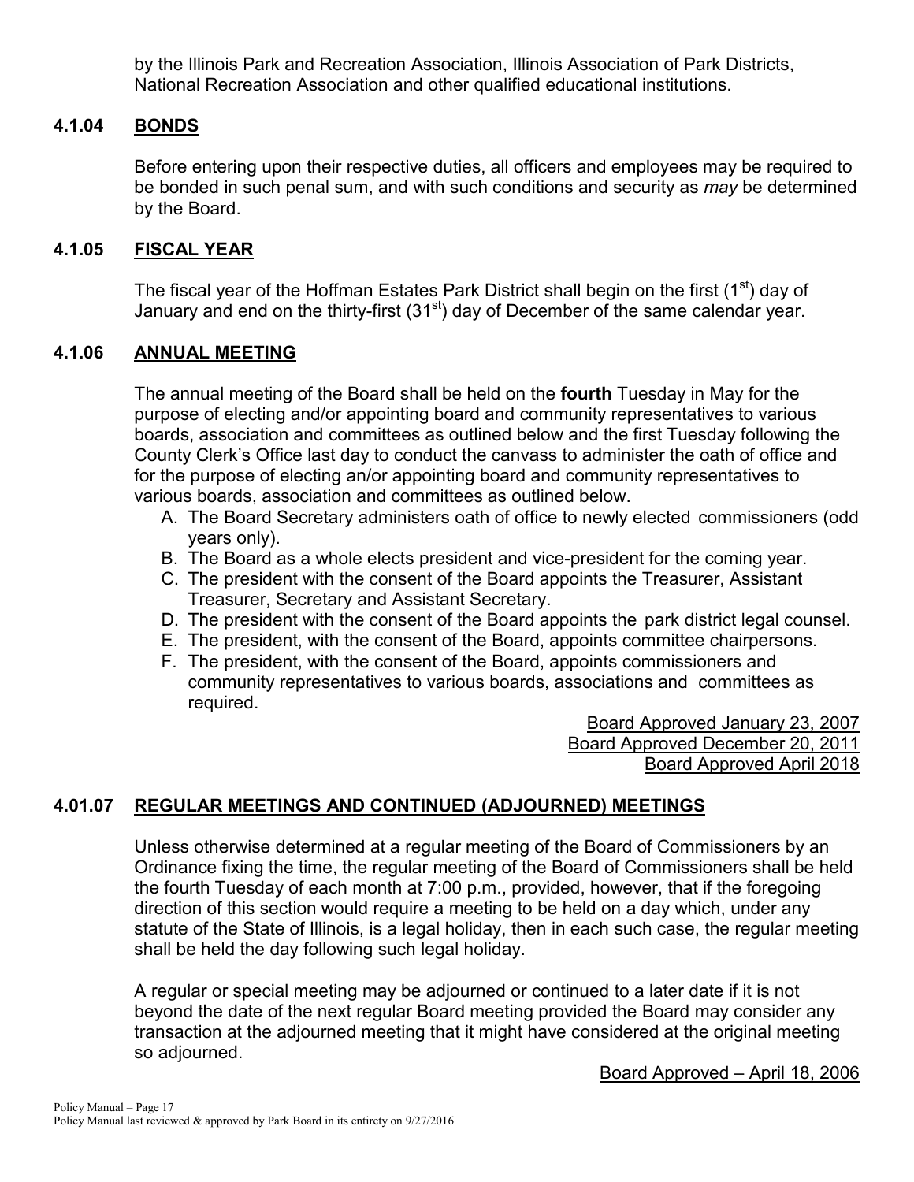by the Illinois Park and Recreation Association, Illinois Association of Park Districts, National Recreation Association and other qualified educational institutions.

### 4.1.04 BONDS

Before entering upon their respective duties, all officers and employees may be required to be bonded in such penal sum, and with such conditions and security as *may* be determined by the Board.

### 4.1.05 FISCAL YEAR

The fiscal year of the Hoffman Estates Park District shall begin on the first (1st) day of January and end on the thirty-first (31st) day of December of the same calendar year.

### 4.1.06 ANNUAL MEETING

The annual meeting of the Board shall be held on the **fourth** Tuesday in May for the purpose of electing and/or appointing board and community representatives to various boards, association and committees as outlined below and the first Tuesday following the County Clerk's Office last day to conduct the canvass to administer the oath of office and for the purpose of electing an/or appointing board and community representatives to various boards, association and committees as outlined below.

A. The Board Secretary administers oath of office to newly elected commissioners (odd years only).
B. The Board as a whole elects president and vice-president for the coming year.
C. The president with the consent of the Board appoints the Treasurer, Assistant Treasurer, Secretary and Assistant Secretary.
D. The president with the consent of the Board appoints the park district legal counsel.
E. The president, with the consent of the Board, appoints committee chairpersons.
F. The president, with the consent of the Board, appoints commissioners and community representatives to various boards, associations and committees as required.

Board Approved January 23, 2007
Board Approved December 20, 2011
Board Approved April 2018

### 4.01.07 REGULAR MEETINGS AND CONTINUED (ADJOURNED) MEETINGS

Unless otherwise determined at a regular meeting of the Board of Commissioners by an Ordinance fixing the time, the regular meeting of the Board of Commissioners shall be held the fourth Tuesday of each month at 7:00 p.m., provided, however, that if the foregoing direction of this section would require a meeting to be held on a day which, under any statute of the State of Illinois, is a legal holiday, then in each such case, the regular meeting shall be held the day following such legal holiday.

A regular or special meeting may be adjourned or continued to a later date if it is not beyond the date of the next regular Board meeting provided the Board may consider any transaction at the adjourned meeting that it might have considered at the original meeting so adjourned.

Board Approved – April 18, 2006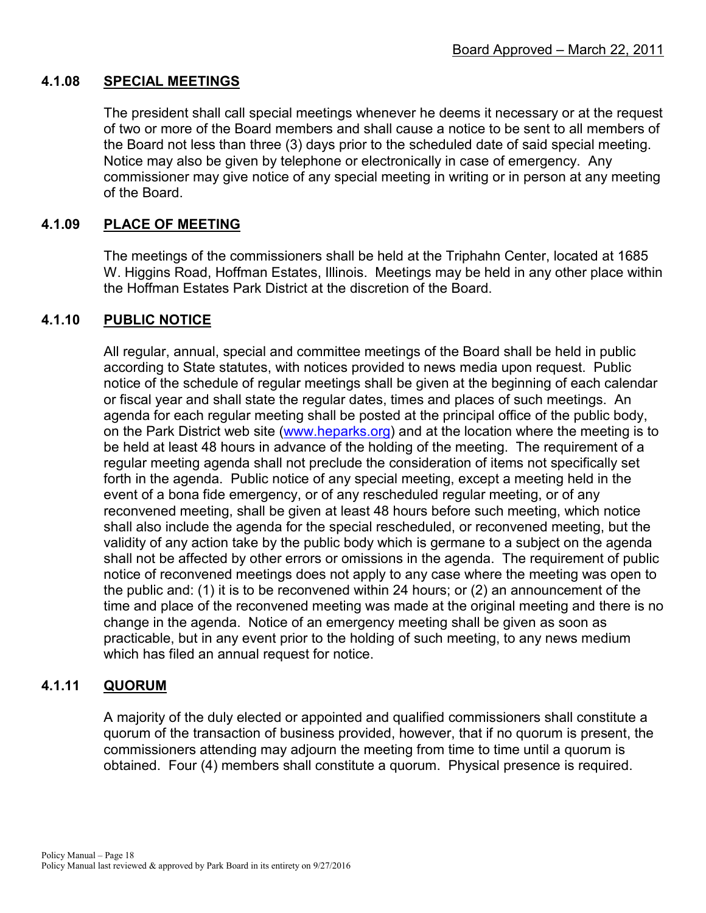Board Approved – March 22, 2011

### 4.1.08 SPECIAL MEETINGS

The president shall call special meetings whenever he deems it necessary or at the request of two or more of the Board members and shall cause a notice to be sent to all members of the Board not less than three (3) days prior to the scheduled date of said special meeting. Notice may also be given by telephone or electronically in case of emergency. Any commissioner may give notice of any special meeting in writing or in person at any meeting of the Board.

### 4.1.09 PLACE OF MEETING

The meetings of the commissioners shall be held at the Triphahn Center, located at 1685 W. Higgins Road, Hoffman Estates, Illinois. Meetings may be held in any other place within the Hoffman Estates Park District at the discretion of the Board.

### 4.1.10 PUBLIC NOTICE

All regular, annual, special and committee meetings of the Board shall be held in public according to State statutes, with notices provided to news media upon request. Public notice of the schedule of regular meetings shall be given at the beginning of each calendar or fiscal year and shall state the regular dates, times and places of such meetings. An agenda for each regular meeting shall be posted at the principal office of the public body, on the Park District web site (www.heparks.org) and at the location where the meeting is to be held at least 48 hours in advance of the holding of the meeting. The requirement of a regular meeting agenda shall not preclude the consideration of items not specifically set forth in the agenda. Public notice of any special meeting, except a meeting held in the event of a bona fide emergency, or of any rescheduled regular meeting, or of any reconvened meeting, shall be given at least 48 hours before such meeting, which notice shall also include the agenda for the special rescheduled, or reconvened meeting, but the validity of any action take by the public body which is germane to a subject on the agenda shall not be affected by other errors or omissions in the agenda. The requirement of public notice of reconvened meetings does not apply to any case where the meeting was open to the public and: (1) it is to be reconvened within 24 hours; or (2) an announcement of the time and place of the reconvened meeting was made at the original meeting and there is no change in the agenda. Notice of an emergency meeting shall be given as soon as practicable, but in any event prior to the holding of such meeting, to any news medium which has filed an annual request for notice.

### 4.1.11 QUORUM

A majority of the duly elected or appointed and qualified commissioners shall constitute a quorum of the transaction of business provided, however, that if no quorum is present, the commissioners attending may adjourn the meeting from time to time until a quorum is obtained. Four (4) members shall constitute a quorum. Physical presence is required.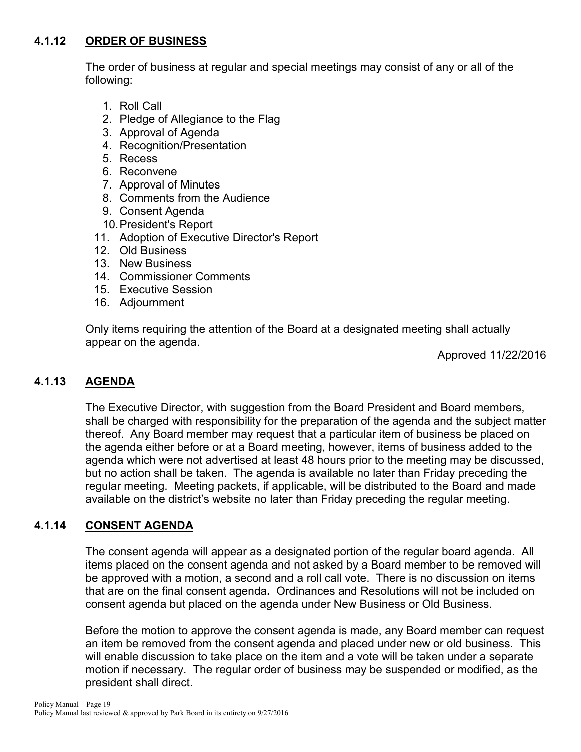### 4.1.12 ORDER OF BUSINESS

The order of business at regular and special meetings may consist of any or all of the following:

1. Roll Call
2. Pledge of Allegiance to the Flag
3. Approval of Agenda
4. Recognition/Presentation
5. Recess
6. Reconvene
7. Approval of Minutes
8. Comments from the Audience
9. Consent Agenda
10. President's Report
11. Adoption of Executive Director's Report
12. Old Business
13. New Business
14. Commissioner Comments
15. Executive Session
16. Adjournment

Only items requiring the attention of the Board at a designated meeting shall actually appear on the agenda.

Approved 11/22/2016

### 4.1.13 AGENDA

The Executive Director, with suggestion from the Board President and Board members, shall be charged with responsibility for the preparation of the agenda and the subject matter thereof. Any Board member may request that a particular item of business be placed on the agenda either before or at a Board meeting, however, items of business added to the agenda which were not advertised at least 48 hours prior to the meeting may be discussed, but no action shall be taken. The agenda is available no later than Friday preceding the regular meeting. Meeting packets, if applicable, will be distributed to the Board and made available on the district's website no later than Friday preceding the regular meeting.

### 4.1.14 CONSENT AGENDA

The consent agenda will appear as a designated portion of the regular board agenda. All items placed on the consent agenda and not asked by a Board member to be removed will be approved with a motion, a second and a roll call vote. There is no discussion on items that are on the final consent agenda**.** Ordinances and Resolutions will not be included on consent agenda but placed on the agenda under New Business or Old Business.

Before the motion to approve the consent agenda is made, any Board member can request an item be removed from the consent agenda and placed under new or old business. This will enable discussion to take place on the item and a vote will be taken under a separate motion if necessary. The regular order of business may be suspended or modified, as the president shall direct.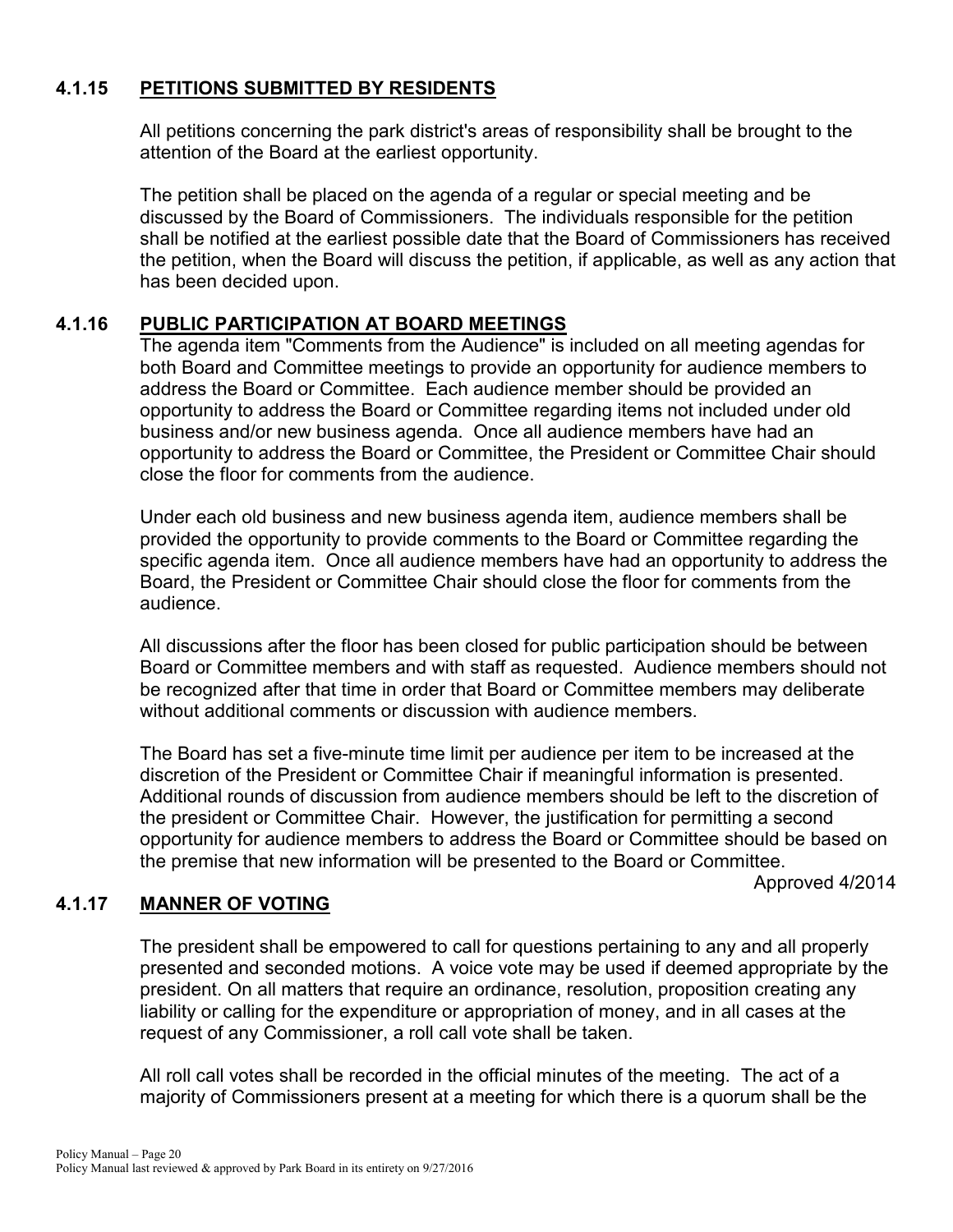### 4.1.15 PETITIONS SUBMITTED BY RESIDENTS

All petitions concerning the park district's areas of responsibility shall be brought to the attention of the Board at the earliest opportunity.

The petition shall be placed on the agenda of a regular or special meeting and be discussed by the Board of Commissioners. The individuals responsible for the petition shall be notified at the earliest possible date that the Board of Commissioners has received the petition, when the Board will discuss the petition, if applicable, as well as any action that has been decided upon.

### 4.1.16 PUBLIC PARTICIPATION AT BOARD MEETINGS

The agenda item "Comments from the Audience" is included on all meeting agendas for both Board and Committee meetings to provide an opportunity for audience members to address the Board or Committee. Each audience member should be provided an opportunity to address the Board or Committee regarding items not included under old business and/or new business agenda. Once all audience members have had an opportunity to address the Board or Committee, the President or Committee Chair should close the floor for comments from the audience.

Under each old business and new business agenda item, audience members shall be provided the opportunity to provide comments to the Board or Committee regarding the specific agenda item. Once all audience members have had an opportunity to address the Board, the President or Committee Chair should close the floor for comments from the audience.

All discussions after the floor has been closed for public participation should be between Board or Committee members and with staff as requested. Audience members should not be recognized after that time in order that Board or Committee members may deliberate without additional comments or discussion with audience members.

The Board has set a five-minute time limit per audience per item to be increased at the discretion of the President or Committee Chair if meaningful information is presented. Additional rounds of discussion from audience members should be left to the discretion of the president or Committee Chair. However, the justification for permitting a second opportunity for audience members to address the Board or Committee should be based on the premise that new information will be presented to the Board or Committee.

Approved 4/2014

### 4.1.17 MANNER OF VOTING

The president shall be empowered to call for questions pertaining to any and all properly presented and seconded motions. A voice vote may be used if deemed appropriate by the president. On all matters that require an ordinance, resolution, proposition creating any liability or calling for the expenditure or appropriation of money, and in all cases at the request of any Commissioner, a roll call vote shall be taken.

All roll call votes shall be recorded in the official minutes of the meeting. The act of a majority of Commissioners present at a meeting for which there is a quorum shall be the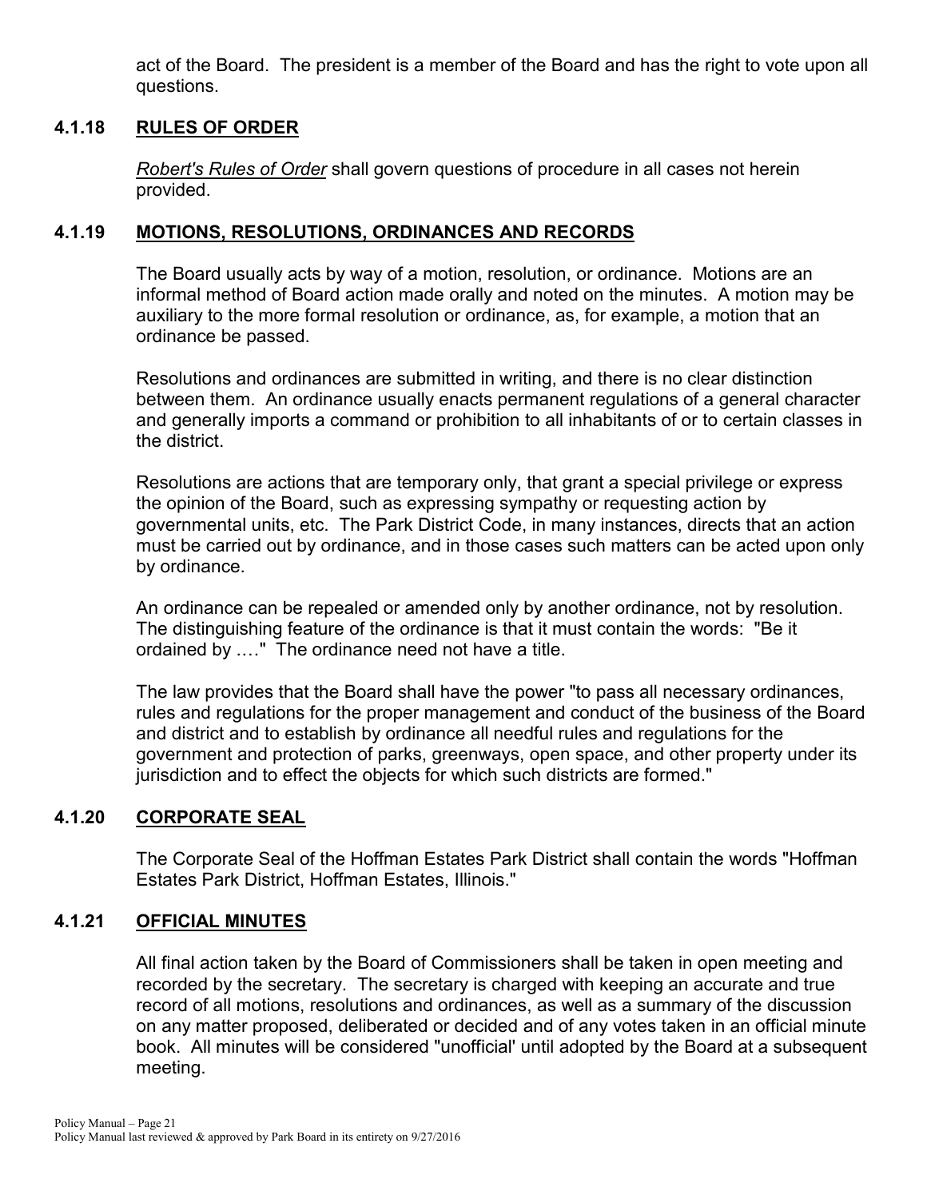act of the Board. The president is a member of the Board and has the right to vote upon all questions.

### 4.1.18 RULES OF ORDER

*Robert's Rules of Order* shall govern questions of procedure in all cases not herein provided.

### 4.1.19 MOTIONS, RESOLUTIONS, ORDINANCES AND RECORDS

The Board usually acts by way of a motion, resolution, or ordinance. Motions are an informal method of Board action made orally and noted on the minutes. A motion may be auxiliary to the more formal resolution or ordinance, as, for example, a motion that an ordinance be passed.

Resolutions and ordinances are submitted in writing, and there is no clear distinction between them. An ordinance usually enacts permanent regulations of a general character and generally imports a command or prohibition to all inhabitants of or to certain classes in the district.

Resolutions are actions that are temporary only, that grant a special privilege or express the opinion of the Board, such as expressing sympathy or requesting action by governmental units, etc. The Park District Code, in many instances, directs that an action must be carried out by ordinance, and in those cases such matters can be acted upon only by ordinance.

An ordinance can be repealed or amended only by another ordinance, not by resolution. The distinguishing feature of the ordinance is that it must contain the words: "Be it ordained by …." The ordinance need not have a title.

The law provides that the Board shall have the power "to pass all necessary ordinances, rules and regulations for the proper management and conduct of the business of the Board and district and to establish by ordinance all needful rules and regulations for the government and protection of parks, greenways, open space, and other property under its jurisdiction and to effect the objects for which such districts are formed."

### 4.1.20 CORPORATE SEAL

The Corporate Seal of the Hoffman Estates Park District shall contain the words "Hoffman Estates Park District, Hoffman Estates, Illinois."

### 4.1.21 OFFICIAL MINUTES

All final action taken by the Board of Commissioners shall be taken in open meeting and recorded by the secretary. The secretary is charged with keeping an accurate and true record of all motions, resolutions and ordinances, as well as a summary of the discussion on any matter proposed, deliberated or decided and of any votes taken in an official minute book. All minutes will be considered "unofficial' until adopted by the Board at a subsequent meeting.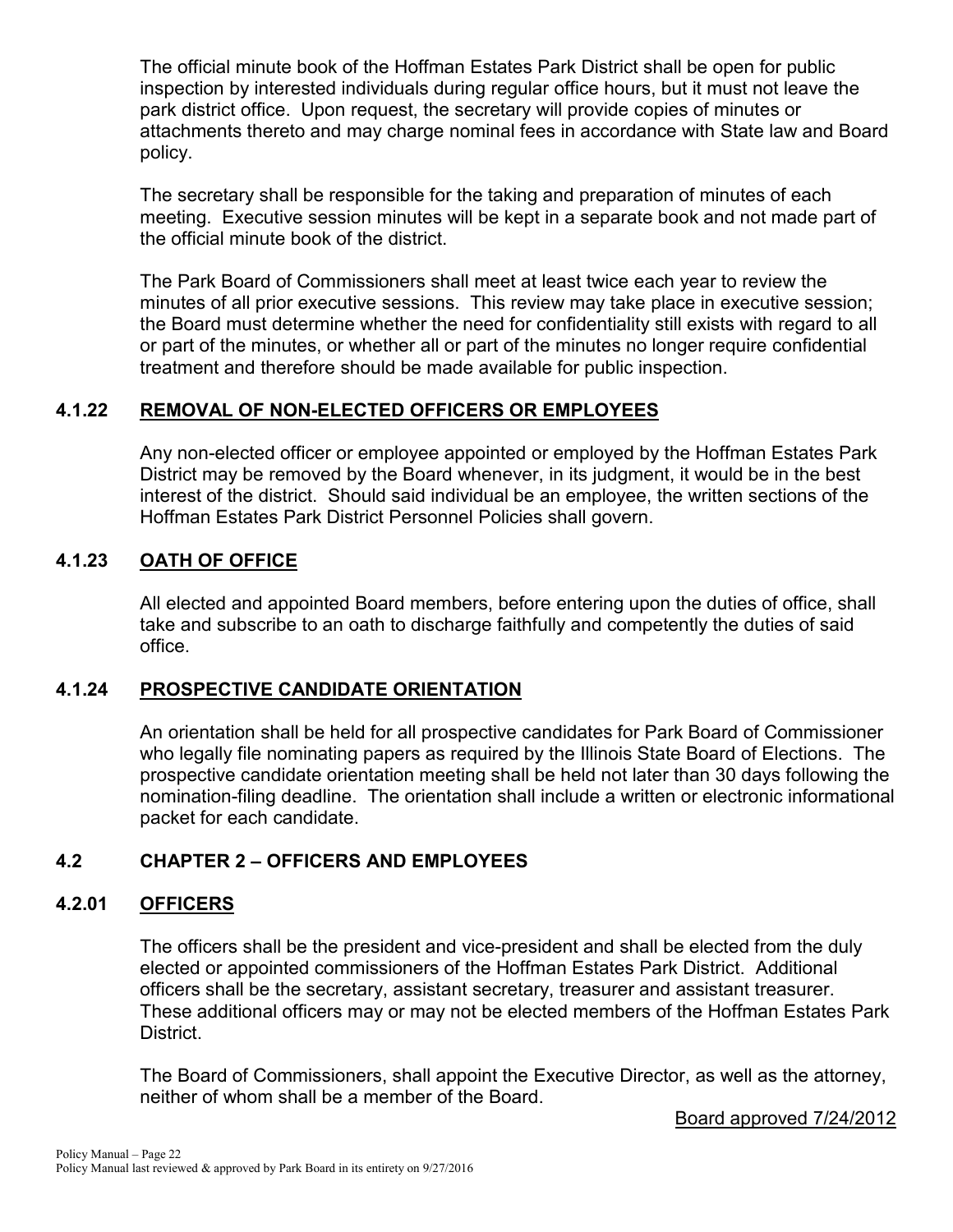The official minute book of the Hoffman Estates Park District shall be open for public inspection by interested individuals during regular office hours, but it must not leave the park district office. Upon request, the secretary will provide copies of minutes or attachments thereto and may charge nominal fees in accordance with State law and Board policy.

The secretary shall be responsible for the taking and preparation of minutes of each meeting. Executive session minutes will be kept in a separate book and not made part of the official minute book of the district.

The Park Board of Commissioners shall meet at least twice each year to review the minutes of all prior executive sessions. This review may take place in executive session; the Board must determine whether the need for confidentiality still exists with regard to all or part of the minutes, or whether all or part of the minutes no longer require confidential treatment and therefore should be made available for public inspection.

### 4.1.22 REMOVAL OF NON-ELECTED OFFICERS OR EMPLOYEES

Any non-elected officer or employee appointed or employed by the Hoffman Estates Park District may be removed by the Board whenever, in its judgment, it would be in the best interest of the district. Should said individual be an employee, the written sections of the Hoffman Estates Park District Personnel Policies shall govern.

### 4.1.23 OATH OF OFFICE

All elected and appointed Board members, before entering upon the duties of office, shall take and subscribe to an oath to discharge faithfully and competently the duties of said office.

### 4.1.24 PROSPECTIVE CANDIDATE ORIENTATION

An orientation shall be held for all prospective candidates for Park Board of Commissioner who legally file nominating papers as required by the Illinois State Board of Elections. The prospective candidate orientation meeting shall be held not later than 30 days following the nomination-filing deadline. The orientation shall include a written or electronic informational packet for each candidate.

## 4.2 CHAPTER 2 – OFFICERS AND EMPLOYEES

### 4.2.01 OFFICERS

The officers shall be the president and vice-president and shall be elected from the duly elected or appointed commissioners of the Hoffman Estates Park District. Additional officers shall be the secretary, assistant secretary, treasurer and assistant treasurer. These additional officers may or may not be elected members of the Hoffman Estates Park District.

The Board of Commissioners, shall appoint the Executive Director, as well as the attorney, neither of whom shall be a member of the Board.

Board approved 7/24/2012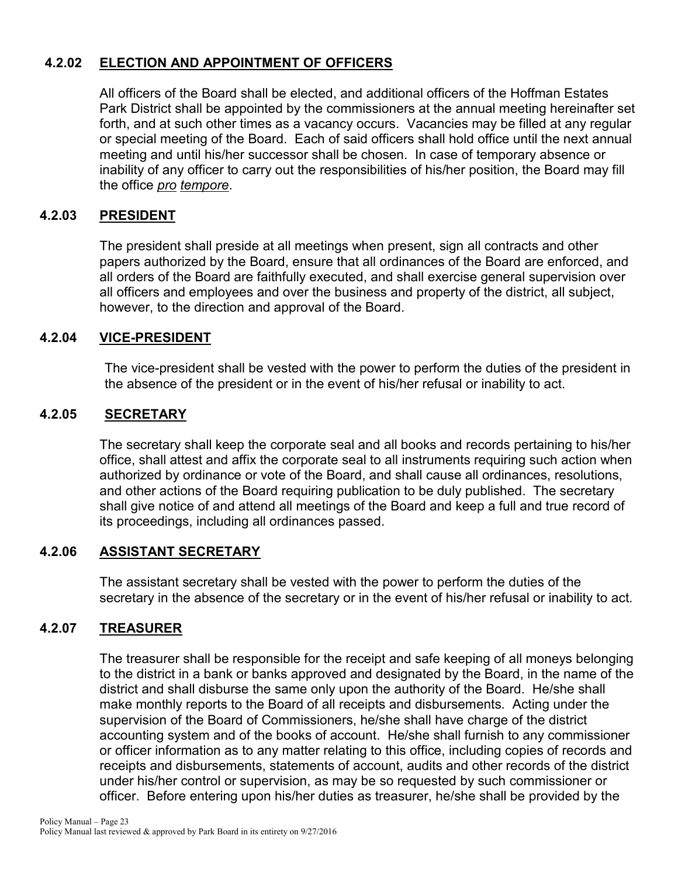### 4.2.02 ELECTION AND APPOINTMENT OF OFFICERS

All officers of the Board shall be elected, and additional officers of the Hoffman Estates Park District shall be appointed by the commissioners at the annual meeting hereinafter set forth, and at such other times as a vacancy occurs. Vacancies may be filled at any regular or special meeting of the Board. Each of said officers shall hold office until the next annual meeting and until his/her successor shall be chosen. In case of temporary absence or inability of any officer to carry out the responsibilities of his/her position, the Board may fill the office *pro tempore*.

### 4.2.03 PRESIDENT

The president shall preside at all meetings when present, sign all contracts and other papers authorized by the Board, ensure that all ordinances of the Board are enforced, and all orders of the Board are faithfully executed, and shall exercise general supervision over all officers and employees and over the business and property of the district, all subject, however, to the direction and approval of the Board.

### 4.2.04 VICE-PRESIDENT

The vice-president shall be vested with the power to perform the duties of the president in the absence of the president or in the event of his/her refusal or inability to act.

### 4.2.05 SECRETARY

The secretary shall keep the corporate seal and all books and records pertaining to his/her office, shall attest and affix the corporate seal to all instruments requiring such action when authorized by ordinance or vote of the Board, and shall cause all ordinances, resolutions, and other actions of the Board requiring publication to be duly published. The secretary shall give notice of and attend all meetings of the Board and keep a full and true record of its proceedings, including all ordinances passed.

### 4.2.06 ASSISTANT SECRETARY

The assistant secretary shall be vested with the power to perform the duties of the secretary in the absence of the secretary or in the event of his/her refusal or inability to act.

### 4.2.07 TREASURER

The treasurer shall be responsible for the receipt and safe keeping of all moneys belonging to the district in a bank or banks approved and designated by the Board, in the name of the district and shall disburse the same only upon the authority of the Board. He/she shall make monthly reports to the Board of all receipts and disbursements. Acting under the supervision of the Board of Commissioners, he/she shall have charge of the district accounting system and of the books of account. He/she shall furnish to any commissioner or officer information as to any matter relating to this office, including copies of records and receipts and disbursements, statements of account, audits and other records of the district under his/her control or supervision, as may be so requested by such commissioner or officer. Before entering upon his/her duties as treasurer, he/she shall be provided by the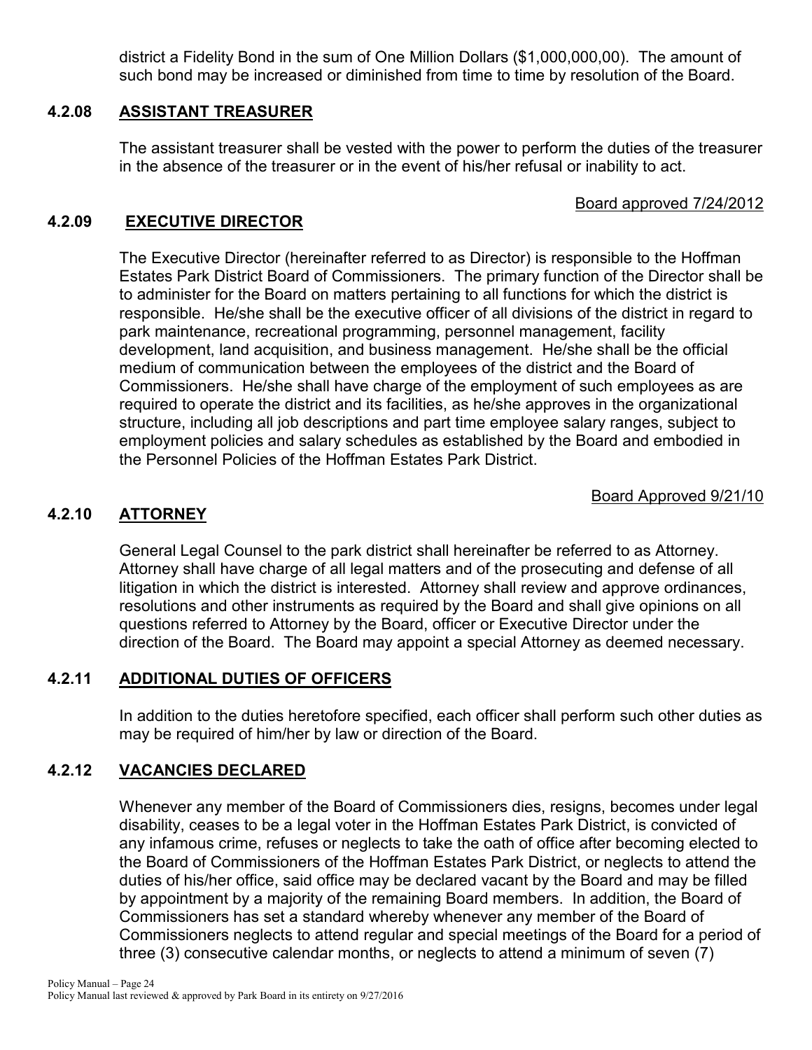district a Fidelity Bond in the sum of One Million Dollars ($1,000,000,00). The amount of such bond may be increased or diminished from time to time by resolution of the Board.

### 4.2.08 ASSISTANT TREASURER

The assistant treasurer shall be vested with the power to perform the duties of the treasurer in the absence of the treasurer or in the event of his/her refusal or inability to act.

Board approved 7/24/2012

### 4.2.09 EXECUTIVE DIRECTOR

The Executive Director (hereinafter referred to as Director) is responsible to the Hoffman Estates Park District Board of Commissioners. The primary function of the Director shall be to administer for the Board on matters pertaining to all functions for which the district is responsible. He/she shall be the executive officer of all divisions of the district in regard to park maintenance, recreational programming, personnel management, facility development, land acquisition, and business management. He/she shall be the official medium of communication between the employees of the district and the Board of Commissioners. He/she shall have charge of the employment of such employees as are required to operate the district and its facilities, as he/she approves in the organizational structure, including all job descriptions and part time employee salary ranges, subject to employment policies and salary schedules as established by the Board and embodied in the Personnel Policies of the Hoffman Estates Park District.

Board Approved 9/21/10

### 4.2.10 ATTORNEY

General Legal Counsel to the park district shall hereinafter be referred to as Attorney. Attorney shall have charge of all legal matters and of the prosecuting and defense of all litigation in which the district is interested. Attorney shall review and approve ordinances, resolutions and other instruments as required by the Board and shall give opinions on all questions referred to Attorney by the Board, officer or Executive Director under the direction of the Board. The Board may appoint a special Attorney as deemed necessary.

### 4.2.11 ADDITIONAL DUTIES OF OFFICERS

In addition to the duties heretofore specified, each officer shall perform such other duties as may be required of him/her by law or direction of the Board.

### 4.2.12 VACANCIES DECLARED

Whenever any member of the Board of Commissioners dies, resigns, becomes under legal disability, ceases to be a legal voter in the Hoffman Estates Park District, is convicted of any infamous crime, refuses or neglects to take the oath of office after becoming elected to the Board of Commissioners of the Hoffman Estates Park District, or neglects to attend the duties of his/her office, said office may be declared vacant by the Board and may be filled by appointment by a majority of the remaining Board members. In addition, the Board of Commissioners has set a standard whereby whenever any member of the Board of Commissioners neglects to attend regular and special meetings of the Board for a period of three (3) consecutive calendar months, or neglects to attend a minimum of seven (7)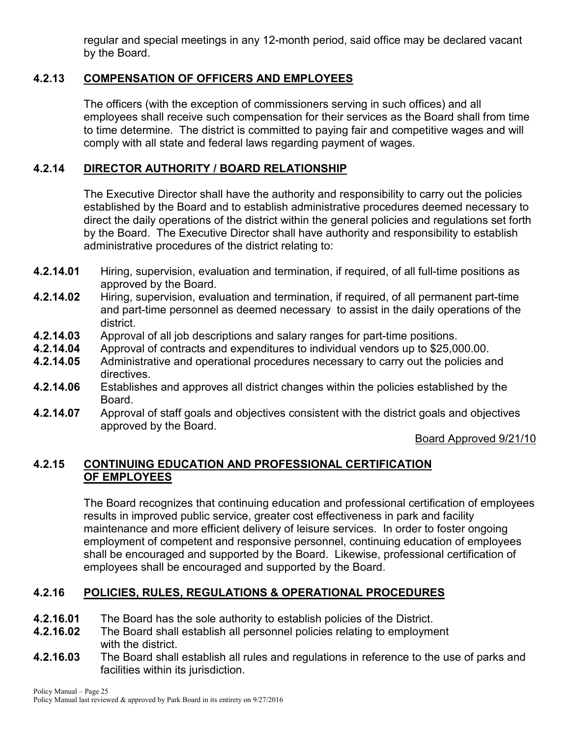regular and special meetings in any 12-month period, said office may be declared vacant by the Board.

### 4.2.13 COMPENSATION OF OFFICERS AND EMPLOYEES

The officers (with the exception of commissioners serving in such offices) and all employees shall receive such compensation for their services as the Board shall from time to time determine. The district is committed to paying fair and competitive wages and will comply with all state and federal laws regarding payment of wages.

### 4.2.14 DIRECTOR AUTHORITY / BOARD RELATIONSHIP

The Executive Director shall have the authority and responsibility to carry out the policies established by the Board and to establish administrative procedures deemed necessary to direct the daily operations of the district within the general policies and regulations set forth by the Board. The Executive Director shall have authority and responsibility to establish administrative procedures of the district relating to:

**4.2.14.01** Hiring, supervision, evaluation and termination, if required, of all full-time positions as approved by the Board.

**4.2.14.02** Hiring, supervision, evaluation and termination, if required, of all permanent part-time and part-time personnel as deemed necessary to assist in the daily operations of the district.

**4.2.14.03** Approval of all job descriptions and salary ranges for part-time positions.

**4.2.14.04** Approval of contracts and expenditures to individual vendors up to $25,000.00.

**4.2.14.05** Administrative and operational procedures necessary to carry out the policies and directives.

**4.2.14.06** Establishes and approves all district changes within the policies established by the Board.

**4.2.14.07** Approval of staff goals and objectives consistent with the district goals and objectives approved by the Board.

Board Approved 9/21/10

### 4.2.15 CONTINUING EDUCATION AND PROFESSIONAL CERTIFICATION OF EMPLOYEES

The Board recognizes that continuing education and professional certification of employees results in improved public service, greater cost effectiveness in park and facility maintenance and more efficient delivery of leisure services. In order to foster ongoing employment of competent and responsive personnel, continuing education of employees shall be encouraged and supported by the Board. Likewise, professional certification of employees shall be encouraged and supported by the Board.

### 4.2.16 POLICIES, RULES, REGULATIONS & OPERATIONAL PROCEDURES

**4.2.16.01** The Board has the sole authority to establish policies of the District.

**4.2.16.02** The Board shall establish all personnel policies relating to employment with the district.

**4.2.16.03** The Board shall establish all rules and regulations in reference to the use of parks and facilities within its jurisdiction.

Policy Manual last reviewed & approved by Park Board in its entirety on 9/27/2016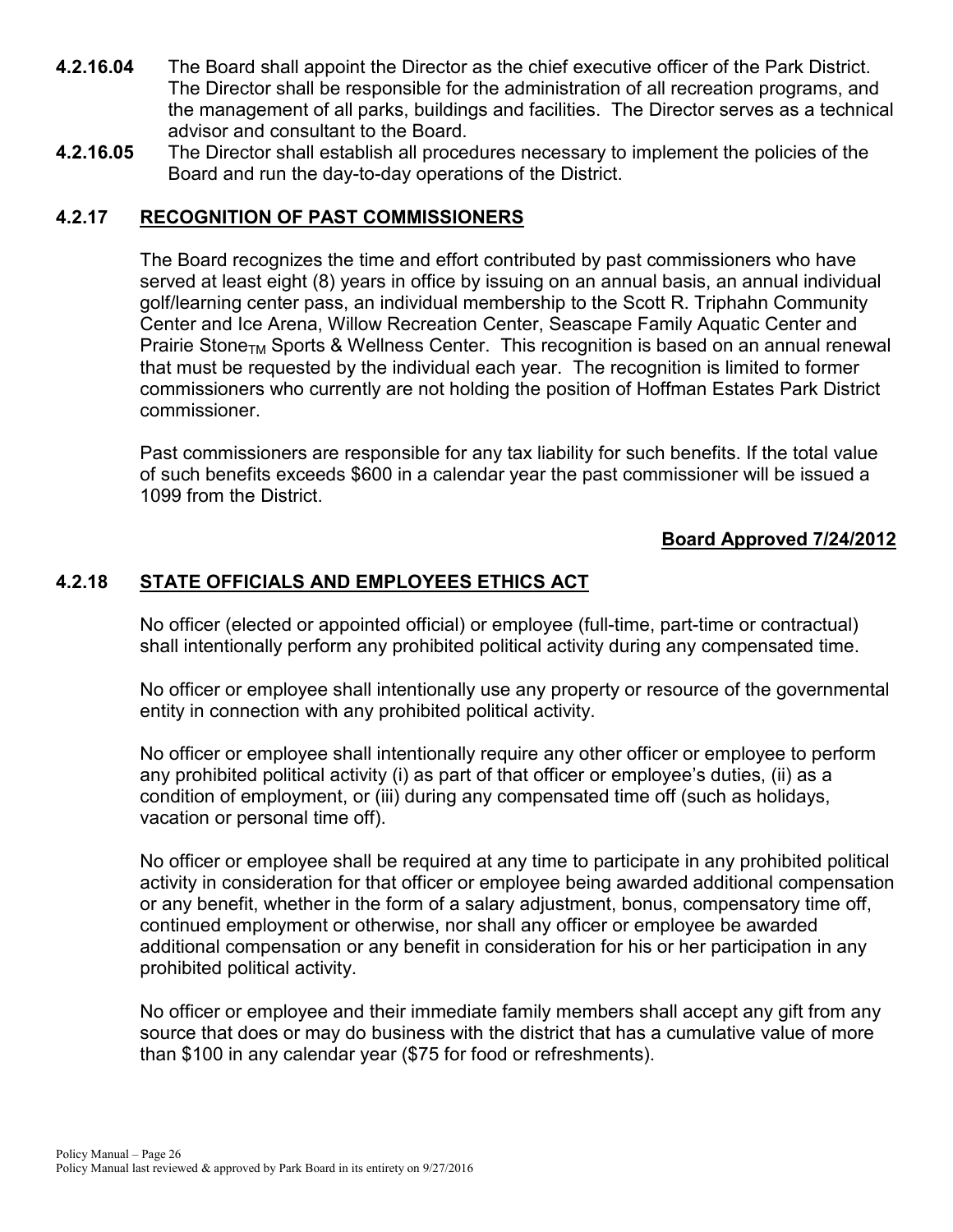**4.2.16.04** The Board shall appoint the Director as the chief executive officer of the Park District. The Director shall be responsible for the administration of all recreation programs, and the management of all parks, buildings and facilities. The Director serves as a technical advisor and consultant to the Board.

**4.2.16.05** The Director shall establish all procedures necessary to implement the policies of the Board and run the day-to-day operations of the District.

### 4.2.17 RECOGNITION OF PAST COMMISSIONERS

The Board recognizes the time and effort contributed by past commissioners who have served at least eight (8) years in office by issuing on an annual basis, an annual individual golf/learning center pass, an individual membership to the Scott R. Triphahn Community Center and Ice Arena, Willow Recreation Center, Seascape Family Aquatic Center and Prairie Stone$_{TM}$ Sports & Wellness Center. This recognition is based on an annual renewal that must be requested by the individual each year. The recognition is limited to former commissioners who currently are not holding the position of Hoffman Estates Park District commissioner.

Past commissioners are responsible for any tax liability for such benefits. If the total value of such benefits exceeds $600 in a calendar year the past commissioner will be issued a 1099 from the District.

**Board Approved 7/24/2012**

### 4.2.18 STATE OFFICIALS AND EMPLOYEES ETHICS ACT

No officer (elected or appointed official) or employee (full-time, part-time or contractual) shall intentionally perform any prohibited political activity during any compensated time.

No officer or employee shall intentionally use any property or resource of the governmental entity in connection with any prohibited political activity.

No officer or employee shall intentionally require any other officer or employee to perform any prohibited political activity (i) as part of that officer or employee's duties, (ii) as a condition of employment, or (iii) during any compensated time off (such as holidays, vacation or personal time off).

No officer or employee shall be required at any time to participate in any prohibited political activity in consideration for that officer or employee being awarded additional compensation or any benefit, whether in the form of a salary adjustment, bonus, compensatory time off, continued employment or otherwise, nor shall any officer or employee be awarded additional compensation or any benefit in consideration for his or her participation in any prohibited political activity.

No officer or employee and their immediate family members shall accept any gift from any source that does or may do business with the district that has a cumulative value of more than $100 in any calendar year ($75 for food or refreshments).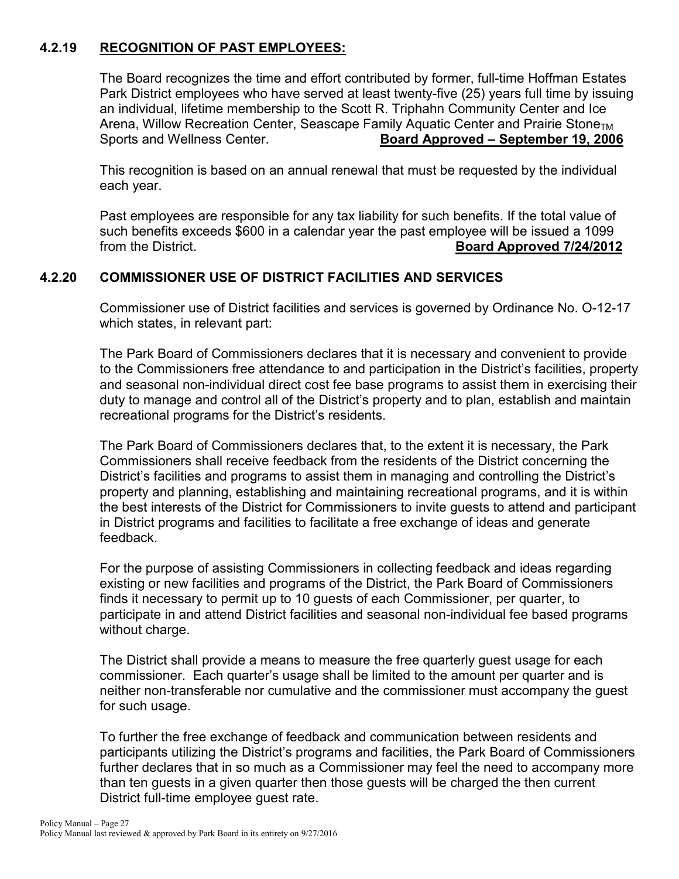### 4.2.19 **RECOGNITION OF PAST EMPLOYEES:**

The Board recognizes the time and effort contributed by former, full-time Hoffman Estates Park District employees who have served at least twenty-five (25) years full time by issuing an individual, lifetime membership to the Scott R. Triphahn Community Center and Ice Arena, Willow Recreation Center, Seascape Family Aquatic Center and Prairie Stone$_{TM}$ Sports and Wellness Center. **Board Approved – September 19, 2006**

This recognition is based on an annual renewal that must be requested by the individual each year.

Past employees are responsible for any tax liability for such benefits. If the total value of such benefits exceeds $600 in a calendar year the past employee will be issued a 1099 from the District. **Board Approved 7/24/2012**

### 4.2.20 COMMISSIONER USE OF DISTRICT FACILITIES AND SERVICES

Commissioner use of District facilities and services is governed by Ordinance No. O-12-17 which states, in relevant part:

The Park Board of Commissioners declares that it is necessary and convenient to provide to the Commissioners free attendance to and participation in the District's facilities, property and seasonal non-individual direct cost fee base programs to assist them in exercising their duty to manage and control all of the District's property and to plan, establish and maintain recreational programs for the District's residents.

The Park Board of Commissioners declares that, to the extent it is necessary, the Park Commissioners shall receive feedback from the residents of the District concerning the District's facilities and programs to assist them in managing and controlling the District's property and planning, establishing and maintaining recreational programs, and it is within the best interests of the District for Commissioners to invite guests to attend and participant in District programs and facilities to facilitate a free exchange of ideas and generate feedback.

For the purpose of assisting Commissioners in collecting feedback and ideas regarding existing or new facilities and programs of the District, the Park Board of Commissioners finds it necessary to permit up to 10 guests of each Commissioner, per quarter, to participate in and attend District facilities and seasonal non-individual fee based programs without charge.

The District shall provide a means to measure the free quarterly guest usage for each commissioner. Each quarter's usage shall be limited to the amount per quarter and is neither non-transferable nor cumulative and the commissioner must accompany the guest for such usage.

To further the free exchange of feedback and communication between residents and participants utilizing the District's programs and facilities, the Park Board of Commissioners further declares that in so much as a Commissioner may feel the need to accompany more than ten guests in a given quarter then those guests will be charged the then current District full-time employee guest rate.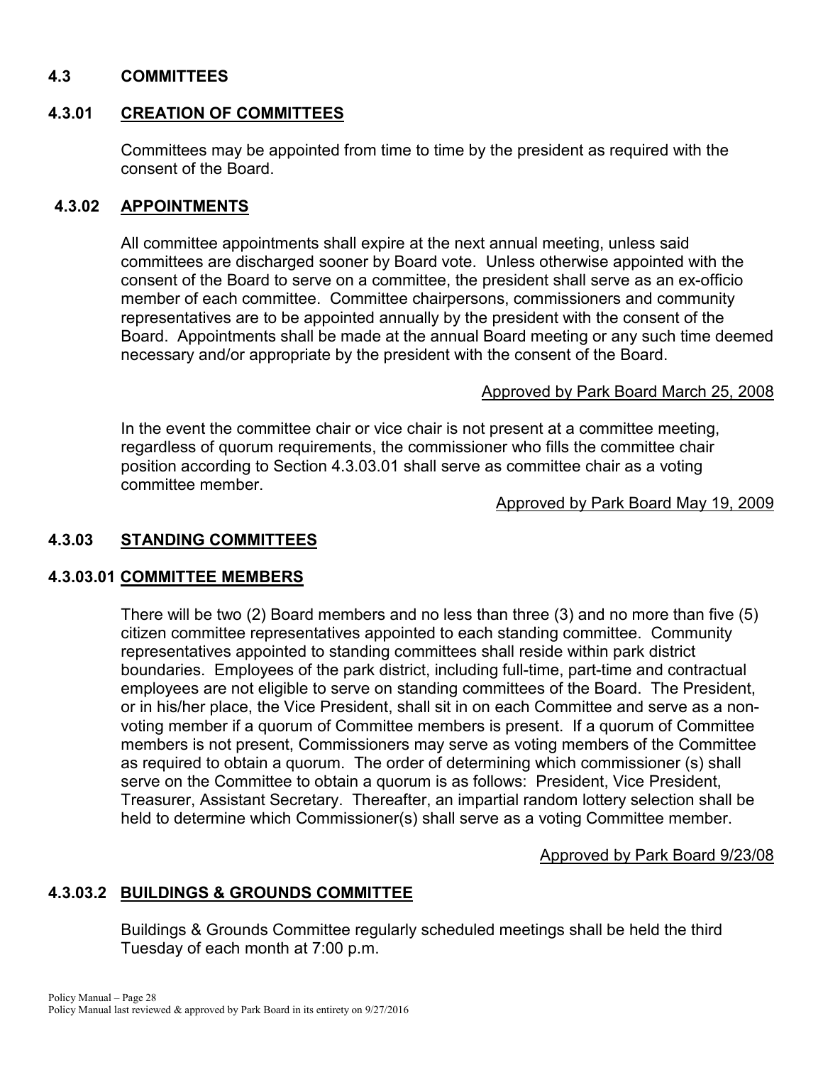## 4.3 COMMITTEES

### 4.3.01 CREATION OF COMMITTEES

Committees may be appointed from time to time by the president as required with the consent of the Board.

### 4.3.02 APPOINTMENTS

All committee appointments shall expire at the next annual meeting, unless said committees are discharged sooner by Board vote. Unless otherwise appointed with the consent of the Board to serve on a committee, the president shall serve as an ex-officio member of each committee. Committee chairpersons, commissioners and community representatives are to be appointed annually by the president with the consent of the Board. Appointments shall be made at the annual Board meeting or any such time deemed necessary and/or appropriate by the president with the consent of the Board.

Approved by Park Board March 25, 2008

In the event the committee chair or vice chair is not present at a committee meeting, regardless of quorum requirements, the commissioner who fills the committee chair position according to Section 4.3.03.01 shall serve as committee chair as a voting committee member.

Approved by Park Board May 19, 2009

### 4.3.03 STANDING COMMITTEES

#### 4.3.03.01 COMMITTEE MEMBERS

There will be two (2) Board members and no less than three (3) and no more than five (5) citizen committee representatives appointed to each standing committee. Community representatives appointed to standing committees shall reside within park district boundaries. Employees of the park district, including full-time, part-time and contractual employees are not eligible to serve on standing committees of the Board. The President, or in his/her place, the Vice President, shall sit in on each Committee and serve as a non-voting member if a quorum of Committee members is present. If a quorum of Committee members is not present, Commissioners may serve as voting members of the Committee as required to obtain a quorum. The order of determining which commissioner (s) shall serve on the Committee to obtain a quorum is as follows: President, Vice President, Treasurer, Assistant Secretary. Thereafter, an impartial random lottery selection shall be held to determine which Commissioner(s) shall serve as a voting Committee member.

Approved by Park Board 9/23/08

#### 4.3.03.2 BUILDINGS & GROUNDS COMMITTEE

Buildings & Grounds Committee regularly scheduled meetings shall be held the third Tuesday of each month at 7:00 p.m.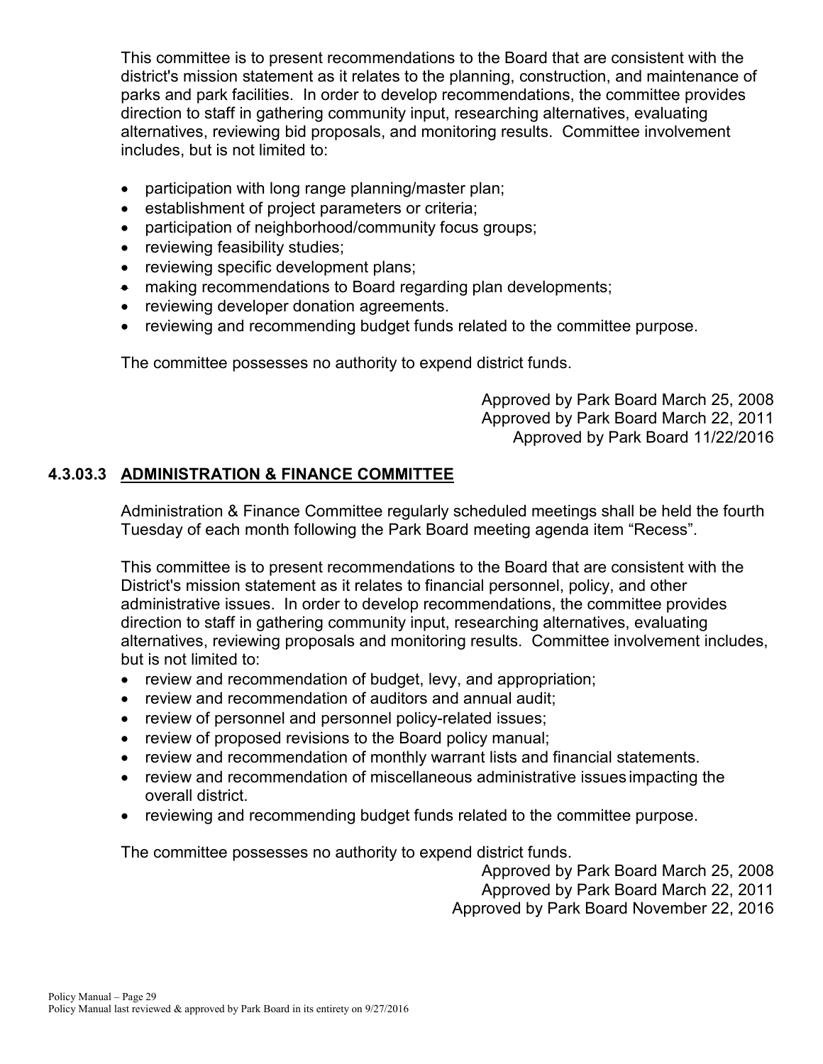This committee is to present recommendations to the Board that are consistent with the district's mission statement as it relates to the planning, construction, and maintenance of parks and park facilities. In order to develop recommendations, the committee provides direction to staff in gathering community input, researching alternatives, evaluating alternatives, reviewing bid proposals, and monitoring results. Committee involvement includes, but is not limited to:

- participation with long range planning/master plan;
- establishment of project parameters or criteria;
- participation of neighborhood/community focus groups;
- reviewing feasibility studies;
- reviewing specific development plans;
- making recommendations to Board regarding plan developments;
- reviewing developer donation agreements.
- reviewing and recommending budget funds related to the committee purpose.

The committee possesses no authority to expend district funds.

Approved by Park Board March 25, 2008
Approved by Park Board March 22, 2011
Approved by Park Board 11/22/2016

### 4.3.03.3 ADMINISTRATION & FINANCE COMMITTEE

Administration & Finance Committee regularly scheduled meetings shall be held the fourth Tuesday of each month following the Park Board meeting agenda item "Recess".

This committee is to present recommendations to the Board that are consistent with the District's mission statement as it relates to financial personnel, policy, and other administrative issues. In order to develop recommendations, the committee provides direction to staff in gathering community input, researching alternatives, evaluating alternatives, reviewing proposals and monitoring results. Committee involvement includes, but is not limited to:

- review and recommendation of budget, levy, and appropriation;
- review and recommendation of auditors and annual audit;
- review of personnel and personnel policy-related issues;
- review of proposed revisions to the Board policy manual;
- review and recommendation of monthly warrant lists and financial statements.
- review and recommendation of miscellaneous administrative issues impacting the overall district.
- reviewing and recommending budget funds related to the committee purpose.

The committee possesses no authority to expend district funds.

Approved by Park Board March 25, 2008
Approved by Park Board March 22, 2011
Approved by Park Board November 22, 2016

Policy Manual – Page 29
Policy Manual last reviewed & approved by Park Board in its entirety on 9/27/2016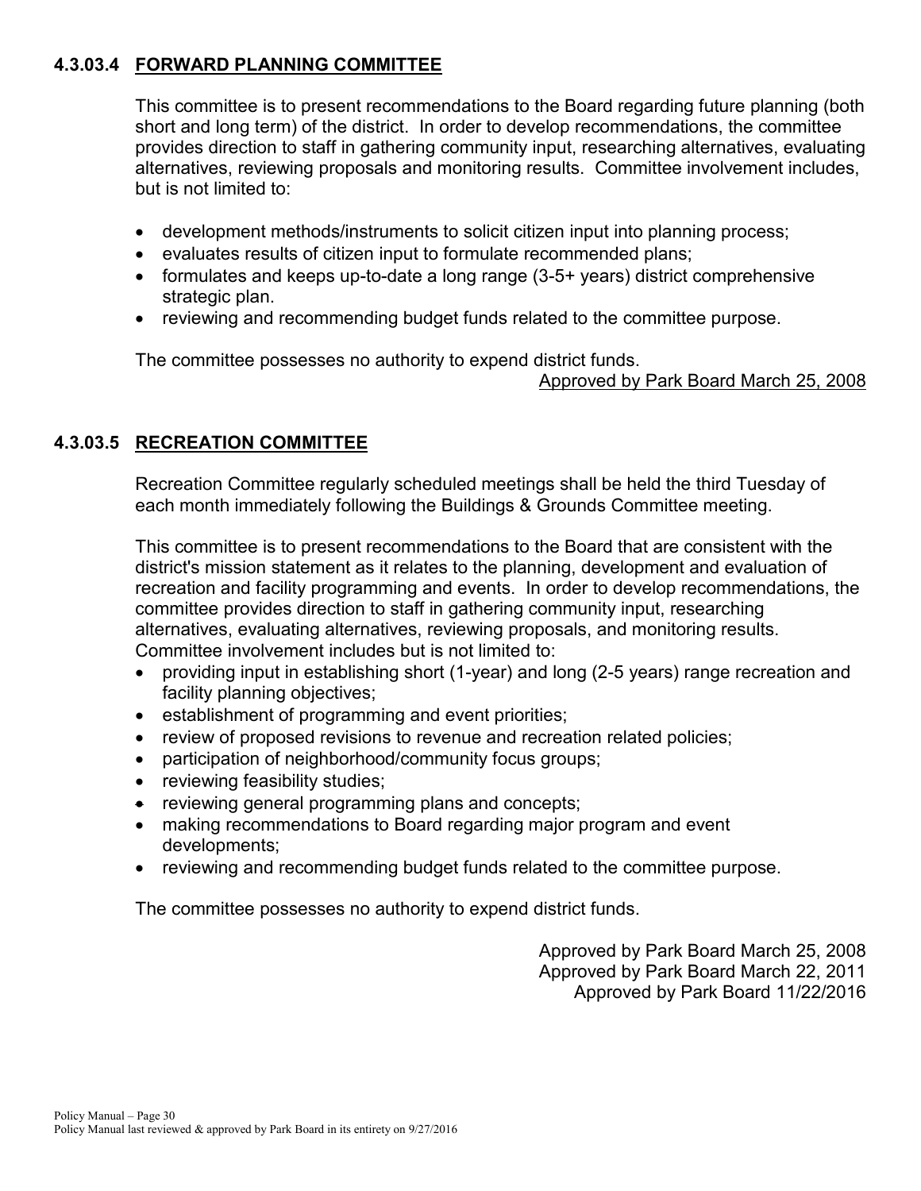### 4.3.03.4 FORWARD PLANNING COMMITTEE

This committee is to present recommendations to the Board regarding future planning (both short and long term) of the district. In order to develop recommendations, the committee provides direction to staff in gathering community input, researching alternatives, evaluating alternatives, reviewing proposals and monitoring results. Committee involvement includes, but is not limited to:

- development methods/instruments to solicit citizen input into planning process;
- evaluates results of citizen input to formulate recommended plans;
- formulates and keeps up-to-date a long range (3-5+ years) district comprehensive strategic plan.
- reviewing and recommending budget funds related to the committee purpose.

The committee possesses no authority to expend district funds.

Approved by Park Board March 25, 2008

### 4.3.03.5 RECREATION COMMITTEE

Recreation Committee regularly scheduled meetings shall be held the third Tuesday of each month immediately following the Buildings & Grounds Committee meeting.

This committee is to present recommendations to the Board that are consistent with the district's mission statement as it relates to the planning, development and evaluation of recreation and facility programming and events. In order to develop recommendations, the committee provides direction to staff in gathering community input, researching alternatives, evaluating alternatives, reviewing proposals, and monitoring results. Committee involvement includes but is not limited to:

- providing input in establishing short (1-year) and long (2-5 years) range recreation and facility planning objectives;
- establishment of programming and event priorities;
- review of proposed revisions to revenue and recreation related policies;
- participation of neighborhood/community focus groups;
- reviewing feasibility studies;
- reviewing general programming plans and concepts;
- making recommendations to Board regarding major program and event developments;
- reviewing and recommending budget funds related to the committee purpose.

The committee possesses no authority to expend district funds.

Approved by Park Board March 25, 2008
Approved by Park Board March 22, 2011
Approved by Park Board 11/22/2016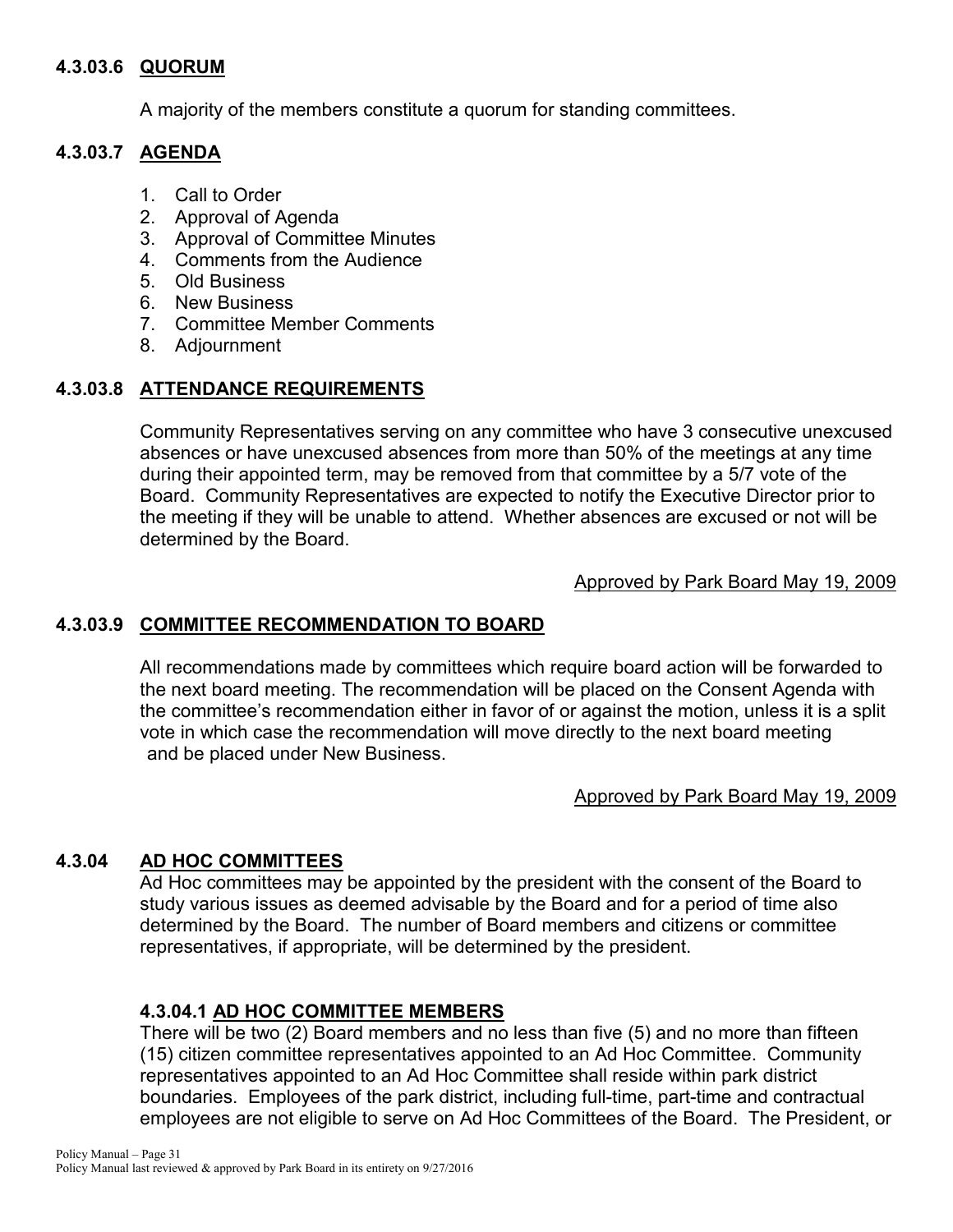#### 4.3.03.6 QUORUM

A majority of the members constitute a quorum for standing committees.

#### 4.3.03.7 AGENDA

1. Call to Order
2. Approval of Agenda
3. Approval of Committee Minutes
4. Comments from the Audience
5. Old Business
6. New Business
7. Committee Member Comments
8. Adjournment

#### 4.3.03.8 ATTENDANCE REQUIREMENTS

Community Representatives serving on any committee who have 3 consecutive unexcused absences or have unexcused absences from more than 50% of the meetings at any time during their appointed term, may be removed from that committee by a 5/7 vote of the Board. Community Representatives are expected to notify the Executive Director prior to the meeting if they will be unable to attend. Whether absences are excused or not will be determined by the Board.

Approved by Park Board May 19, 2009

#### 4.3.03.9 COMMITTEE RECOMMENDATION TO BOARD

All recommendations made by committees which require board action will be forwarded to the next board meeting. The recommendation will be placed on the Consent Agenda with the committee's recommendation either in favor of or against the motion, unless it is a split vote in which case the recommendation will move directly to the next board meeting and be placed under New Business.

Approved by Park Board May 19, 2009

### 4.3.04 AD HOC COMMITTEES

Ad Hoc committees may be appointed by the president with the consent of the Board to study various issues as deemed advisable by the Board and for a period of time also determined by the Board. The number of Board members and citizens or committee representatives, if appropriate, will be determined by the president.

#### 4.3.04.1 AD HOC COMMITTEE MEMBERS

There will be two (2) Board members and no less than five (5) and no more than fifteen (15) citizen committee representatives appointed to an Ad Hoc Committee. Community representatives appointed to an Ad Hoc Committee shall reside within park district boundaries. Employees of the park district, including full-time, part-time and contractual employees are not eligible to serve on Ad Hoc Committees of the Board. The President, or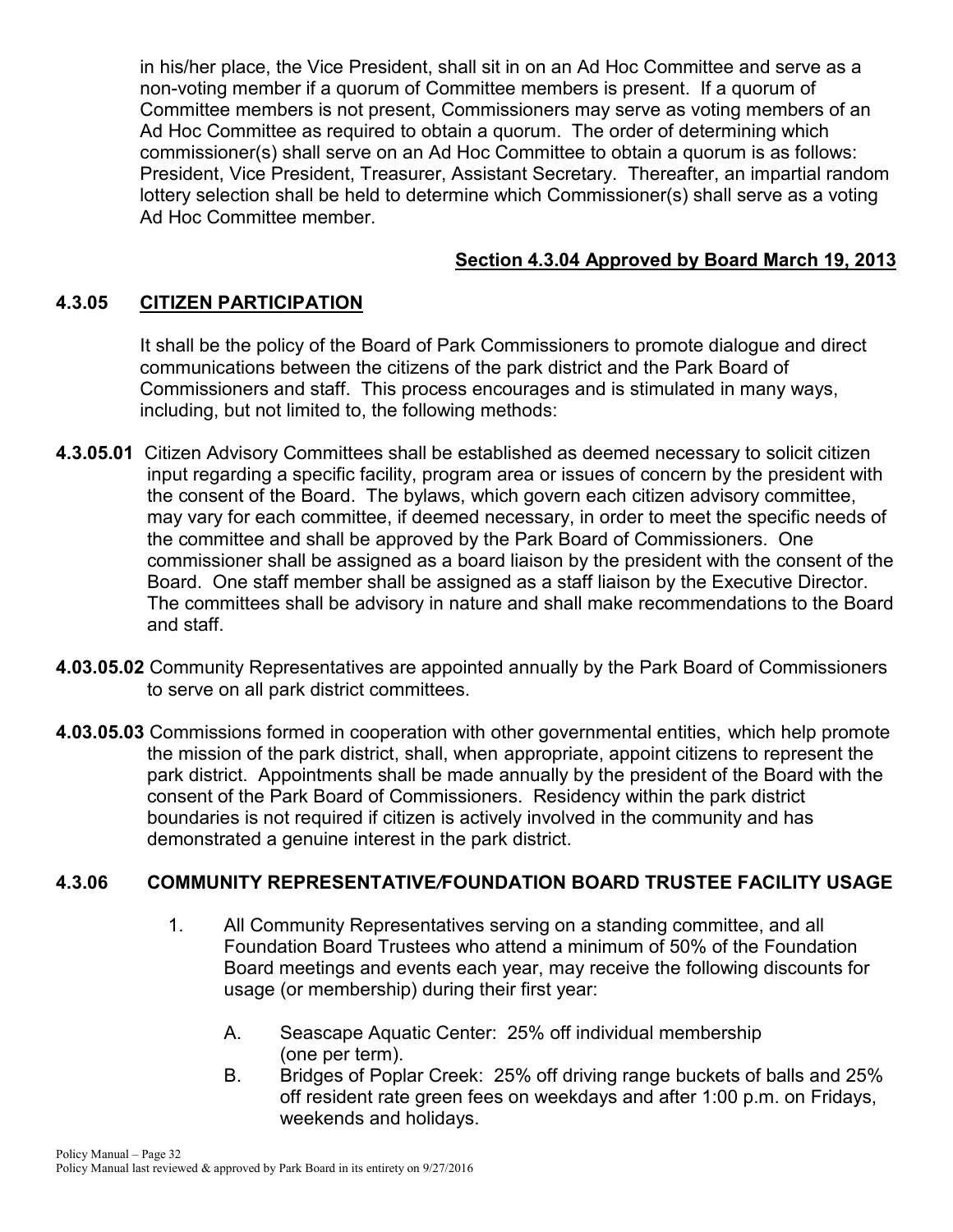in his/her place, the Vice President, shall sit in on an Ad Hoc Committee and serve as a non-voting member if a quorum of Committee members is present. If a quorum of Committee members is not present, Commissioners may serve as voting members of an Ad Hoc Committee as required to obtain a quorum. The order of determining which commissioner(s) shall serve on an Ad Hoc Committee to obtain a quorum is as follows: President, Vice President, Treasurer, Assistant Secretary. Thereafter, an impartial random lottery selection shall be held to determine which Commissioner(s) shall serve as a voting Ad Hoc Committee member.

**Section 4.3.04 Approved by Board March 19, 2013**

### 4.3.05 CITIZEN PARTICIPATION

It shall be the policy of the Board of Park Commissioners to promote dialogue and direct communications between the citizens of the park district and the Park Board of Commissioners and staff. This process encourages and is stimulated in many ways, including, but not limited to, the following methods:

**4.3.05.01** Citizen Advisory Committees shall be established as deemed necessary to solicit citizen input regarding a specific facility, program area or issues of concern by the president with the consent of the Board. The bylaws, which govern each citizen advisory committee, may vary for each committee, if deemed necessary, in order to meet the specific needs of the committee and shall be approved by the Park Board of Commissioners. One commissioner shall be assigned as a board liaison by the president with the consent of the Board. One staff member shall be assigned as a staff liaison by the Executive Director. The committees shall be advisory in nature and shall make recommendations to the Board and staff.

**4.03.05.02** Community Representatives are appointed annually by the Park Board of Commissioners to serve on all park district committees.

**4.03.05.03** Commissions formed in cooperation with other governmental entities, which help promote the mission of the park district, shall, when appropriate, appoint citizens to represent the park district. Appointments shall be made annually by the president of the Board with the consent of the Park Board of Commissioners. Residency within the park district boundaries is not required if citizen is actively involved in the community and has demonstrated a genuine interest in the park district.

### 4.3.06 COMMUNITY REPRESENTATIVE/FOUNDATION BOARD TRUSTEE FACILITY USAGE

1. All Community Representatives serving on a standing committee, and all Foundation Board Trustees who attend a minimum of 50% of the Foundation Board meetings and events each year, may receive the following discounts for usage (or membership) during their first year:

   A. Seascape Aquatic Center: 25% off individual membership (one per term).

   B. Bridges of Poplar Creek: 25% off driving range buckets of balls and 25% off resident rate green fees on weekdays and after 1:00 p.m. on Fridays, weekends and holidays.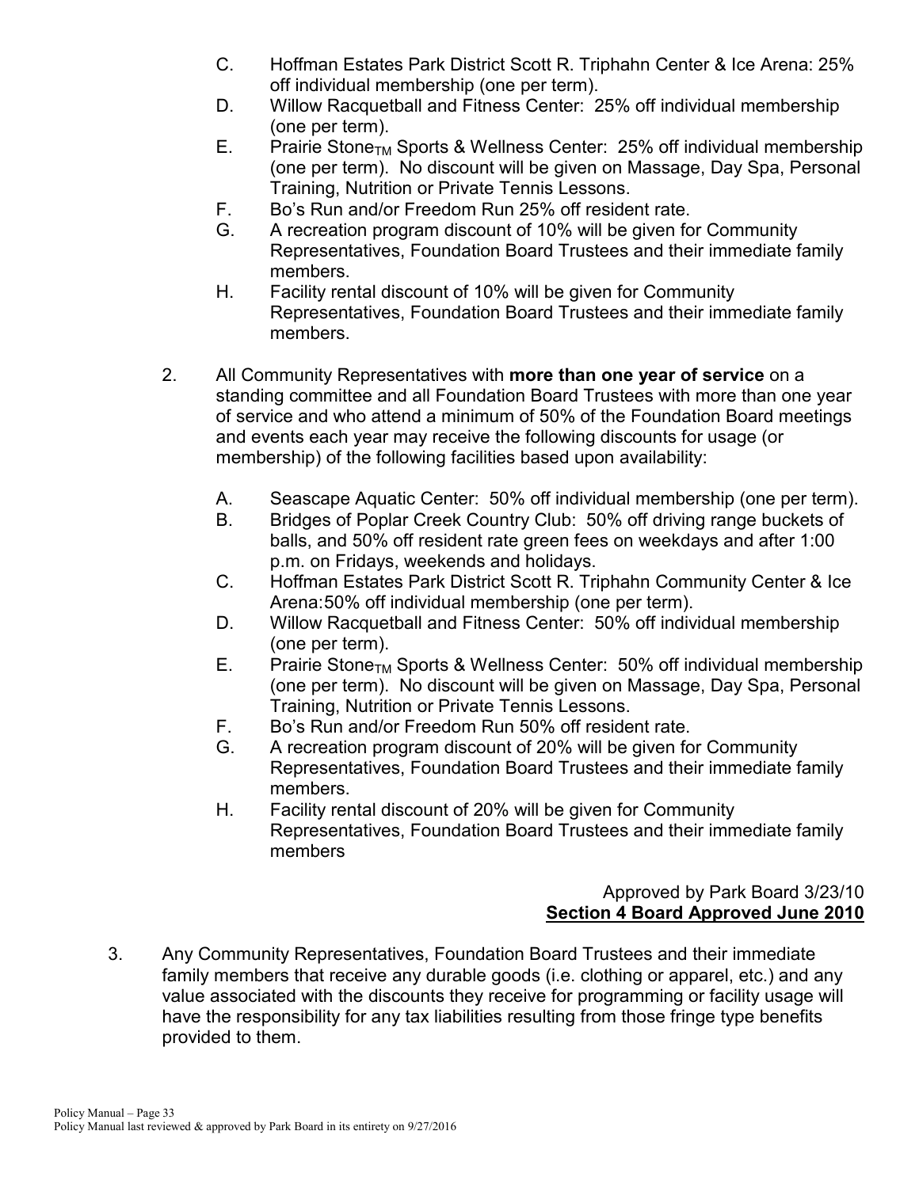C. Hoffman Estates Park District Scott R. Triphahn Center & Ice Arena: 25% off individual membership (one per term).

D. Willow Racquetball and Fitness Center: 25% off individual membership (one per term).

E. Prairie Stone$_{TM}$ Sports & Wellness Center: 25% off individual membership (one per term). No discount will be given on Massage, Day Spa, Personal Training, Nutrition or Private Tennis Lessons.

F. Bo's Run and/or Freedom Run 25% off resident rate.

G. A recreation program discount of 10% will be given for Community Representatives, Foundation Board Trustees and their immediate family members.

H. Facility rental discount of 10% will be given for Community Representatives, Foundation Board Trustees and their immediate family members.

2. All Community Representatives with **more than one year of service** on a standing committee and all Foundation Board Trustees with more than one year of service and who attend a minimum of 50% of the Foundation Board meetings and events each year may receive the following discounts for usage (or membership) of the following facilities based upon availability:

   A. Seascape Aquatic Center: 50% off individual membership (one per term).

   B. Bridges of Poplar Creek Country Club: 50% off driving range buckets of balls, and 50% off resident rate green fees on weekdays and after 1:00 p.m. on Fridays, weekends and holidays.

   C. Hoffman Estates Park District Scott R. Triphahn Community Center & Ice Arena:50% off individual membership (one per term).

   D. Willow Racquetball and Fitness Center: 50% off individual membership (one per term).

   E. Prairie Stone$_{TM}$ Sports & Wellness Center: 50% off individual membership (one per term). No discount will be given on Massage, Day Spa, Personal Training, Nutrition or Private Tennis Lessons.

   F. Bo's Run and/or Freedom Run 50% off resident rate.

   G. A recreation program discount of 20% will be given for Community Representatives, Foundation Board Trustees and their immediate family members.

   H. Facility rental discount of 20% will be given for Community Representatives, Foundation Board Trustees and their immediate family members

Approved by Park Board 3/23/10
**Section 4 Board Approved June 2010**

3. Any Community Representatives, Foundation Board Trustees and their immediate family members that receive any durable goods (i.e. clothing or apparel, etc.) and any value associated with the discounts they receive for programming or facility usage will have the responsibility for any tax liabilities resulting from those fringe type benefits provided to them.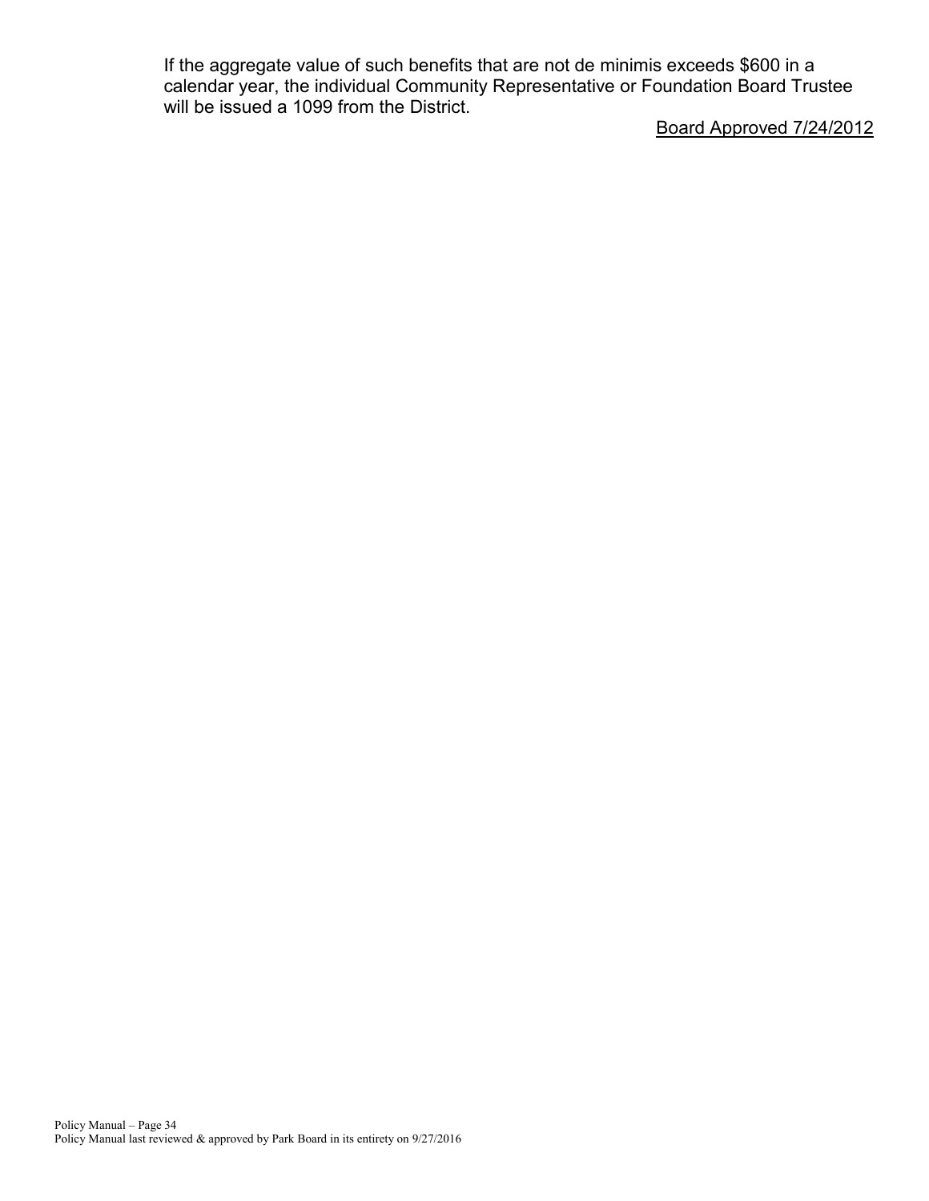If the aggregate value of such benefits that are not de minimis exceeds $600 in a calendar year, the individual Community Representative or Foundation Board Trustee will be issued a 1099 from the District.

Board Approved 7/24/2012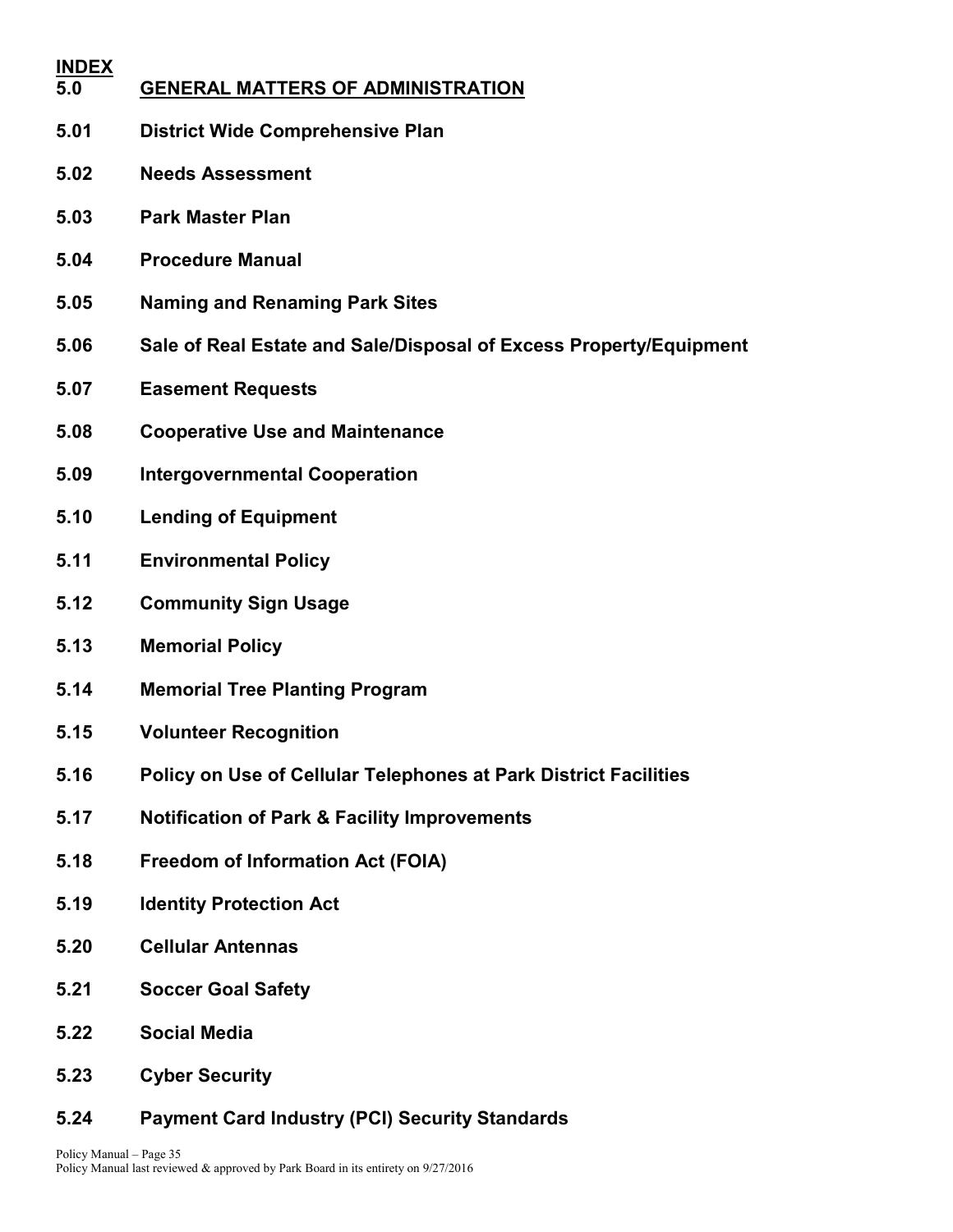**INDEX**

## 5.0 GENERAL MATTERS OF ADMINISTRATION

**5.01 District Wide Comprehensive Plan**

**5.02 Needs Assessment**

**5.03 Park Master Plan**

**5.04 Procedure Manual**

**5.05 Naming and Renaming Park Sites**

**5.06 Sale of Real Estate and Sale/Disposal of Excess Property/Equipment**

**5.07 Easement Requests**

**5.08 Cooperative Use and Maintenance**

**5.09 Intergovernmental Cooperation**

**5.10 Lending of Equipment**

**5.11 Environmental Policy**

**5.12 Community Sign Usage**

**5.13 Memorial Policy**

**5.14 Memorial Tree Planting Program**

**5.15 Volunteer Recognition**

**5.16 Policy on Use of Cellular Telephones at Park District Facilities**

**5.17 Notification of Park & Facility Improvements**

**5.18 Freedom of Information Act (FOIA)**

**5.19 Identity Protection Act**

**5.20 Cellular Antennas**

**5.21 Soccer Goal Safety**

**5.22 Social Media**

**5.23 Cyber Security**

**5.24 Payment Card Industry (PCI) Security Standards**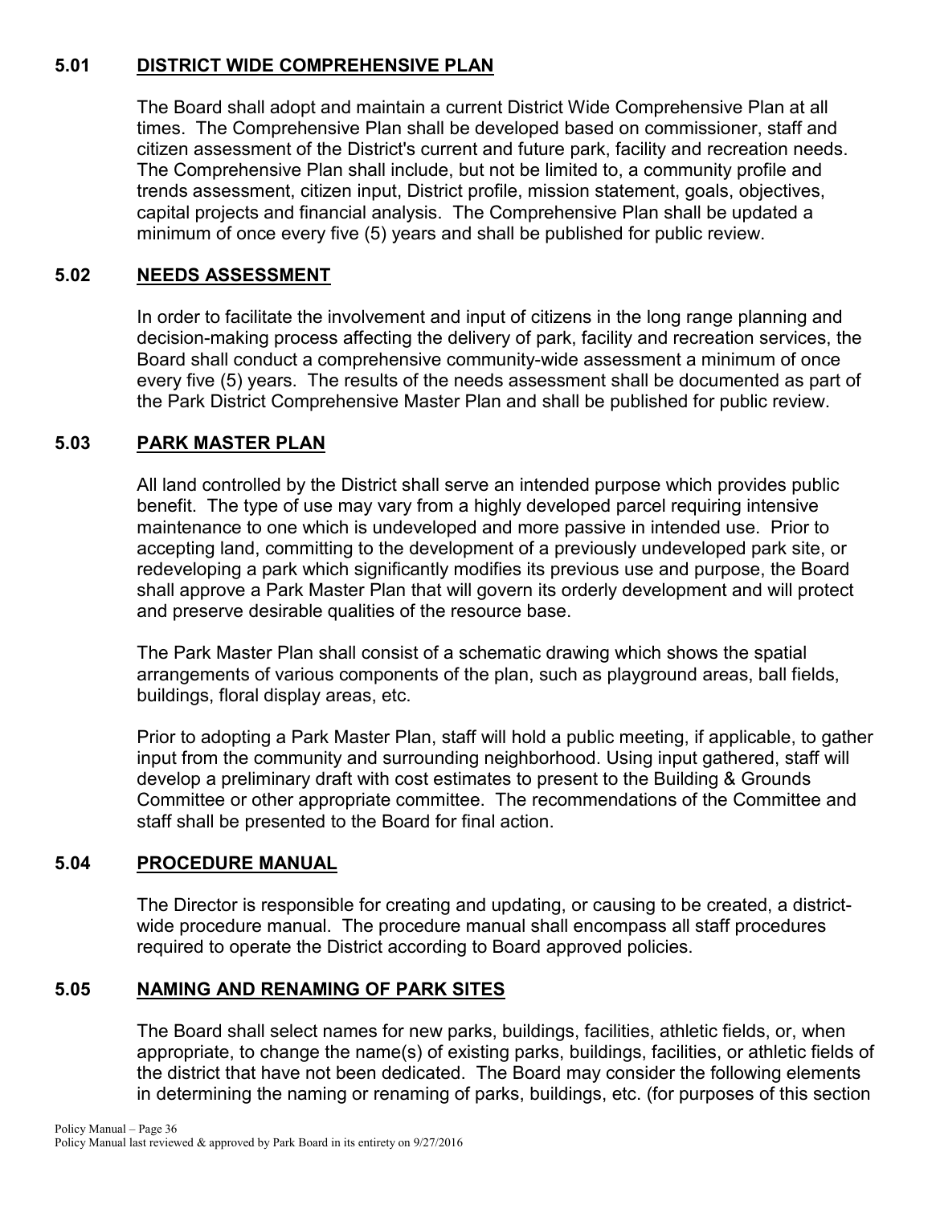## 5.01 DISTRICT WIDE COMPREHENSIVE PLAN

The Board shall adopt and maintain a current District Wide Comprehensive Plan at all times. The Comprehensive Plan shall be developed based on commissioner, staff and citizen assessment of the District's current and future park, facility and recreation needs. The Comprehensive Plan shall include, but not be limited to, a community profile and trends assessment, citizen input, District profile, mission statement, goals, objectives, capital projects and financial analysis. The Comprehensive Plan shall be updated a minimum of once every five (5) years and shall be published for public review.

## 5.02 NEEDS ASSESSMENT

In order to facilitate the involvement and input of citizens in the long range planning and decision-making process affecting the delivery of park, facility and recreation services, the Board shall conduct a comprehensive community-wide assessment a minimum of once every five (5) years. The results of the needs assessment shall be documented as part of the Park District Comprehensive Master Plan and shall be published for public review.

## 5.03 PARK MASTER PLAN

All land controlled by the District shall serve an intended purpose which provides public benefit. The type of use may vary from a highly developed parcel requiring intensive maintenance to one which is undeveloped and more passive in intended use. Prior to accepting land, committing to the development of a previously undeveloped park site, or redeveloping a park which significantly modifies its previous use and purpose, the Board shall approve a Park Master Plan that will govern its orderly development and will protect and preserve desirable qualities of the resource base.

The Park Master Plan shall consist of a schematic drawing which shows the spatial arrangements of various components of the plan, such as playground areas, ball fields, buildings, floral display areas, etc.

Prior to adopting a Park Master Plan, staff will hold a public meeting, if applicable, to gather input from the community and surrounding neighborhood. Using input gathered, staff will develop a preliminary draft with cost estimates to present to the Building & Grounds Committee or other appropriate committee. The recommendations of the Committee and staff shall be presented to the Board for final action.

## 5.04 PROCEDURE MANUAL

The Director is responsible for creating and updating, or causing to be created, a district-wide procedure manual. The procedure manual shall encompass all staff procedures required to operate the District according to Board approved policies.

## 5.05 NAMING AND RENAMING OF PARK SITES

The Board shall select names for new parks, buildings, facilities, athletic fields, or, when appropriate, to change the name(s) of existing parks, buildings, facilities, or athletic fields of the district that have not been dedicated. The Board may consider the following elements in determining the naming or renaming of parks, buildings, etc. (for purposes of this section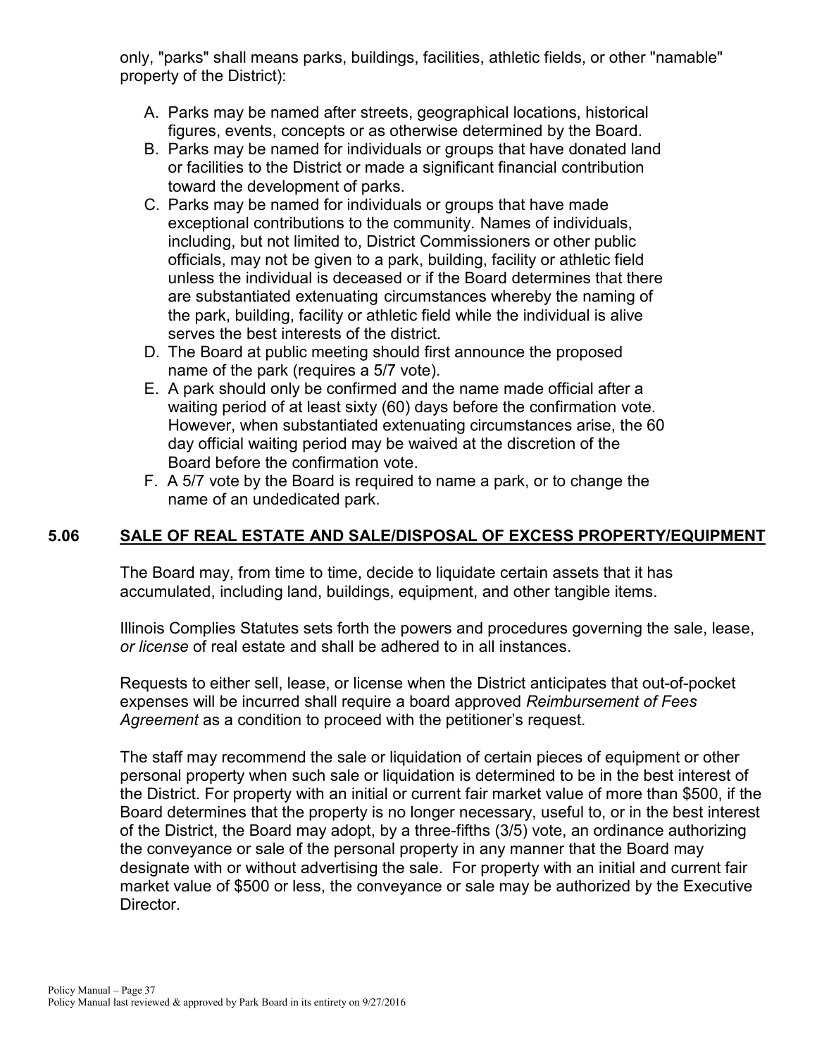only, "parks" shall means parks, buildings, facilities, athletic fields, or other "namable" property of the District):

A. Parks may be named after streets, geographical locations, historical figures, events, concepts or as otherwise determined by the Board.
B. Parks may be named for individuals or groups that have donated land or facilities to the District or made a significant financial contribution toward the development of parks.
C. Parks may be named for individuals or groups that have made exceptional contributions to the community. Names of individuals, including, but not limited to, District Commissioners or other public officials, may not be given to a park, building, facility or athletic field unless the individual is deceased or if the Board determines that there are substantiated extenuating circumstances whereby the naming of the park, building, facility or athletic field while the individual is alive serves the best interests of the district.
D. The Board at public meeting should first announce the proposed name of the park (requires a 5/7 vote).
E. A park should only be confirmed and the name made official after a waiting period of at least sixty (60) days before the confirmation vote. However, when substantiated extenuating circumstances arise, the 60 day official waiting period may be waived at the discretion of the Board before the confirmation vote.
F. A 5/7 vote by the Board is required to name a park, or to change the name of an undedicated park.

## 5.06 SALE OF REAL ESTATE AND SALE/DISPOSAL OF EXCESS PROPERTY/EQUIPMENT

The Board may, from time to time, decide to liquidate certain assets that it has accumulated, including land, buildings, equipment, and other tangible items.

Illinois Complies Statutes sets forth the powers and procedures governing the sale, lease, *or license* of real estate and shall be adhered to in all instances.

Requests to either sell, lease, or license when the District anticipates that out-of-pocket expenses will be incurred shall require a board approved *Reimbursement of Fees Agreement* as a condition to proceed with the petitioner's request.

The staff may recommend the sale or liquidation of certain pieces of equipment or other personal property when such sale or liquidation is determined to be in the best interest of the District. For property with an initial or current fair market value of more than $500, if the Board determines that the property is no longer necessary, useful to, or in the best interest of the District, the Board may adopt, by a three-fifths (3/5) vote, an ordinance authorizing the conveyance or sale of the personal property in any manner that the Board may designate with or without advertising the sale. For property with an initial and current fair market value of $500 or less, the conveyance or sale may be authorized by the Executive Director.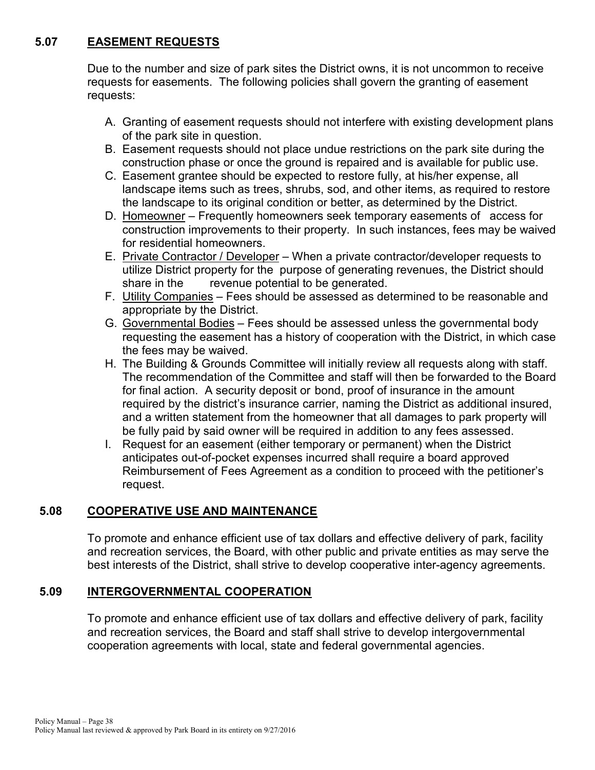## 5.07 EASEMENT REQUESTS

Due to the number and size of park sites the District owns, it is not uncommon to receive requests for easements. The following policies shall govern the granting of easement requests:

A. Granting of easement requests should not interfere with existing development plans of the park site in question.
B. Easement requests should not place undue restrictions on the park site during the construction phase or once the ground is repaired and is available for public use.
C. Easement grantee should be expected to restore fully, at his/her expense, all landscape items such as trees, shrubs, sod, and other items, as required to restore the landscape to its original condition or better, as determined by the District.
D. Homeowner – Frequently homeowners seek temporary easements of access for construction improvements to their property. In such instances, fees may be waived for residential homeowners.
E. Private Contractor / Developer – When a private contractor/developer requests to utilize District property for the purpose of generating revenues, the District should share in the revenue potential to be generated.
F. Utility Companies – Fees should be assessed as determined to be reasonable and appropriate by the District.
G. Governmental Bodies – Fees should be assessed unless the governmental body requesting the easement has a history of cooperation with the District, in which case the fees may be waived.
H. The Building & Grounds Committee will initially review all requests along with staff. The recommendation of the Committee and staff will then be forwarded to the Board for final action. A security deposit or bond, proof of insurance in the amount required by the district's insurance carrier, naming the District as additional insured, and a written statement from the homeowner that all damages to park property will be fully paid by said owner will be required in addition to any fees assessed.
I. Request for an easement (either temporary or permanent) when the District anticipates out-of-pocket expenses incurred shall require a board approved Reimbursement of Fees Agreement as a condition to proceed with the petitioner's request.

## 5.08 COOPERATIVE USE AND MAINTENANCE

To promote and enhance efficient use of tax dollars and effective delivery of park, facility and recreation services, the Board, with other public and private entities as may serve the best interests of the District, shall strive to develop cooperative inter-agency agreements.

## 5.09 INTERGOVERNMENTAL COOPERATION

To promote and enhance efficient use of tax dollars and effective delivery of park, facility and recreation services, the Board and staff shall strive to develop intergovernmental cooperation agreements with local, state and federal governmental agencies.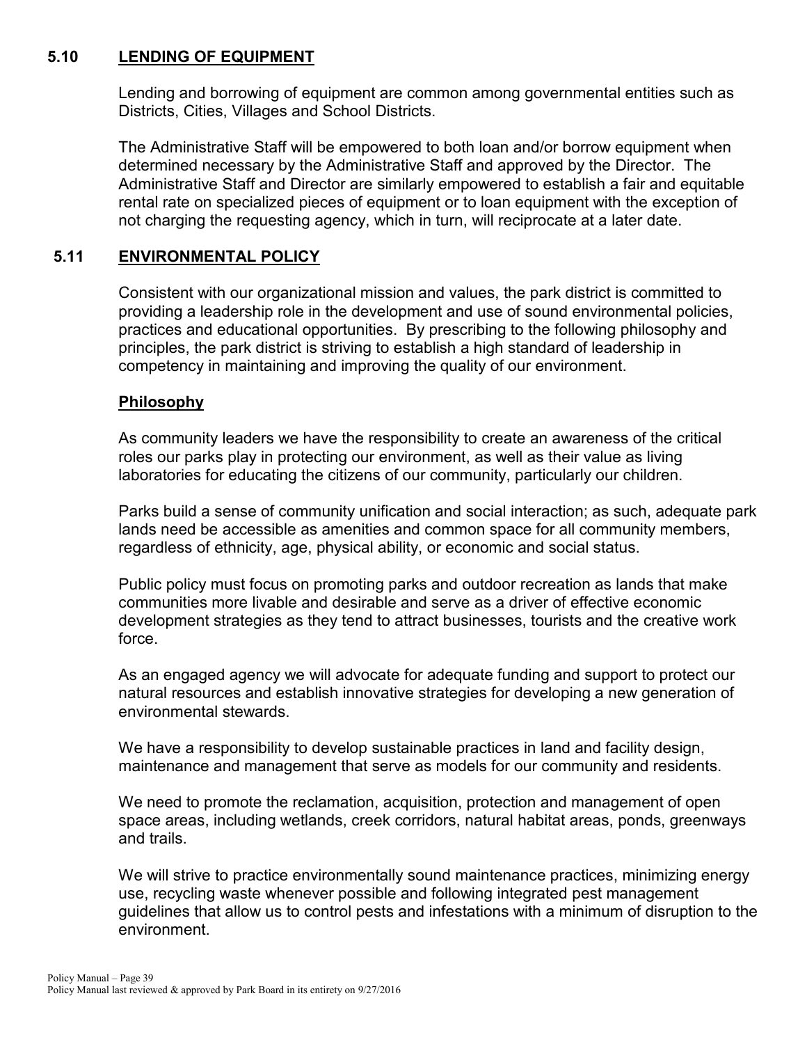## 5.10 LENDING OF EQUIPMENT

Lending and borrowing of equipment are common among governmental entities such as Districts, Cities, Villages and School Districts.

The Administrative Staff will be empowered to both loan and/or borrow equipment when determined necessary by the Administrative Staff and approved by the Director. The Administrative Staff and Director are similarly empowered to establish a fair and equitable rental rate on specialized pieces of equipment or to loan equipment with the exception of not charging the requesting agency, which in turn, will reciprocate at a later date.

## 5.11 ENVIRONMENTAL POLICY

Consistent with our organizational mission and values, the park district is committed to providing a leadership role in the development and use of sound environmental policies, practices and educational opportunities. By prescribing to the following philosophy and principles, the park district is striving to establish a high standard of leadership in competency in maintaining and improving the quality of our environment.

### Philosophy

As community leaders we have the responsibility to create an awareness of the critical roles our parks play in protecting our environment, as well as their value as living laboratories for educating the citizens of our community, particularly our children.

Parks build a sense of community unification and social interaction; as such, adequate park lands need be accessible as amenities and common space for all community members, regardless of ethnicity, age, physical ability, or economic and social status.

Public policy must focus on promoting parks and outdoor recreation as lands that make communities more livable and desirable and serve as a driver of effective economic development strategies as they tend to attract businesses, tourists and the creative work force.

As an engaged agency we will advocate for adequate funding and support to protect our natural resources and establish innovative strategies for developing a new generation of environmental stewards.

We have a responsibility to develop sustainable practices in land and facility design, maintenance and management that serve as models for our community and residents.

We need to promote the reclamation, acquisition, protection and management of open space areas, including wetlands, creek corridors, natural habitat areas, ponds, greenways and trails.

We will strive to practice environmentally sound maintenance practices, minimizing energy use, recycling waste whenever possible and following integrated pest management guidelines that allow us to control pests and infestations with a minimum of disruption to the environment.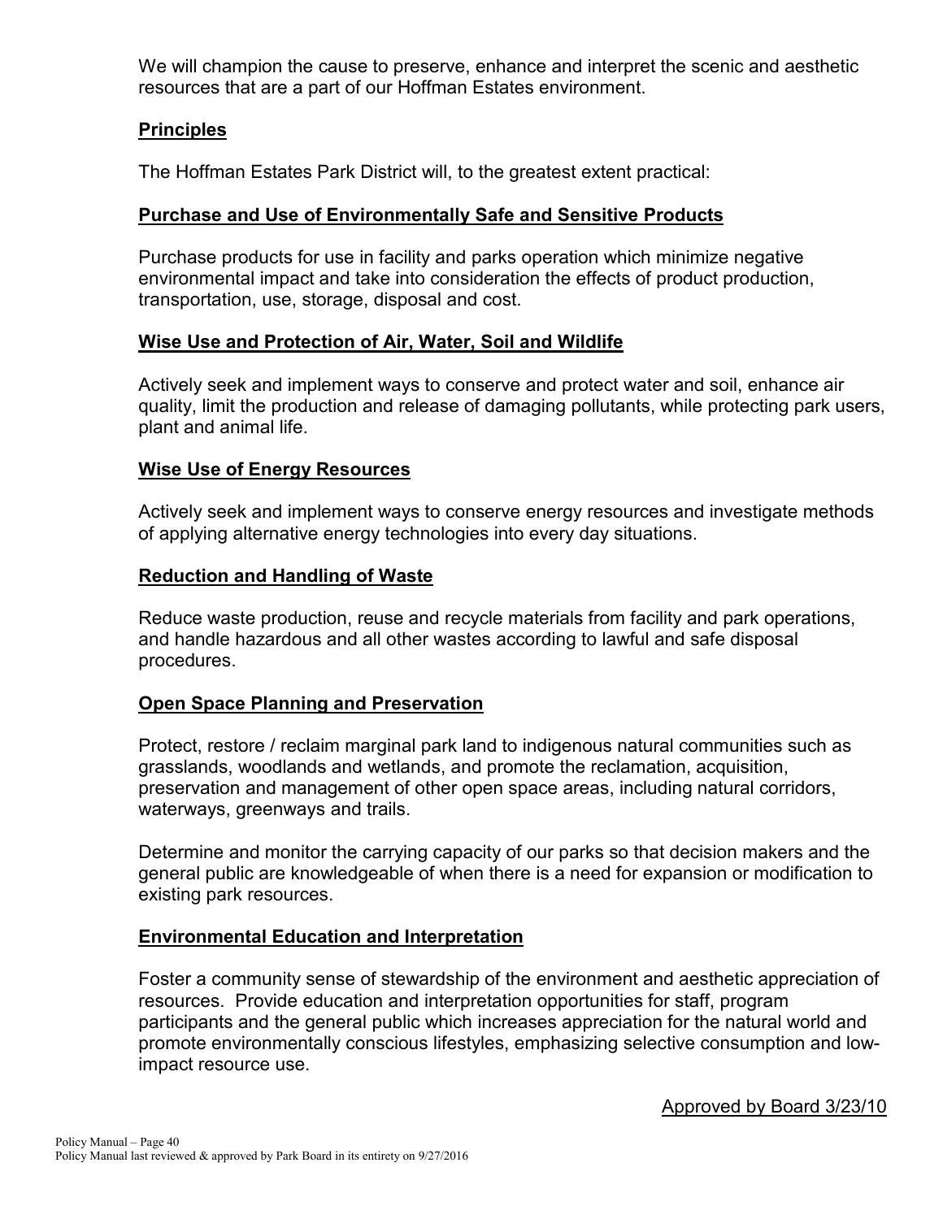We will champion the cause to preserve, enhance and interpret the scenic and aesthetic resources that are a part of our Hoffman Estates environment.

## Principles

The Hoffman Estates Park District will, to the greatest extent practical:

### Purchase and Use of Environmentally Safe and Sensitive Products

Purchase products for use in facility and parks operation which minimize negative environmental impact and take into consideration the effects of product production, transportation, use, storage, disposal and cost.

### Wise Use and Protection of Air, Water, Soil and Wildlife

Actively seek and implement ways to conserve and protect water and soil, enhance air quality, limit the production and release of damaging pollutants, while protecting park users, plant and animal life.

### Wise Use of Energy Resources

Actively seek and implement ways to conserve energy resources and investigate methods of applying alternative energy technologies into every day situations.

### Reduction and Handling of Waste

Reduce waste production, reuse and recycle materials from facility and park operations, and handle hazardous and all other wastes according to lawful and safe disposal procedures.

### Open Space Planning and Preservation

Protect, restore / reclaim marginal park land to indigenous natural communities such as grasslands, woodlands and wetlands, and promote the reclamation, acquisition, preservation and management of other open space areas, including natural corridors, waterways, greenways and trails.

Determine and monitor the carrying capacity of our parks so that decision makers and the general public are knowledgeable of when there is a need for expansion or modification to existing park resources.

### Environmental Education and Interpretation

Foster a community sense of stewardship of the environment and aesthetic appreciation of resources. Provide education and interpretation opportunities for staff, program participants and the general public which increases appreciation for the natural world and promote environmentally conscious lifestyles, emphasizing selective consumption and low-impact resource use.

Approved by Board 3/23/10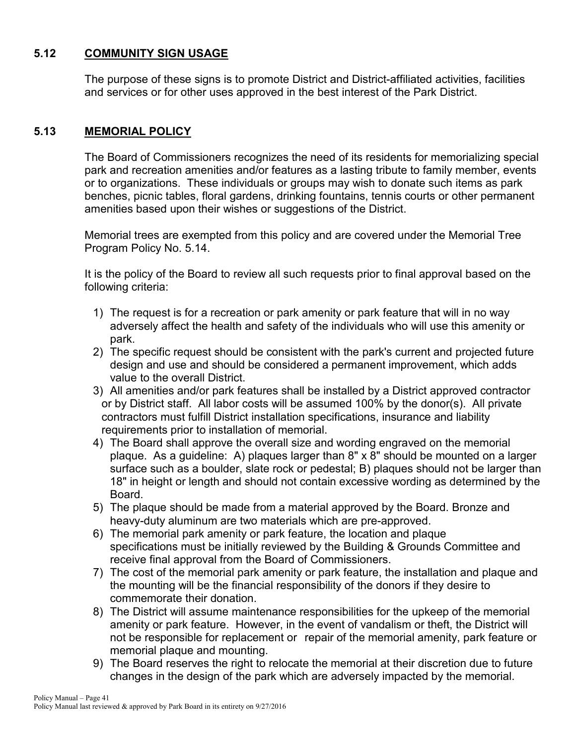## 5.12 COMMUNITY SIGN USAGE

The purpose of these signs is to promote District and District-affiliated activities, facilities and services or for other uses approved in the best interest of the Park District.

## 5.13 MEMORIAL POLICY

The Board of Commissioners recognizes the need of its residents for memorializing special park and recreation amenities and/or features as a lasting tribute to family member, events or to organizations. These individuals or groups may wish to donate such items as park benches, picnic tables, floral gardens, drinking fountains, tennis courts or other permanent amenities based upon their wishes or suggestions of the District.

Memorial trees are exempted from this policy and are covered under the Memorial Tree Program Policy No. 5.14.

It is the policy of the Board to review all such requests prior to final approval based on the following criteria:

1) The request is for a recreation or park amenity or park feature that will in no way adversely affect the health and safety of the individuals who will use this amenity or park.
2) The specific request should be consistent with the park's current and projected future design and use and should be considered a permanent improvement, which adds value to the overall District.
3) All amenities and/or park features shall be installed by a District approved contractor or by District staff. All labor costs will be assumed 100% by the donor(s). All private contractors must fulfill District installation specifications, insurance and liability requirements prior to installation of memorial.
4) The Board shall approve the overall size and wording engraved on the memorial plaque. As a guideline: A) plaques larger than 8" x 8" should be mounted on a larger surface such as a boulder, slate rock or pedestal; B) plaques should not be larger than 18" in height or length and should not contain excessive wording as determined by the Board.
5) The plaque should be made from a material approved by the Board. Bronze and heavy-duty aluminum are two materials which are pre-approved.
6) The memorial park amenity or park feature, the location and plaque specifications must be initially reviewed by the Building & Grounds Committee and receive final approval from the Board of Commissioners.
7) The cost of the memorial park amenity or park feature, the installation and plaque and the mounting will be the financial responsibility of the donors if they desire to commemorate their donation.
8) The District will assume maintenance responsibilities for the upkeep of the memorial amenity or park feature. However, in the event of vandalism or theft, the District will not be responsible for replacement or repair of the memorial amenity, park feature or memorial plaque and mounting.
9) The Board reserves the right to relocate the memorial at their discretion due to future changes in the design of the park which are adversely impacted by the memorial.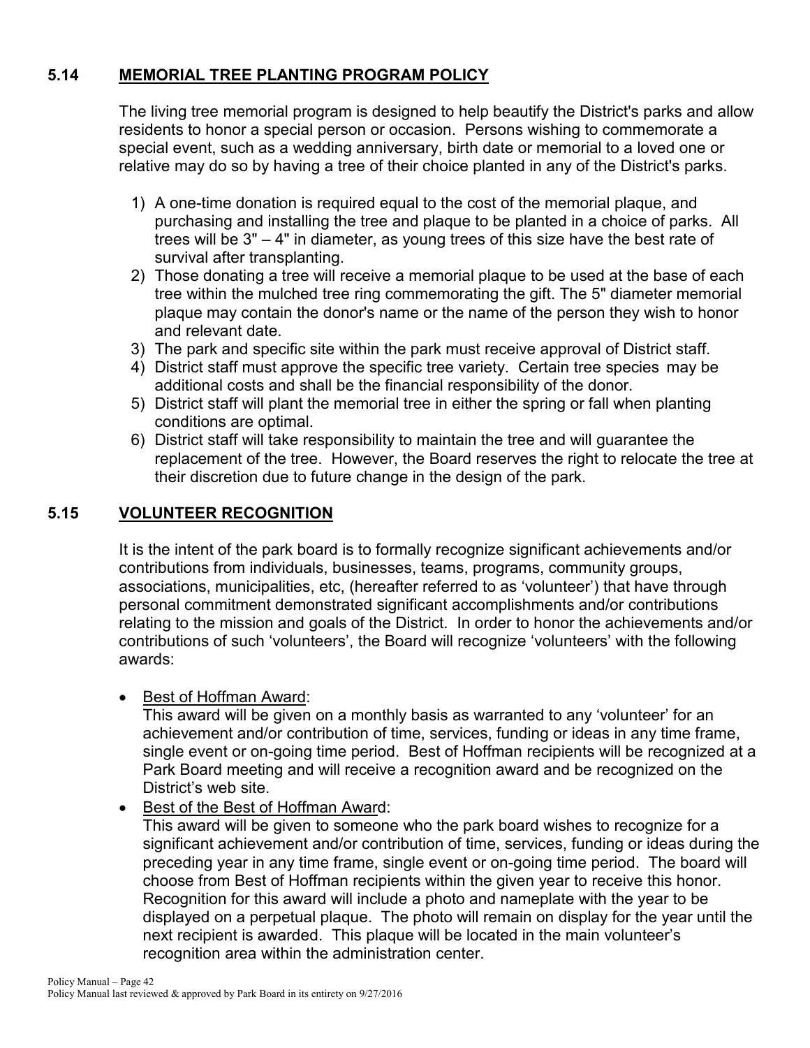## 5.14 MEMORIAL TREE PLANTING PROGRAM POLICY

The living tree memorial program is designed to help beautify the District's parks and allow residents to honor a special person or occasion. Persons wishing to commemorate a special event, such as a wedding anniversary, birth date or memorial to a loved one or relative may do so by having a tree of their choice planted in any of the District's parks.

1) A one-time donation is required equal to the cost of the memorial plaque, and purchasing and installing the tree and plaque to be planted in a choice of parks. All trees will be 3" – 4" in diameter, as young trees of this size have the best rate of survival after transplanting.
2) Those donating a tree will receive a memorial plaque to be used at the base of each tree within the mulched tree ring commemorating the gift. The 5" diameter memorial plaque may contain the donor's name or the name of the person they wish to honor and relevant date.
3) The park and specific site within the park must receive approval of District staff.
4) District staff must approve the specific tree variety. Certain tree species may be additional costs and shall be the financial responsibility of the donor.
5) District staff will plant the memorial tree in either the spring or fall when planting conditions are optimal.
6) District staff will take responsibility to maintain the tree and will guarantee the replacement of the tree. However, the Board reserves the right to relocate the tree at their discretion due to future change in the design of the park.

## 5.15 VOLUNTEER RECOGNITION

It is the intent of the park board is to formally recognize significant achievements and/or contributions from individuals, businesses, teams, programs, community groups, associations, municipalities, etc, (hereafter referred to as 'volunteer') that have through personal commitment demonstrated significant accomplishments and/or contributions relating to the mission and goals of the District. In order to honor the achievements and/or contributions of such 'volunteers', the Board will recognize 'volunteers' with the following awards:

- Best of Hoffman Award:
  This award will be given on a monthly basis as warranted to any 'volunteer' for an achievement and/or contribution of time, services, funding or ideas in any time frame, single event or on-going time period. Best of Hoffman recipients will be recognized at a Park Board meeting and will receive a recognition award and be recognized on the District's web site.
- Best of the Best of Hoffman Award:
  This award will be given to someone who the park board wishes to recognize for a significant achievement and/or contribution of time, services, funding or ideas during the preceding year in any time frame, single event or on-going time period. The board will choose from Best of Hoffman recipients within the given year to receive this honor. Recognition for this award will include a photo and nameplate with the year to be displayed on a perpetual plaque. The photo will remain on display for the year until the next recipient is awarded. This plaque will be located in the main volunteer's recognition area within the administration center.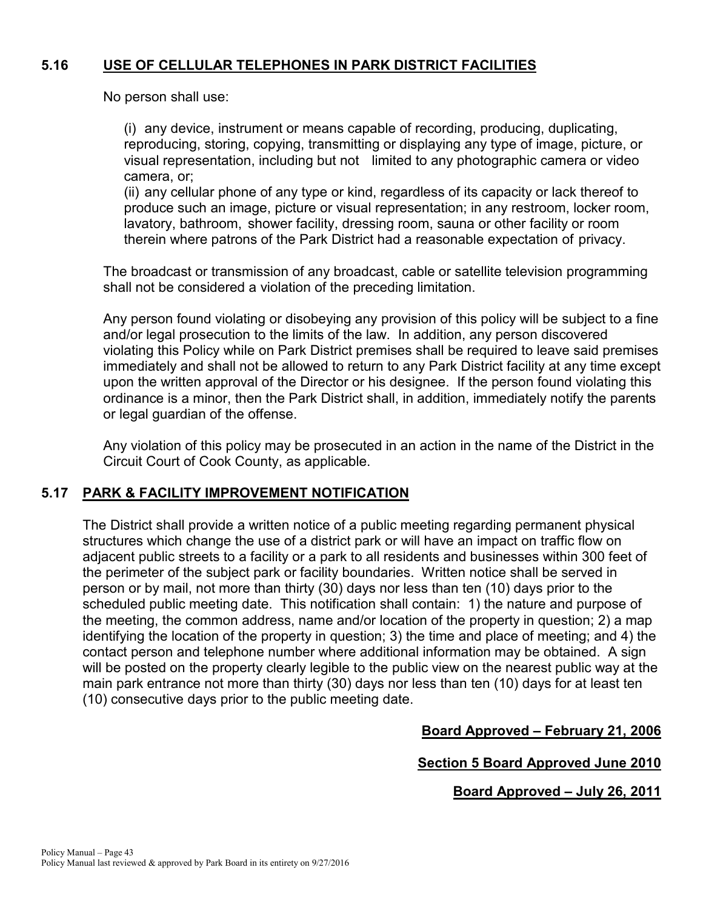## 5.16 USE OF CELLULAR TELEPHONES IN PARK DISTRICT FACILITIES

No person shall use:

(i) any device, instrument or means capable of recording, producing, duplicating, reproducing, storing, copying, transmitting or displaying any type of image, picture, or visual representation, including but not limited to any photographic camera or video camera, or;
(ii) any cellular phone of any type or kind, regardless of its capacity or lack thereof to produce such an image, picture or visual representation; in any restroom, locker room, lavatory, bathroom, shower facility, dressing room, sauna or other facility or room therein where patrons of the Park District had a reasonable expectation of privacy.

The broadcast or transmission of any broadcast, cable or satellite television programming shall not be considered a violation of the preceding limitation.

Any person found violating or disobeying any provision of this policy will be subject to a fine and/or legal prosecution to the limits of the law. In addition, any person discovered violating this Policy while on Park District premises shall be required to leave said premises immediately and shall not be allowed to return to any Park District facility at any time except upon the written approval of the Director or his designee. If the person found violating this ordinance is a minor, then the Park District shall, in addition, immediately notify the parents or legal guardian of the offense.

Any violation of this policy may be prosecuted in an action in the name of the District in the Circuit Court of Cook County, as applicable.

## 5.17 PARK & FACILITY IMPROVEMENT NOTIFICATION

The District shall provide a written notice of a public meeting regarding permanent physical structures which change the use of a district park or will have an impact on traffic flow on adjacent public streets to a facility or a park to all residents and businesses within 300 feet of the perimeter of the subject park or facility boundaries. Written notice shall be served in person or by mail, not more than thirty (30) days nor less than ten (10) days prior to the scheduled public meeting date. This notification shall contain: 1) the nature and purpose of the meeting, the common address, name and/or location of the property in question; 2) a map identifying the location of the property in question; 3) the time and place of meeting; and 4) the contact person and telephone number where additional information may be obtained. A sign will be posted on the property clearly legible to the public view on the nearest public way at the main park entrance not more than thirty (30) days nor less than ten (10) days for at least ten (10) consecutive days prior to the public meeting date.

**Board Approved – February 21, 2006**

**Section 5 Board Approved June 2010**

**Board Approved – July 26, 2011**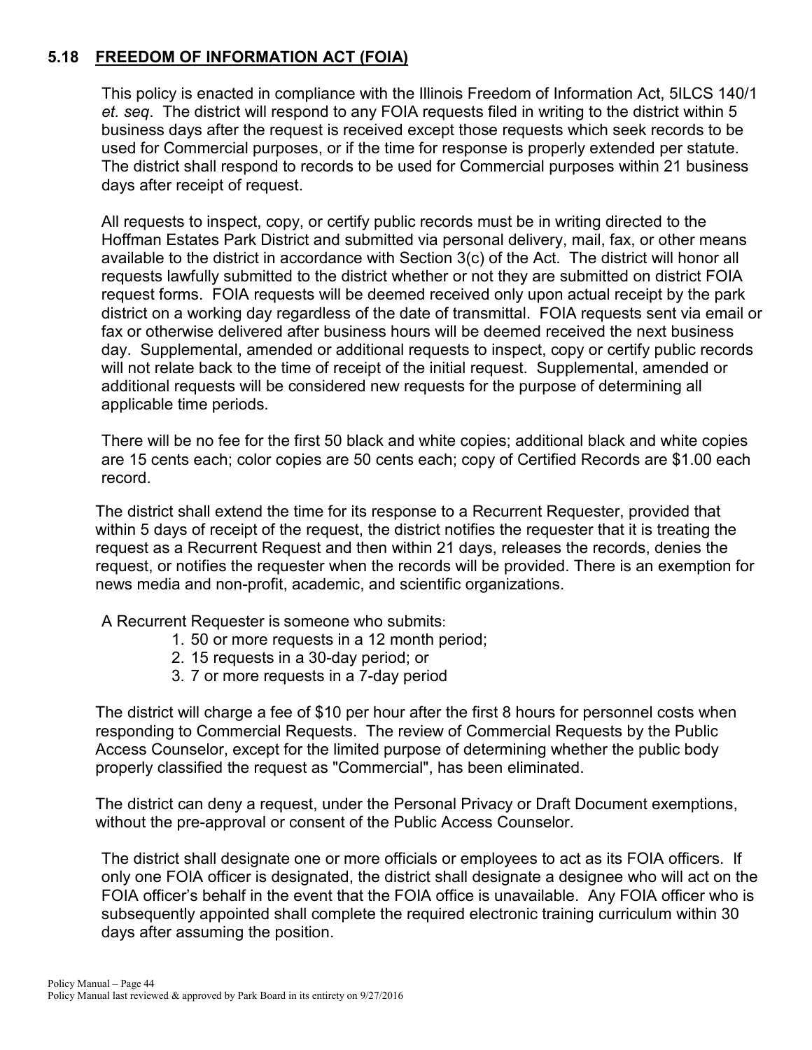## 5.18 FREEDOM OF INFORMATION ACT (FOIA)

This policy is enacted in compliance with the Illinois Freedom of Information Act, 5ILCS 140/1 *et. seq*. The district will respond to any FOIA requests filed in writing to the district within 5 business days after the request is received except those requests which seek records to be used for Commercial purposes, or if the time for response is properly extended per statute. The district shall respond to records to be used for Commercial purposes within 21 business days after receipt of request.

All requests to inspect, copy, or certify public records must be in writing directed to the Hoffman Estates Park District and submitted via personal delivery, mail, fax, or other means available to the district in accordance with Section 3(c) of the Act. The district will honor all requests lawfully submitted to the district whether or not they are submitted on district FOIA request forms. FOIA requests will be deemed received only upon actual receipt by the park district on a working day regardless of the date of transmittal. FOIA requests sent via email or fax or otherwise delivered after business hours will be deemed received the next business day. Supplemental, amended or additional requests to inspect, copy or certify public records will not relate back to the time of receipt of the initial request. Supplemental, amended or additional requests will be considered new requests for the purpose of determining all applicable time periods.

There will be no fee for the first 50 black and white copies; additional black and white copies are 15 cents each; color copies are 50 cents each; copy of Certified Records are $1.00 each record.

The district shall extend the time for its response to a Recurrent Requester, provided that within 5 days of receipt of the request, the district notifies the requester that it is treating the request as a Recurrent Request and then within 21 days, releases the records, denies the request, or notifies the requester when the records will be provided. There is an exemption for news media and non-profit, academic, and scientific organizations.

A Recurrent Requester is someone who submits:

1. 50 or more requests in a 12 month period;
2. 15 requests in a 30-day period; or
3. 7 or more requests in a 7-day period

The district will charge a fee of $10 per hour after the first 8 hours for personnel costs when responding to Commercial Requests. The review of Commercial Requests by the Public Access Counselor, except for the limited purpose of determining whether the public body properly classified the request as "Commercial", has been eliminated.

The district can deny a request, under the Personal Privacy or Draft Document exemptions, without the pre-approval or consent of the Public Access Counselor.

The district shall designate one or more officials or employees to act as its FOIA officers. If only one FOIA officer is designated, the district shall designate a designee who will act on the FOIA officer's behalf in the event that the FOIA office is unavailable. Any FOIA officer who is subsequently appointed shall complete the required electronic training curriculum within 30 days after assuming the position.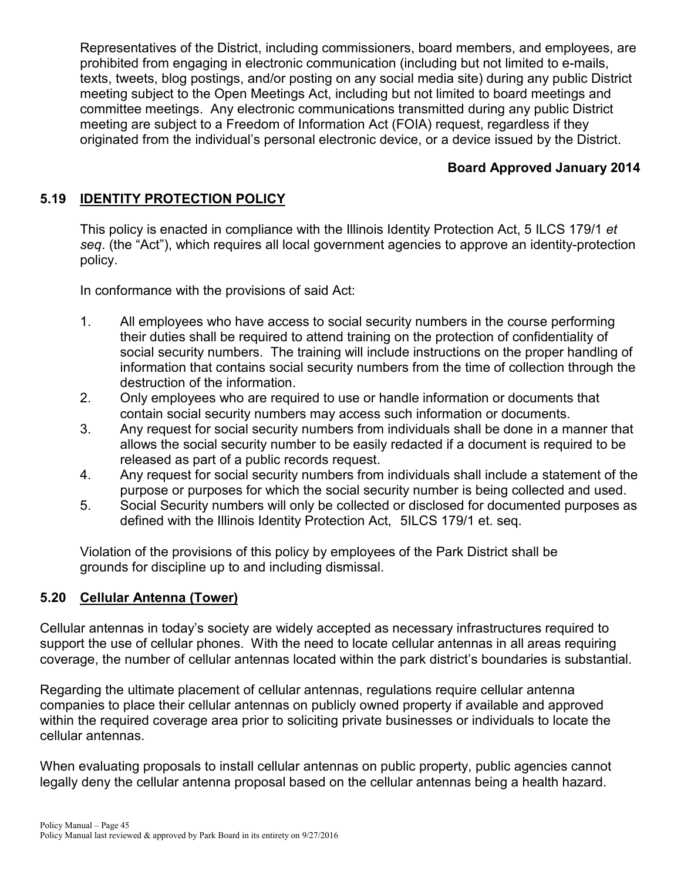Representatives of the District, including commissioners, board members, and employees, are prohibited from engaging in electronic communication (including but not limited to e-mails, texts, tweets, blog postings, and/or posting on any social media site) during any public District meeting subject to the Open Meetings Act, including but not limited to board meetings and committee meetings. Any electronic communications transmitted during any public District meeting are subject to a Freedom of Information Act (FOIA) request, regardless if they originated from the individual's personal electronic device, or a device issued by the District.

**Board Approved January 2014**

## 5.19 IDENTITY PROTECTION POLICY

This policy is enacted in compliance with the Illinois Identity Protection Act, 5 ILCS 179/1 *et seq*. (the "Act"), which requires all local government agencies to approve an identity-protection policy.

In conformance with the provisions of said Act:

1. All employees who have access to social security numbers in the course performing their duties shall be required to attend training on the protection of confidentiality of social security numbers. The training will include instructions on the proper handling of information that contains social security numbers from the time of collection through the destruction of the information.
2. Only employees who are required to use or handle information or documents that contain social security numbers may access such information or documents.
3. Any request for social security numbers from individuals shall be done in a manner that allows the social security number to be easily redacted if a document is required to be released as part of a public records request.
4. Any request for social security numbers from individuals shall include a statement of the purpose or purposes for which the social security number is being collected and used.
5. Social Security numbers will only be collected or disclosed for documented purposes as defined with the Illinois Identity Protection Act, 5ILCS 179/1 et. seq.

Violation of the provisions of this policy by employees of the Park District shall be grounds for discipline up to and including dismissal.

## 5.20 Cellular Antenna (Tower)

Cellular antennas in today's society are widely accepted as necessary infrastructures required to support the use of cellular phones. With the need to locate cellular antennas in all areas requiring coverage, the number of cellular antennas located within the park district's boundaries is substantial.

Regarding the ultimate placement of cellular antennas, regulations require cellular antenna companies to place their cellular antennas on publicly owned property if available and approved within the required coverage area prior to soliciting private businesses or individuals to locate the cellular antennas.

When evaluating proposals to install cellular antennas on public property, public agencies cannot legally deny the cellular antenna proposal based on the cellular antennas being a health hazard.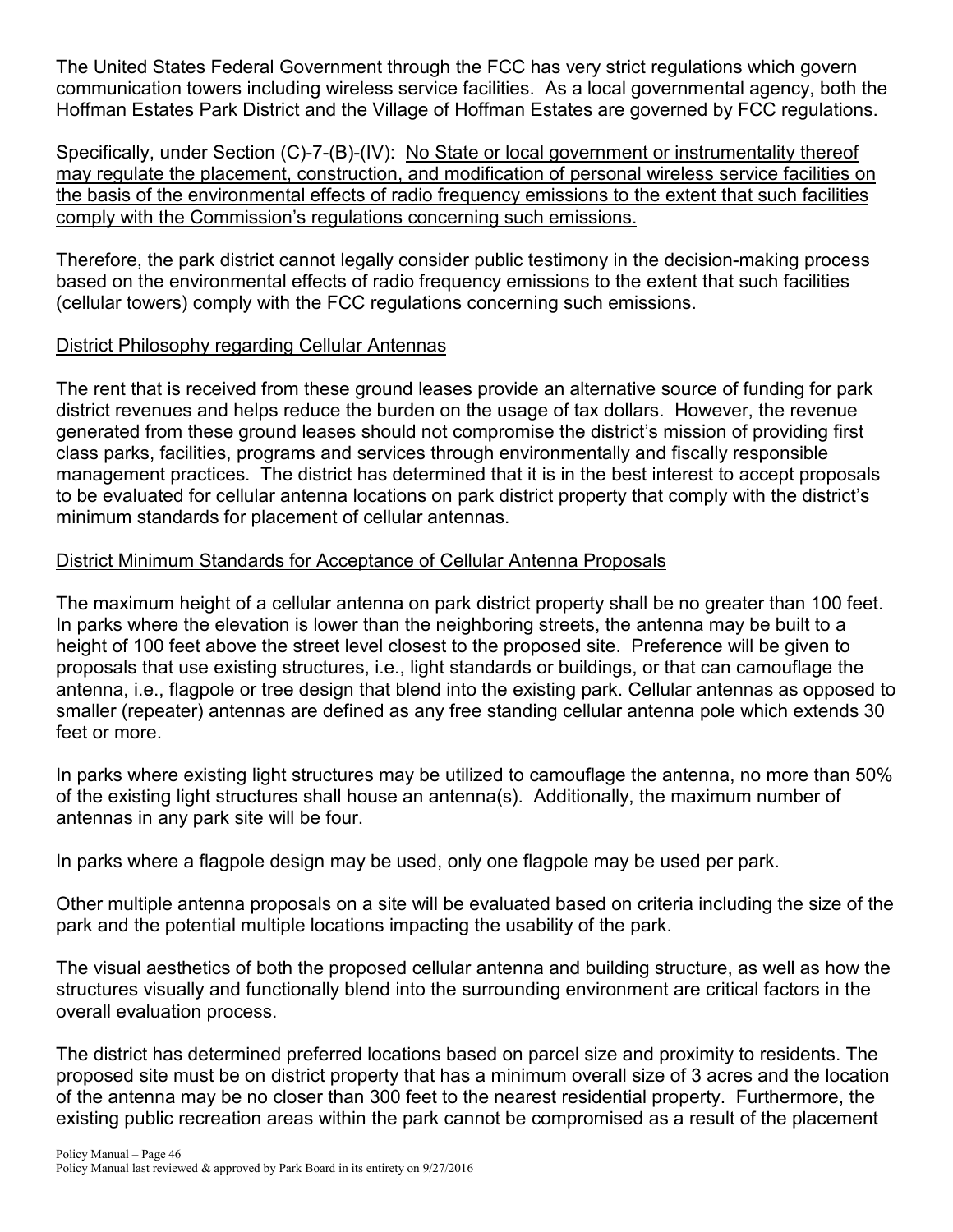The United States Federal Government through the FCC has very strict regulations which govern communication towers including wireless service facilities. As a local governmental agency, both the Hoffman Estates Park District and the Village of Hoffman Estates are governed by FCC regulations.

Specifically, under Section (C)-7-(B)-(IV): <u>No State or local government or instrumentality thereof may regulate the placement, construction, and modification of personal wireless service facilities on the basis of the environmental effects of radio frequency emissions to the extent that such facilities comply with the Commission's regulations concerning such emissions.</u>

Therefore, the park district cannot legally consider public testimony in the decision-making process based on the environmental effects of radio frequency emissions to the extent that such facilities (cellular towers) comply with the FCC regulations concerning such emissions.

<u>District Philosophy regarding Cellular Antennas</u>

The rent that is received from these ground leases provide an alternative source of funding for park district revenues and helps reduce the burden on the usage of tax dollars. However, the revenue generated from these ground leases should not compromise the district's mission of providing first class parks, facilities, programs and services through environmentally and fiscally responsible management practices. The district has determined that it is in the best interest to accept proposals to be evaluated for cellular antenna locations on park district property that comply with the district's minimum standards for placement of cellular antennas.

<u>District Minimum Standards for Acceptance of Cellular Antenna Proposals</u>

The maximum height of a cellular antenna on park district property shall be no greater than 100 feet. In parks where the elevation is lower than the neighboring streets, the antenna may be built to a height of 100 feet above the street level closest to the proposed site. Preference will be given to proposals that use existing structures, i.e., light standards or buildings, or that can camouflage the antenna, i.e., flagpole or tree design that blend into the existing park. Cellular antennas as opposed to smaller (repeater) antennas are defined as any free standing cellular antenna pole which extends 30 feet or more.

In parks where existing light structures may be utilized to camouflage the antenna, no more than 50% of the existing light structures shall house an antenna(s). Additionally, the maximum number of antennas in any park site will be four.

In parks where a flagpole design may be used, only one flagpole may be used per park.

Other multiple antenna proposals on a site will be evaluated based on criteria including the size of the park and the potential multiple locations impacting the usability of the park.

The visual aesthetics of both the proposed cellular antenna and building structure, as well as how the structures visually and functionally blend into the surrounding environment are critical factors in the overall evaluation process.

The district has determined preferred locations based on parcel size and proximity to residents. The proposed site must be on district property that has a minimum overall size of 3 acres and the location of the antenna may be no closer than 300 feet to the nearest residential property. Furthermore, the existing public recreation areas within the park cannot be compromised as a result of the placement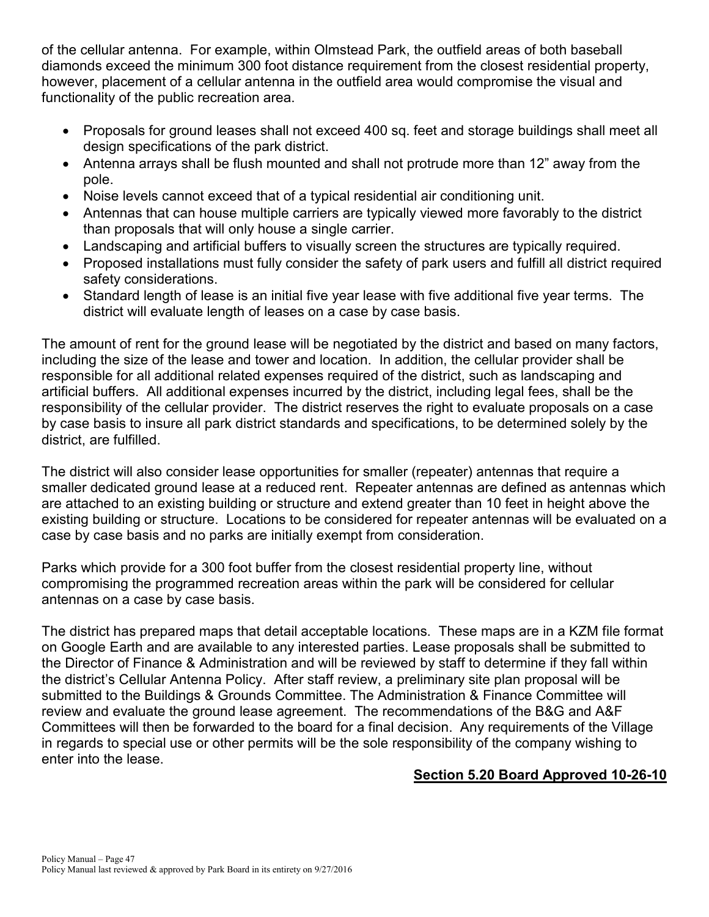of the cellular antenna. For example, within Olmstead Park, the outfield areas of both baseball diamonds exceed the minimum 300 foot distance requirement from the closest residential property, however, placement of a cellular antenna in the outfield area would compromise the visual and functionality of the public recreation area.

- Proposals for ground leases shall not exceed 400 sq. feet and storage buildings shall meet all design specifications of the park district.
- Antenna arrays shall be flush mounted and shall not protrude more than 12" away from the pole.
- Noise levels cannot exceed that of a typical residential air conditioning unit.
- Antennas that can house multiple carriers are typically viewed more favorably to the district than proposals that will only house a single carrier.
- Landscaping and artificial buffers to visually screen the structures are typically required.
- Proposed installations must fully consider the safety of park users and fulfill all district required safety considerations.
- Standard length of lease is an initial five year lease with five additional five year terms. The district will evaluate length of leases on a case by case basis.

The amount of rent for the ground lease will be negotiated by the district and based on many factors, including the size of the lease and tower and location. In addition, the cellular provider shall be responsible for all additional related expenses required of the district, such as landscaping and artificial buffers. All additional expenses incurred by the district, including legal fees, shall be the responsibility of the cellular provider. The district reserves the right to evaluate proposals on a case by case basis to insure all park district standards and specifications, to be determined solely by the district, are fulfilled.

The district will also consider lease opportunities for smaller (repeater) antennas that require a smaller dedicated ground lease at a reduced rent. Repeater antennas are defined as antennas which are attached to an existing building or structure and extend greater than 10 feet in height above the existing building or structure. Locations to be considered for repeater antennas will be evaluated on a case by case basis and no parks are initially exempt from consideration.

Parks which provide for a 300 foot buffer from the closest residential property line, without compromising the programmed recreation areas within the park will be considered for cellular antennas on a case by case basis.

The district has prepared maps that detail acceptable locations. These maps are in a KZM file format on Google Earth and are available to any interested parties. Lease proposals shall be submitted to the Director of Finance & Administration and will be reviewed by staff to determine if they fall within the district's Cellular Antenna Policy. After staff review, a preliminary site plan proposal will be submitted to the Buildings & Grounds Committee. The Administration & Finance Committee will review and evaluate the ground lease agreement. The recommendations of the B&G and A&F Committees will then be forwarded to the board for a final decision. Any requirements of the Village in regards to special use or other permits will be the sole responsibility of the company wishing to enter into the lease.

**Section 5.20 Board Approved 10-26-10**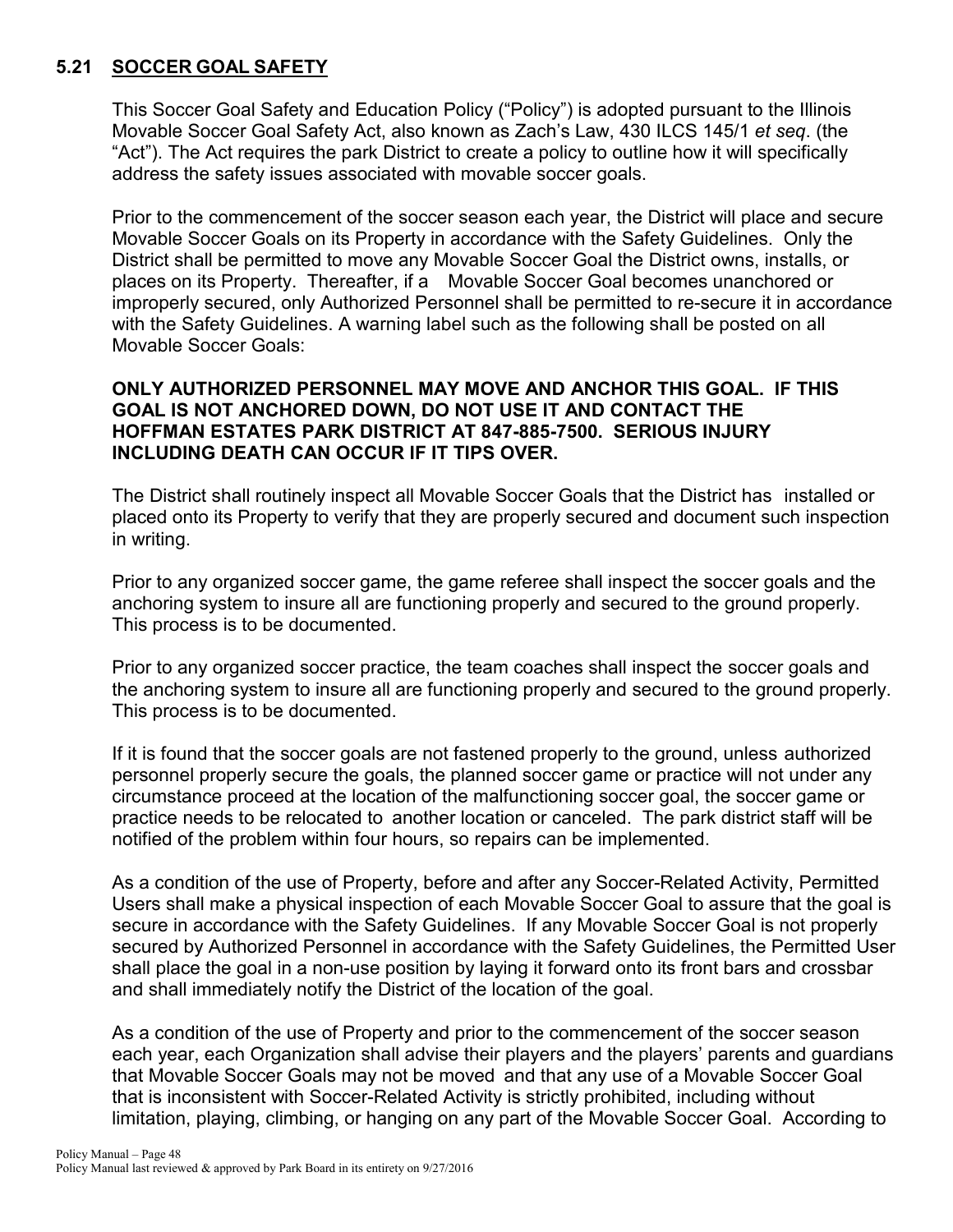## 5.21 SOCCER GOAL SAFETY

This Soccer Goal Safety and Education Policy ("Policy") is adopted pursuant to the Illinois Movable Soccer Goal Safety Act, also known as Zach's Law, 430 ILCS 145/1 *et seq*. (the "Act"). The Act requires the park District to create a policy to outline how it will specifically address the safety issues associated with movable soccer goals.

Prior to the commencement of the soccer season each year, the District will place and secure Movable Soccer Goals on its Property in accordance with the Safety Guidelines. Only the District shall be permitted to move any Movable Soccer Goal the District owns, installs, or places on its Property. Thereafter, if a Movable Soccer Goal becomes unanchored or improperly secured, only Authorized Personnel shall be permitted to re-secure it in accordance with the Safety Guidelines. A warning label such as the following shall be posted on all Movable Soccer Goals:

**ONLY AUTHORIZED PERSONNEL MAY MOVE AND ANCHOR THIS GOAL. IF THIS GOAL IS NOT ANCHORED DOWN, DO NOT USE IT AND CONTACT THE HOFFMAN ESTATES PARK DISTRICT AT 847-885-7500. SERIOUS INJURY INCLUDING DEATH CAN OCCUR IF IT TIPS OVER.**

The District shall routinely inspect all Movable Soccer Goals that the District has installed or placed onto its Property to verify that they are properly secured and document such inspection in writing.

Prior to any organized soccer game, the game referee shall inspect the soccer goals and the anchoring system to insure all are functioning properly and secured to the ground properly. This process is to be documented.

Prior to any organized soccer practice, the team coaches shall inspect the soccer goals and the anchoring system to insure all are functioning properly and secured to the ground properly. This process is to be documented.

If it is found that the soccer goals are not fastened properly to the ground, unless authorized personnel properly secure the goals, the planned soccer game or practice will not under any circumstance proceed at the location of the malfunctioning soccer goal, the soccer game or practice needs to be relocated to another location or canceled. The park district staff will be notified of the problem within four hours, so repairs can be implemented.

As a condition of the use of Property, before and after any Soccer-Related Activity, Permitted Users shall make a physical inspection of each Movable Soccer Goal to assure that the goal is secure in accordance with the Safety Guidelines. If any Movable Soccer Goal is not properly secured by Authorized Personnel in accordance with the Safety Guidelines, the Permitted User shall place the goal in a non-use position by laying it forward onto its front bars and crossbar and shall immediately notify the District of the location of the goal.

As a condition of the use of Property and prior to the commencement of the soccer season each year, each Organization shall advise their players and the players' parents and guardians that Movable Soccer Goals may not be moved and that any use of a Movable Soccer Goal that is inconsistent with Soccer-Related Activity is strictly prohibited, including without limitation, playing, climbing, or hanging on any part of the Movable Soccer Goal. According to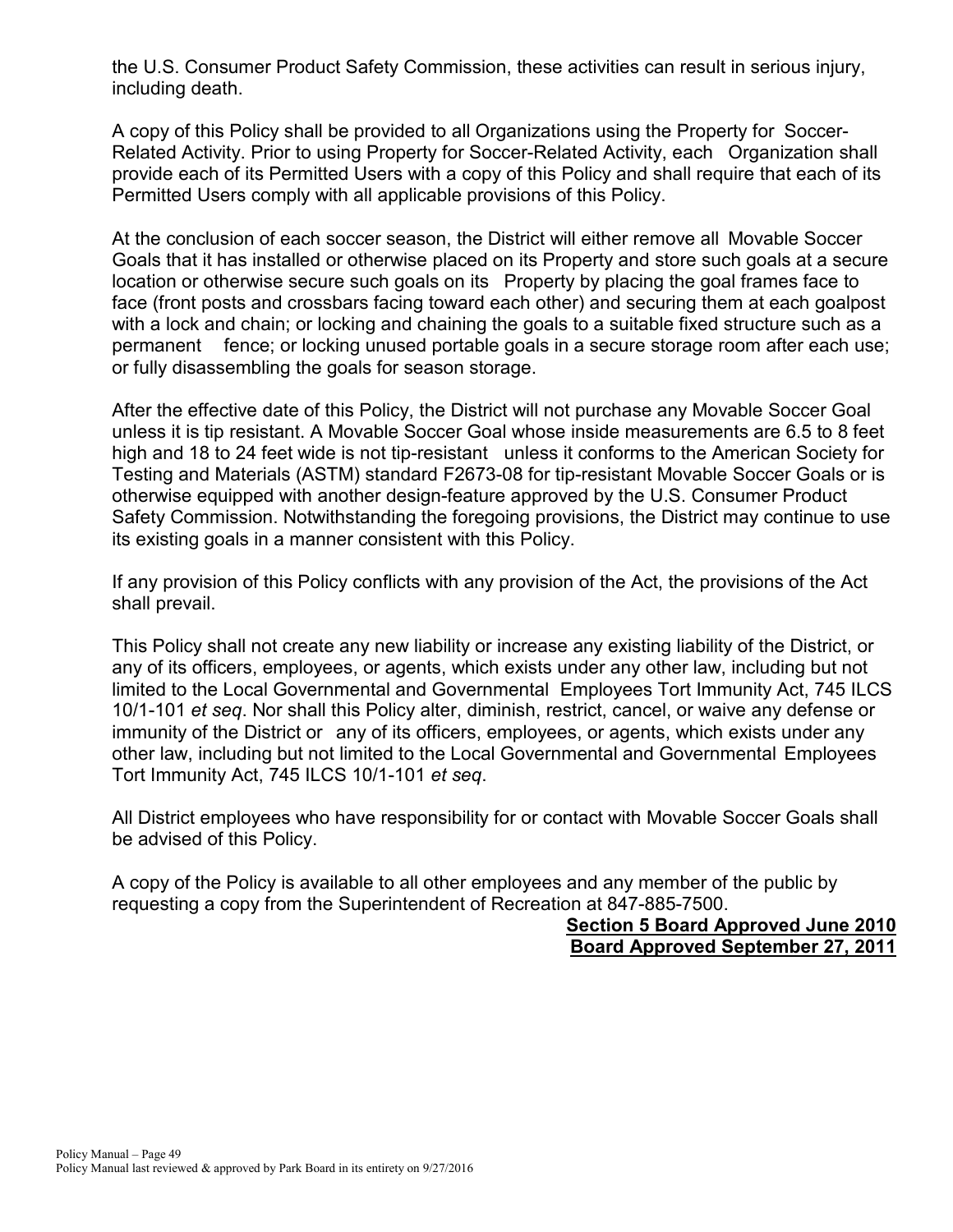the U.S. Consumer Product Safety Commission, these activities can result in serious injury, including death.

A copy of this Policy shall be provided to all Organizations using the Property for Soccer-Related Activity. Prior to using Property for Soccer-Related Activity, each Organization shall provide each of its Permitted Users with a copy of this Policy and shall require that each of its Permitted Users comply with all applicable provisions of this Policy.

At the conclusion of each soccer season, the District will either remove all Movable Soccer Goals that it has installed or otherwise placed on its Property and store such goals at a secure location or otherwise secure such goals on its Property by placing the goal frames face to face (front posts and crossbars facing toward each other) and securing them at each goalpost with a lock and chain; or locking and chaining the goals to a suitable fixed structure such as a permanent fence; or locking unused portable goals in a secure storage room after each use; or fully disassembling the goals for season storage.

After the effective date of this Policy, the District will not purchase any Movable Soccer Goal unless it is tip resistant. A Movable Soccer Goal whose inside measurements are 6.5 to 8 feet high and 18 to 24 feet wide is not tip-resistant unless it conforms to the American Society for Testing and Materials (ASTM) standard F2673-08 for tip-resistant Movable Soccer Goals or is otherwise equipped with another design-feature approved by the U.S. Consumer Product Safety Commission. Notwithstanding the foregoing provisions, the District may continue to use its existing goals in a manner consistent with this Policy.

If any provision of this Policy conflicts with any provision of the Act, the provisions of the Act shall prevail.

This Policy shall not create any new liability or increase any existing liability of the District, or any of its officers, employees, or agents, which exists under any other law, including but not limited to the Local Governmental and Governmental Employees Tort Immunity Act, 745 ILCS 10/1-101 *et seq*. Nor shall this Policy alter, diminish, restrict, cancel, or waive any defense or immunity of the District or any of its officers, employees, or agents, which exists under any other law, including but not limited to the Local Governmental and Governmental Employees Tort Immunity Act, 745 ILCS 10/1-101 *et seq*.

All District employees who have responsibility for or contact with Movable Soccer Goals shall be advised of this Policy.

A copy of the Policy is available to all other employees and any member of the public by requesting a copy from the Superintendent of Recreation at 847-885-7500.

**Section 5 Board Approved June 2010**
**Board Approved September 27, 2011**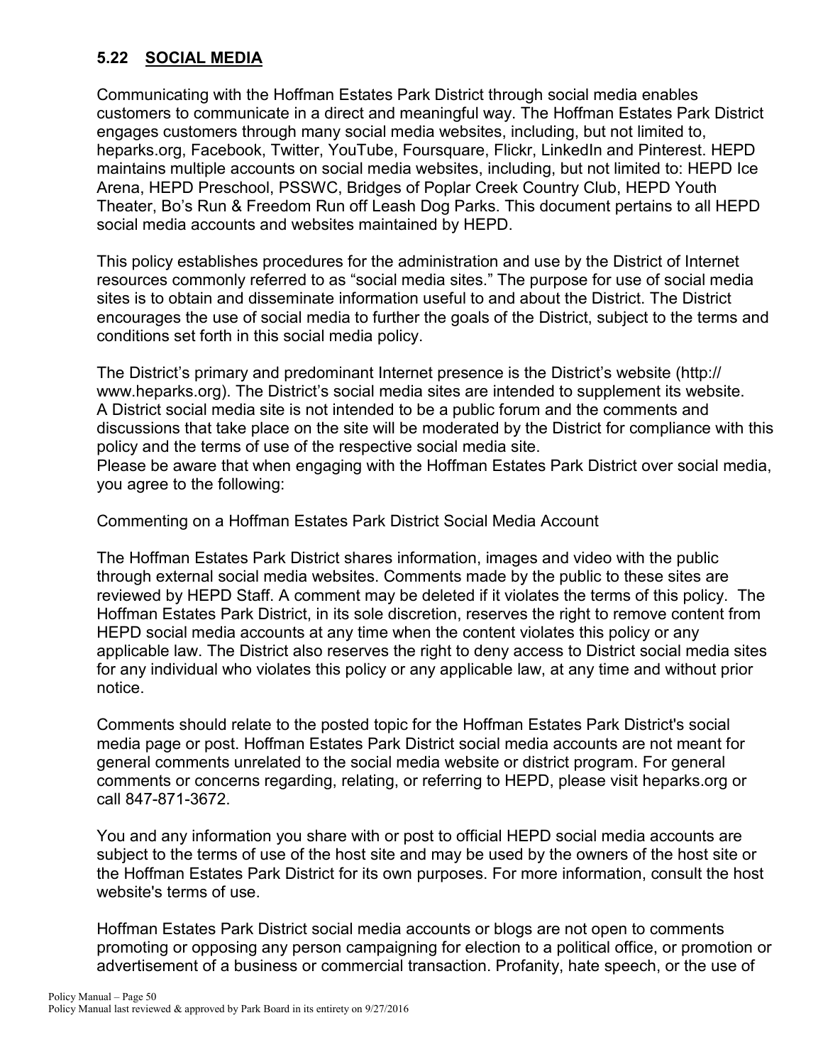## 5.22 SOCIAL MEDIA

Communicating with the Hoffman Estates Park District through social media enables customers to communicate in a direct and meaningful way. The Hoffman Estates Park District engages customers through many social media websites, including, but not limited to, heparks.org, Facebook, Twitter, YouTube, Foursquare, Flickr, LinkedIn and Pinterest. HEPD maintains multiple accounts on social media websites, including, but not limited to: HEPD Ice Arena, HEPD Preschool, PSSWC, Bridges of Poplar Creek Country Club, HEPD Youth Theater, Bo's Run & Freedom Run off Leash Dog Parks. This document pertains to all HEPD social media accounts and websites maintained by HEPD.

This policy establishes procedures for the administration and use by the District of Internet resources commonly referred to as "social media sites." The purpose for use of social media sites is to obtain and disseminate information useful to and about the District. The District encourages the use of social media to further the goals of the District, subject to the terms and conditions set forth in this social media policy.

The District's primary and predominant Internet presence is the District's website (http://www.heparks.org). The District's social media sites are intended to supplement its website. A District social media site is not intended to be a public forum and the comments and discussions that take place on the site will be moderated by the District for compliance with this policy and the terms of use of the respective social media site.
Please be aware that when engaging with the Hoffman Estates Park District over social media, you agree to the following:

Commenting on a Hoffman Estates Park District Social Media Account

The Hoffman Estates Park District shares information, images and video with the public through external social media websites. Comments made by the public to these sites are reviewed by HEPD Staff. A comment may be deleted if it violates the terms of this policy. The Hoffman Estates Park District, in its sole discretion, reserves the right to remove content from HEPD social media accounts at any time when the content violates this policy or any applicable law. The District also reserves the right to deny access to District social media sites for any individual who violates this policy or any applicable law, at any time and without prior notice.

Comments should relate to the posted topic for the Hoffman Estates Park District's social media page or post. Hoffman Estates Park District social media accounts are not meant for general comments unrelated to the social media website or district program. For general comments or concerns regarding, relating, or referring to HEPD, please visit heparks.org or call 847-871-3672.

You and any information you share with or post to official HEPD social media accounts are subject to the terms of use of the host site and may be used by the owners of the host site or the Hoffman Estates Park District for its own purposes. For more information, consult the host website's terms of use.

Hoffman Estates Park District social media accounts or blogs are not open to comments promoting or opposing any person campaigning for election to a political office, or promotion or advertisement of a business or commercial transaction. Profanity, hate speech, or the use of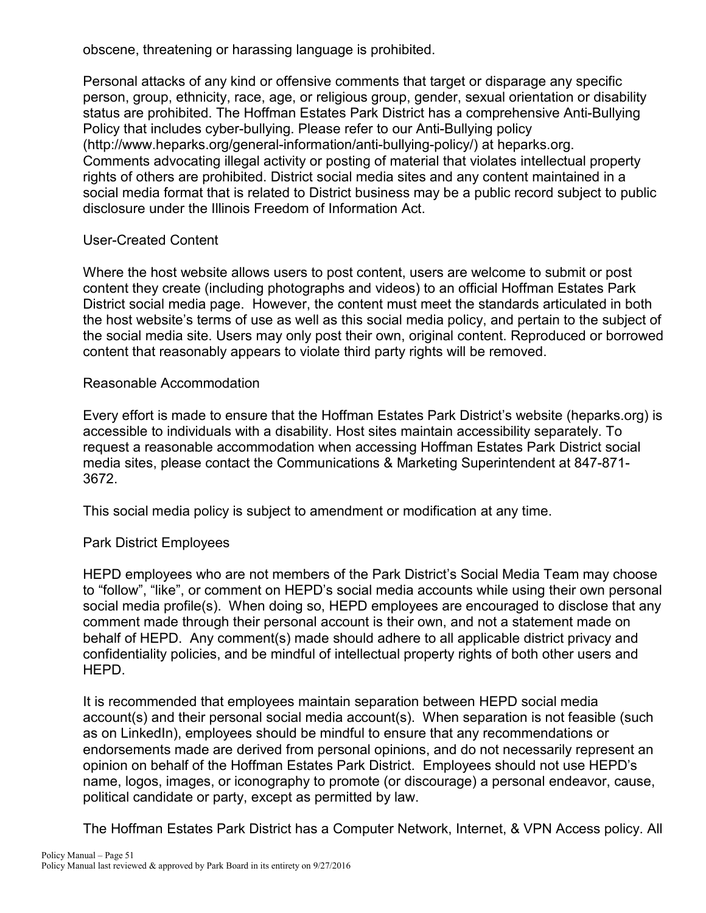obscene, threatening or harassing language is prohibited.

Personal attacks of any kind or offensive comments that target or disparage any specific person, group, ethnicity, race, age, or religious group, gender, sexual orientation or disability status are prohibited. The Hoffman Estates Park District has a comprehensive Anti-Bullying Policy that includes cyber-bullying. Please refer to our Anti-Bullying policy (http://www.heparks.org/general-information/anti-bullying-policy/) at heparks.org. Comments advocating illegal activity or posting of material that violates intellectual property rights of others are prohibited. District social media sites and any content maintained in a social media format that is related to District business may be a public record subject to public disclosure under the Illinois Freedom of Information Act.

### User-Created Content

Where the host website allows users to post content, users are welcome to submit or post content they create (including photographs and videos) to an official Hoffman Estates Park District social media page. However, the content must meet the standards articulated in both the host website's terms of use as well as this social media policy, and pertain to the subject of the social media site. Users may only post their own, original content. Reproduced or borrowed content that reasonably appears to violate third party rights will be removed.

### Reasonable Accommodation

Every effort is made to ensure that the Hoffman Estates Park District's website (heparks.org) is accessible to individuals with a disability. Host sites maintain accessibility separately. To request a reasonable accommodation when accessing Hoffman Estates Park District social media sites, please contact the Communications & Marketing Superintendent at 847-871-3672.

This social media policy is subject to amendment or modification at any time.

### Park District Employees

HEPD employees who are not members of the Park District's Social Media Team may choose to "follow", "like", or comment on HEPD's social media accounts while using their own personal social media profile(s). When doing so, HEPD employees are encouraged to disclose that any comment made through their personal account is their own, and not a statement made on behalf of HEPD. Any comment(s) made should adhere to all applicable district privacy and confidentiality policies, and be mindful of intellectual property rights of both other users and HEPD.

It is recommended that employees maintain separation between HEPD social media account(s) and their personal social media account(s). When separation is not feasible (such as on LinkedIn), employees should be mindful to ensure that any recommendations or endorsements made are derived from personal opinions, and do not necessarily represent an opinion on behalf of the Hoffman Estates Park District. Employees should not use HEPD's name, logos, images, or iconography to promote (or discourage) a personal endeavor, cause, political candidate or party, except as permitted by law.

The Hoffman Estates Park District has a Computer Network, Internet, & VPN Access policy. All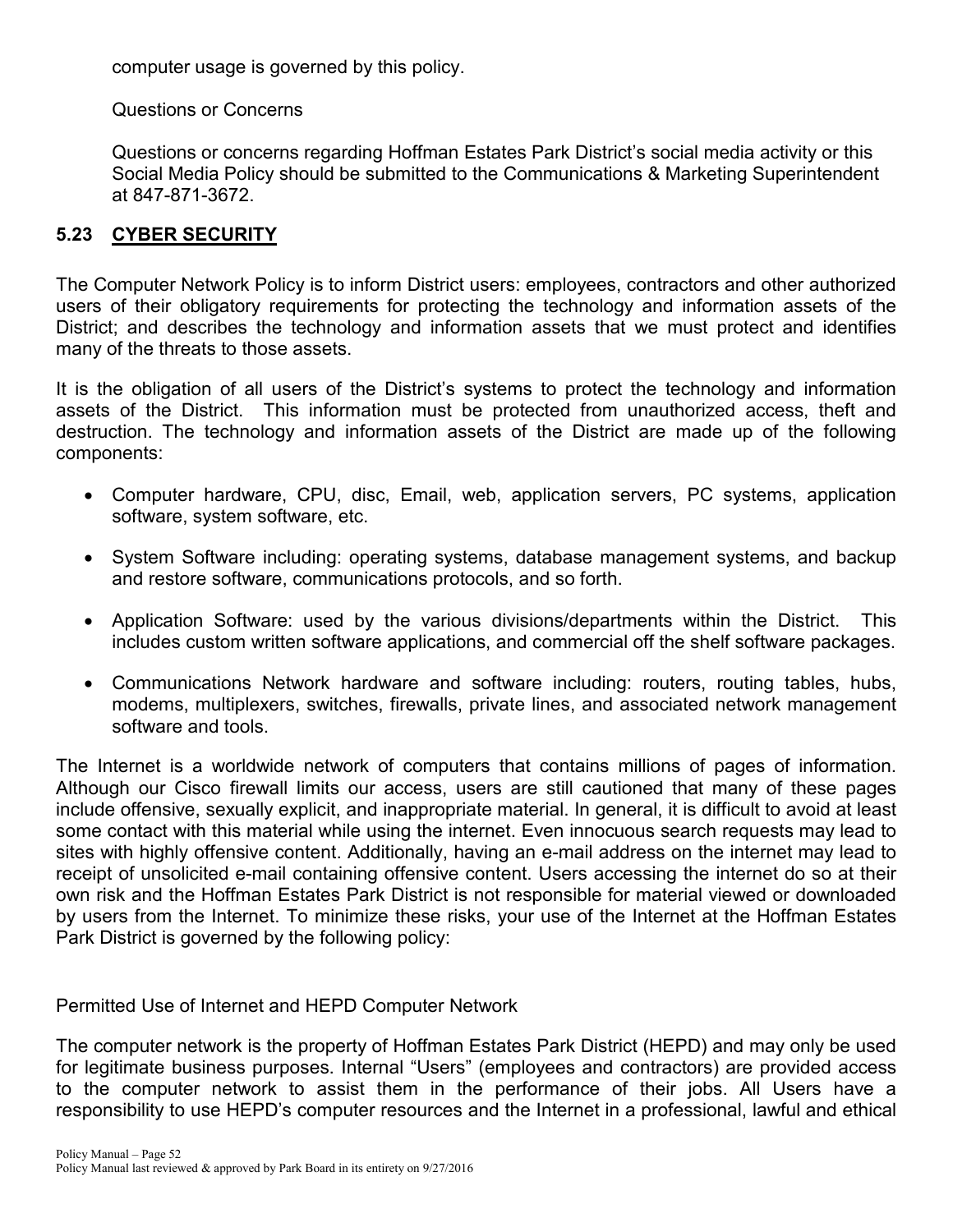computer usage is governed by this policy.

Questions or Concerns

Questions or concerns regarding Hoffman Estates Park District's social media activity or this Social Media Policy should be submitted to the Communications & Marketing Superintendent at 847-871-3672.

## 5.23 CYBER SECURITY

The Computer Network Policy is to inform District users: employees, contractors and other authorized users of their obligatory requirements for protecting the technology and information assets of the District; and describes the technology and information assets that we must protect and identifies many of the threats to those assets.

It is the obligation of all users of the District's systems to protect the technology and information assets of the District. This information must be protected from unauthorized access, theft and destruction. The technology and information assets of the District are made up of the following components:

- Computer hardware, CPU, disc, Email, web, application servers, PC systems, application software, system software, etc.
- System Software including: operating systems, database management systems, and backup and restore software, communications protocols, and so forth.
- Application Software: used by the various divisions/departments within the District. This includes custom written software applications, and commercial off the shelf software packages.
- Communications Network hardware and software including: routers, routing tables, hubs, modems, multiplexers, switches, firewalls, private lines, and associated network management software and tools.

The Internet is a worldwide network of computers that contains millions of pages of information. Although our Cisco firewall limits our access, users are still cautioned that many of these pages include offensive, sexually explicit, and inappropriate material. In general, it is difficult to avoid at least some contact with this material while using the internet. Even innocuous search requests may lead to sites with highly offensive content. Additionally, having an e-mail address on the internet may lead to receipt of unsolicited e-mail containing offensive content. Users accessing the internet do so at their own risk and the Hoffman Estates Park District is not responsible for material viewed or downloaded by users from the Internet. To minimize these risks, your use of the Internet at the Hoffman Estates Park District is governed by the following policy:

Permitted Use of Internet and HEPD Computer Network

The computer network is the property of Hoffman Estates Park District (HEPD) and may only be used for legitimate business purposes. Internal "Users" (employees and contractors) are provided access to the computer network to assist them in the performance of their jobs. All Users have a responsibility to use HEPD's computer resources and the Internet in a professional, lawful and ethical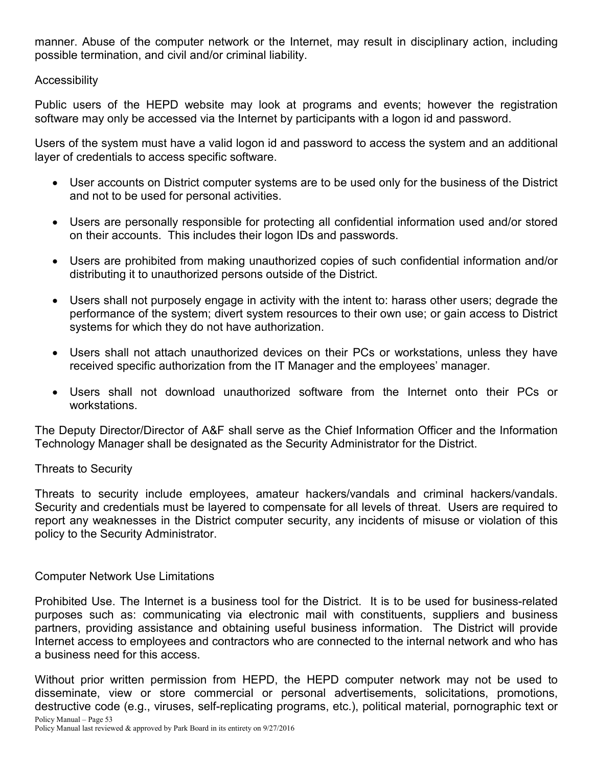manner. Abuse of the computer network or the Internet, may result in disciplinary action, including possible termination, and civil and/or criminal liability.

### Accessibility

Public users of the HEPD website may look at programs and events; however the registration software may only be accessed via the Internet by participants with a logon id and password.

Users of the system must have a valid logon id and password to access the system and an additional layer of credentials to access specific software.

- User accounts on District computer systems are to be used only for the business of the District and not to be used for personal activities.
- Users are personally responsible for protecting all confidential information used and/or stored on their accounts. This includes their logon IDs and passwords.
- Users are prohibited from making unauthorized copies of such confidential information and/or distributing it to unauthorized persons outside of the District.
- Users shall not purposely engage in activity with the intent to: harass other users; degrade the performance of the system; divert system resources to their own use; or gain access to District systems for which they do not have authorization.
- Users shall not attach unauthorized devices on their PCs or workstations, unless they have received specific authorization from the IT Manager and the employees' manager.
- Users shall not download unauthorized software from the Internet onto their PCs or workstations.

The Deputy Director/Director of A&F shall serve as the Chief Information Officer and the Information Technology Manager shall be designated as the Security Administrator for the District.

### Threats to Security

Threats to security include employees, amateur hackers/vandals and criminal hackers/vandals. Security and credentials must be layered to compensate for all levels of threat. Users are required to report any weaknesses in the District computer security, any incidents of misuse or violation of this policy to the Security Administrator.

### Computer Network Use Limitations

Prohibited Use. The Internet is a business tool for the District. It is to be used for business-related purposes such as: communicating via electronic mail with constituents, suppliers and business partners, providing assistance and obtaining useful business information. The District will provide Internet access to employees and contractors who are connected to the internal network and who has a business need for this access.

Without prior written permission from HEPD, the HEPD computer network may not be used to disseminate, view or store commercial or personal advertisements, solicitations, promotions, destructive code (e.g., viruses, self-replicating programs, etc.), political material, pornographic text or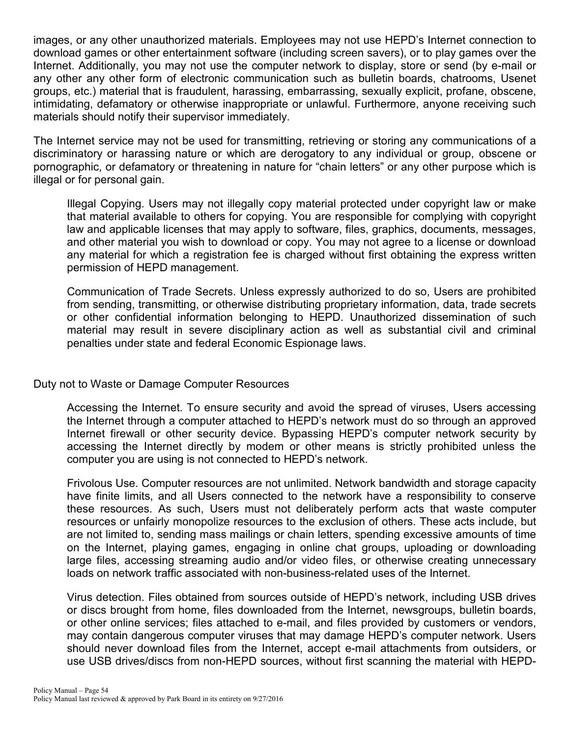images, or any other unauthorized materials. Employees may not use HEPD's Internet connection to download games or other entertainment software (including screen savers), or to play games over the Internet. Additionally, you may not use the computer network to display, store or send (by e-mail or any other any other form of electronic communication such as bulletin boards, chatrooms, Usenet groups, etc.) material that is fraudulent, harassing, embarrassing, sexually explicit, profane, obscene, intimidating, defamatory or otherwise inappropriate or unlawful. Furthermore, anyone receiving such materials should notify their supervisor immediately.

The Internet service may not be used for transmitting, retrieving or storing any communications of a discriminatory or harassing nature or which are derogatory to any individual or group, obscene or pornographic, or defamatory or threatening in nature for "chain letters" or any other purpose which is illegal or for personal gain.

Illegal Copying. Users may not illegally copy material protected under copyright law or make that material available to others for copying. You are responsible for complying with copyright law and applicable licenses that may apply to software, files, graphics, documents, messages, and other material you wish to download or copy. You may not agree to a license or download any material for which a registration fee is charged without first obtaining the express written permission of HEPD management.

Communication of Trade Secrets. Unless expressly authorized to do so, Users are prohibited from sending, transmitting, or otherwise distributing proprietary information, data, trade secrets or other confidential information belonging to HEPD. Unauthorized dissemination of such material may result in severe disciplinary action as well as substantial civil and criminal penalties under state and federal Economic Espionage laws.

Duty not to Waste or Damage Computer Resources

Accessing the Internet. To ensure security and avoid the spread of viruses, Users accessing the Internet through a computer attached to HEPD's network must do so through an approved Internet firewall or other security device. Bypassing HEPD's computer network security by accessing the Internet directly by modem or other means is strictly prohibited unless the computer you are using is not connected to HEPD's network.

Frivolous Use. Computer resources are not unlimited. Network bandwidth and storage capacity have finite limits, and all Users connected to the network have a responsibility to conserve these resources. As such, Users must not deliberately perform acts that waste computer resources or unfairly monopolize resources to the exclusion of others. These acts include, but are not limited to, sending mass mailings or chain letters, spending excessive amounts of time on the Internet, playing games, engaging in online chat groups, uploading or downloading large files, accessing streaming audio and/or video files, or otherwise creating unnecessary loads on network traffic associated with non-business-related uses of the Internet.

Virus detection. Files obtained from sources outside of HEPD's network, including USB drives or discs brought from home, files downloaded from the Internet, newsgroups, bulletin boards, or other online services; files attached to e-mail, and files provided by customers or vendors, may contain dangerous computer viruses that may damage HEPD's computer network. Users should never download files from the Internet, accept e-mail attachments from outsiders, or use USB drives/discs from non-HEPD sources, without first scanning the material with HEPD-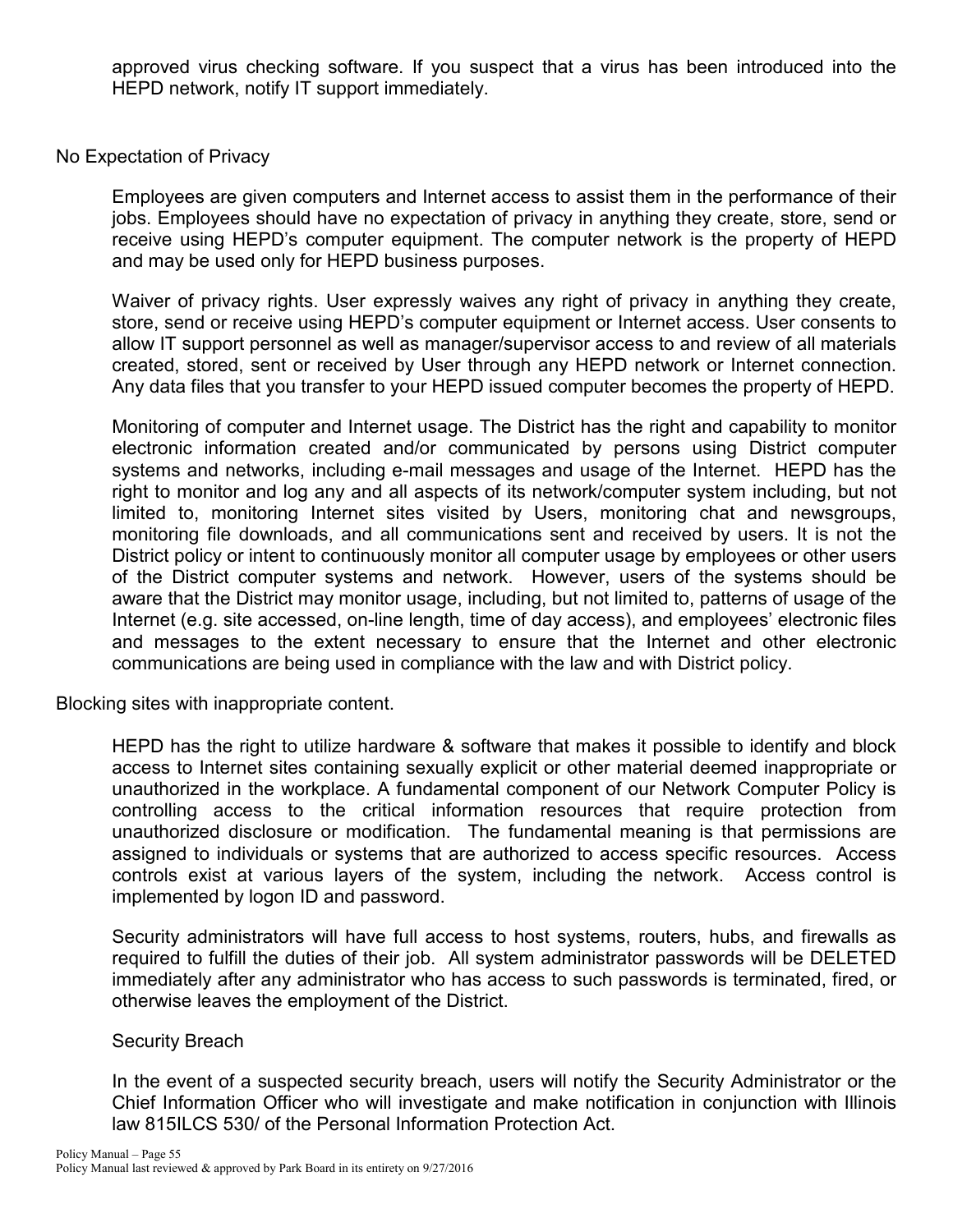approved virus checking software. If you suspect that a virus has been introduced into the HEPD network, notify IT support immediately.

## No Expectation of Privacy

Employees are given computers and Internet access to assist them in the performance of their jobs. Employees should have no expectation of privacy in anything they create, store, send or receive using HEPD's computer equipment. The computer network is the property of HEPD and may be used only for HEPD business purposes.

Waiver of privacy rights. User expressly waives any right of privacy in anything they create, store, send or receive using HEPD's computer equipment or Internet access. User consents to allow IT support personnel as well as manager/supervisor access to and review of all materials created, stored, sent or received by User through any HEPD network or Internet connection. Any data files that you transfer to your HEPD issued computer becomes the property of HEPD.

Monitoring of computer and Internet usage. The District has the right and capability to monitor electronic information created and/or communicated by persons using District computer systems and networks, including e-mail messages and usage of the Internet. HEPD has the right to monitor and log any and all aspects of its network/computer system including, but not limited to, monitoring Internet sites visited by Users, monitoring chat and newsgroups, monitoring file downloads, and all communications sent and received by users. It is not the District policy or intent to continuously monitor all computer usage by employees or other users of the District computer systems and network. However, users of the systems should be aware that the District may monitor usage, including, but not limited to, patterns of usage of the Internet (e.g. site accessed, on-line length, time of day access), and employees' electronic files and messages to the extent necessary to ensure that the Internet and other electronic communications are being used in compliance with the law and with District policy.

## Blocking sites with inappropriate content.

HEPD has the right to utilize hardware & software that makes it possible to identify and block access to Internet sites containing sexually explicit or other material deemed inappropriate or unauthorized in the workplace. A fundamental component of our Network Computer Policy is controlling access to the critical information resources that require protection from unauthorized disclosure or modification. The fundamental meaning is that permissions are assigned to individuals or systems that are authorized to access specific resources. Access controls exist at various layers of the system, including the network. Access control is implemented by logon ID and password.

Security administrators will have full access to host systems, routers, hubs, and firewalls as required to fulfill the duties of their job. All system administrator passwords will be DELETED immediately after any administrator who has access to such passwords is terminated, fired, or otherwise leaves the employment of the District.

### Security Breach

In the event of a suspected security breach, users will notify the Security Administrator or the Chief Information Officer who will investigate and make notification in conjunction with Illinois law 815ILCS 530/ of the Personal Information Protection Act.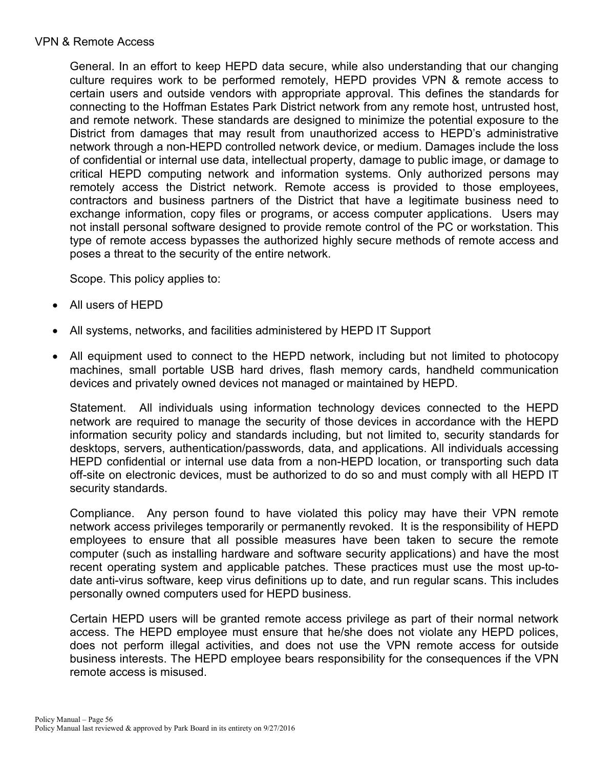## VPN & Remote Access

General. In an effort to keep HEPD data secure, while also understanding that our changing culture requires work to be performed remotely, HEPD provides VPN & remote access to certain users and outside vendors with appropriate approval. This defines the standards for connecting to the Hoffman Estates Park District network from any remote host, untrusted host, and remote network. These standards are designed to minimize the potential exposure to the District from damages that may result from unauthorized access to HEPD's administrative network through a non-HEPD controlled network device, or medium. Damages include the loss of confidential or internal use data, intellectual property, damage to public image, or damage to critical HEPD computing network and information systems. Only authorized persons may remotely access the District network. Remote access is provided to those employees, contractors and business partners of the District that have a legitimate business need to exchange information, copy files or programs, or access computer applications. Users may not install personal software designed to provide remote control of the PC or workstation. This type of remote access bypasses the authorized highly secure methods of remote access and poses a threat to the security of the entire network.

Scope. This policy applies to:

- All users of HEPD
- All systems, networks, and facilities administered by HEPD IT Support
- All equipment used to connect to the HEPD network, including but not limited to photocopy machines, small portable USB hard drives, flash memory cards, handheld communication devices and privately owned devices not managed or maintained by HEPD.

Statement. All individuals using information technology devices connected to the HEPD network are required to manage the security of those devices in accordance with the HEPD information security policy and standards including, but not limited to, security standards for desktops, servers, authentication/passwords, data, and applications. All individuals accessing HEPD confidential or internal use data from a non-HEPD location, or transporting such data off-site on electronic devices, must be authorized to do so and must comply with all HEPD IT security standards.

Compliance. Any person found to have violated this policy may have their VPN remote network access privileges temporarily or permanently revoked. It is the responsibility of HEPD employees to ensure that all possible measures have been taken to secure the remote computer (such as installing hardware and software security applications) and have the most recent operating system and applicable patches. These practices must use the most up-to-date anti-virus software, keep virus definitions up to date, and run regular scans. This includes personally owned computers used for HEPD business.

Certain HEPD users will be granted remote access privilege as part of their normal network access. The HEPD employee must ensure that he/she does not violate any HEPD polices, does not perform illegal activities, and does not use the VPN remote access for outside business interests. The HEPD employee bears responsibility for the consequences if the VPN remote access is misused.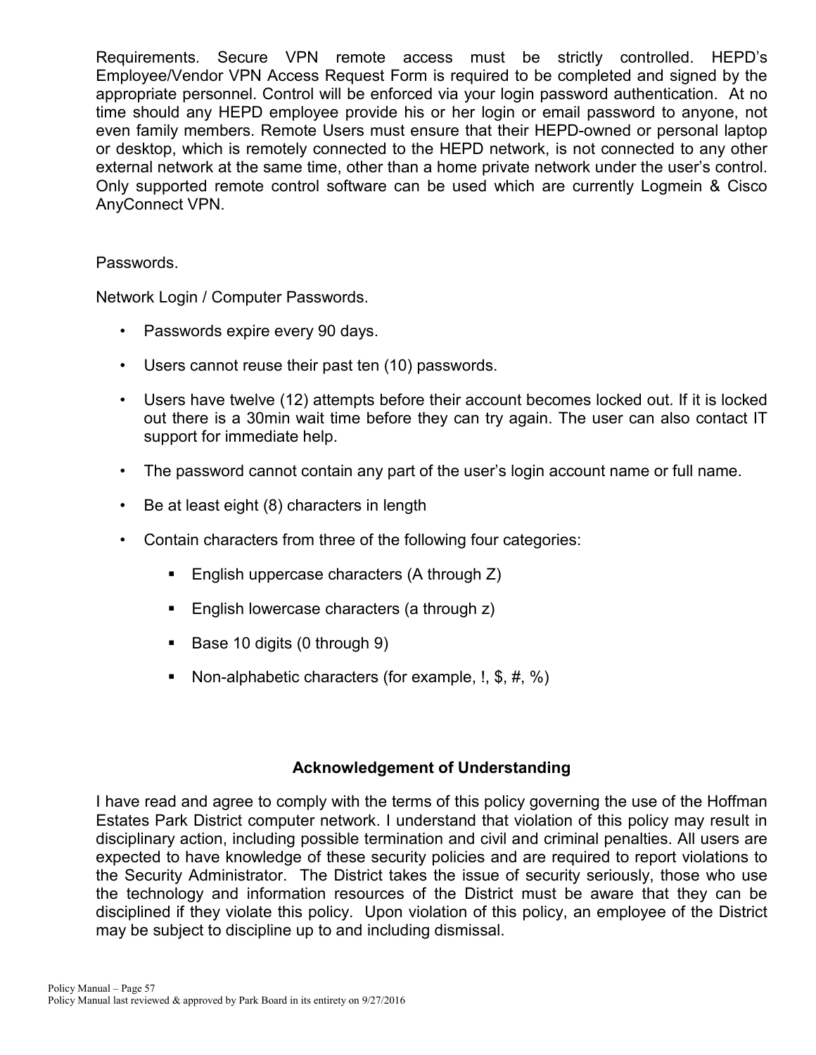Requirements. Secure VPN remote access must be strictly controlled. HEPD's Employee/Vendor VPN Access Request Form is required to be completed and signed by the appropriate personnel. Control will be enforced via your login password authentication. At no time should any HEPD employee provide his or her login or email password to anyone, not even family members. Remote Users must ensure that their HEPD-owned or personal laptop or desktop, which is remotely connected to the HEPD network, is not connected to any other external network at the same time, other than a home private network under the user's control. Only supported remote control software can be used which are currently Logmein & Cisco AnyConnect VPN.

Passwords.

Network Login / Computer Passwords.

- Passwords expire every 90 days.
- Users cannot reuse their past ten (10) passwords.
- Users have twelve (12) attempts before their account becomes locked out. If it is locked out there is a 30min wait time before they can try again. The user can also contact IT support for immediate help.
- The password cannot contain any part of the user's login account name or full name.
- Be at least eight (8) characters in length
- Contain characters from three of the following four categories:
    - English uppercase characters (A through Z)
    - English lowercase characters (a through z)
    - Base 10 digits (0 through 9)
    - Non-alphabetic characters (for example, !, $, #, %)

## Acknowledgement of Understanding

I have read and agree to comply with the terms of this policy governing the use of the Hoffman Estates Park District computer network. I understand that violation of this policy may result in disciplinary action, including possible termination and civil and criminal penalties. All users are expected to have knowledge of these security policies and are required to report violations to the Security Administrator. The District takes the issue of security seriously, those who use the technology and information resources of the District must be aware that they can be disciplined if they violate this policy. Upon violation of this policy, an employee of the District may be subject to discipline up to and including dismissal.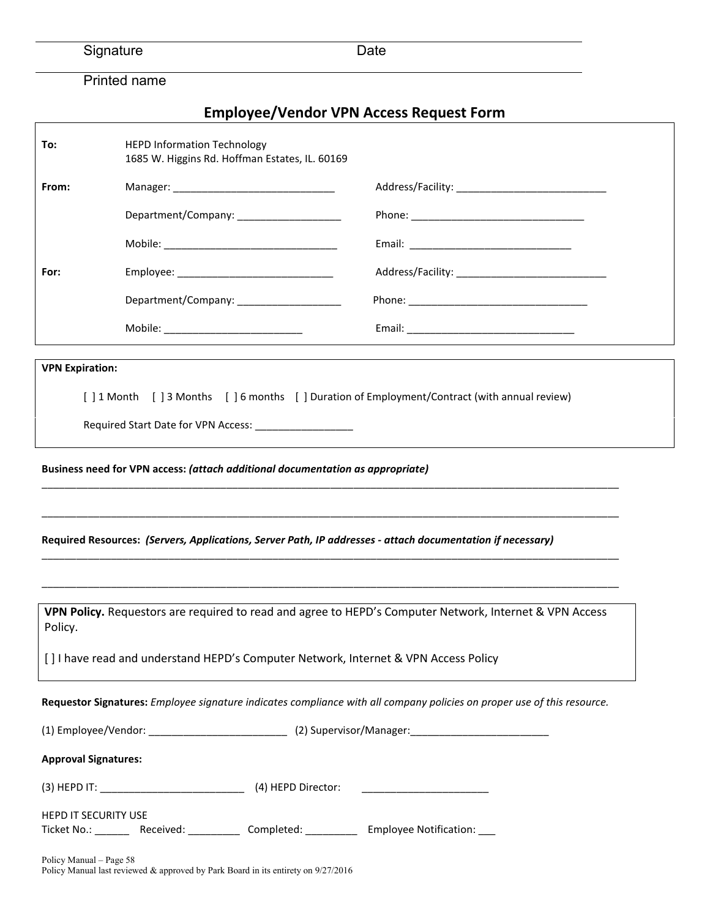Signature Date

Printed name

## Employee/Vendor VPN Access Request Form

| | | |
|---|---|---|
| **To:** | HEPD Information Technology<br>1685 W. Higgins Rd. Hoffman Estates, IL. 60169 | |
| **From:** | Manager: ____________________________ | Address/Facility: __________________________ |
| | Department/Company: __________________ | Phone: ______________________________ |
| | Mobile: ______________________________ | Email: ____________________________ |
| **For:** | Employee: ___________________________ | Address/Facility: __________________________ |
| | Department/Company: __________________ | Phone: _______________________________ |
| | Mobile: ________________________ | Email: _____________________________ |

**VPN Expiration:**

[ ] 1 Month [ ] 3 Months [ ] 6 months [ ] Duration of Employment/Contract (with annual review)

Required Start Date for VPN Access: _________________

**Business need for VPN access:** ***(attach additional documentation as appropriate)***

______________________________________________________________________________________________

______________________________________________________________________________________________

**Required Resources:** ***(Servers, Applications, Server Path, IP addresses - attach documentation if necessary)***

______________________________________________________________________________________________

______________________________________________________________________________________________

**VPN Policy.** Requestors are required to read and agree to HEPD's Computer Network, Internet & VPN Access Policy.

[ ] I have read and understand HEPD's Computer Network, Internet & VPN Access Policy

**Requestor Signatures:** *Employee signature indicates compliance with all company policies on proper use of this resource.*

(1) Employee/Vendor: ________________________ (2) Supervisor/Manager:________________________

**Approval Signatures:**

(3) HEPD IT: _________________________ (4) HEPD Director: ______________________

HEPD IT SECURITY USE

Ticket No.: ______ Received: _________ Completed: _________ Employee Notification: ___

Policy Manual – Page 58

Policy Manual last reviewed & approved by Park Board in its entirety on 9/27/2016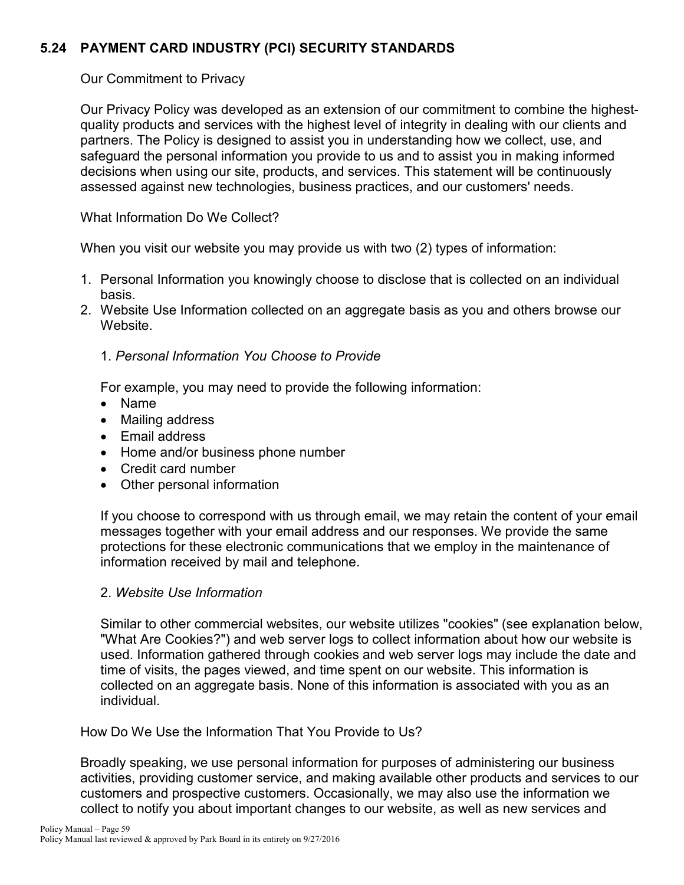## 5.24 PAYMENT CARD INDUSTRY (PCI) SECURITY STANDARDS

Our Commitment to Privacy

Our Privacy Policy was developed as an extension of our commitment to combine the highest-quality products and services with the highest level of integrity in dealing with our clients and partners. The Policy is designed to assist you in understanding how we collect, use, and safeguard the personal information you provide to us and to assist you in making informed decisions when using our site, products, and services. This statement will be continuously assessed against new technologies, business practices, and our customers' needs.

What Information Do We Collect?

When you visit our website you may provide us with two (2) types of information:

1. Personal Information you knowingly choose to disclose that is collected on an individual basis.
2. Website Use Information collected on an aggregate basis as you and others browse our Website.

1. *Personal Information You Choose to Provide*

For example, you may need to provide the following information:

- Name
- Mailing address
- Email address
- Home and/or business phone number
- Credit card number
- Other personal information

If you choose to correspond with us through email, we may retain the content of your email messages together with your email address and our responses. We provide the same protections for these electronic communications that we employ in the maintenance of information received by mail and telephone.

2. *Website Use Information*

Similar to other commercial websites, our website utilizes "cookies" (see explanation below, "What Are Cookies?") and web server logs to collect information about how our website is used. Information gathered through cookies and web server logs may include the date and time of visits, the pages viewed, and time spent on our website. This information is collected on an aggregate basis. None of this information is associated with you as an individual.

How Do We Use the Information That You Provide to Us?

Broadly speaking, we use personal information for purposes of administering our business activities, providing customer service, and making available other products and services to our customers and prospective customers. Occasionally, we may also use the information we collect to notify you about important changes to our website, as well as new services and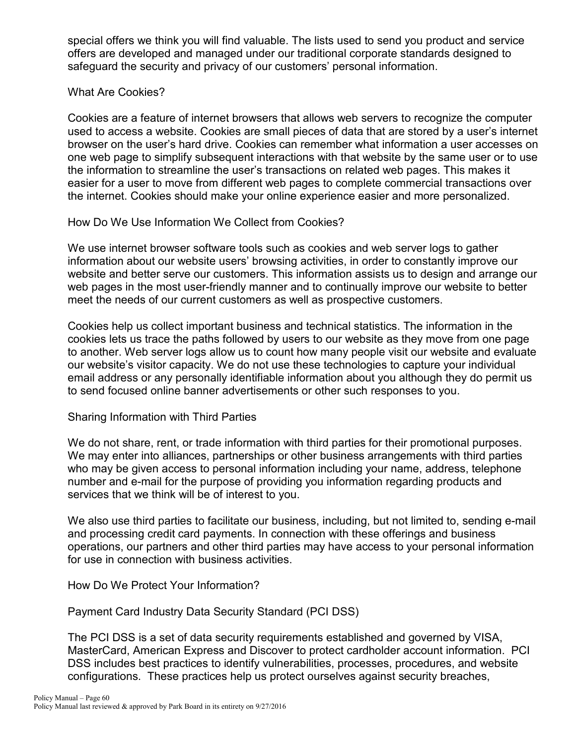special offers we think you will find valuable. The lists used to send you product and service offers are developed and managed under our traditional corporate standards designed to safeguard the security and privacy of our customers' personal information.

What Are Cookies?

Cookies are a feature of internet browsers that allows web servers to recognize the computer used to access a website. Cookies are small pieces of data that are stored by a user's internet browser on the user's hard drive. Cookies can remember what information a user accesses on one web page to simplify subsequent interactions with that website by the same user or to use the information to streamline the user's transactions on related web pages. This makes it easier for a user to move from different web pages to complete commercial transactions over the internet. Cookies should make your online experience easier and more personalized.

How Do We Use Information We Collect from Cookies?

We use internet browser software tools such as cookies and web server logs to gather information about our website users' browsing activities, in order to constantly improve our website and better serve our customers. This information assists us to design and arrange our web pages in the most user-friendly manner and to continually improve our website to better meet the needs of our current customers as well as prospective customers.

Cookies help us collect important business and technical statistics. The information in the cookies lets us trace the paths followed by users to our website as they move from one page to another. Web server logs allow us to count how many people visit our website and evaluate our website's visitor capacity. We do not use these technologies to capture your individual email address or any personally identifiable information about you although they do permit us to send focused online banner advertisements or other such responses to you.

Sharing Information with Third Parties

We do not share, rent, or trade information with third parties for their promotional purposes. We may enter into alliances, partnerships or other business arrangements with third parties who may be given access to personal information including your name, address, telephone number and e-mail for the purpose of providing you information regarding products and services that we think will be of interest to you.

We also use third parties to facilitate our business, including, but not limited to, sending e-mail and processing credit card payments. In connection with these offerings and business operations, our partners and other third parties may have access to your personal information for use in connection with business activities.

How Do We Protect Your Information?

Payment Card Industry Data Security Standard (PCI DSS)

The PCI DSS is a set of data security requirements established and governed by VISA, MasterCard, American Express and Discover to protect cardholder account information. PCI DSS includes best practices to identify vulnerabilities, processes, procedures, and website configurations. These practices help us protect ourselves against security breaches,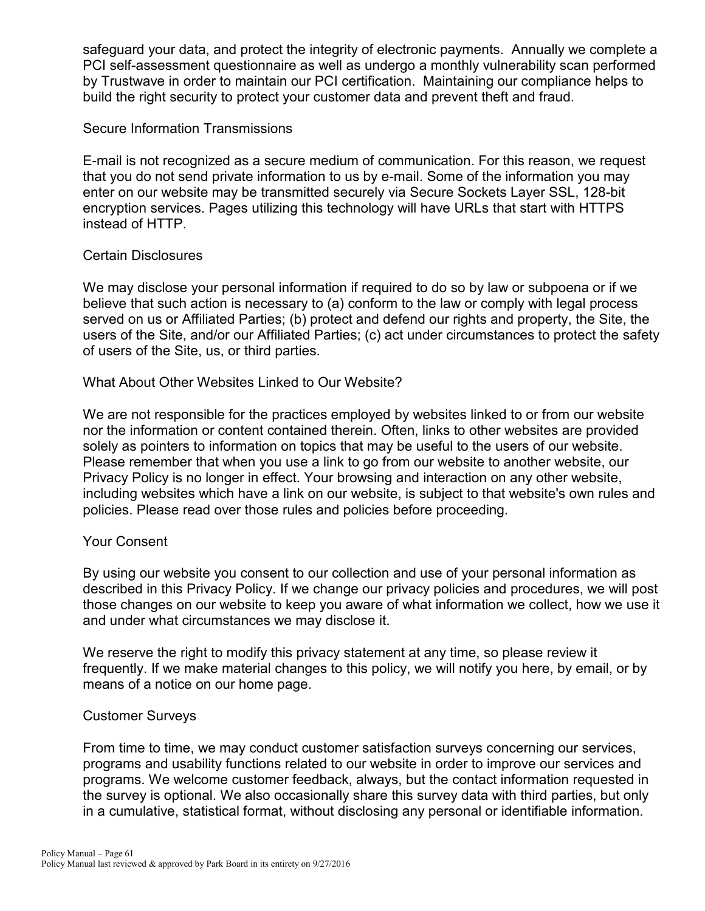safeguard your data, and protect the integrity of electronic payments. Annually we complete a PCI self-assessment questionnaire as well as undergo a monthly vulnerability scan performed by Trustwave in order to maintain our PCI certification. Maintaining our compliance helps to build the right security to protect your customer data and prevent theft and fraud.

### Secure Information Transmissions

E-mail is not recognized as a secure medium of communication. For this reason, we request that you do not send private information to us by e-mail. Some of the information you may enter on our website may be transmitted securely via Secure Sockets Layer SSL, 128-bit encryption services. Pages utilizing this technology will have URLs that start with HTTPS instead of HTTP.

### Certain Disclosures

We may disclose your personal information if required to do so by law or subpoena or if we believe that such action is necessary to (a) conform to the law or comply with legal process served on us or Affiliated Parties; (b) protect and defend our rights and property, the Site, the users of the Site, and/or our Affiliated Parties; (c) act under circumstances to protect the safety of users of the Site, us, or third parties.

### What About Other Websites Linked to Our Website?

We are not responsible for the practices employed by websites linked to or from our website nor the information or content contained therein. Often, links to other websites are provided solely as pointers to information on topics that may be useful to the users of our website. Please remember that when you use a link to go from our website to another website, our Privacy Policy is no longer in effect. Your browsing and interaction on any other website, including websites which have a link on our website, is subject to that website's own rules and policies. Please read over those rules and policies before proceeding.

### Your Consent

By using our website you consent to our collection and use of your personal information as described in this Privacy Policy. If we change our privacy policies and procedures, we will post those changes on our website to keep you aware of what information we collect, how we use it and under what circumstances we may disclose it.

We reserve the right to modify this privacy statement at any time, so please review it frequently. If we make material changes to this policy, we will notify you here, by email, or by means of a notice on our home page.

### Customer Surveys

From time to time, we may conduct customer satisfaction surveys concerning our services, programs and usability functions related to our website in order to improve our services and programs. We welcome customer feedback, always, but the contact information requested in the survey is optional. We also occasionally share this survey data with third parties, but only in a cumulative, statistical format, without disclosing any personal or identifiable information.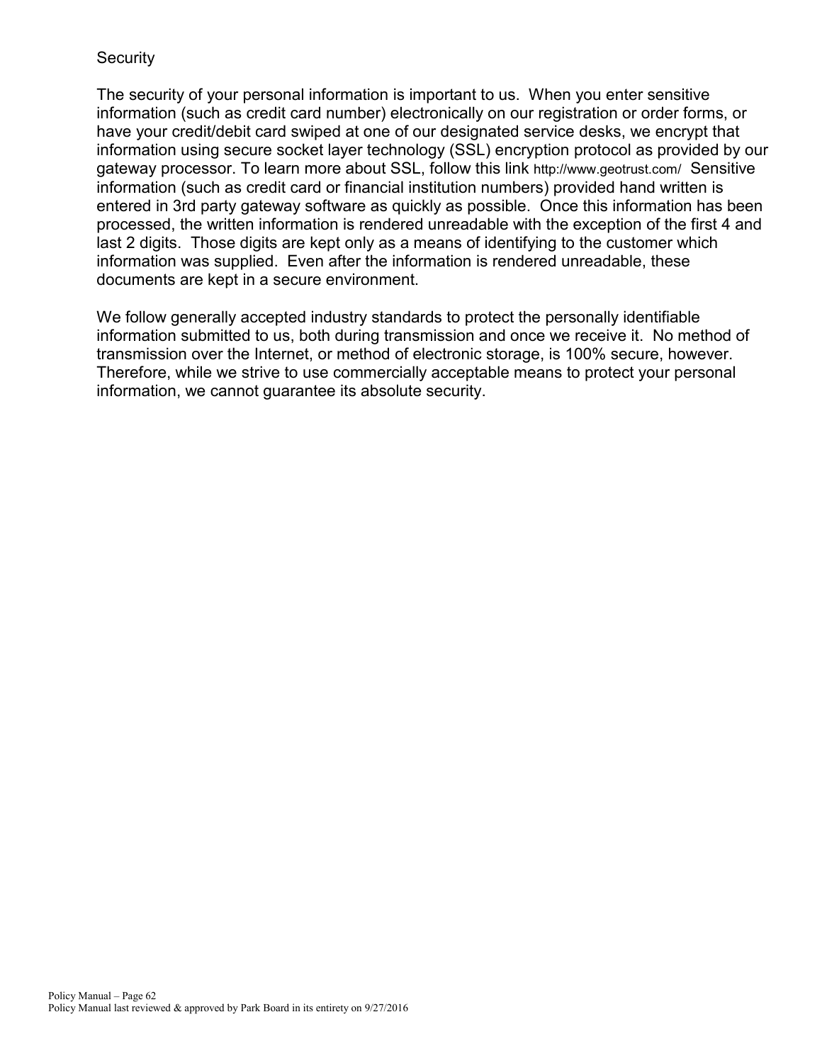### Security

The security of your personal information is important to us. When you enter sensitive information (such as credit card number) electronically on our registration or order forms, or have your credit/debit card swiped at one of our designated service desks, we encrypt that information using secure socket layer technology (SSL) encryption protocol as provided by our gateway processor. To learn more about SSL, follow this link http://www.geotrust.com/ Sensitive information (such as credit card or financial institution numbers) provided hand written is entered in 3rd party gateway software as quickly as possible. Once this information has been processed, the written information is rendered unreadable with the exception of the first 4 and last 2 digits. Those digits are kept only as a means of identifying to the customer which information was supplied. Even after the information is rendered unreadable, these documents are kept in a secure environment.

We follow generally accepted industry standards to protect the personally identifiable information submitted to us, both during transmission and once we receive it. No method of transmission over the Internet, or method of electronic storage, is 100% secure, however. Therefore, while we strive to use commercially acceptable means to protect your personal information, we cannot guarantee its absolute security.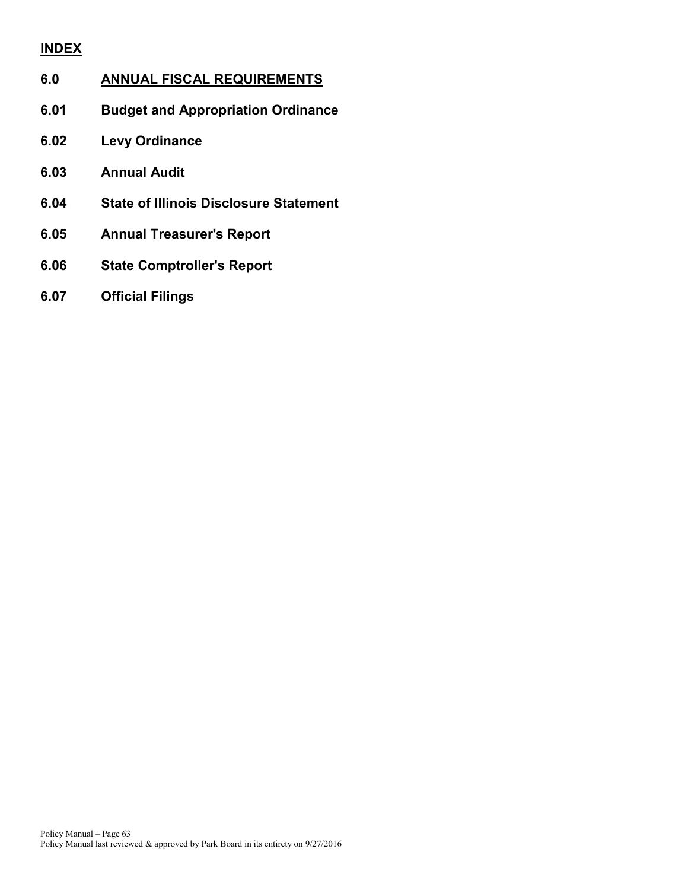## INDEX

**6.0 ANNUAL FISCAL REQUIREMENTS**

**6.01 Budget and Appropriation Ordinance**

**6.02 Levy Ordinance**

**6.03 Annual Audit**

**6.04 State of Illinois Disclosure Statement**

**6.05 Annual Treasurer's Report**

**6.06 State Comptroller's Report**

**6.07 Official Filings**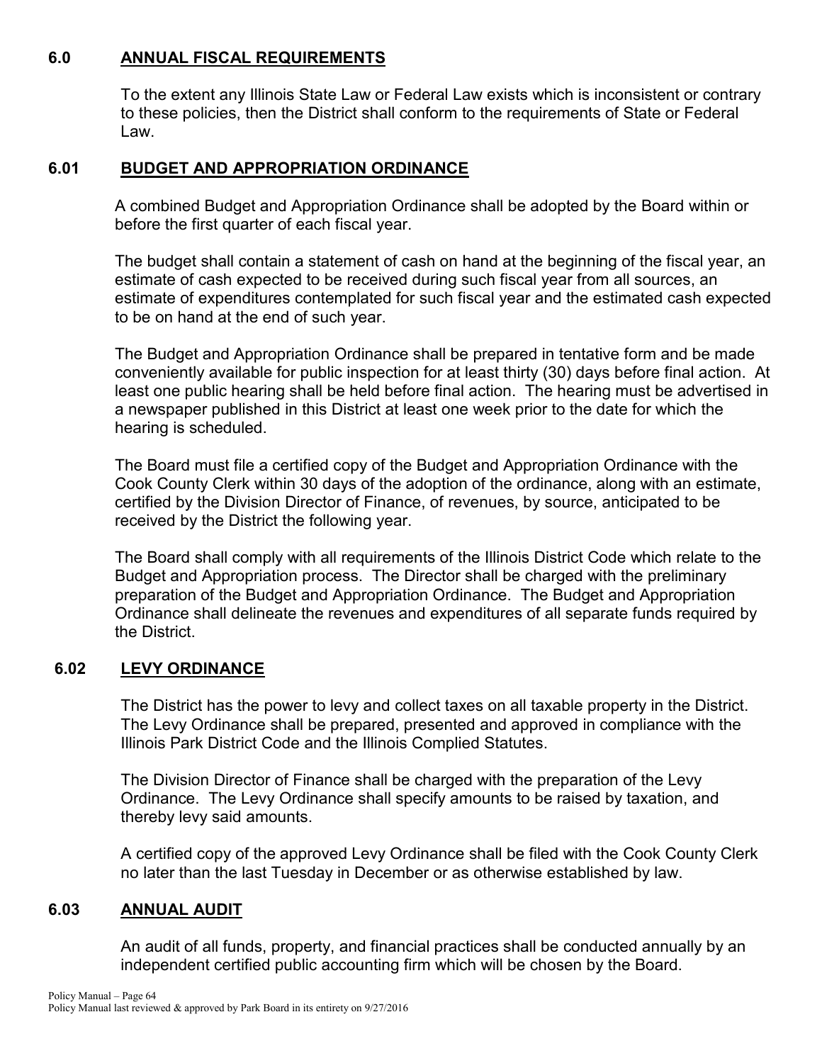## 6.0 ANNUAL FISCAL REQUIREMENTS

To the extent any Illinois State Law or Federal Law exists which is inconsistent or contrary to these policies, then the District shall conform to the requirements of State or Federal Law.

## 6.01 BUDGET AND APPROPRIATION ORDINANCE

A combined Budget and Appropriation Ordinance shall be adopted by the Board within or before the first quarter of each fiscal year.

The budget shall contain a statement of cash on hand at the beginning of the fiscal year, an estimate of cash expected to be received during such fiscal year from all sources, an estimate of expenditures contemplated for such fiscal year and the estimated cash expected to be on hand at the end of such year.

The Budget and Appropriation Ordinance shall be prepared in tentative form and be made conveniently available for public inspection for at least thirty (30) days before final action. At least one public hearing shall be held before final action. The hearing must be advertised in a newspaper published in this District at least one week prior to the date for which the hearing is scheduled.

The Board must file a certified copy of the Budget and Appropriation Ordinance with the Cook County Clerk within 30 days of the adoption of the ordinance, along with an estimate, certified by the Division Director of Finance, of revenues, by source, anticipated to be received by the District the following year.

The Board shall comply with all requirements of the Illinois District Code which relate to the Budget and Appropriation process. The Director shall be charged with the preliminary preparation of the Budget and Appropriation Ordinance. The Budget and Appropriation Ordinance shall delineate the revenues and expenditures of all separate funds required by the District.

## 6.02 LEVY ORDINANCE

The District has the power to levy and collect taxes on all taxable property in the District. The Levy Ordinance shall be prepared, presented and approved in compliance with the Illinois Park District Code and the Illinois Complied Statutes.

The Division Director of Finance shall be charged with the preparation of the Levy Ordinance. The Levy Ordinance shall specify amounts to be raised by taxation, and thereby levy said amounts.

A certified copy of the approved Levy Ordinance shall be filed with the Cook County Clerk no later than the last Tuesday in December or as otherwise established by law.

## 6.03 ANNUAL AUDIT

An audit of all funds, property, and financial practices shall be conducted annually by an independent certified public accounting firm which will be chosen by the Board.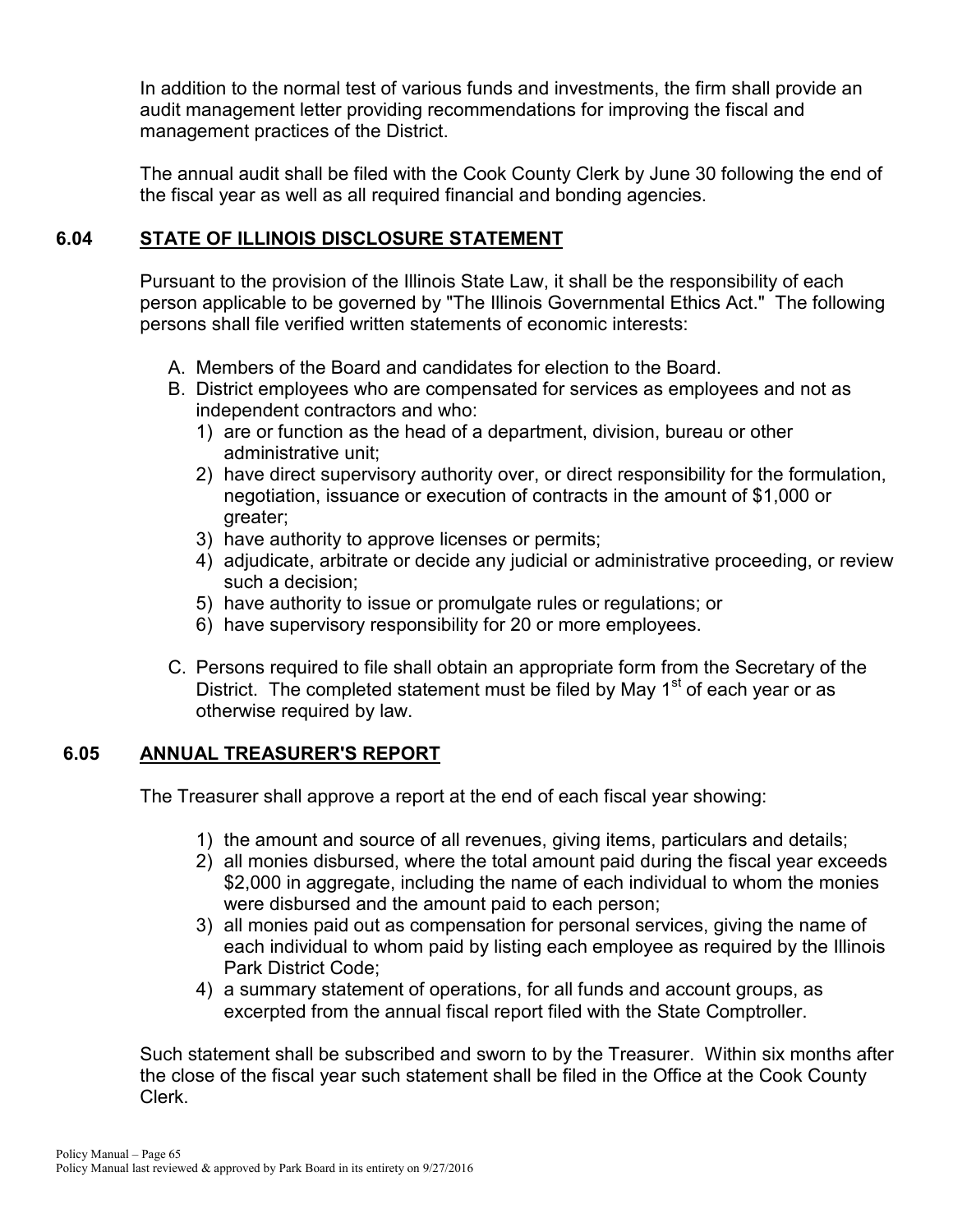In addition to the normal test of various funds and investments, the firm shall provide an audit management letter providing recommendations for improving the fiscal and management practices of the District.

The annual audit shall be filed with the Cook County Clerk by June 30 following the end of the fiscal year as well as all required financial and bonding agencies.

## 6.04 STATE OF ILLINOIS DISCLOSURE STATEMENT

Pursuant to the provision of the Illinois State Law, it shall be the responsibility of each person applicable to be governed by "The Illinois Governmental Ethics Act." The following persons shall file verified written statements of economic interests:

A. Members of the Board and candidates for election to the Board.
B. District employees who are compensated for services as employees and not as independent contractors and who:
   1) are or function as the head of a department, division, bureau or other administrative unit;
   2) have direct supervisory authority over, or direct responsibility for the formulation, negotiation, issuance or execution of contracts in the amount of $1,000 or greater;
   3) have authority to approve licenses or permits;
   4) adjudicate, arbitrate or decide any judicial or administrative proceeding, or review such a decision;
   5) have authority to issue or promulgate rules or regulations; or
   6) have supervisory responsibility for 20 or more employees.
C. Persons required to file shall obtain an appropriate form from the Secretary of the District. The completed statement must be filed by May 1st of each year or as otherwise required by law.

## 6.05 ANNUAL TREASURER'S REPORT

The Treasurer shall approve a report at the end of each fiscal year showing:

1) the amount and source of all revenues, giving items, particulars and details;
2) all monies disbursed, where the total amount paid during the fiscal year exceeds $2,000 in aggregate, including the name of each individual to whom the monies were disbursed and the amount paid to each person;
3) all monies paid out as compensation for personal services, giving the name of each individual to whom paid by listing each employee as required by the Illinois Park District Code;
4) a summary statement of operations, for all funds and account groups, as excerpted from the annual fiscal report filed with the State Comptroller.

Such statement shall be subscribed and sworn to by the Treasurer. Within six months after the close of the fiscal year such statement shall be filed in the Office at the Cook County Clerk.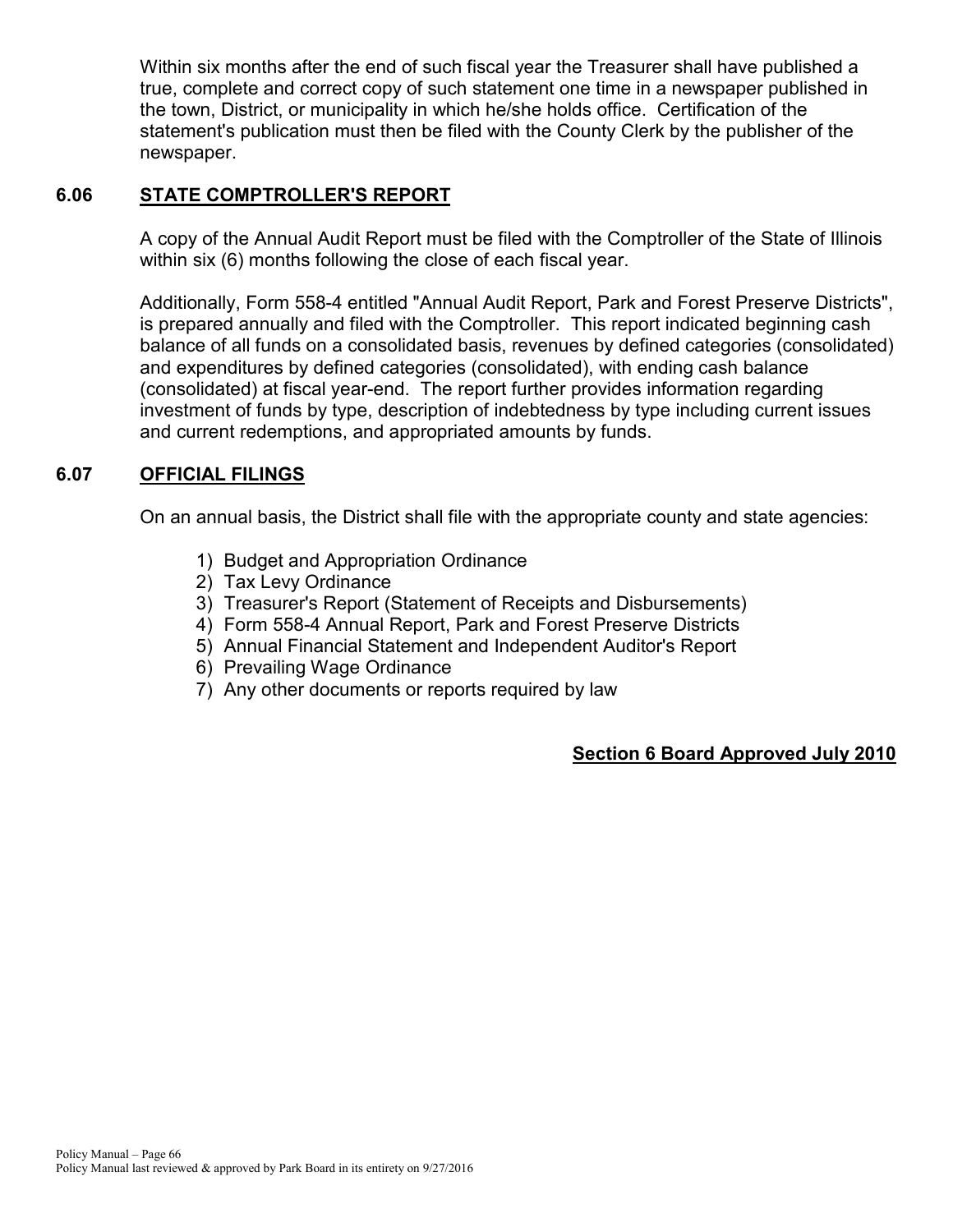Within six months after the end of such fiscal year the Treasurer shall have published a true, complete and correct copy of such statement one time in a newspaper published in the town, District, or municipality in which he/she holds office. Certification of the statement's publication must then be filed with the County Clerk by the publisher of the newspaper.

## 6.06 STATE COMPTROLLER'S REPORT

A copy of the Annual Audit Report must be filed with the Comptroller of the State of Illinois within six (6) months following the close of each fiscal year.

Additionally, Form 558-4 entitled "Annual Audit Report, Park and Forest Preserve Districts", is prepared annually and filed with the Comptroller. This report indicated beginning cash balance of all funds on a consolidated basis, revenues by defined categories (consolidated) and expenditures by defined categories (consolidated), with ending cash balance (consolidated) at fiscal year-end. The report further provides information regarding investment of funds by type, description of indebtedness by type including current issues and current redemptions, and appropriated amounts by funds.

## 6.07 OFFICIAL FILINGS

On an annual basis, the District shall file with the appropriate county and state agencies:

1) Budget and Appropriation Ordinance
2) Tax Levy Ordinance
3) Treasurer's Report (Statement of Receipts and Disbursements)
4) Form 558-4 Annual Report, Park and Forest Preserve Districts
5) Annual Financial Statement and Independent Auditor's Report
6) Prevailing Wage Ordinance
7) Any other documents or reports required by law

**Section 6 Board Approved July 2010**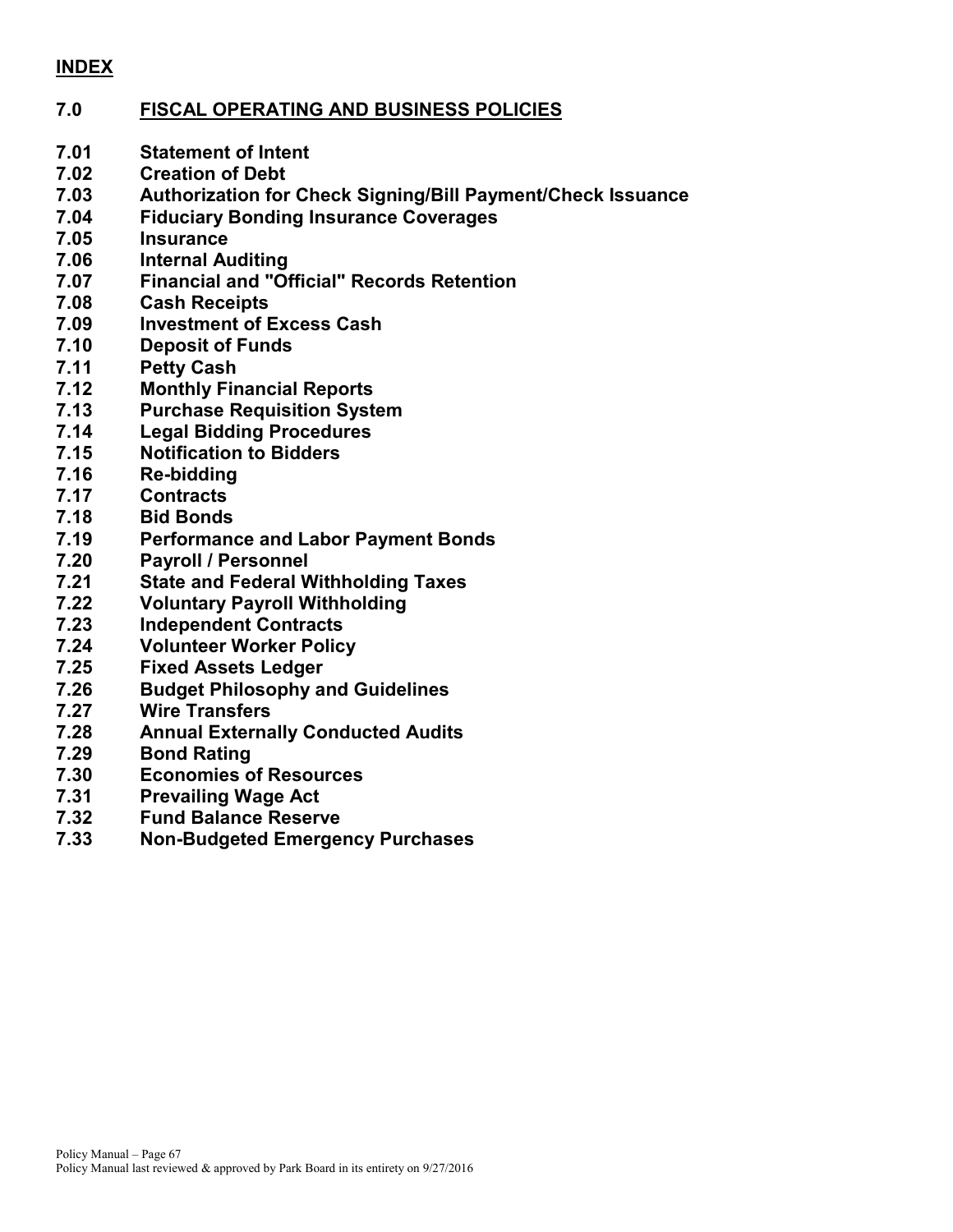**INDEX**

## 7.0 FISCAL OPERATING AND BUSINESS POLICIES

**7.01 Statement of Intent**
**7.02 Creation of Debt**
**7.03 Authorization for Check Signing/Bill Payment/Check Issuance**
**7.04 Fiduciary Bonding Insurance Coverages**
**7.05 Insurance**
**7.06 Internal Auditing**
**7.07 Financial and "Official" Records Retention**
**7.08 Cash Receipts**
**7.09 Investment of Excess Cash**
**7.10 Deposit of Funds**
**7.11 Petty Cash**
**7.12 Monthly Financial Reports**
**7.13 Purchase Requisition System**
**7.14 Legal Bidding Procedures**
**7.15 Notification to Bidders**
**7.16 Re-bidding**
**7.17 Contracts**
**7.18 Bid Bonds**
**7.19 Performance and Labor Payment Bonds**
**7.20 Payroll / Personnel**
**7.21 State and Federal Withholding Taxes**
**7.22 Voluntary Payroll Withholding**
**7.23 Independent Contracts**
**7.24 Volunteer Worker Policy**
**7.25 Fixed Assets Ledger**
**7.26 Budget Philosophy and Guidelines**
**7.27 Wire Transfers**
**7.28 Annual Externally Conducted Audits**
**7.29 Bond Rating**
**7.30 Economies of Resources**
**7.31 Prevailing Wage Act**
**7.32 Fund Balance Reserve**
**7.33 Non-Budgeted Emergency Purchases**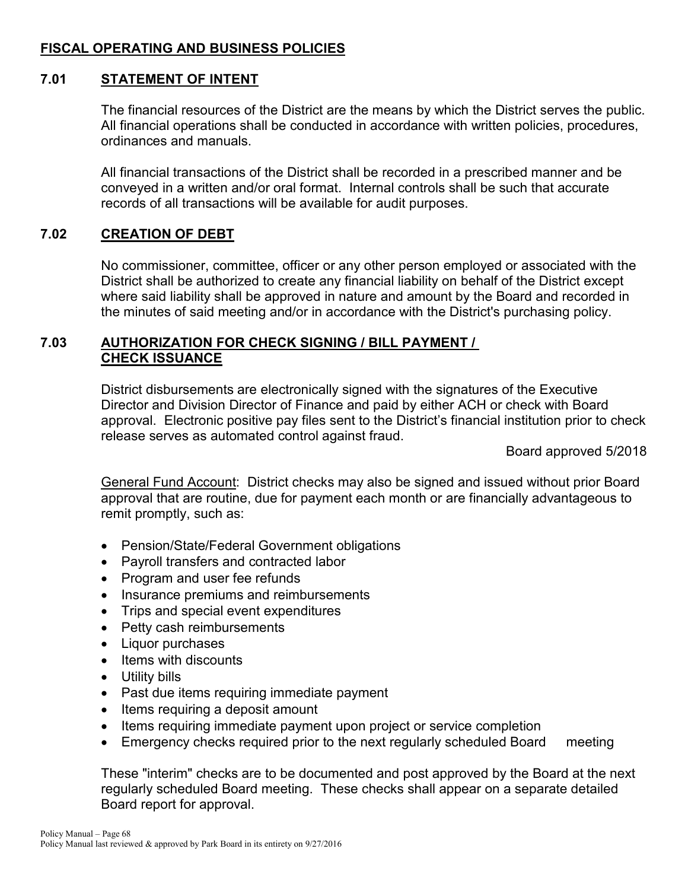## FISCAL OPERATING AND BUSINESS POLICIES

### 7.01 STATEMENT OF INTENT

The financial resources of the District are the means by which the District serves the public. All financial operations shall be conducted in accordance with written policies, procedures, ordinances and manuals.

All financial transactions of the District shall be recorded in a prescribed manner and be conveyed in a written and/or oral format. Internal controls shall be such that accurate records of all transactions will be available for audit purposes.

### 7.02 CREATION OF DEBT

No commissioner, committee, officer or any other person employed or associated with the District shall be authorized to create any financial liability on behalf of the District except where said liability shall be approved in nature and amount by the Board and recorded in the minutes of said meeting and/or in accordance with the District's purchasing policy.

### 7.03 AUTHORIZATION FOR CHECK SIGNING / BILL PAYMENT / CHECK ISSUANCE

District disbursements are electronically signed with the signatures of the Executive Director and Division Director of Finance and paid by either ACH or check with Board approval. Electronic positive pay files sent to the District's financial institution prior to check release serves as automated control against fraud.

Board approved 5/2018

General Fund Account: District checks may also be signed and issued without prior Board approval that are routine, due for payment each month or are financially advantageous to remit promptly, such as:

- Pension/State/Federal Government obligations
- Payroll transfers and contracted labor
- Program and user fee refunds
- Insurance premiums and reimbursements
- Trips and special event expenditures
- Petty cash reimbursements
- Liquor purchases
- Items with discounts
- Utility bills
- Past due items requiring immediate payment
- Items requiring a deposit amount
- Items requiring immediate payment upon project or service completion
- Emergency checks required prior to the next regularly scheduled Board meeting

These "interim" checks are to be documented and post approved by the Board at the next regularly scheduled Board meeting. These checks shall appear on a separate detailed Board report for approval.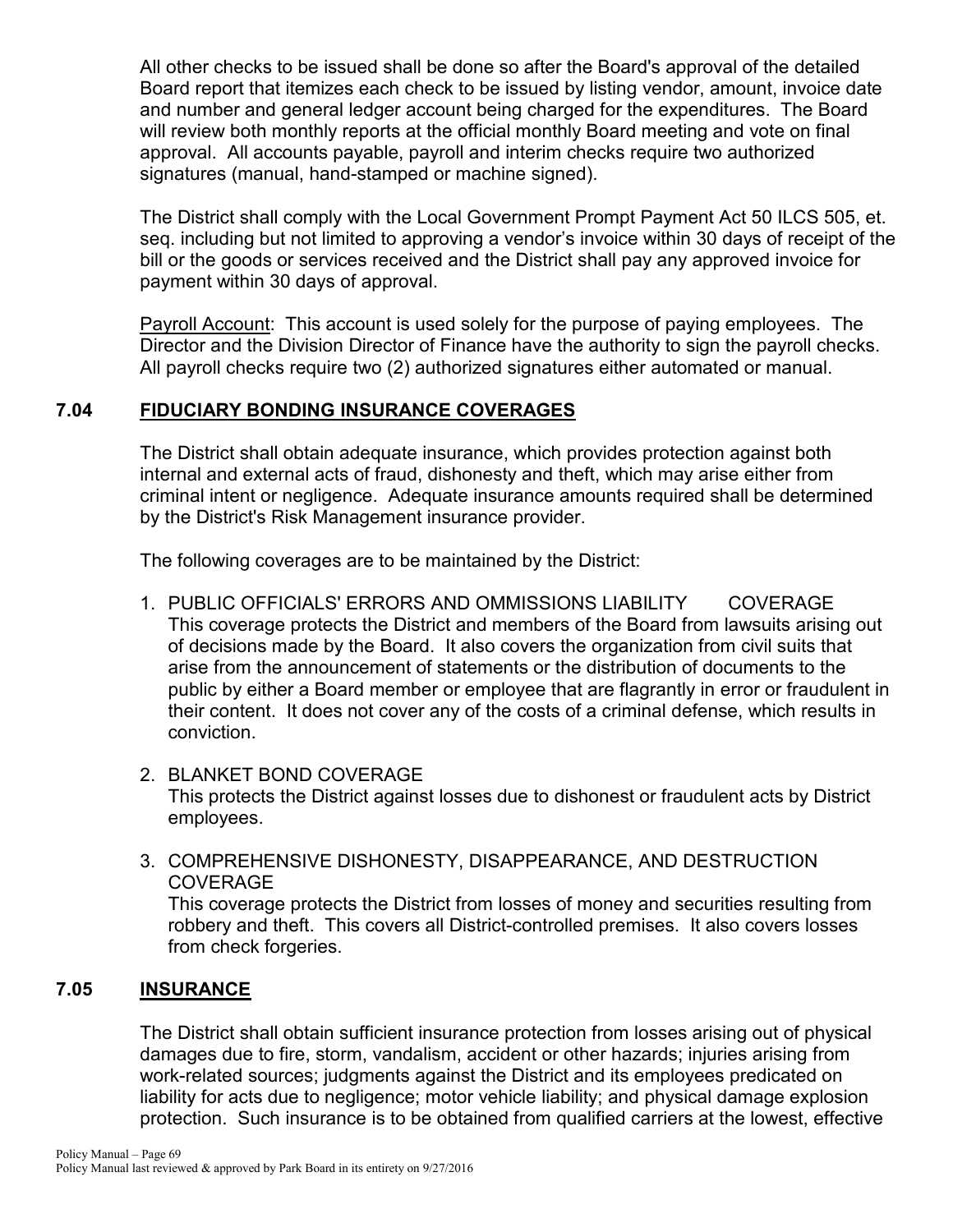All other checks to be issued shall be done so after the Board's approval of the detailed Board report that itemizes each check to be issued by listing vendor, amount, invoice date and number and general ledger account being charged for the expenditures. The Board will review both monthly reports at the official monthly Board meeting and vote on final approval. All accounts payable, payroll and interim checks require two authorized signatures (manual, hand-stamped or machine signed).

The District shall comply with the Local Government Prompt Payment Act 50 ILCS 505, et. seq. including but not limited to approving a vendor's invoice within 30 days of receipt of the bill or the goods or services received and the District shall pay any approved invoice for payment within 30 days of approval.

Payroll Account: This account is used solely for the purpose of paying employees. The Director and the Division Director of Finance have the authority to sign the payroll checks. All payroll checks require two (2) authorized signatures either automated or manual.

## 7.04 FIDUCIARY BONDING INSURANCE COVERAGES

The District shall obtain adequate insurance, which provides protection against both internal and external acts of fraud, dishonesty and theft, which may arise either from criminal intent or negligence. Adequate insurance amounts required shall be determined by the District's Risk Management insurance provider.

The following coverages are to be maintained by the District:

1. PUBLIC OFFICIALS' ERRORS AND OMMISSIONS LIABILITY COVERAGE
   This coverage protects the District and members of the Board from lawsuits arising out of decisions made by the Board. It also covers the organization from civil suits that arise from the announcement of statements or the distribution of documents to the public by either a Board member or employee that are flagrantly in error or fraudulent in their content. It does not cover any of the costs of a criminal defense, which results in conviction.

2. BLANKET BOND COVERAGE
   This protects the District against losses due to dishonest or fraudulent acts by District employees.

3. COMPREHENSIVE DISHONESTY, DISAPPEARANCE, AND DESTRUCTION COVERAGE
   This coverage protects the District from losses of money and securities resulting from robbery and theft. This covers all District-controlled premises. It also covers losses from check forgeries.

## 7.05 INSURANCE

The District shall obtain sufficient insurance protection from losses arising out of physical damages due to fire, storm, vandalism, accident or other hazards; injuries arising from work-related sources; judgments against the District and its employees predicated on liability for acts due to negligence; motor vehicle liability; and physical damage explosion protection. Such insurance is to be obtained from qualified carriers at the lowest, effective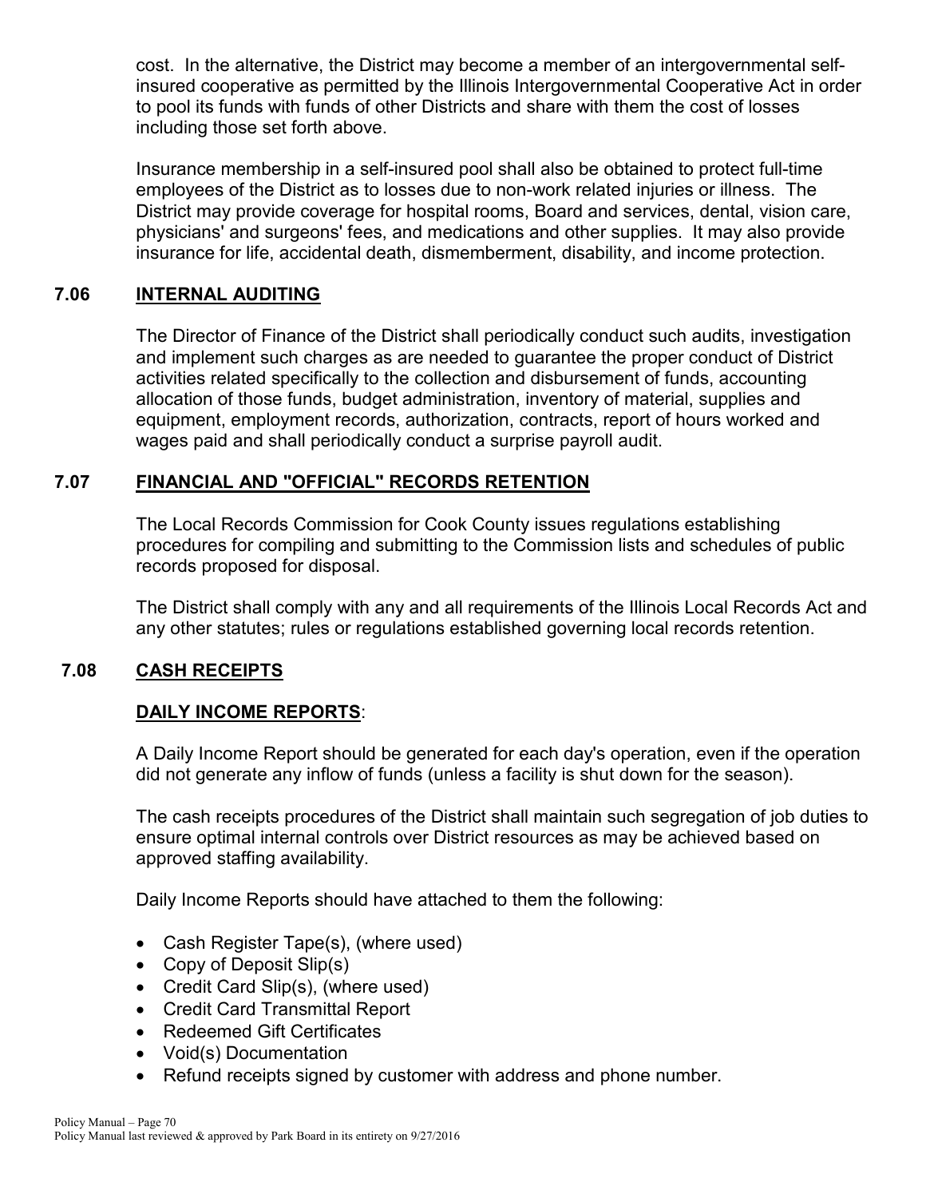cost. In the alternative, the District may become a member of an intergovernmental self-insured cooperative as permitted by the Illinois Intergovernmental Cooperative Act in order to pool its funds with funds of other Districts and share with them the cost of losses including those set forth above.

Insurance membership in a self-insured pool shall also be obtained to protect full-time employees of the District as to losses due to non-work related injuries or illness. The District may provide coverage for hospital rooms, Board and services, dental, vision care, physicians' and surgeons' fees, and medications and other supplies. It may also provide insurance for life, accidental death, dismemberment, disability, and income protection.

## 7.06 INTERNAL AUDITING

The Director of Finance of the District shall periodically conduct such audits, investigation and implement such charges as are needed to guarantee the proper conduct of District activities related specifically to the collection and disbursement of funds, accounting allocation of those funds, budget administration, inventory of material, supplies and equipment, employment records, authorization, contracts, report of hours worked and wages paid and shall periodically conduct a surprise payroll audit.

## 7.07 FINANCIAL AND "OFFICIAL" RECORDS RETENTION

The Local Records Commission for Cook County issues regulations establishing procedures for compiling and submitting to the Commission lists and schedules of public records proposed for disposal.

The District shall comply with any and all requirements of the Illinois Local Records Act and any other statutes; rules or regulations established governing local records retention.

## 7.08 CASH RECEIPTS

### DAILY INCOME REPORTS:

A Daily Income Report should be generated for each day's operation, even if the operation did not generate any inflow of funds (unless a facility is shut down for the season).

The cash receipts procedures of the District shall maintain such segregation of job duties to ensure optimal internal controls over District resources as may be achieved based on approved staffing availability.

Daily Income Reports should have attached to them the following:

- Cash Register Tape(s), (where used)
- Copy of Deposit Slip(s)
- Credit Card Slip(s), (where used)
- Credit Card Transmittal Report
- Redeemed Gift Certificates
- Void(s) Documentation
- Refund receipts signed by customer with address and phone number.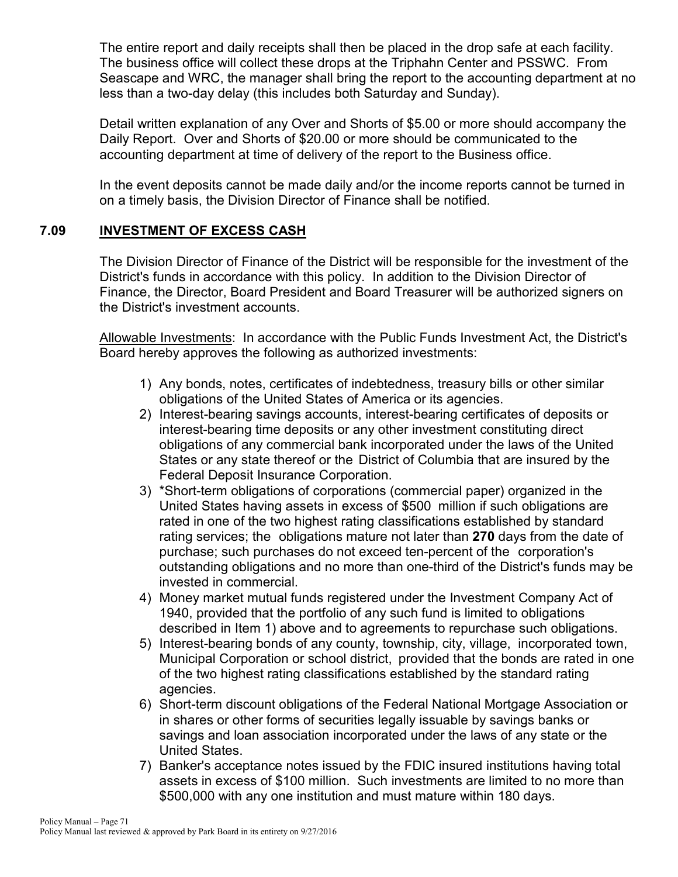The entire report and daily receipts shall then be placed in the drop safe at each facility. The business office will collect these drops at the Triphahn Center and PSSWC. From Seascape and WRC, the manager shall bring the report to the accounting department at no less than a two-day delay (this includes both Saturday and Sunday).

Detail written explanation of any Over and Shorts of $5.00 or more should accompany the Daily Report. Over and Shorts of $20.00 or more should be communicated to the accounting department at time of delivery of the report to the Business office.

In the event deposits cannot be made daily and/or the income reports cannot be turned in on a timely basis, the Division Director of Finance shall be notified.

## 7.09 INVESTMENT OF EXCESS CASH

The Division Director of Finance of the District will be responsible for the investment of the District's funds in accordance with this policy. In addition to the Division Director of Finance, the Director, Board President and Board Treasurer will be authorized signers on the District's investment accounts.

Allowable Investments: In accordance with the Public Funds Investment Act, the District's Board hereby approves the following as authorized investments:

1) Any bonds, notes, certificates of indebtedness, treasury bills or other similar obligations of the United States of America or its agencies.
2) Interest-bearing savings accounts, interest-bearing certificates of deposits or interest-bearing time deposits or any other investment constituting direct obligations of any commercial bank incorporated under the laws of the United States or any state thereof or the District of Columbia that are insured by the Federal Deposit Insurance Corporation.
3) *Short-term obligations of corporations (commercial paper) organized in the United States having assets in excess of $500 million if such obligations are rated in one of the two highest rating classifications established by standard rating services; the obligations mature not later than **270** days from the date of purchase; such purchases do not exceed ten-percent of the corporation's outstanding obligations and no more than one-third of the District's funds may be invested in commercial.
4) Money market mutual funds registered under the Investment Company Act of 1940, provided that the portfolio of any such fund is limited to obligations described in Item 1) above and to agreements to repurchase such obligations.
5) Interest-bearing bonds of any county, township, city, village, incorporated town, Municipal Corporation or school district, provided that the bonds are rated in one of the two highest rating classifications established by the standard rating agencies.
6) Short-term discount obligations of the Federal National Mortgage Association or in shares or other forms of securities legally issuable by savings banks or savings and loan association incorporated under the laws of any state or the United States.
7) Banker's acceptance notes issued by the FDIC insured institutions having total assets in excess of $100 million. Such investments are limited to no more than $500,000 with any one institution and must mature within 180 days.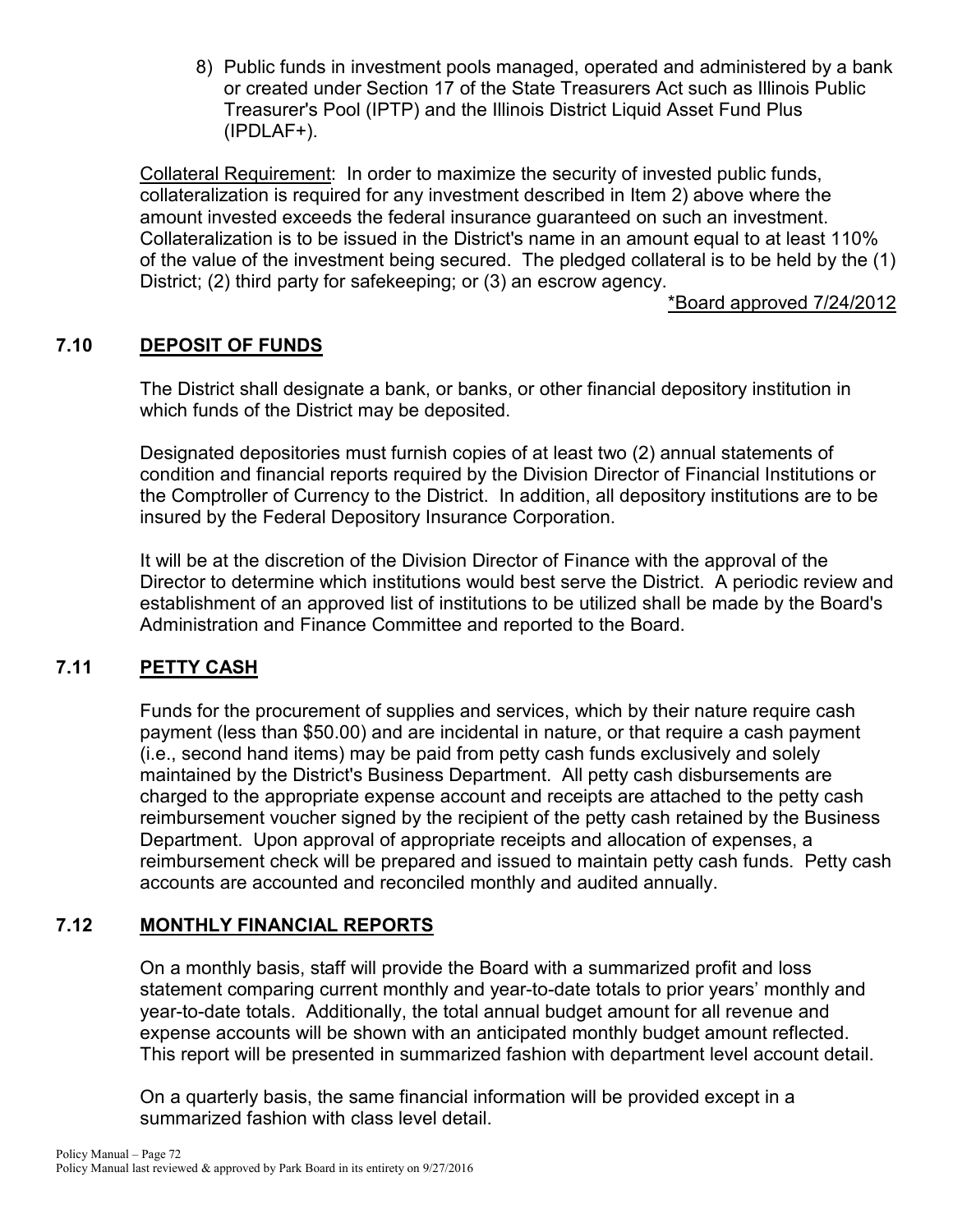8) Public funds in investment pools managed, operated and administered by a bank or created under Section 17 of the State Treasurers Act such as Illinois Public Treasurer's Pool (IPTP) and the Illinois District Liquid Asset Fund Plus (IPDLAF+).

Collateral Requirement: In order to maximize the security of invested public funds, collateralization is required for any investment described in Item 2) above where the amount invested exceeds the federal insurance guaranteed on such an investment. Collateralization is to be issued in the District's name in an amount equal to at least 110% of the value of the investment being secured. The pledged collateral is to be held by the (1) District; (2) third party for safekeeping; or (3) an escrow agency.

*Board approved 7/24/2012

## 7.10 DEPOSIT OF FUNDS

The District shall designate a bank, or banks, or other financial depository institution in which funds of the District may be deposited.

Designated depositories must furnish copies of at least two (2) annual statements of condition and financial reports required by the Division Director of Financial Institutions or the Comptroller of Currency to the District. In addition, all depository institutions are to be insured by the Federal Depository Insurance Corporation.

It will be at the discretion of the Division Director of Finance with the approval of the Director to determine which institutions would best serve the District. A periodic review and establishment of an approved list of institutions to be utilized shall be made by the Board's Administration and Finance Committee and reported to the Board.

## 7.11 PETTY CASH

Funds for the procurement of supplies and services, which by their nature require cash payment (less than $50.00) and are incidental in nature, or that require a cash payment (i.e., second hand items) may be paid from petty cash funds exclusively and solely maintained by the District's Business Department. All petty cash disbursements are charged to the appropriate expense account and receipts are attached to the petty cash reimbursement voucher signed by the recipient of the petty cash retained by the Business Department. Upon approval of appropriate receipts and allocation of expenses, a reimbursement check will be prepared and issued to maintain petty cash funds. Petty cash accounts are accounted and reconciled monthly and audited annually.

## 7.12 MONTHLY FINANCIAL REPORTS

On a monthly basis, staff will provide the Board with a summarized profit and loss statement comparing current monthly and year-to-date totals to prior years' monthly and year-to-date totals. Additionally, the total annual budget amount for all revenue and expense accounts will be shown with an anticipated monthly budget amount reflected. This report will be presented in summarized fashion with department level account detail.

On a quarterly basis, the same financial information will be provided except in a summarized fashion with class level detail.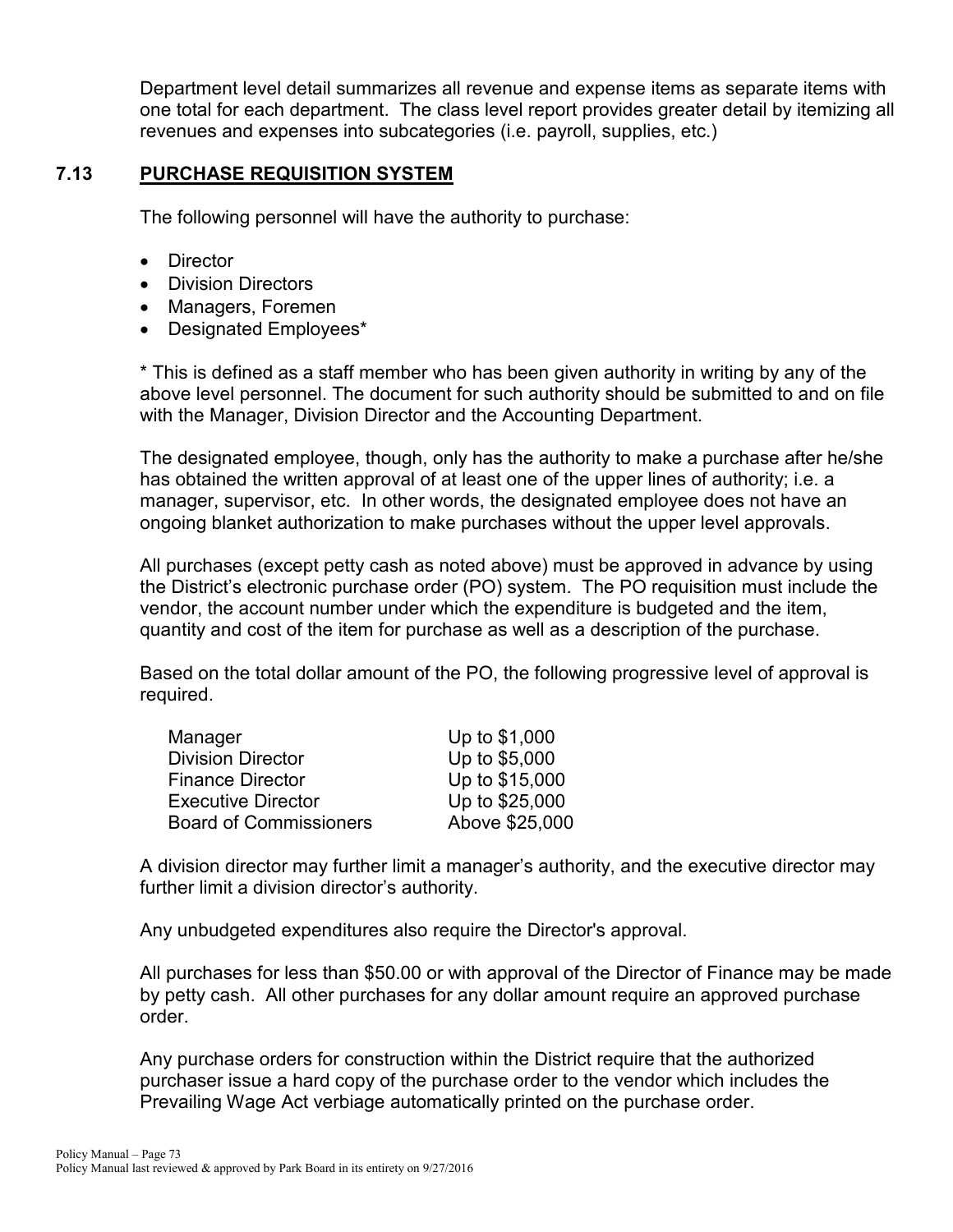Department level detail summarizes all revenue and expense items as separate items with one total for each department. The class level report provides greater detail by itemizing all revenues and expenses into subcategories (i.e. payroll, supplies, etc.)

## 7.13 PURCHASE REQUISITION SYSTEM

The following personnel will have the authority to purchase:

- Director
- Division Directors
- Managers, Foremen
- Designated Employees*

* This is defined as a staff member who has been given authority in writing by any of the above level personnel. The document for such authority should be submitted to and on file with the Manager, Division Director and the Accounting Department.

The designated employee, though, only has the authority to make a purchase after he/she has obtained the written approval of at least one of the upper lines of authority; i.e. a manager, supervisor, etc. In other words, the designated employee does not have an ongoing blanket authorization to make purchases without the upper level approvals.

All purchases (except petty cash as noted above) must be approved in advance by using the District's electronic purchase order (PO) system. The PO requisition must include the vendor, the account number under which the expenditure is budgeted and the item, quantity and cost of the item for purchase as well as a description of the purchase.

Based on the total dollar amount of the PO, the following progressive level of approval is required.

| | |
|---|---|
| Manager | Up to $1,000 |
| Division Director | Up to $5,000 |
| Finance Director | Up to $15,000 |
| Executive Director | Up to $25,000 |
| Board of Commissioners | Above $25,000 |

A division director may further limit a manager's authority, and the executive director may further limit a division director's authority.

Any unbudgeted expenditures also require the Director's approval.

All purchases for less than $50.00 or with approval of the Director of Finance may be made by petty cash. All other purchases for any dollar amount require an approved purchase order.

Any purchase orders for construction within the District require that the authorized purchaser issue a hard copy of the purchase order to the vendor which includes the Prevailing Wage Act verbiage automatically printed on the purchase order.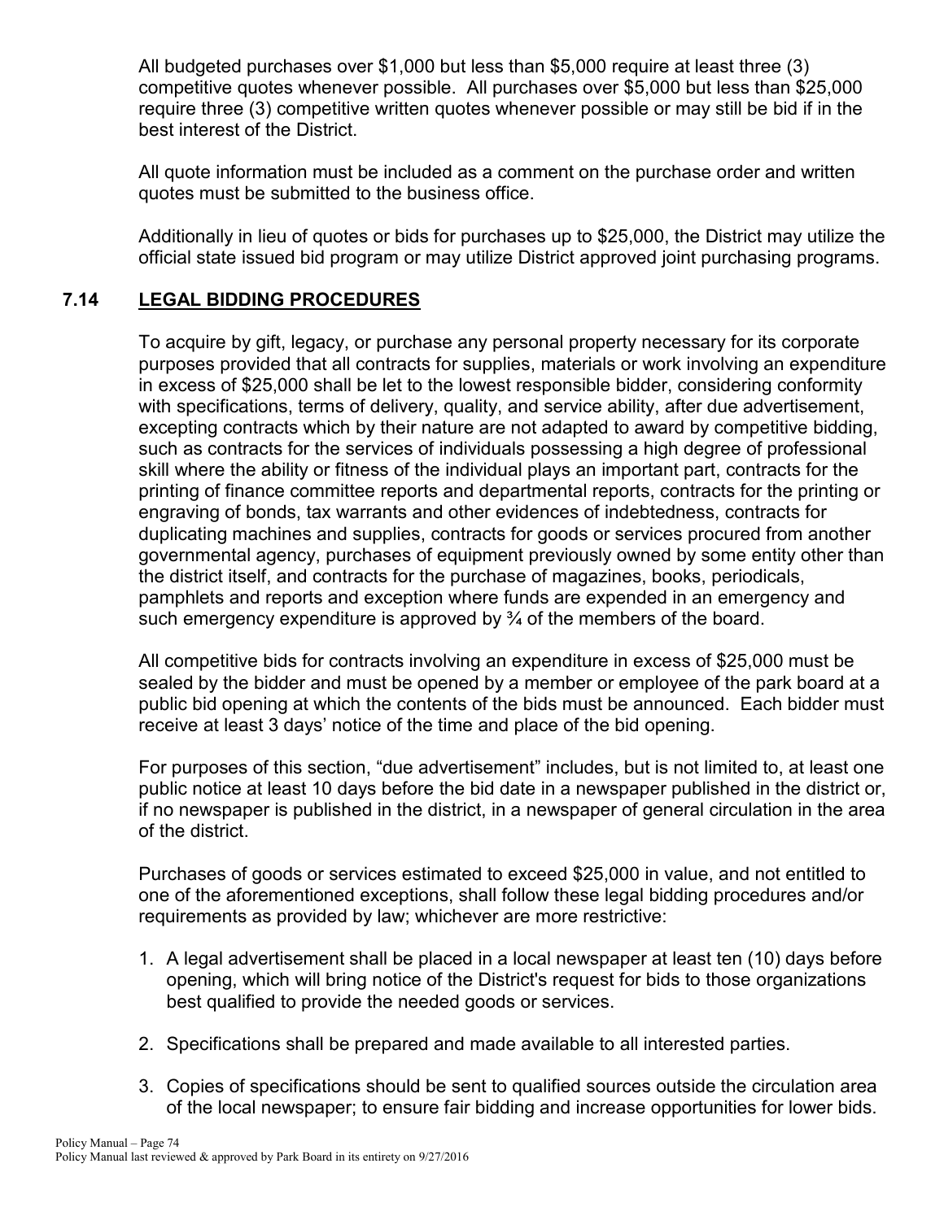All budgeted purchases over $1,000 but less than $5,000 require at least three (3) competitive quotes whenever possible. All purchases over $5,000 but less than $25,000 require three (3) competitive written quotes whenever possible or may still be bid if in the best interest of the District.

All quote information must be included as a comment on the purchase order and written quotes must be submitted to the business office.

Additionally in lieu of quotes or bids for purchases up to $25,000, the District may utilize the official state issued bid program or may utilize District approved joint purchasing programs.

## 7.14 LEGAL BIDDING PROCEDURES

To acquire by gift, legacy, or purchase any personal property necessary for its corporate purposes provided that all contracts for supplies, materials or work involving an expenditure in excess of $25,000 shall be let to the lowest responsible bidder, considering conformity with specifications, terms of delivery, quality, and service ability, after due advertisement, excepting contracts which by their nature are not adapted to award by competitive bidding, such as contracts for the services of individuals possessing a high degree of professional skill where the ability or fitness of the individual plays an important part, contracts for the printing of finance committee reports and departmental reports, contracts for the printing or engraving of bonds, tax warrants and other evidences of indebtedness, contracts for duplicating machines and supplies, contracts for goods or services procured from another governmental agency, purchases of equipment previously owned by some entity other than the district itself, and contracts for the purchase of magazines, books, periodicals, pamphlets and reports and exception where funds are expended in an emergency and such emergency expenditure is approved by ¾ of the members of the board.

All competitive bids for contracts involving an expenditure in excess of $25,000 must be sealed by the bidder and must be opened by a member or employee of the park board at a public bid opening at which the contents of the bids must be announced. Each bidder must receive at least 3 days' notice of the time and place of the bid opening.

For purposes of this section, "due advertisement" includes, but is not limited to, at least one public notice at least 10 days before the bid date in a newspaper published in the district or, if no newspaper is published in the district, in a newspaper of general circulation in the area of the district.

Purchases of goods or services estimated to exceed $25,000 in value, and not entitled to one of the aforementioned exceptions, shall follow these legal bidding procedures and/or requirements as provided by law; whichever are more restrictive:

1. A legal advertisement shall be placed in a local newspaper at least ten (10) days before opening, which will bring notice of the District's request for bids to those organizations best qualified to provide the needed goods or services.
2. Specifications shall be prepared and made available to all interested parties.
3. Copies of specifications should be sent to qualified sources outside the circulation area of the local newspaper; to ensure fair bidding and increase opportunities for lower bids.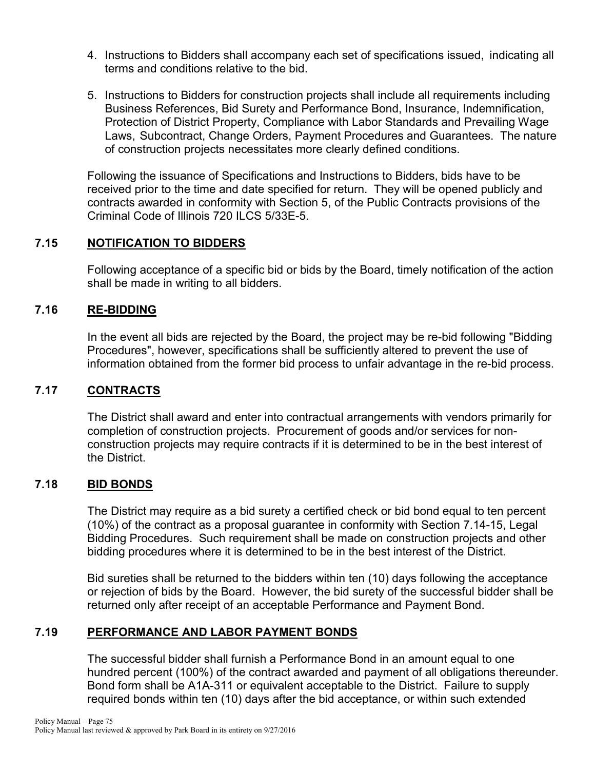4. Instructions to Bidders shall accompany each set of specifications issued, indicating all terms and conditions relative to the bid.

5. Instructions to Bidders for construction projects shall include all requirements including Business References, Bid Surety and Performance Bond, Insurance, Indemnification, Protection of District Property, Compliance with Labor Standards and Prevailing Wage Laws, Subcontract, Change Orders, Payment Procedures and Guarantees. The nature of construction projects necessitates more clearly defined conditions.

Following the issuance of Specifications and Instructions to Bidders, bids have to be received prior to the time and date specified for return. They will be opened publicly and contracts awarded in conformity with Section 5, of the Public Contracts provisions of the Criminal Code of Illinois 720 ILCS 5/33E-5.

## 7.15 NOTIFICATION TO BIDDERS

Following acceptance of a specific bid or bids by the Board, timely notification of the action shall be made in writing to all bidders.

## 7.16 RE-BIDDING

In the event all bids are rejected by the Board, the project may be re-bid following "Bidding Procedures", however, specifications shall be sufficiently altered to prevent the use of information obtained from the former bid process to unfair advantage in the re-bid process.

## 7.17 CONTRACTS

The District shall award and enter into contractual arrangements with vendors primarily for completion of construction projects. Procurement of goods and/or services for non-construction projects may require contracts if it is determined to be in the best interest of the District.

## 7.18 BID BONDS

The District may require as a bid surety a certified check or bid bond equal to ten percent (10%) of the contract as a proposal guarantee in conformity with Section 7.14-15, Legal Bidding Procedures. Such requirement shall be made on construction projects and other bidding procedures where it is determined to be in the best interest of the District.

Bid sureties shall be returned to the bidders within ten (10) days following the acceptance or rejection of bids by the Board. However, the bid surety of the successful bidder shall be returned only after receipt of an acceptable Performance and Payment Bond.

## 7.19 PERFORMANCE AND LABOR PAYMENT BONDS

The successful bidder shall furnish a Performance Bond in an amount equal to one hundred percent (100%) of the contract awarded and payment of all obligations thereunder. Bond form shall be A1A-311 or equivalent acceptable to the District. Failure to supply required bonds within ten (10) days after the bid acceptance, or within such extended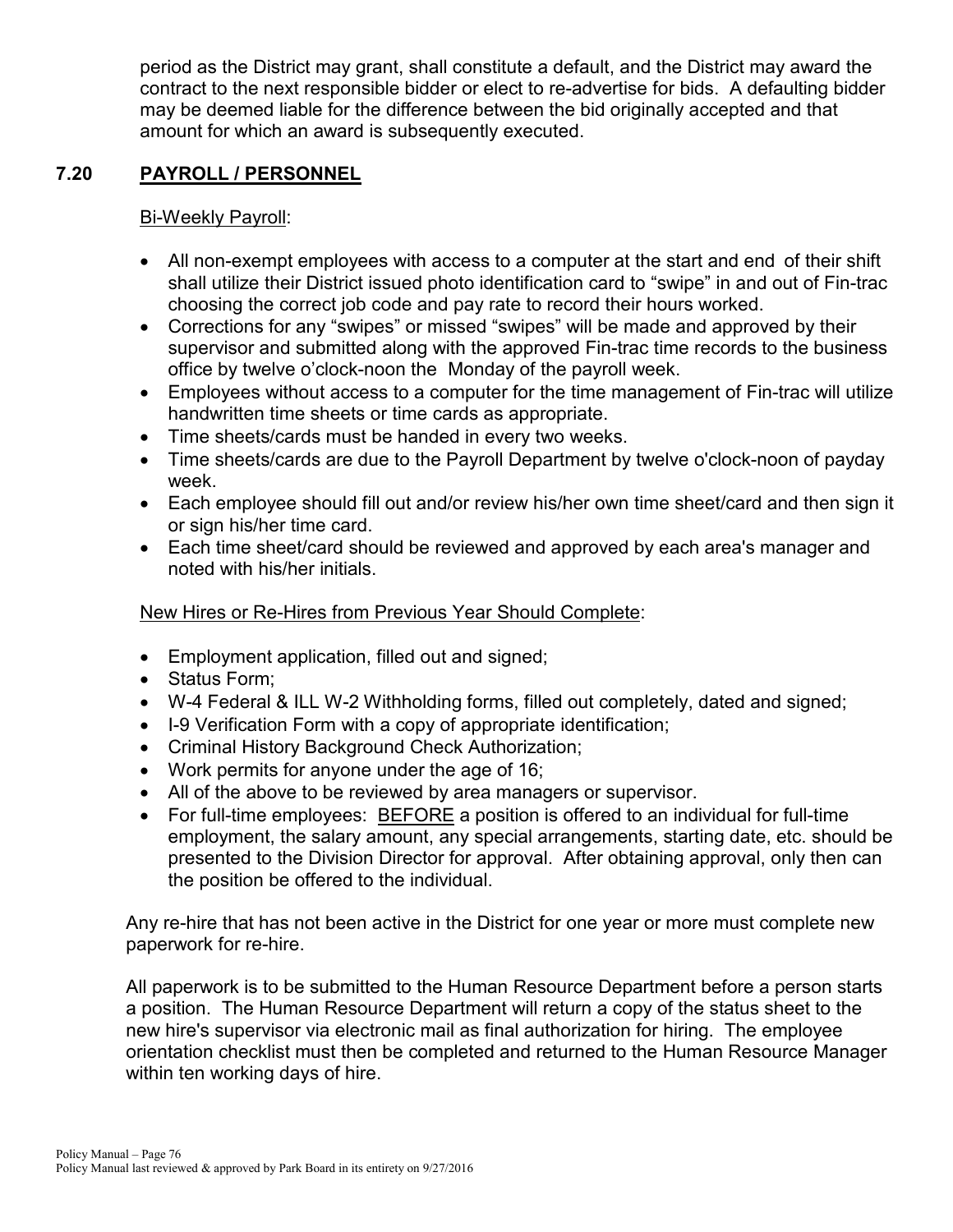period as the District may grant, shall constitute a default, and the District may award the contract to the next responsible bidder or elect to re-advertise for bids. A defaulting bidder may be deemed liable for the difference between the bid originally accepted and that amount for which an award is subsequently executed.

## 7.20 PAYROLL / PERSONNEL

Bi-Weekly Payroll:

- All non-exempt employees with access to a computer at the start and end of their shift shall utilize their District issued photo identification card to "swipe" in and out of Fin-trac choosing the correct job code and pay rate to record their hours worked.
- Corrections for any "swipes" or missed "swipes" will be made and approved by their supervisor and submitted along with the approved Fin-trac time records to the business office by twelve o'clock-noon the Monday of the payroll week.
- Employees without access to a computer for the time management of Fin-trac will utilize handwritten time sheets or time cards as appropriate.
- Time sheets/cards must be handed in every two weeks.
- Time sheets/cards are due to the Payroll Department by twelve o'clock-noon of payday week.
- Each employee should fill out and/or review his/her own time sheet/card and then sign it or sign his/her time card.
- Each time sheet/card should be reviewed and approved by each area's manager and noted with his/her initials.

New Hires or Re-Hires from Previous Year Should Complete:

- Employment application, filled out and signed;
- Status Form;
- W-4 Federal & ILL W-2 Withholding forms, filled out completely, dated and signed;
- I-9 Verification Form with a copy of appropriate identification;
- Criminal History Background Check Authorization;
- Work permits for anyone under the age of 16;
- All of the above to be reviewed by area managers or supervisor.
- For full-time employees: BEFORE a position is offered to an individual for full-time employment, the salary amount, any special arrangements, starting date, etc. should be presented to the Division Director for approval. After obtaining approval, only then can the position be offered to the individual.

Any re-hire that has not been active in the District for one year or more must complete new paperwork for re-hire.

All paperwork is to be submitted to the Human Resource Department before a person starts a position. The Human Resource Department will return a copy of the status sheet to the new hire's supervisor via electronic mail as final authorization for hiring. The employee orientation checklist must then be completed and returned to the Human Resource Manager within ten working days of hire.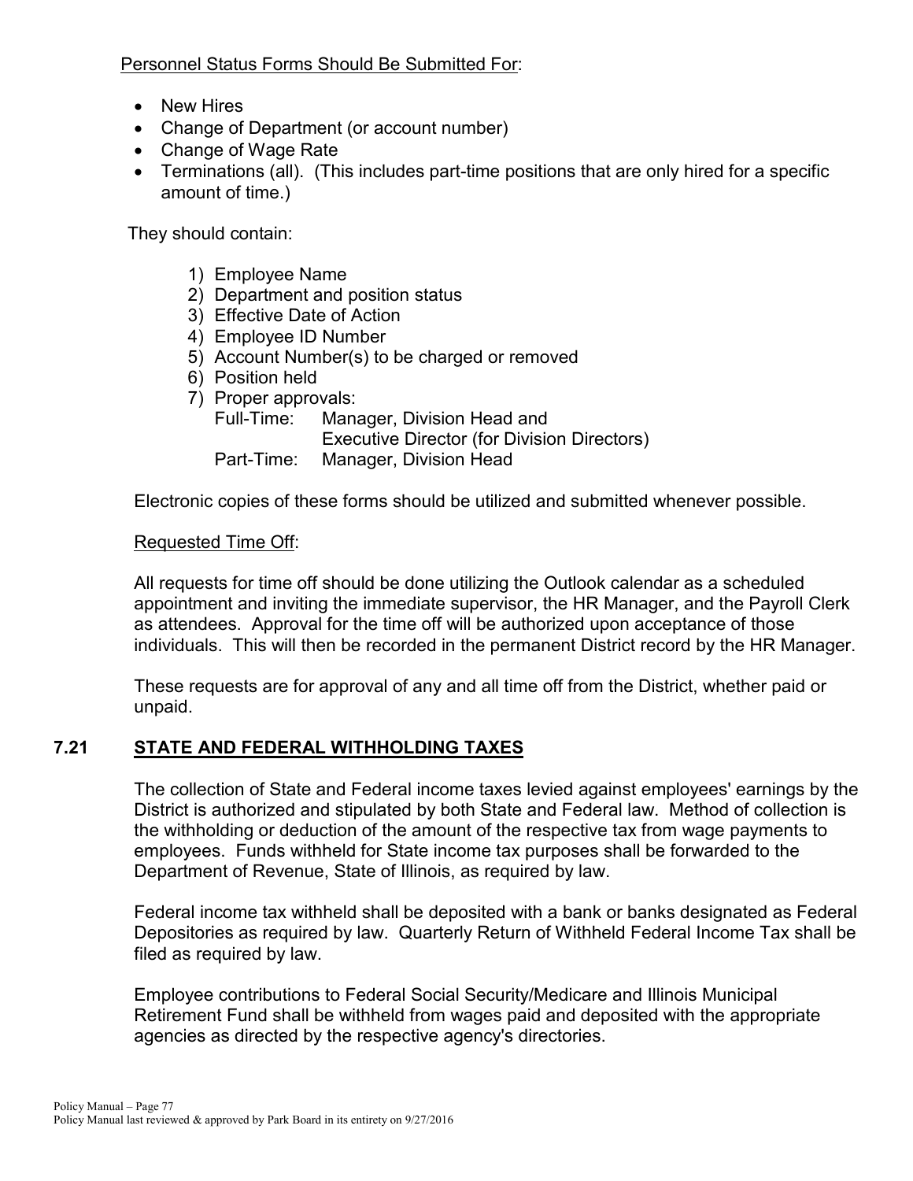Personnel Status Forms Should Be Submitted For:

- New Hires
- Change of Department (or account number)
- Change of Wage Rate
- Terminations (all). (This includes part-time positions that are only hired for a specific amount of time.)

They should contain:

1) Employee Name
2) Department and position status
3) Effective Date of Action
4) Employee ID Number
5) Account Number(s) to be charged or removed
6) Position held
7) Proper approvals:
   Full-Time: Manager, Division Head and
   Executive Director (for Division Directors)
   Part-Time: Manager, Division Head

Electronic copies of these forms should be utilized and submitted whenever possible.

Requested Time Off:

All requests for time off should be done utilizing the Outlook calendar as a scheduled appointment and inviting the immediate supervisor, the HR Manager, and the Payroll Clerk as attendees. Approval for the time off will be authorized upon acceptance of those individuals. This will then be recorded in the permanent District record by the HR Manager.

These requests are for approval of any and all time off from the District, whether paid or unpaid.

## 7.21 STATE AND FEDERAL WITHHOLDING TAXES

The collection of State and Federal income taxes levied against employees' earnings by the District is authorized and stipulated by both State and Federal law. Method of collection is the withholding or deduction of the amount of the respective tax from wage payments to employees. Funds withheld for State income tax purposes shall be forwarded to the Department of Revenue, State of Illinois, as required by law.

Federal income tax withheld shall be deposited with a bank or banks designated as Federal Depositories as required by law. Quarterly Return of Withheld Federal Income Tax shall be filed as required by law.

Employee contributions to Federal Social Security/Medicare and Illinois Municipal Retirement Fund shall be withheld from wages paid and deposited with the appropriate agencies as directed by the respective agency's directories.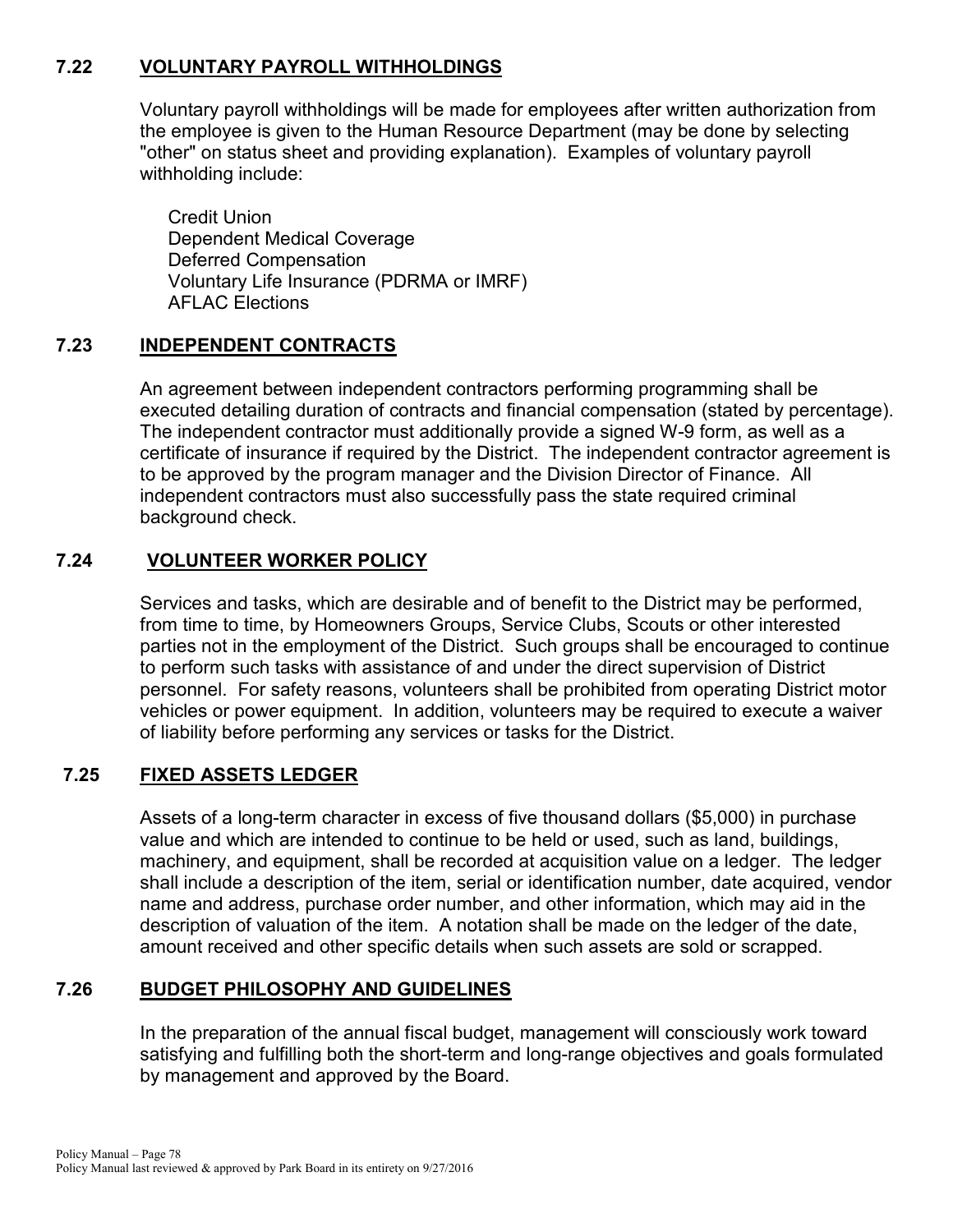## 7.22 VOLUNTARY PAYROLL WITHHOLDINGS

Voluntary payroll withholdings will be made for employees after written authorization from the employee is given to the Human Resource Department (may be done by selecting "other" on status sheet and providing explanation). Examples of voluntary payroll withholding include:

Credit Union
Dependent Medical Coverage
Deferred Compensation
Voluntary Life Insurance (PDRMA or IMRF)
AFLAC Elections

## 7.23 INDEPENDENT CONTRACTS

An agreement between independent contractors performing programming shall be executed detailing duration of contracts and financial compensation (stated by percentage). The independent contractor must additionally provide a signed W-9 form, as well as a certificate of insurance if required by the District. The independent contractor agreement is to be approved by the program manager and the Division Director of Finance. All independent contractors must also successfully pass the state required criminal background check.

## 7.24 VOLUNTEER WORKER POLICY

Services and tasks, which are desirable and of benefit to the District may be performed, from time to time, by Homeowners Groups, Service Clubs, Scouts or other interested parties not in the employment of the District. Such groups shall be encouraged to continue to perform such tasks with assistance of and under the direct supervision of District personnel. For safety reasons, volunteers shall be prohibited from operating District motor vehicles or power equipment. In addition, volunteers may be required to execute a waiver of liability before performing any services or tasks for the District.

## 7.25 FIXED ASSETS LEDGER

Assets of a long-term character in excess of five thousand dollars ($5,000) in purchase value and which are intended to continue to be held or used, such as land, buildings, machinery, and equipment, shall be recorded at acquisition value on a ledger. The ledger shall include a description of the item, serial or identification number, date acquired, vendor name and address, purchase order number, and other information, which may aid in the description of valuation of the item. A notation shall be made on the ledger of the date, amount received and other specific details when such assets are sold or scrapped.

## 7.26 BUDGET PHILOSOPHY AND GUIDELINES

In the preparation of the annual fiscal budget, management will consciously work toward satisfying and fulfilling both the short-term and long-range objectives and goals formulated by management and approved by the Board.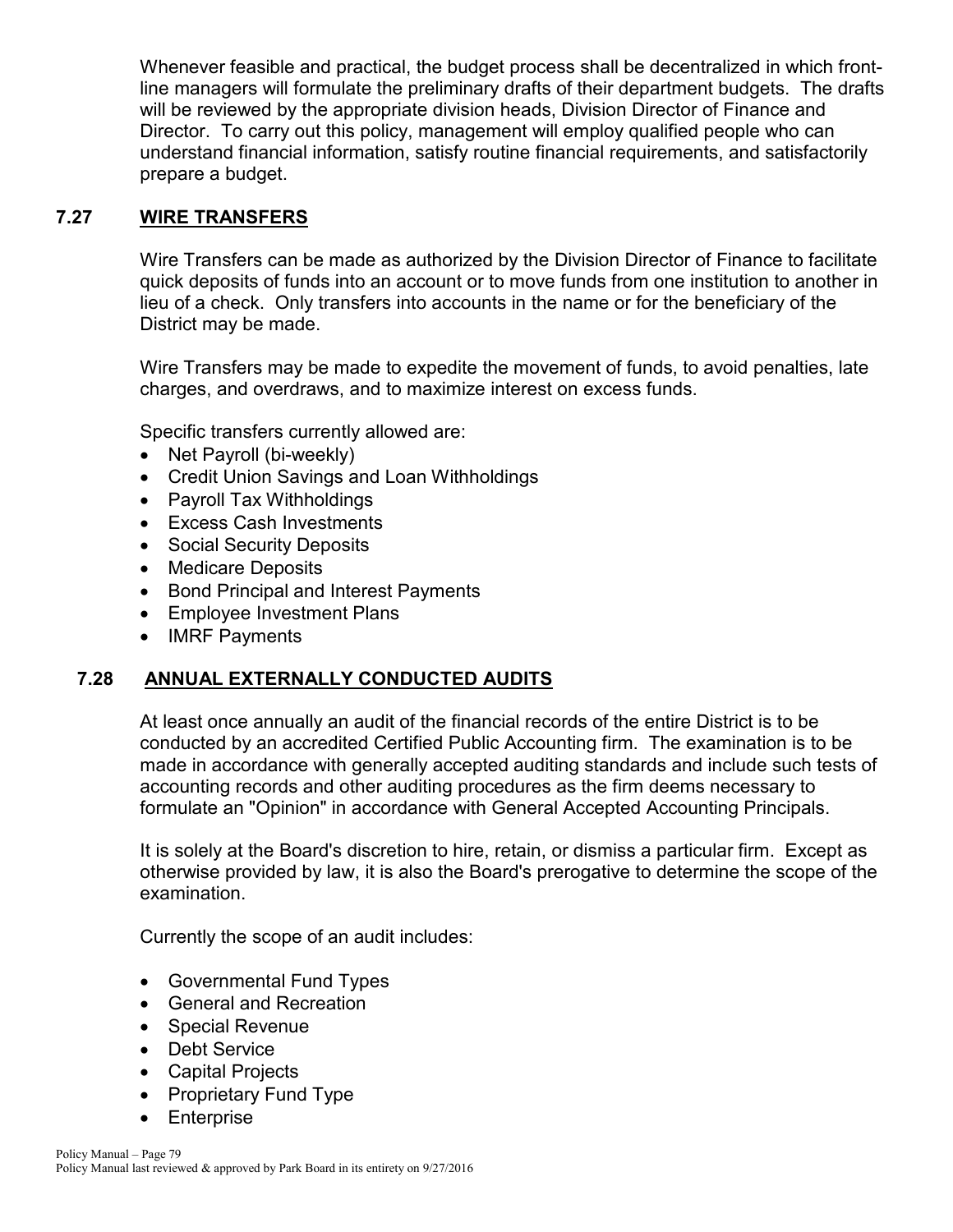Whenever feasible and practical, the budget process shall be decentralized in which front-line managers will formulate the preliminary drafts of their department budgets. The drafts will be reviewed by the appropriate division heads, Division Director of Finance and Director. To carry out this policy, management will employ qualified people who can understand financial information, satisfy routine financial requirements, and satisfactorily prepare a budget.

## 7.27 WIRE TRANSFERS

Wire Transfers can be made as authorized by the Division Director of Finance to facilitate quick deposits of funds into an account or to move funds from one institution to another in lieu of a check. Only transfers into accounts in the name or for the beneficiary of the District may be made.

Wire Transfers may be made to expedite the movement of funds, to avoid penalties, late charges, and overdraws, and to maximize interest on excess funds.

Specific transfers currently allowed are:

- Net Payroll (bi-weekly)
- Credit Union Savings and Loan Withholdings
- Payroll Tax Withholdings
- Excess Cash Investments
- Social Security Deposits
- Medicare Deposits
- Bond Principal and Interest Payments
- Employee Investment Plans
- IMRF Payments

## 7.28 ANNUAL EXTERNALLY CONDUCTED AUDITS

At least once annually an audit of the financial records of the entire District is to be conducted by an accredited Certified Public Accounting firm. The examination is to be made in accordance with generally accepted auditing standards and include such tests of accounting records and other auditing procedures as the firm deems necessary to formulate an "Opinion" in accordance with General Accepted Accounting Principals.

It is solely at the Board's discretion to hire, retain, or dismiss a particular firm. Except as otherwise provided by law, it is also the Board's prerogative to determine the scope of the examination.

Currently the scope of an audit includes:

- Governmental Fund Types
- General and Recreation
- Special Revenue
- Debt Service
- Capital Projects
- Proprietary Fund Type
- Enterprise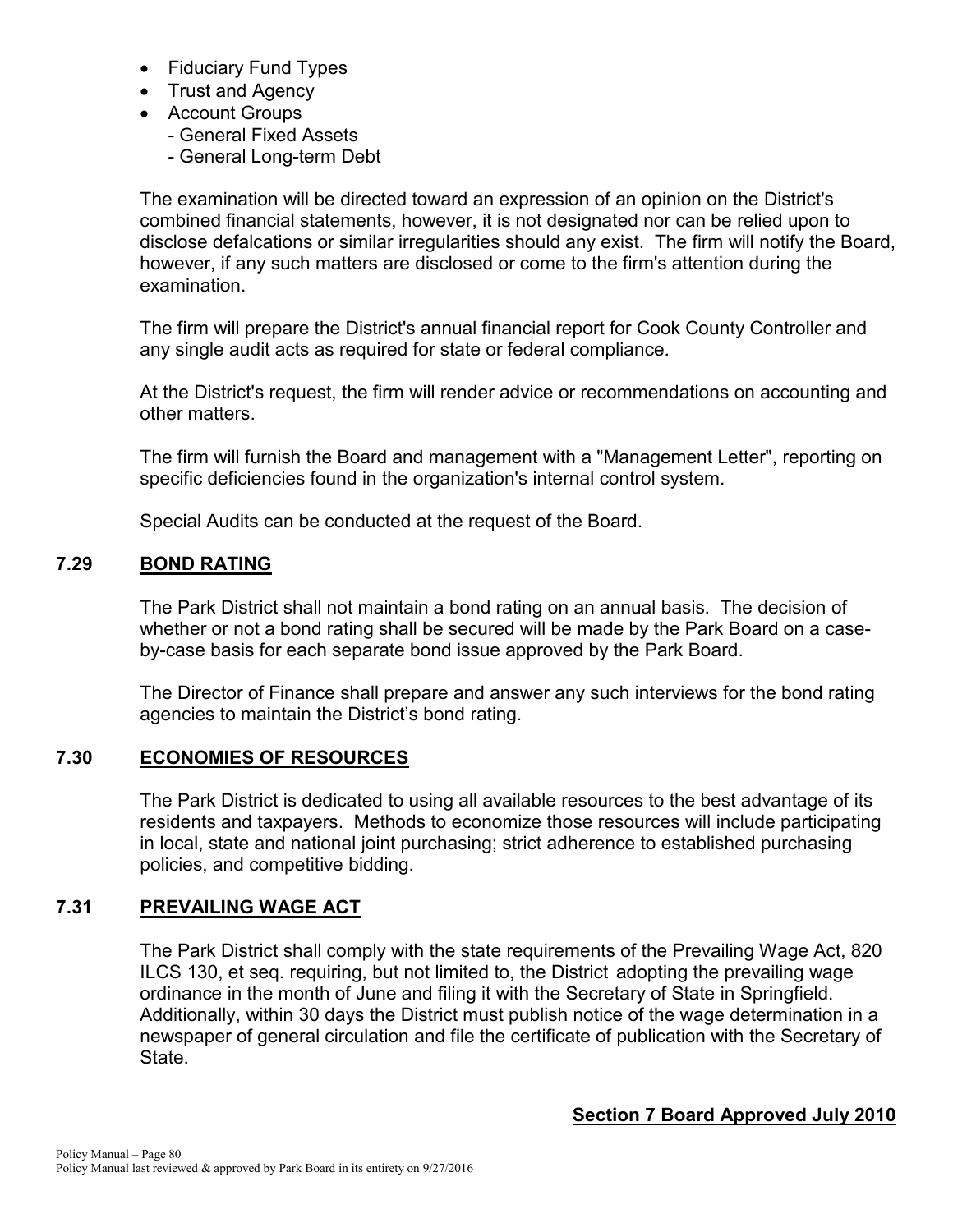- Fiduciary Fund Types
- Trust and Agency
- Account Groups
  - General Fixed Assets
  - General Long-term Debt

The examination will be directed toward an expression of an opinion on the District's combined financial statements, however, it is not designated nor can be relied upon to disclose defalcations or similar irregularities should any exist. The firm will notify the Board, however, if any such matters are disclosed or come to the firm's attention during the examination.

The firm will prepare the District's annual financial report for Cook County Controller and any single audit acts as required for state or federal compliance.

At the District's request, the firm will render advice or recommendations on accounting and other matters.

The firm will furnish the Board and management with a "Management Letter", reporting on specific deficiencies found in the organization's internal control system.

Special Audits can be conducted at the request of the Board.

## 7.29 BOND RATING

The Park District shall not maintain a bond rating on an annual basis. The decision of whether or not a bond rating shall be secured will be made by the Park Board on a case-by-case basis for each separate bond issue approved by the Park Board.

The Director of Finance shall prepare and answer any such interviews for the bond rating agencies to maintain the District's bond rating.

## 7.30 ECONOMIES OF RESOURCES

The Park District is dedicated to using all available resources to the best advantage of its residents and taxpayers. Methods to economize those resources will include participating in local, state and national joint purchasing; strict adherence to established purchasing policies, and competitive bidding.

## 7.31 PREVAILING WAGE ACT

The Park District shall comply with the state requirements of the Prevailing Wage Act, 820 ILCS 130, et seq. requiring, but not limited to, the District adopting the prevailing wage ordinance in the month of June and filing it with the Secretary of State in Springfield. Additionally, within 30 days the District must publish notice of the wage determination in a newspaper of general circulation and file the certificate of publication with the Secretary of State.

**Section 7 Board Approved July 2010**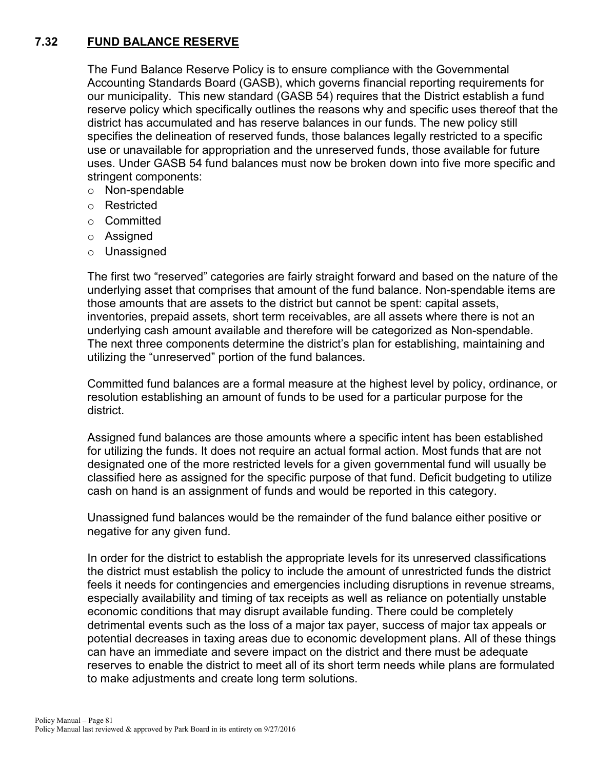## 7.32 FUND BALANCE RESERVE

The Fund Balance Reserve Policy is to ensure compliance with the Governmental Accounting Standards Board (GASB), which governs financial reporting requirements for our municipality. This new standard (GASB 54) requires that the District establish a fund reserve policy which specifically outlines the reasons why and specific uses thereof that the district has accumulated and has reserve balances in our funds. The new policy still specifies the delineation of reserved funds, those balances legally restricted to a specific use or unavailable for appropriation and the unreserved funds, those available for future uses. Under GASB 54 fund balances must now be broken down into five more specific and stringent components:

- Non-spendable
- Restricted
- Committed
- Assigned
- Unassigned

The first two "reserved" categories are fairly straight forward and based on the nature of the underlying asset that comprises that amount of the fund balance. Non-spendable items are those amounts that are assets to the district but cannot be spent: capital assets, inventories, prepaid assets, short term receivables, are all assets where there is not an underlying cash amount available and therefore will be categorized as Non-spendable. The next three components determine the district's plan for establishing, maintaining and utilizing the "unreserved" portion of the fund balances.

Committed fund balances are a formal measure at the highest level by policy, ordinance, or resolution establishing an amount of funds to be used for a particular purpose for the district.

Assigned fund balances are those amounts where a specific intent has been established for utilizing the funds. It does not require an actual formal action. Most funds that are not designated one of the more restricted levels for a given governmental fund will usually be classified here as assigned for the specific purpose of that fund. Deficit budgeting to utilize cash on hand is an assignment of funds and would be reported in this category.

Unassigned fund balances would be the remainder of the fund balance either positive or negative for any given fund.

In order for the district to establish the appropriate levels for its unreserved classifications the district must establish the policy to include the amount of unrestricted funds the district feels it needs for contingencies and emergencies including disruptions in revenue streams, especially availability and timing of tax receipts as well as reliance on potentially unstable economic conditions that may disrupt available funding. There could be completely detrimental events such as the loss of a major tax payer, success of major tax appeals or potential decreases in taxing areas due to economic development plans. All of these things can have an immediate and severe impact on the district and there must be adequate reserves to enable the district to meet all of its short term needs while plans are formulated to make adjustments and create long term solutions.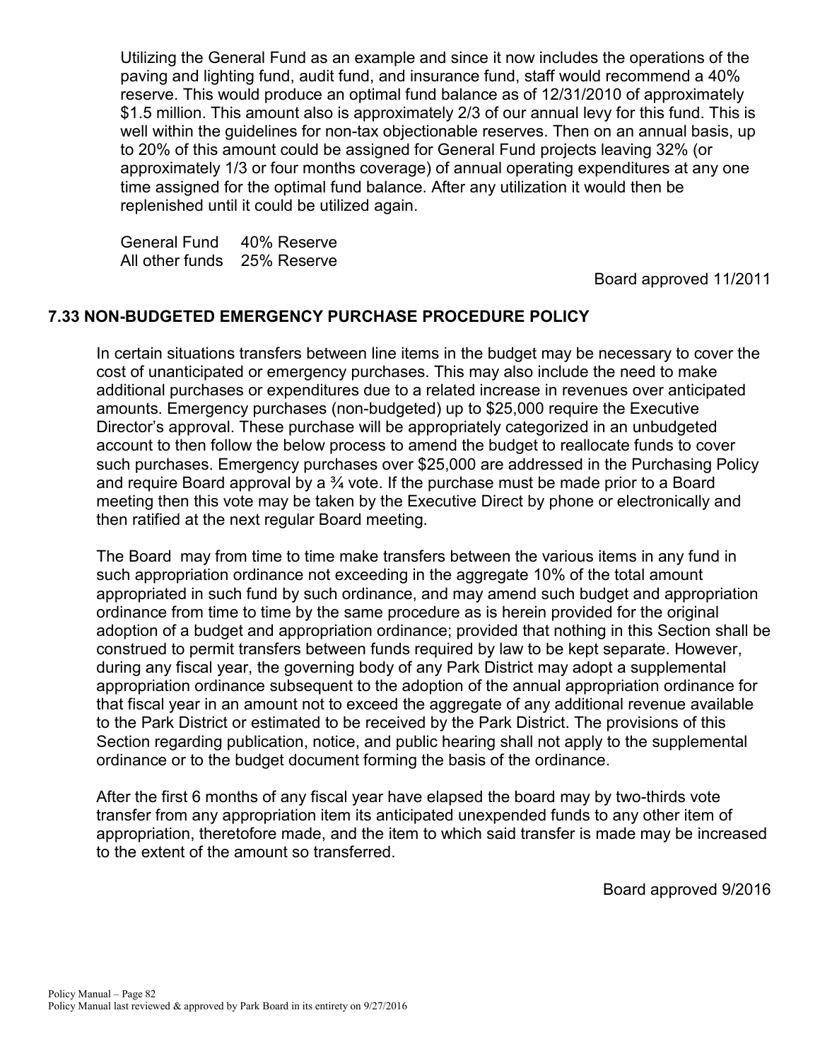Utilizing the General Fund as an example and since it now includes the operations of the paving and lighting fund, audit fund, and insurance fund, staff would recommend a 40% reserve. This would produce an optimal fund balance as of 12/31/2010 of approximately $1.5 million. This amount also is approximately 2/3 of our annual levy for this fund. This is well within the guidelines for non-tax objectionable reserves. Then on an annual basis, up to 20% of this amount could be assigned for General Fund projects leaving 32% (or approximately 1/3 or four months coverage) of annual operating expenditures at any one time assigned for the optimal fund balance. After any utilization it would then be replenished until it could be utilized again.

| | |
|---|---|
| General Fund | 40% Reserve |
| All other funds | 25% Reserve |

Board approved 11/2011

### 7.33 NON-BUDGETED EMERGENCY PURCHASE PROCEDURE POLICY

In certain situations transfers between line items in the budget may be necessary to cover the cost of unanticipated or emergency purchases. This may also include the need to make additional purchases or expenditures due to a related increase in revenues over anticipated amounts. Emergency purchases (non-budgeted) up to $25,000 require the Executive Director's approval. These purchase will be appropriately categorized in an unbudgeted account to then follow the below process to amend the budget to reallocate funds to cover such purchases. Emergency purchases over $25,000 are addressed in the Purchasing Policy and require Board approval by a ¾ vote. If the purchase must be made prior to a Board meeting then this vote may be taken by the Executive Direct by phone or electronically and then ratified at the next regular Board meeting.

The Board may from time to time make transfers between the various items in any fund in such appropriation ordinance not exceeding in the aggregate 10% of the total amount appropriated in such fund by such ordinance, and may amend such budget and appropriation ordinance from time to time by the same procedure as is herein provided for the original adoption of a budget and appropriation ordinance; provided that nothing in this Section shall be construed to permit transfers between funds required by law to be kept separate. However, during any fiscal year, the governing body of any Park District may adopt a supplemental appropriation ordinance subsequent to the adoption of the annual appropriation ordinance for that fiscal year in an amount not to exceed the aggregate of any additional revenue available to the Park District or estimated to be received by the Park District. The provisions of this Section regarding publication, notice, and public hearing shall not apply to the supplemental ordinance or to the budget document forming the basis of the ordinance.

After the first 6 months of any fiscal year have elapsed the board may by two-thirds vote transfer from any appropriation item its anticipated unexpended funds to any other item of appropriation, theretofore made, and the item to which said transfer is made may be increased to the extent of the amount so transferred.

Board approved 9/2016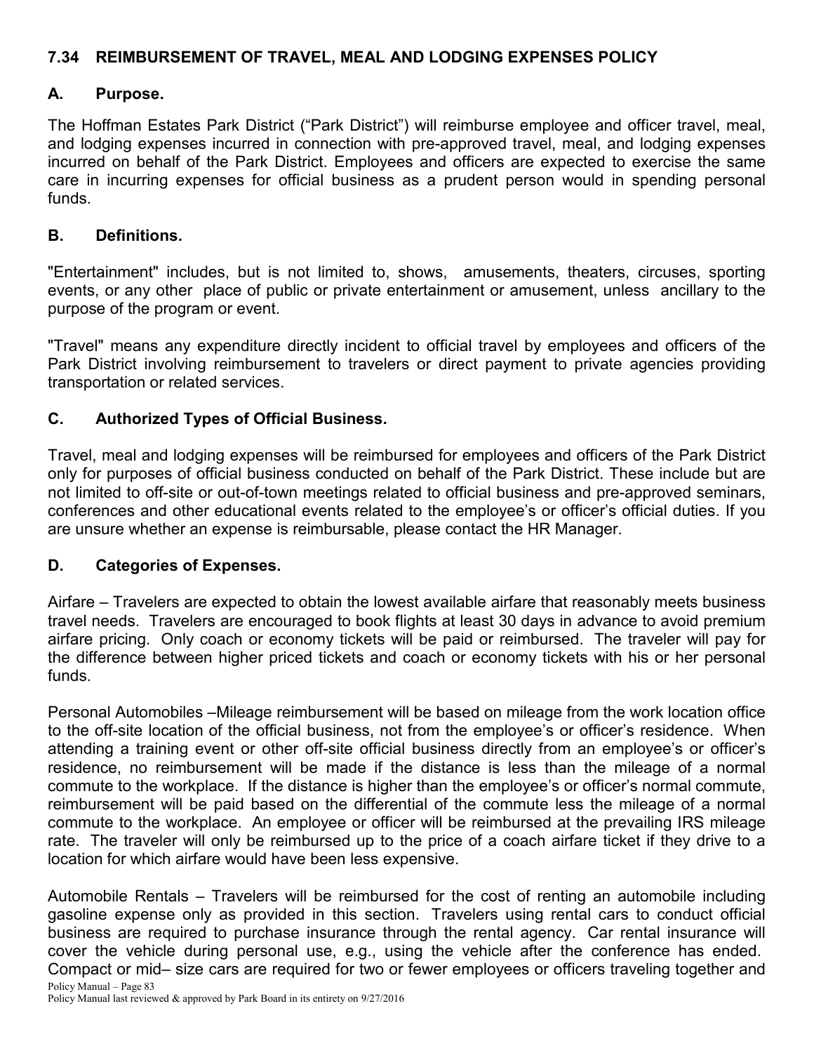## 7.34 REIMBURSEMENT OF TRAVEL, MEAL AND LODGING EXPENSES POLICY

### A. Purpose.

The Hoffman Estates Park District ("Park District") will reimburse employee and officer travel, meal, and lodging expenses incurred in connection with pre-approved travel, meal, and lodging expenses incurred on behalf of the Park District. Employees and officers are expected to exercise the same care in incurring expenses for official business as a prudent person would in spending personal funds.

### B. Definitions.

"Entertainment" includes, but is not limited to, shows, amusements, theaters, circuses, sporting events, or any other place of public or private entertainment or amusement, unless ancillary to the purpose of the program or event.

"Travel" means any expenditure directly incident to official travel by employees and officers of the Park District involving reimbursement to travelers or direct payment to private agencies providing transportation or related services.

### C. Authorized Types of Official Business.

Travel, meal and lodging expenses will be reimbursed for employees and officers of the Park District only for purposes of official business conducted on behalf of the Park District. These include but are not limited to off-site or out-of-town meetings related to official business and pre-approved seminars, conferences and other educational events related to the employee's or officer's official duties. If you are unsure whether an expense is reimbursable, please contact the HR Manager.

### D. Categories of Expenses.

Airfare – Travelers are expected to obtain the lowest available airfare that reasonably meets business travel needs. Travelers are encouraged to book flights at least 30 days in advance to avoid premium airfare pricing. Only coach or economy tickets will be paid or reimbursed. The traveler will pay for the difference between higher priced tickets and coach or economy tickets with his or her personal funds.

Personal Automobiles –Mileage reimbursement will be based on mileage from the work location office to the off-site location of the official business, not from the employee's or officer's residence. When attending a training event or other off-site official business directly from an employee's or officer's residence, no reimbursement will be made if the distance is less than the mileage of a normal commute to the workplace. If the distance is higher than the employee's or officer's normal commute, reimbursement will be paid based on the differential of the commute less the mileage of a normal commute to the workplace. An employee or officer will be reimbursed at the prevailing IRS mileage rate. The traveler will only be reimbursed up to the price of a coach airfare ticket if they drive to a location for which airfare would have been less expensive.

Automobile Rentals – Travelers will be reimbursed for the cost of renting an automobile including gasoline expense only as provided in this section. Travelers using rental cars to conduct official business are required to purchase insurance through the rental agency. Car rental insurance will cover the vehicle during personal use, e.g., using the vehicle after the conference has ended. Compact or mid– size cars are required for two or fewer employees or officers traveling together and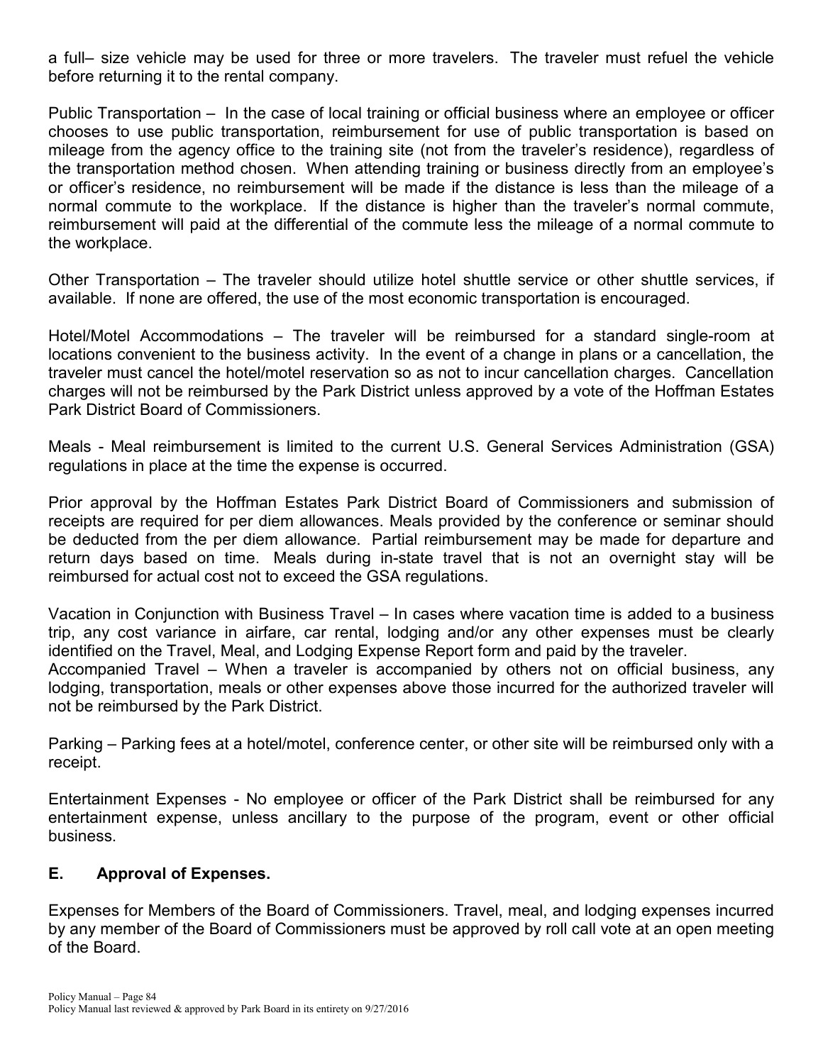a full– size vehicle may be used for three or more travelers. The traveler must refuel the vehicle before returning it to the rental company.

Public Transportation – In the case of local training or official business where an employee or officer chooses to use public transportation, reimbursement for use of public transportation is based on mileage from the agency office to the training site (not from the traveler's residence), regardless of the transportation method chosen. When attending training or business directly from an employee's or officer's residence, no reimbursement will be made if the distance is less than the mileage of a normal commute to the workplace. If the distance is higher than the traveler's normal commute, reimbursement will paid at the differential of the commute less the mileage of a normal commute to the workplace.

Other Transportation – The traveler should utilize hotel shuttle service or other shuttle services, if available. If none are offered, the use of the most economic transportation is encouraged.

Hotel/Motel Accommodations – The traveler will be reimbursed for a standard single-room at locations convenient to the business activity. In the event of a change in plans or a cancellation, the traveler must cancel the hotel/motel reservation so as not to incur cancellation charges. Cancellation charges will not be reimbursed by the Park District unless approved by a vote of the Hoffman Estates Park District Board of Commissioners.

Meals - Meal reimbursement is limited to the current U.S. General Services Administration (GSA) regulations in place at the time the expense is occurred.

Prior approval by the Hoffman Estates Park District Board of Commissioners and submission of receipts are required for per diem allowances. Meals provided by the conference or seminar should be deducted from the per diem allowance. Partial reimbursement may be made for departure and return days based on time. Meals during in-state travel that is not an overnight stay will be reimbursed for actual cost not to exceed the GSA regulations.

Vacation in Conjunction with Business Travel – In cases where vacation time is added to a business trip, any cost variance in airfare, car rental, lodging and/or any other expenses must be clearly identified on the Travel, Meal, and Lodging Expense Report form and paid by the traveler.

Accompanied Travel – When a traveler is accompanied by others not on official business, any lodging, transportation, meals or other expenses above those incurred for the authorized traveler will not be reimbursed by the Park District.

Parking – Parking fees at a hotel/motel, conference center, or other site will be reimbursed only with a receipt.

Entertainment Expenses - No employee or officer of the Park District shall be reimbursed for any entertainment expense, unless ancillary to the purpose of the program, event or other official business.

## E. Approval of Expenses.

Expenses for Members of the Board of Commissioners. Travel, meal, and lodging expenses incurred by any member of the Board of Commissioners must be approved by roll call vote at an open meeting of the Board.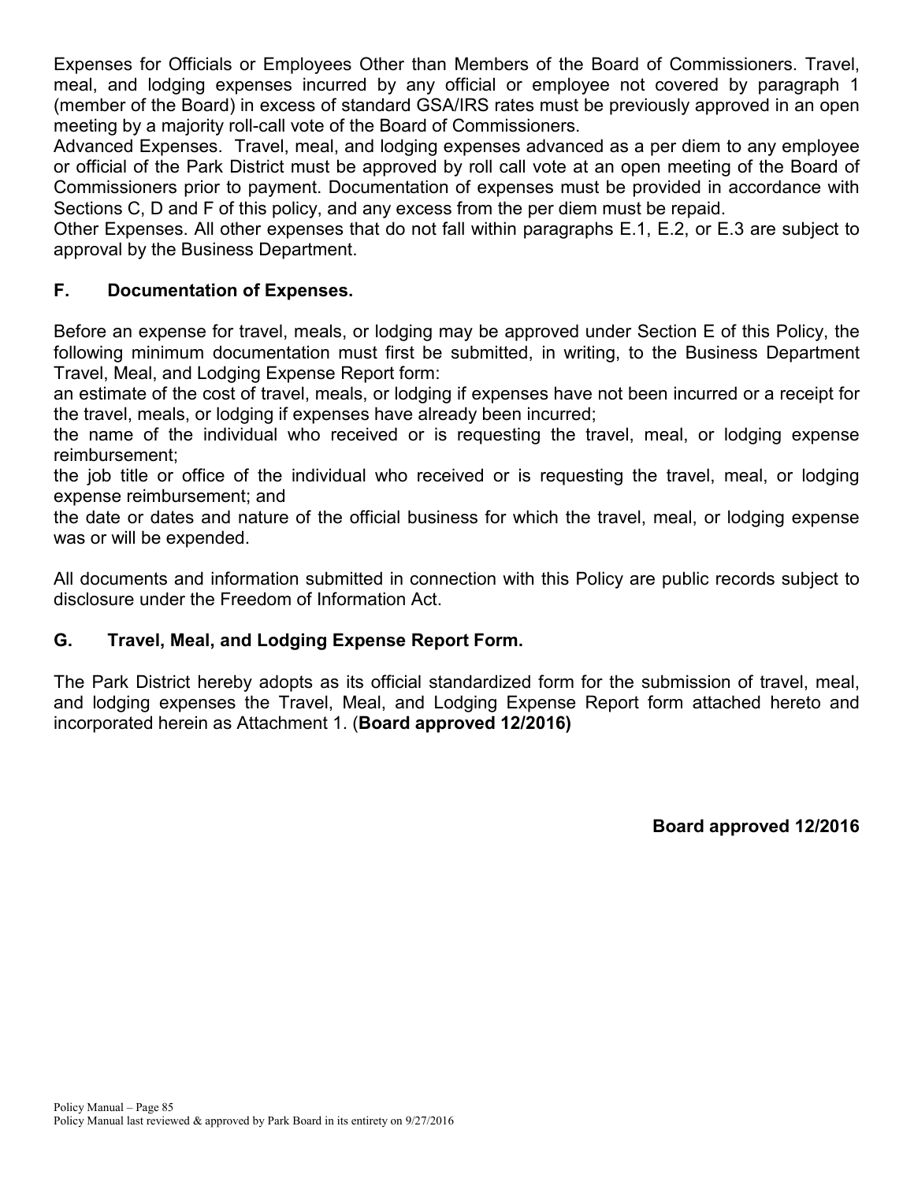Expenses for Officials or Employees Other than Members of the Board of Commissioners. Travel, meal, and lodging expenses incurred by any official or employee not covered by paragraph 1 (member of the Board) in excess of standard GSA/IRS rates must be previously approved in an open meeting by a majority roll-call vote of the Board of Commissioners.

Advanced Expenses. Travel, meal, and lodging expenses advanced as a per diem to any employee or official of the Park District must be approved by roll call vote at an open meeting of the Board of Commissioners prior to payment. Documentation of expenses must be provided in accordance with Sections C, D and F of this policy, and any excess from the per diem must be repaid.

Other Expenses. All other expenses that do not fall within paragraphs E.1, E.2, or E.3 are subject to approval by the Business Department.

## F. Documentation of Expenses.

Before an expense for travel, meals, or lodging may be approved under Section E of this Policy, the following minimum documentation must first be submitted, in writing, to the Business Department Travel, Meal, and Lodging Expense Report form:

an estimate of the cost of travel, meals, or lodging if expenses have not been incurred or a receipt for the travel, meals, or lodging if expenses have already been incurred;

the name of the individual who received or is requesting the travel, meal, or lodging expense reimbursement;

the job title or office of the individual who received or is requesting the travel, meal, or lodging expense reimbursement; and

the date or dates and nature of the official business for which the travel, meal, or lodging expense was or will be expended.

All documents and information submitted in connection with this Policy are public records subject to disclosure under the Freedom of Information Act.

## G. Travel, Meal, and Lodging Expense Report Form.

The Park District hereby adopts as its official standardized form for the submission of travel, meal, and lodging expenses the Travel, Meal, and Lodging Expense Report form attached hereto and incorporated herein as Attachment 1. (**Board approved 12/2016)**

**Board approved 12/2016**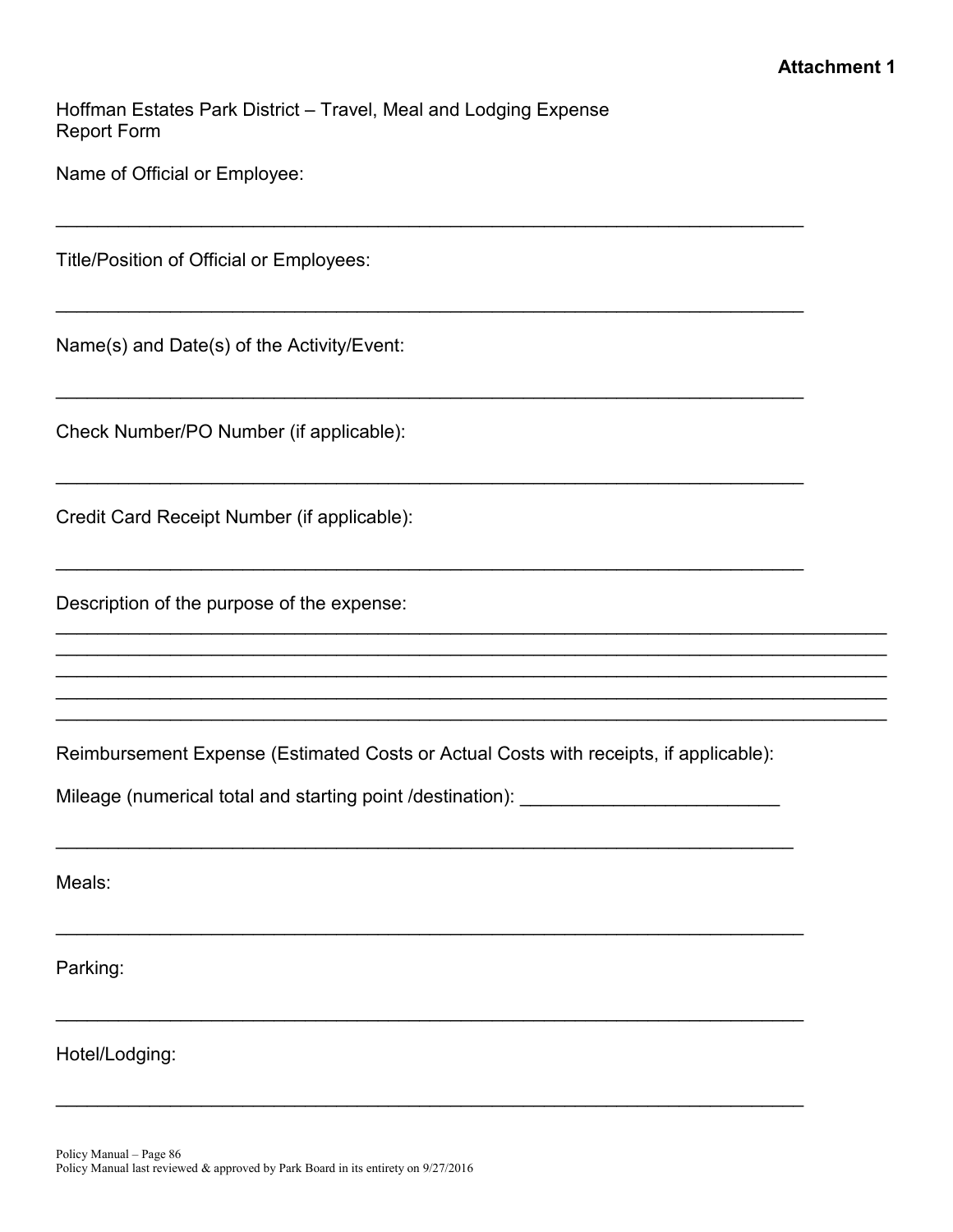**Attachment 1**

Hoffman Estates Park District – Travel, Meal and Lodging Expense Report Form

Name of Official or Employee:

___________________________________________________________________________

Title/Position of Official or Employees:

___________________________________________________________________________

Name(s) and Date(s) of the Activity/Event:

___________________________________________________________________________

Check Number/PO Number (if applicable):

___________________________________________________________________________

Credit Card Receipt Number (if applicable):

___________________________________________________________________________

Description of the purpose of the expense:

___________________________________________________________________________
___________________________________________________________________________
___________________________________________________________________________
___________________________________________________________________________
___________________________________________________________________________

Reimbursement Expense (Estimated Costs or Actual Costs with receipts, if applicable):

Mileage (numerical total and starting point /destination): _________________________

___________________________________________________________________________

Meals:

___________________________________________________________________________

Parking:

___________________________________________________________________________

Hotel/Lodging:

___________________________________________________________________________

Policy Manual – Page 86
Policy Manual last reviewed & approved by Park Board in its entirety on 9/27/2016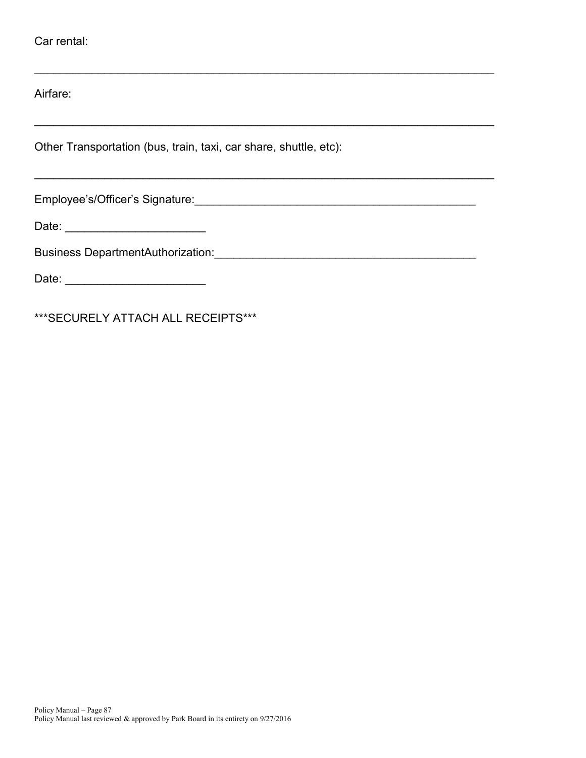Car rental:

___________________________________________________________________________

Airfare:

___________________________________________________________________________

Other Transportation (bus, train, taxi, car share, shuttle, etc):

___________________________________________________________________________

Employee's/Officer's Signature:_____________________________________________

Date: ______________________

Business DepartmentAuthorization:__________________________________________

Date: ______________________

***SECURELY ATTACH ALL RECEIPTS***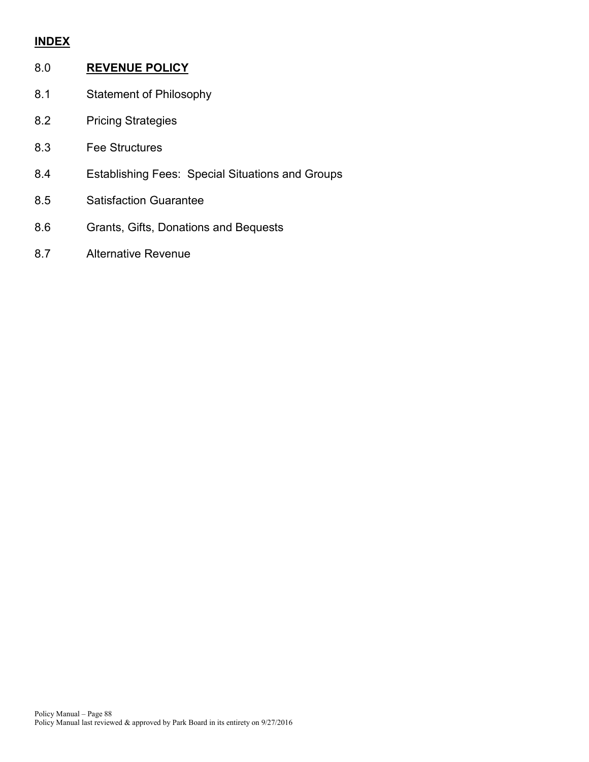## INDEX

8.0 **REVENUE POLICY**

8.1 Statement of Philosophy

8.2 Pricing Strategies

8.3 Fee Structures

8.4 Establishing Fees: Special Situations and Groups

8.5 Satisfaction Guarantee

8.6 Grants, Gifts, Donations and Bequests

8.7 Alternative Revenue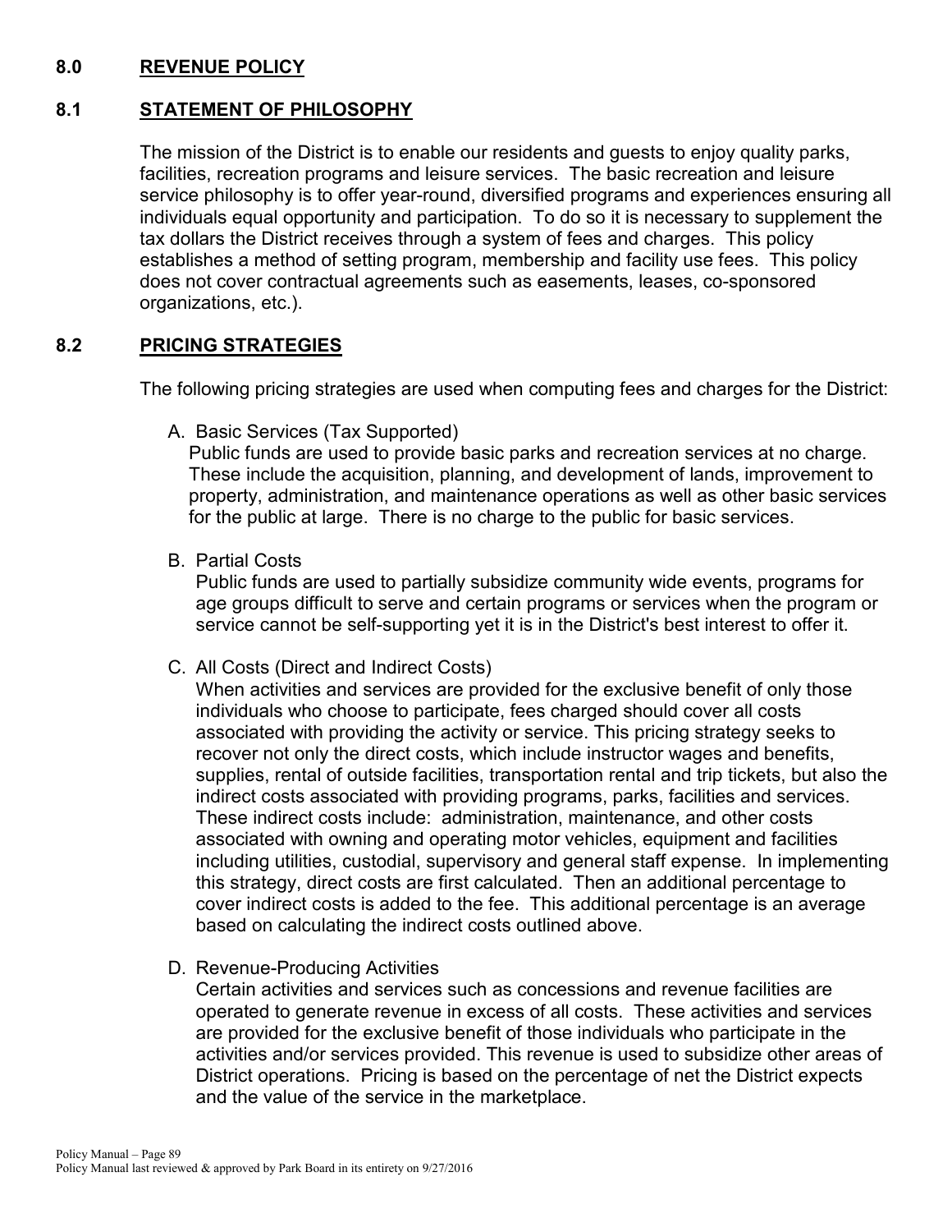## 8.0 REVENUE POLICY

### 8.1 STATEMENT OF PHILOSOPHY

The mission of the District is to enable our residents and guests to enjoy quality parks, facilities, recreation programs and leisure services. The basic recreation and leisure service philosophy is to offer year-round, diversified programs and experiences ensuring all individuals equal opportunity and participation. To do so it is necessary to supplement the tax dollars the District receives through a system of fees and charges. This policy establishes a method of setting program, membership and facility use fees. This policy does not cover contractual agreements such as easements, leases, co-sponsored organizations, etc.).

### 8.2 PRICING STRATEGIES

The following pricing strategies are used when computing fees and charges for the District:

A. Basic Services (Tax Supported)
Public funds are used to provide basic parks and recreation services at no charge. These include the acquisition, planning, and development of lands, improvement to property, administration, and maintenance operations as well as other basic services for the public at large. There is no charge to the public for basic services.

B. Partial Costs
Public funds are used to partially subsidize community wide events, programs for age groups difficult to serve and certain programs or services when the program or service cannot be self-supporting yet it is in the District's best interest to offer it.

C. All Costs (Direct and Indirect Costs)
When activities and services are provided for the exclusive benefit of only those individuals who choose to participate, fees charged should cover all costs associated with providing the activity or service. This pricing strategy seeks to recover not only the direct costs, which include instructor wages and benefits, supplies, rental of outside facilities, transportation rental and trip tickets, but also the indirect costs associated with providing programs, parks, facilities and services. These indirect costs include: administration, maintenance, and other costs associated with owning and operating motor vehicles, equipment and facilities including utilities, custodial, supervisory and general staff expense. In implementing this strategy, direct costs are first calculated. Then an additional percentage to cover indirect costs is added to the fee. This additional percentage is an average based on calculating the indirect costs outlined above.

D. Revenue-Producing Activities
Certain activities and services such as concessions and revenue facilities are operated to generate revenue in excess of all costs. These activities and services are provided for the exclusive benefit of those individuals who participate in the activities and/or services provided. This revenue is used to subsidize other areas of District operations. Pricing is based on the percentage of net the District expects and the value of the service in the marketplace.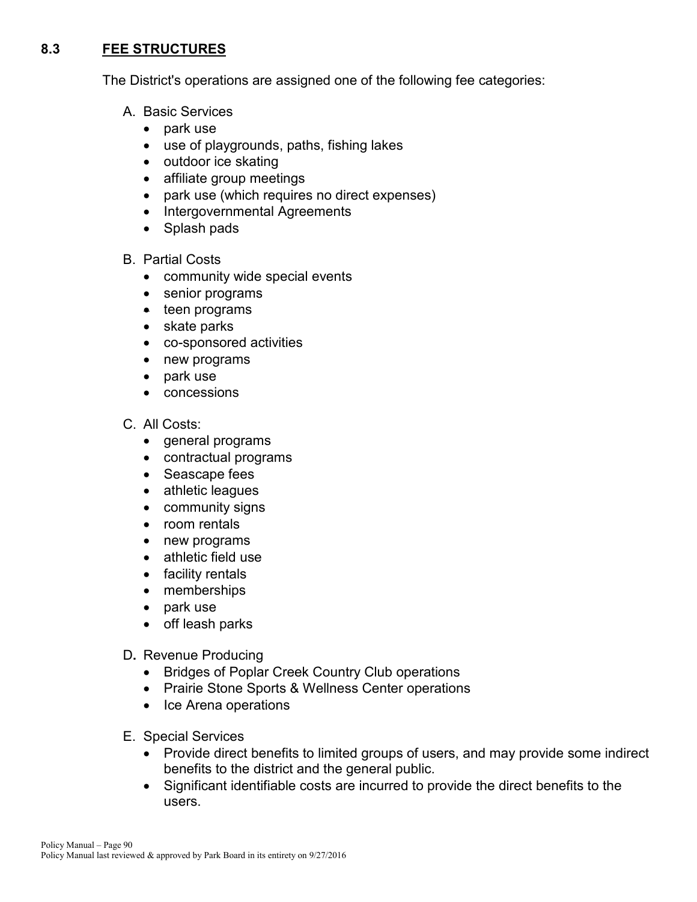## 8.3 FEE STRUCTURES

The District's operations are assigned one of the following fee categories:

A. Basic Services
   - park use
   - use of playgrounds, paths, fishing lakes
   - outdoor ice skating
   - affiliate group meetings
   - park use (which requires no direct expenses)
   - Intergovernmental Agreements
   - Splash pads

B. Partial Costs
   - community wide special events
   - senior programs
   - teen programs
   - skate parks
   - co-sponsored activities
   - new programs
   - park use
   - concessions

C. All Costs:
   - general programs
   - contractual programs
   - Seascape fees
   - athletic leagues
   - community signs
   - room rentals
   - new programs
   - athletic field use
   - facility rentals
   - memberships
   - park use
   - off leash parks

D. Revenue Producing
   - Bridges of Poplar Creek Country Club operations
   - Prairie Stone Sports & Wellness Center operations
   - Ice Arena operations

E. Special Services
   - Provide direct benefits to limited groups of users, and may provide some indirect benefits to the district and the general public.
   - Significant identifiable costs are incurred to provide the direct benefits to the users.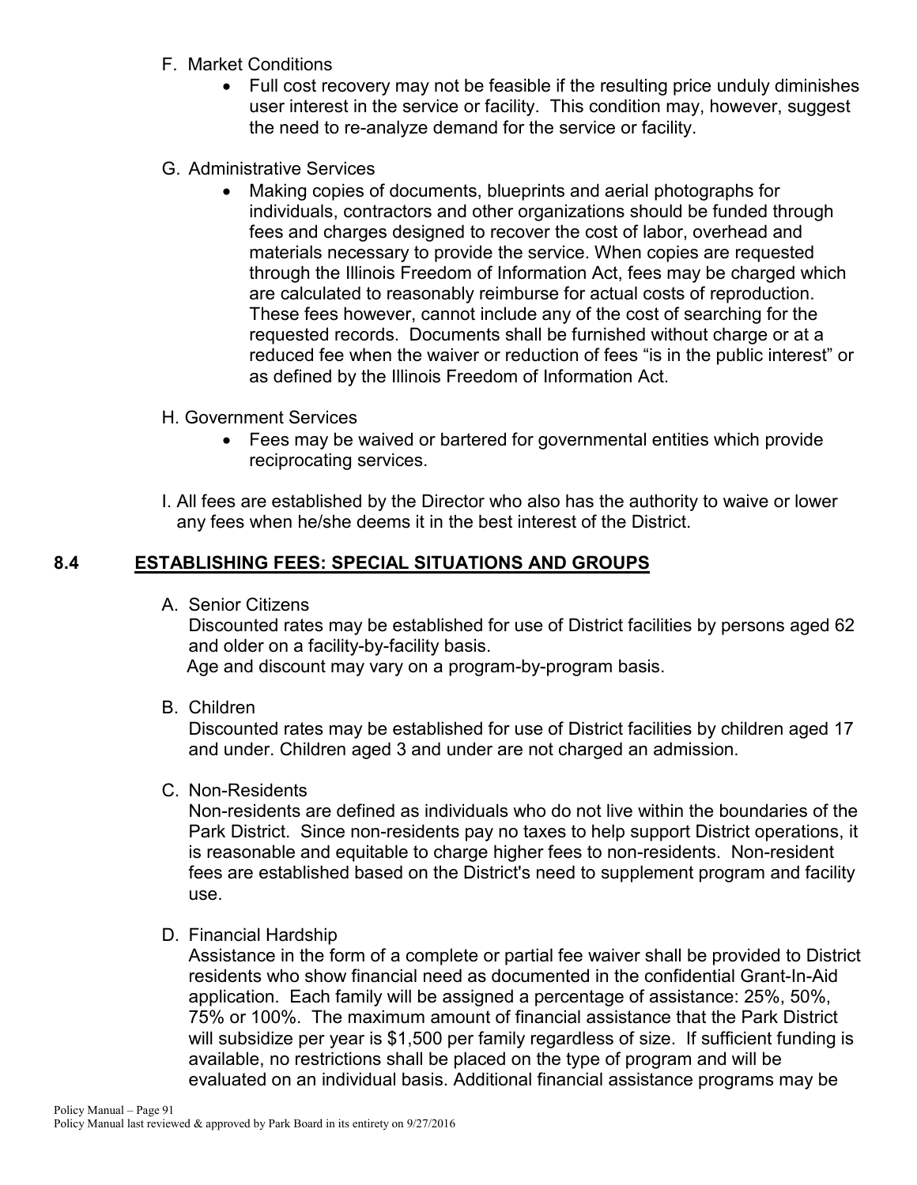F. Market Conditions
   - Full cost recovery may not be feasible if the resulting price unduly diminishes user interest in the service or facility. This condition may, however, suggest the need to re-analyze demand for the service or facility.

G. Administrative Services
   - Making copies of documents, blueprints and aerial photographs for individuals, contractors and other organizations should be funded through fees and charges designed to recover the cost of labor, overhead and materials necessary to provide the service. When copies are requested through the Illinois Freedom of Information Act, fees may be charged which are calculated to reasonably reimburse for actual costs of reproduction. These fees however, cannot include any of the cost of searching for the requested records. Documents shall be furnished without charge or at a reduced fee when the waiver or reduction of fees "is in the public interest" or as defined by the Illinois Freedom of Information Act.

H. Government Services
   - Fees may be waived or bartered for governmental entities which provide reciprocating services.

I. All fees are established by the Director who also has the authority to waive or lower any fees when he/she deems it in the best interest of the District.

## 8.4 ESTABLISHING FEES: SPECIAL SITUATIONS AND GROUPS

A. Senior Citizens

Discounted rates may be established for use of District facilities by persons aged 62 and older on a facility-by-facility basis.
Age and discount may vary on a program-by-program basis.

B. Children

Discounted rates may be established for use of District facilities by children aged 17 and under. Children aged 3 and under are not charged an admission.

C. Non-Residents

Non-residents are defined as individuals who do not live within the boundaries of the Park District. Since non-residents pay no taxes to help support District operations, it is reasonable and equitable to charge higher fees to non-residents. Non-resident fees are established based on the District's need to supplement program and facility use.

D. Financial Hardship

Assistance in the form of a complete or partial fee waiver shall be provided to District residents who show financial need as documented in the confidential Grant-In-Aid application. Each family will be assigned a percentage of assistance: 25%, 50%, 75% or 100%. The maximum amount of financial assistance that the Park District will subsidize per year is $1,500 per family regardless of size. If sufficient funding is available, no restrictions shall be placed on the type of program and will be evaluated on an individual basis. Additional financial assistance programs may be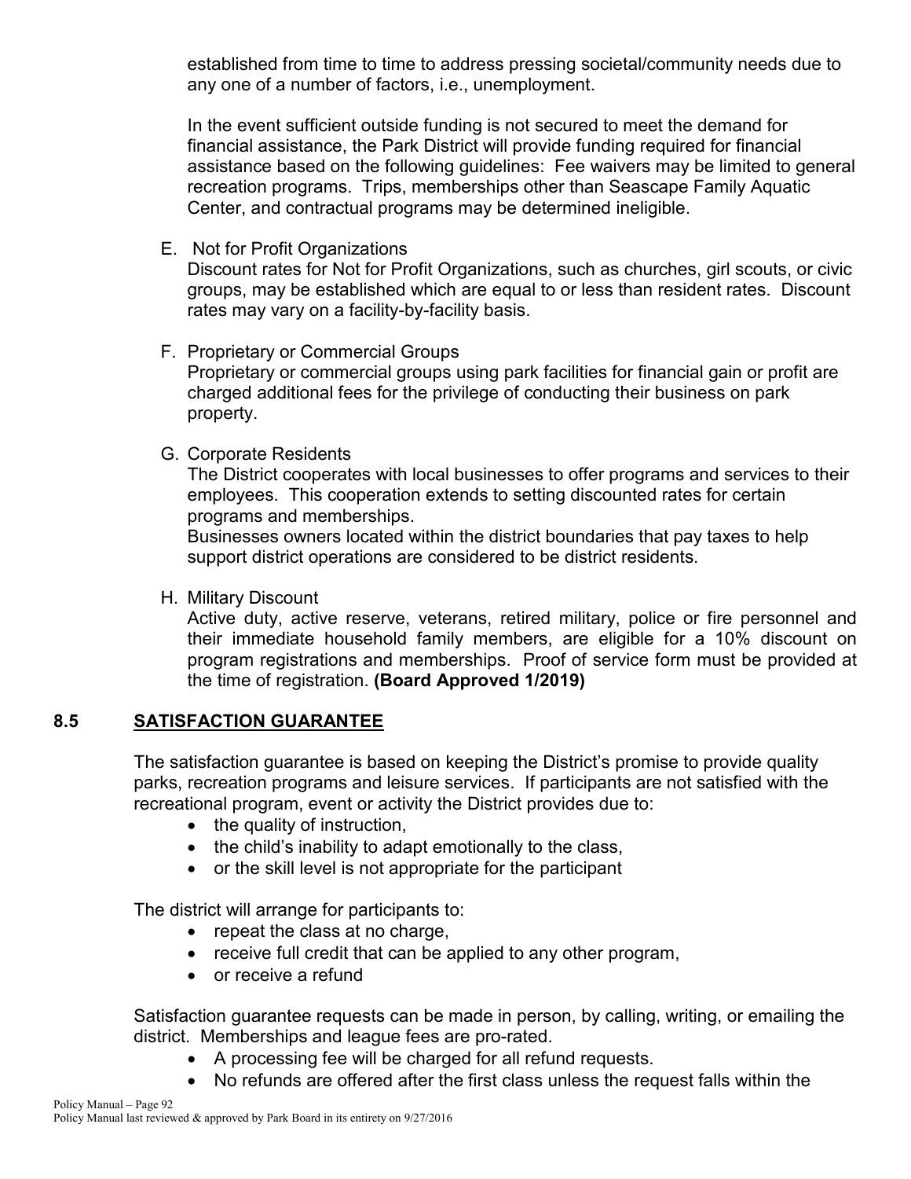established from time to time to address pressing societal/community needs due to any one of a number of factors, i.e., unemployment.

In the event sufficient outside funding is not secured to meet the demand for financial assistance, the Park District will provide funding required for financial assistance based on the following guidelines: Fee waivers may be limited to general recreation programs. Trips, memberships other than Seascape Family Aquatic Center, and contractual programs may be determined ineligible.

E. Not for Profit Organizations
Discount rates for Not for Profit Organizations, such as churches, girl scouts, or civic groups, may be established which are equal to or less than resident rates. Discount rates may vary on a facility-by-facility basis.

F. Proprietary or Commercial Groups
Proprietary or commercial groups using park facilities for financial gain or profit are charged additional fees for the privilege of conducting their business on park property.

G. Corporate Residents
The District cooperates with local businesses to offer programs and services to their employees. This cooperation extends to setting discounted rates for certain programs and memberships.
Businesses owners located within the district boundaries that pay taxes to help support district operations are considered to be district residents.

H. Military Discount
Active duty, active reserve, veterans, retired military, police or fire personnel and their immediate household family members, are eligible for a 10% discount on program registrations and memberships. Proof of service form must be provided at the time of registration. **(Board Approved 1/2019)**

## 8.5 SATISFACTION GUARANTEE

The satisfaction guarantee is based on keeping the District's promise to provide quality parks, recreation programs and leisure services. If participants are not satisfied with the recreational program, event or activity the District provides due to:

- the quality of instruction,
- the child's inability to adapt emotionally to the class,
- or the skill level is not appropriate for the participant

The district will arrange for participants to:

- repeat the class at no charge,
- receive full credit that can be applied to any other program,
- or receive a refund

Satisfaction guarantee requests can be made in person, by calling, writing, or emailing the district. Memberships and league fees are pro-rated.

- A processing fee will be charged for all refund requests.
- No refunds are offered after the first class unless the request falls within the

Policy Manual last reviewed & approved by Park Board in its entirety on 9/27/2016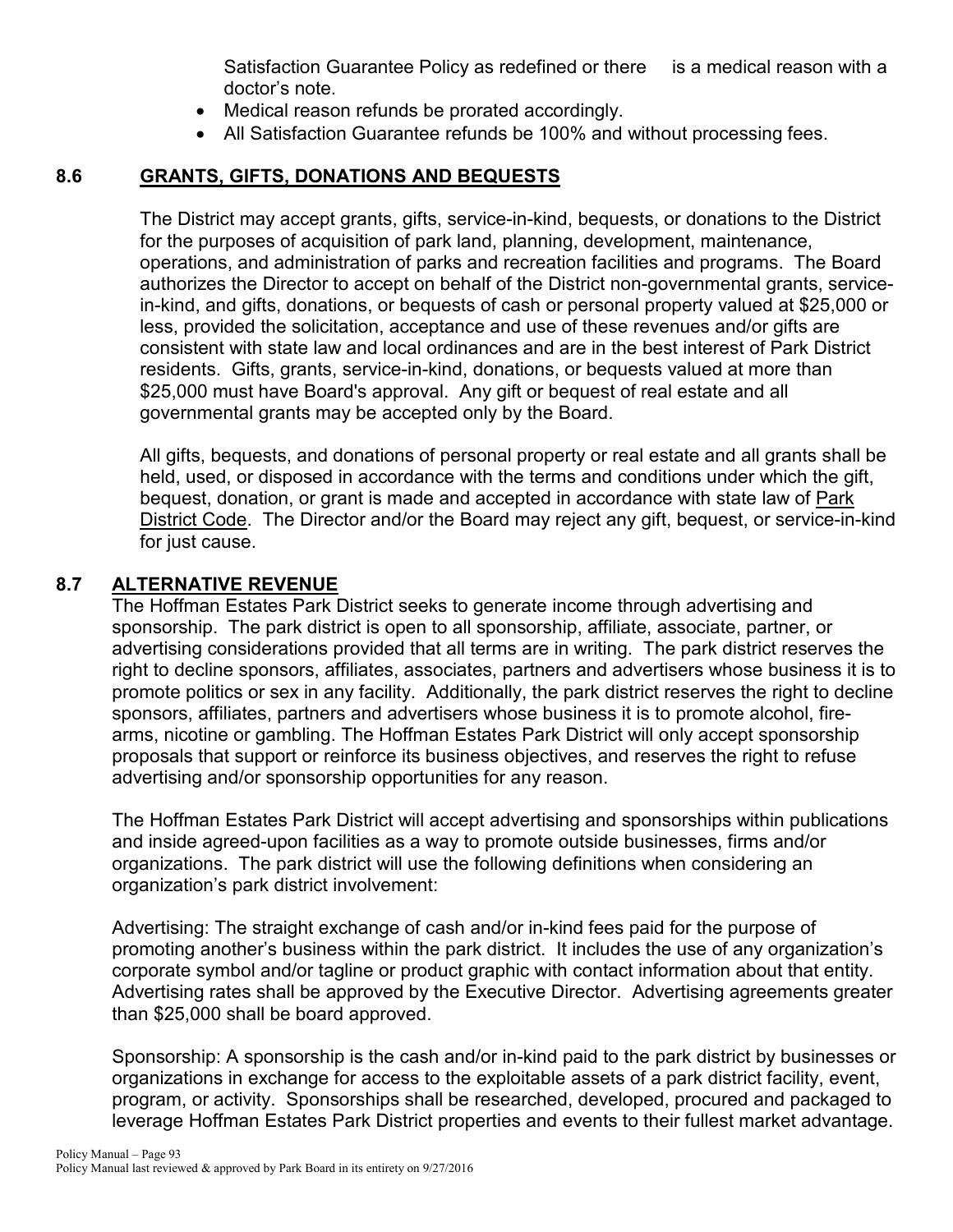Satisfaction Guarantee Policy as redefined or there is a medical reason with a doctor's note.

- Medical reason refunds be prorated accordingly.
- All Satisfaction Guarantee refunds be 100% and without processing fees.

## 8.6 GRANTS, GIFTS, DONATIONS AND BEQUESTS

The District may accept grants, gifts, service-in-kind, bequests, or donations to the District for the purposes of acquisition of park land, planning, development, maintenance, operations, and administration of parks and recreation facilities and programs. The Board authorizes the Director to accept on behalf of the District non-governmental grants, service-in-kind, and gifts, donations, or bequests of cash or personal property valued at $25,000 or less, provided the solicitation, acceptance and use of these revenues and/or gifts are consistent with state law and local ordinances and are in the best interest of Park District residents. Gifts, grants, service-in-kind, donations, or bequests valued at more than $25,000 must have Board's approval. Any gift or bequest of real estate and all governmental grants may be accepted only by the Board.

All gifts, bequests, and donations of personal property or real estate and all grants shall be held, used, or disposed in accordance with the terms and conditions under which the gift, bequest, donation, or grant is made and accepted in accordance with state law of Park District Code. The Director and/or the Board may reject any gift, bequest, or service-in-kind for just cause.

## 8.7 ALTERNATIVE REVENUE

The Hoffman Estates Park District seeks to generate income through advertising and sponsorship. The park district is open to all sponsorship, affiliate, associate, partner, or advertising considerations provided that all terms are in writing. The park district reserves the right to decline sponsors, affiliates, associates, partners and advertisers whose business it is to promote politics or sex in any facility. Additionally, the park district reserves the right to decline sponsors, affiliates, partners and advertisers whose business it is to promote alcohol, fire-arms, nicotine or gambling. The Hoffman Estates Park District will only accept sponsorship proposals that support or reinforce its business objectives, and reserves the right to refuse advertising and/or sponsorship opportunities for any reason.

The Hoffman Estates Park District will accept advertising and sponsorships within publications and inside agreed-upon facilities as a way to promote outside businesses, firms and/or organizations. The park district will use the following definitions when considering an organization's park district involvement:

Advertising: The straight exchange of cash and/or in-kind fees paid for the purpose of promoting another's business within the park district. It includes the use of any organization's corporate symbol and/or tagline or product graphic with contact information about that entity. Advertising rates shall be approved by the Executive Director. Advertising agreements greater than $25,000 shall be board approved.

Sponsorship: A sponsorship is the cash and/or in-kind paid to the park district by businesses or organizations in exchange for access to the exploitable assets of a park district facility, event, program, or activity. Sponsorships shall be researched, developed, procured and packaged to leverage Hoffman Estates Park District properties and events to their fullest market advantage.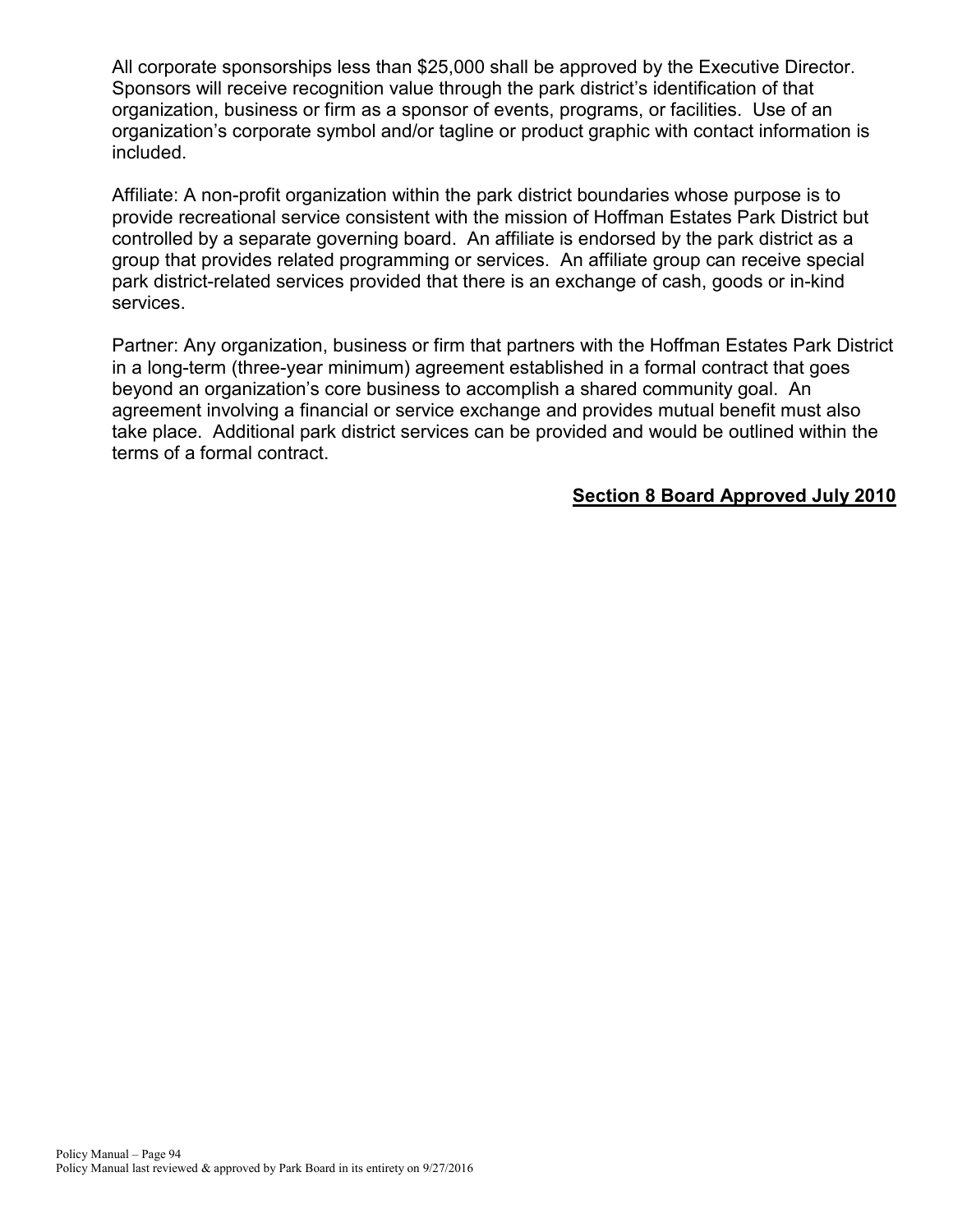All corporate sponsorships less than $25,000 shall be approved by the Executive Director. Sponsors will receive recognition value through the park district's identification of that organization, business or firm as a sponsor of events, programs, or facilities. Use of an organization's corporate symbol and/or tagline or product graphic with contact information is included.

Affiliate: A non-profit organization within the park district boundaries whose purpose is to provide recreational service consistent with the mission of Hoffman Estates Park District but controlled by a separate governing board. An affiliate is endorsed by the park district as a group that provides related programming or services. An affiliate group can receive special park district-related services provided that there is an exchange of cash, goods or in-kind services.

Partner: Any organization, business or firm that partners with the Hoffman Estates Park District in a long-term (three-year minimum) agreement established in a formal contract that goes beyond an organization's core business to accomplish a shared community goal. An agreement involving a financial or service exchange and provides mutual benefit must also take place. Additional park district services can be provided and would be outlined within the terms of a formal contract.

**Section 8 Board Approved July 2010**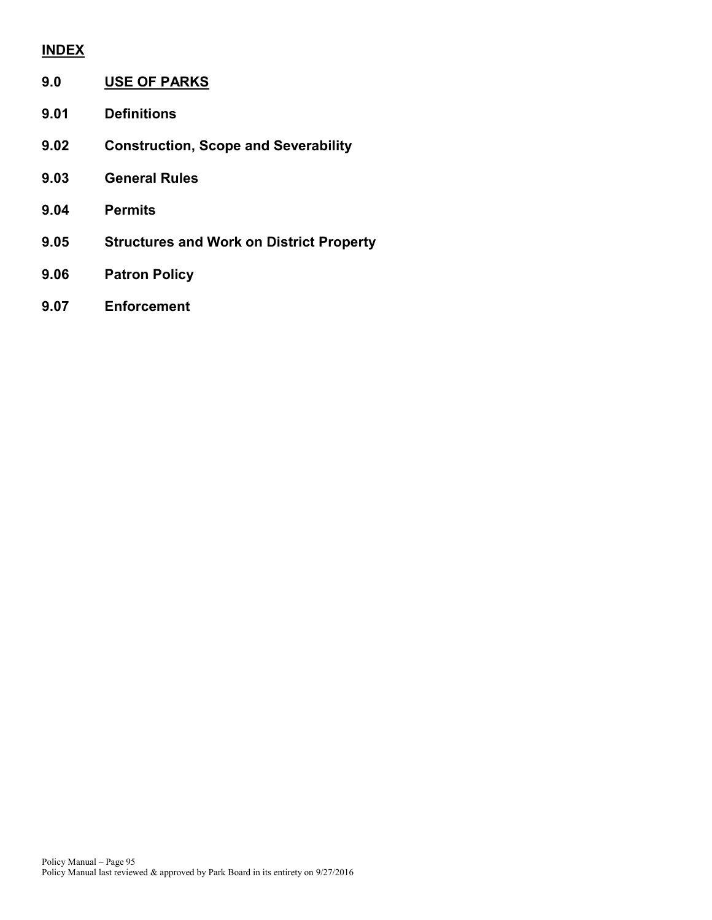**INDEX**

**9.0 USE OF PARKS**

**9.01 Definitions**

**9.02 Construction, Scope and Severability**

**9.03 General Rules**

**9.04 Permits**

**9.05 Structures and Work on District Property**

**9.06 Patron Policy**

**9.07 Enforcement**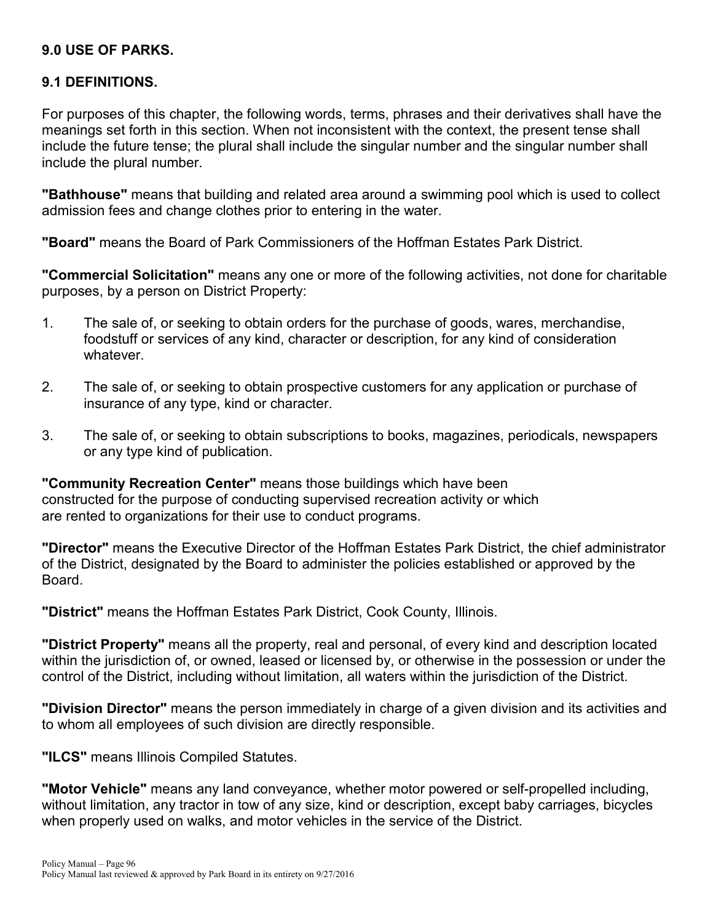## 9.0 USE OF PARKS.

### 9.1 DEFINITIONS.

For purposes of this chapter, the following words, terms, phrases and their derivatives shall have the meanings set forth in this section. When not inconsistent with the context, the present tense shall include the future tense; the plural shall include the singular number and the singular number shall include the plural number.

**"Bathhouse"** means that building and related area around a swimming pool which is used to collect admission fees and change clothes prior to entering in the water.

**"Board"** means the Board of Park Commissioners of the Hoffman Estates Park District.

**"Commercial Solicitation"** means any one or more of the following activities, not done for charitable purposes, by a person on District Property:

1. The sale of, or seeking to obtain orders for the purchase of goods, wares, merchandise, foodstuff or services of any kind, character or description, for any kind of consideration whatever.
2. The sale of, or seeking to obtain prospective customers for any application or purchase of insurance of any type, kind or character.
3. The sale of, or seeking to obtain subscriptions to books, magazines, periodicals, newspapers or any type kind of publication.

**"Community Recreation Center"** means those buildings which have been constructed for the purpose of conducting supervised recreation activity or which are rented to organizations for their use to conduct programs.

**"Director"** means the Executive Director of the Hoffman Estates Park District, the chief administrator of the District, designated by the Board to administer the policies established or approved by the Board.

**"District"** means the Hoffman Estates Park District, Cook County, Illinois.

**"District Property"** means all the property, real and personal, of every kind and description located within the jurisdiction of, or owned, leased or licensed by, or otherwise in the possession or under the control of the District, including without limitation, all waters within the jurisdiction of the District.

**"Division Director"** means the person immediately in charge of a given division and its activities and to whom all employees of such division are directly responsible.

**"ILCS"** means Illinois Compiled Statutes.

**"Motor Vehicle"** means any land conveyance, whether motor powered or self-propelled including, without limitation, any tractor in tow of any size, kind or description, except baby carriages, bicycles when properly used on walks, and motor vehicles in the service of the District.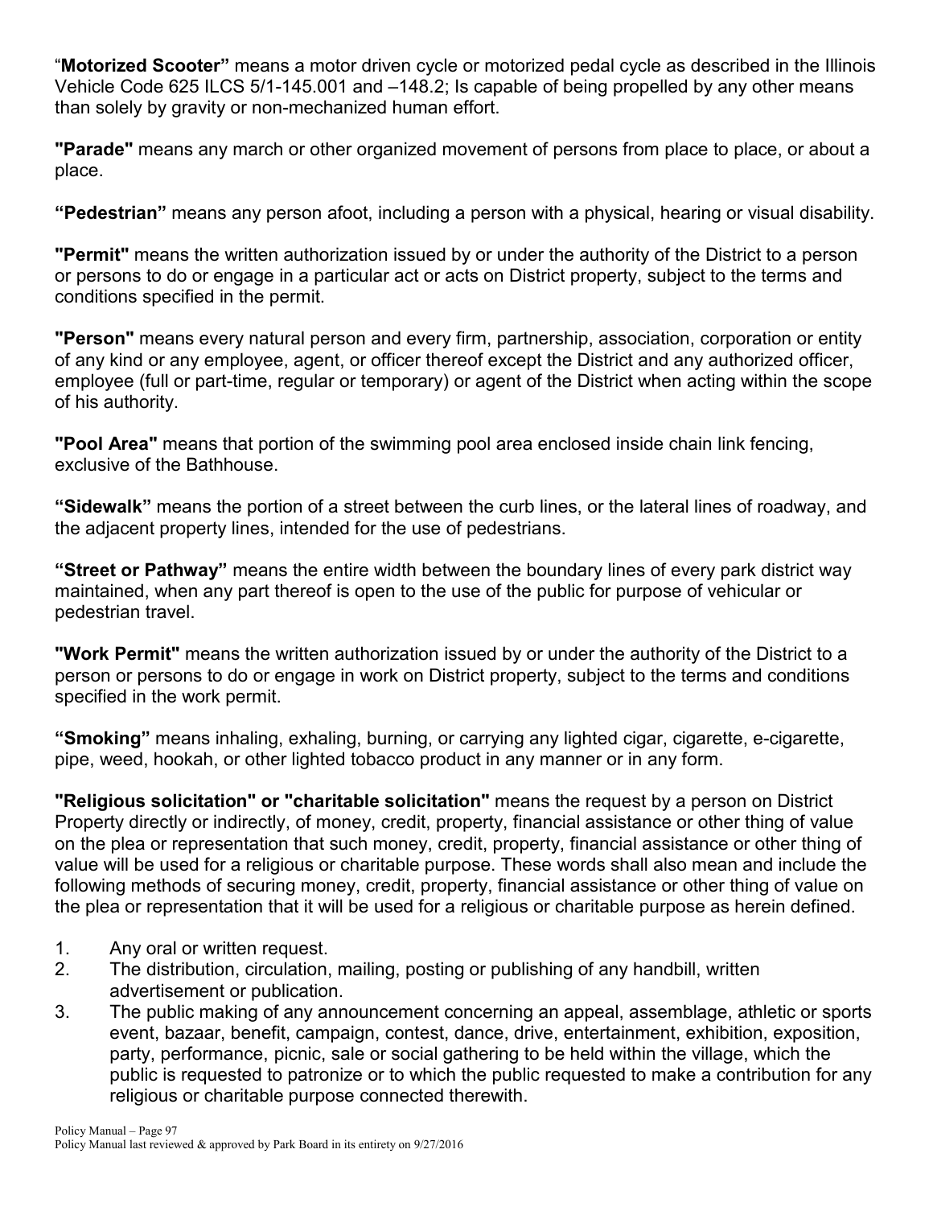"**Motorized Scooter"** means a motor driven cycle or motorized pedal cycle as described in the Illinois Vehicle Code 625 ILCS 5/1-145.001 and –148.2; Is capable of being propelled by any other means than solely by gravity or non-mechanized human effort.

**"Parade"** means any march or other organized movement of persons from place to place, or about a place.

**"Pedestrian"** means any person afoot, including a person with a physical, hearing or visual disability.

**"Permit"** means the written authorization issued by or under the authority of the District to a person or persons to do or engage in a particular act or acts on District property, subject to the terms and conditions specified in the permit.

**"Person"** means every natural person and every firm, partnership, association, corporation or entity of any kind or any employee, agent, or officer thereof except the District and any authorized officer, employee (full or part-time, regular or temporary) or agent of the District when acting within the scope of his authority.

**"Pool Area"** means that portion of the swimming pool area enclosed inside chain link fencing, exclusive of the Bathhouse.

**"Sidewalk"** means the portion of a street between the curb lines, or the lateral lines of roadway, and the adjacent property lines, intended for the use of pedestrians.

**"Street or Pathway"** means the entire width between the boundary lines of every park district way maintained, when any part thereof is open to the use of the public for purpose of vehicular or pedestrian travel.

**"Work Permit"** means the written authorization issued by or under the authority of the District to a person or persons to do or engage in work on District property, subject to the terms and conditions specified in the work permit.

**"Smoking"** means inhaling, exhaling, burning, or carrying any lighted cigar, cigarette, e-cigarette, pipe, weed, hookah, or other lighted tobacco product in any manner or in any form.

**"Religious solicitation" or "charitable solicitation"** means the request by a person on District Property directly or indirectly, of money, credit, property, financial assistance or other thing of value on the plea or representation that such money, credit, property, financial assistance or other thing of value will be used for a religious or charitable purpose. These words shall also mean and include the following methods of securing money, credit, property, financial assistance or other thing of value on the plea or representation that it will be used for a religious or charitable purpose as herein defined.

1. Any oral or written request.
2. The distribution, circulation, mailing, posting or publishing of any handbill, written advertisement or publication.
3. The public making of any announcement concerning an appeal, assemblage, athletic or sports event, bazaar, benefit, campaign, contest, dance, drive, entertainment, exhibition, exposition, party, performance, picnic, sale or social gathering to be held within the village, which the public is requested to patronize or to which the public requested to make a contribution for any religious or charitable purpose connected therewith.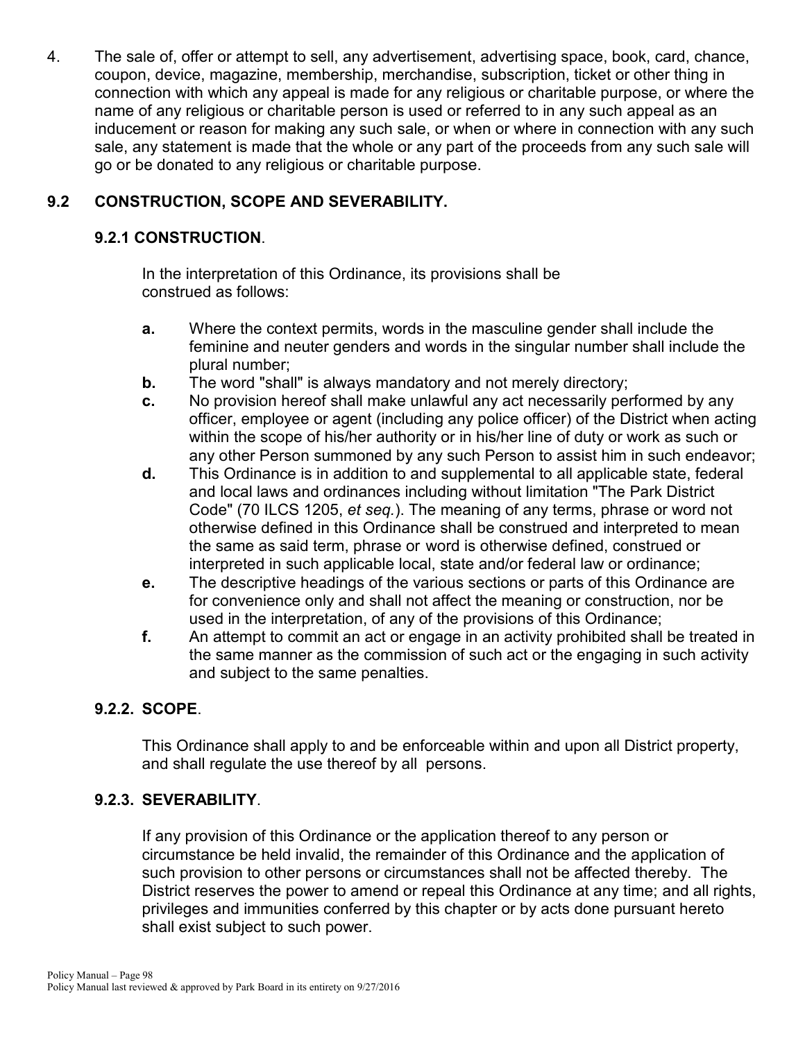4. The sale of, offer or attempt to sell, any advertisement, advertising space, book, card, chance, coupon, device, magazine, membership, merchandise, subscription, ticket or other thing in connection with which any appeal is made for any religious or charitable purpose, or where the name of any religious or charitable person is used or referred to in any such appeal as an inducement or reason for making any such sale, or when or where in connection with any such sale, any statement is made that the whole or any part of the proceeds from any such sale will go or be donated to any religious or charitable purpose.

## 9.2 CONSTRUCTION, SCOPE AND SEVERABILITY.

### 9.2.1 CONSTRUCTION.

In the interpretation of this Ordinance, its provisions shall be construed as follows:

- **a.** Where the context permits, words in the masculine gender shall include the feminine and neuter genders and words in the singular number shall include the plural number;
- **b.** The word "shall" is always mandatory and not merely directory;
- **c.** No provision hereof shall make unlawful any act necessarily performed by any officer, employee or agent (including any police officer) of the District when acting within the scope of his/her authority or in his/her line of duty or work as such or any other Person summoned by any such Person to assist him in such endeavor;
- **d.** This Ordinance is in addition to and supplemental to all applicable state, federal and local laws and ordinances including without limitation "The Park District Code" (70 ILCS 1205, *et seq.*). The meaning of any terms, phrase or word not otherwise defined in this Ordinance shall be construed and interpreted to mean the same as said term, phrase or word is otherwise defined, construed or interpreted in such applicable local, state and/or federal law or ordinance;
- **e.** The descriptive headings of the various sections or parts of this Ordinance are for convenience only and shall not affect the meaning or construction, nor be used in the interpretation, of any of the provisions of this Ordinance;
- **f.** An attempt to commit an act or engage in an activity prohibited shall be treated in the same manner as the commission of such act or the engaging in such activity and subject to the same penalties.

### 9.2.2. SCOPE.

This Ordinance shall apply to and be enforceable within and upon all District property, and shall regulate the use thereof by all persons.

### 9.2.3. SEVERABILITY.

If any provision of this Ordinance or the application thereof to any person or circumstance be held invalid, the remainder of this Ordinance and the application of such provision to other persons or circumstances shall not be affected thereby. The District reserves the power to amend or repeal this Ordinance at any time; and all rights, privileges and immunities conferred by this chapter or by acts done pursuant hereto shall exist subject to such power.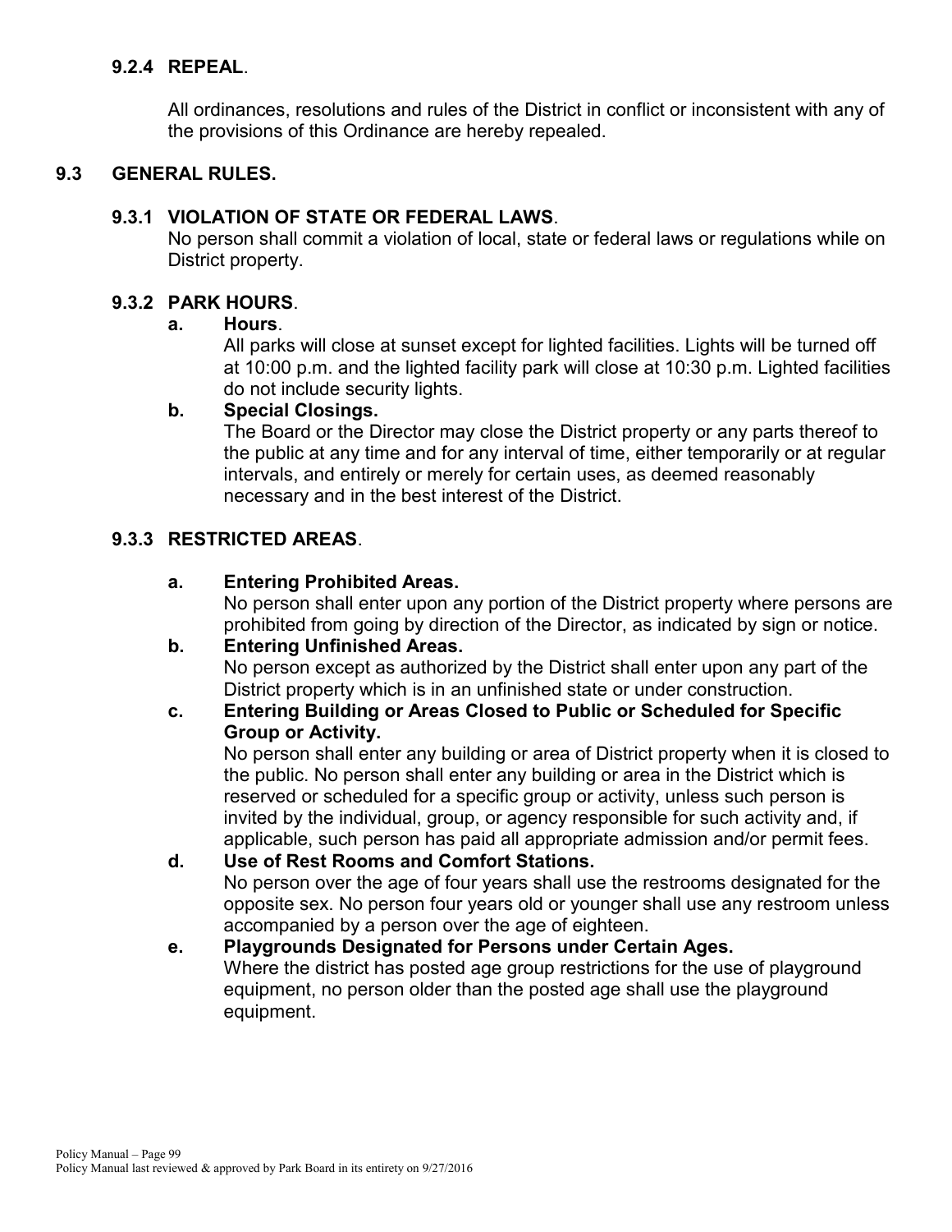### 9.2.4 REPEAL.

All ordinances, resolutions and rules of the District in conflict or inconsistent with any of the provisions of this Ordinance are hereby repealed.

## 9.3 GENERAL RULES.

### 9.3.1 VIOLATION OF STATE OR FEDERAL LAWS.

No person shall commit a violation of local, state or federal laws or regulations while on District property.

### 9.3.2 PARK HOURS.

**a. Hours.**

All parks will close at sunset except for lighted facilities. Lights will be turned off at 10:00 p.m. and the lighted facility park will close at 10:30 p.m. Lighted facilities do not include security lights.

**b. Special Closings.**

The Board or the Director may close the District property or any parts thereof to the public at any time and for any interval of time, either temporarily or at regular intervals, and entirely or merely for certain uses, as deemed reasonably necessary and in the best interest of the District.

### 9.3.3 RESTRICTED AREAS.

**a. Entering Prohibited Areas.**

No person shall enter upon any portion of the District property where persons are prohibited from going by direction of the Director, as indicated by sign or notice.

**b. Entering Unfinished Areas.**

No person except as authorized by the District shall enter upon any part of the District property which is in an unfinished state or under construction.

**c. Entering Building or Areas Closed to Public or Scheduled for Specific Group or Activity.**

No person shall enter any building or area of District property when it is closed to the public. No person shall enter any building or area in the District which is reserved or scheduled for a specific group or activity, unless such person is invited by the individual, group, or agency responsible for such activity and, if applicable, such person has paid all appropriate admission and/or permit fees.

**d. Use of Rest Rooms and Comfort Stations.**

No person over the age of four years shall use the restrooms designated for the opposite sex. No person four years old or younger shall use any restroom unless accompanied by a person over the age of eighteen.

**e. Playgrounds Designated for Persons under Certain Ages.**

Where the district has posted age group restrictions for the use of playground equipment, no person older than the posted age shall use the playground equipment.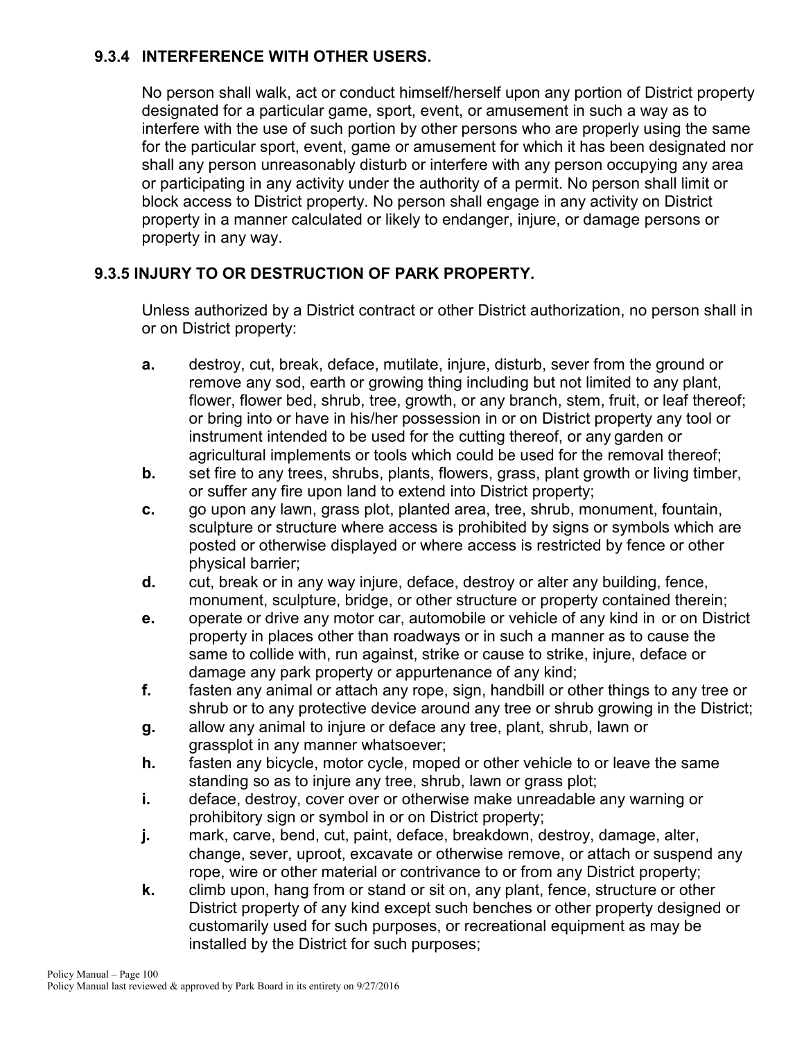### 9.3.4 INTERFERENCE WITH OTHER USERS.

No person shall walk, act or conduct himself/herself upon any portion of District property designated for a particular game, sport, event, or amusement in such a way as to interfere with the use of such portion by other persons who are properly using the same for the particular sport, event, game or amusement for which it has been designated nor shall any person unreasonably disturb or interfere with any person occupying any area or participating in any activity under the authority of a permit. No person shall limit or block access to District property. No person shall engage in any activity on District property in a manner calculated or likely to endanger, injure, or damage persons or property in any way.

### 9.3.5 INJURY TO OR DESTRUCTION OF PARK PROPERTY.

Unless authorized by a District contract or other District authorization, no person shall in or on District property:

- **a.** destroy, cut, break, deface, mutilate, injure, disturb, sever from the ground or remove any sod, earth or growing thing including but not limited to any plant, flower, flower bed, shrub, tree, growth, or any branch, stem, fruit, or leaf thereof; or bring into or have in his/her possession in or on District property any tool or instrument intended to be used for the cutting thereof, or any garden or agricultural implements or tools which could be used for the removal thereof;
- **b.** set fire to any trees, shrubs, plants, flowers, grass, plant growth or living timber, or suffer any fire upon land to extend into District property;
- **c.** go upon any lawn, grass plot, planted area, tree, shrub, monument, fountain, sculpture or structure where access is prohibited by signs or symbols which are posted or otherwise displayed or where access is restricted by fence or other physical barrier;
- **d.** cut, break or in any way injure, deface, destroy or alter any building, fence, monument, sculpture, bridge, or other structure or property contained therein;
- **e.** operate or drive any motor car, automobile or vehicle of any kind in or on District property in places other than roadways or in such a manner as to cause the same to collide with, run against, strike or cause to strike, injure, deface or damage any park property or appurtenance of any kind;
- **f.** fasten any animal or attach any rope, sign, handbill or other things to any tree or shrub or to any protective device around any tree or shrub growing in the District;
- **g.** allow any animal to injure or deface any tree, plant, shrub, lawn or grassplot in any manner whatsoever;
- **h.** fasten any bicycle, motor cycle, moped or other vehicle to or leave the same standing so as to injure any tree, shrub, lawn or grass plot;
- **i.** deface, destroy, cover over or otherwise make unreadable any warning or prohibitory sign or symbol in or on District property;
- **j.** mark, carve, bend, cut, paint, deface, breakdown, destroy, damage, alter, change, sever, uproot, excavate or otherwise remove, or attach or suspend any rope, wire or other material or contrivance to or from any District property;
- **k.** climb upon, hang from or stand or sit on, any plant, fence, structure or other District property of any kind except such benches or other property designed or customarily used for such purposes, or recreational equipment as may be installed by the District for such purposes;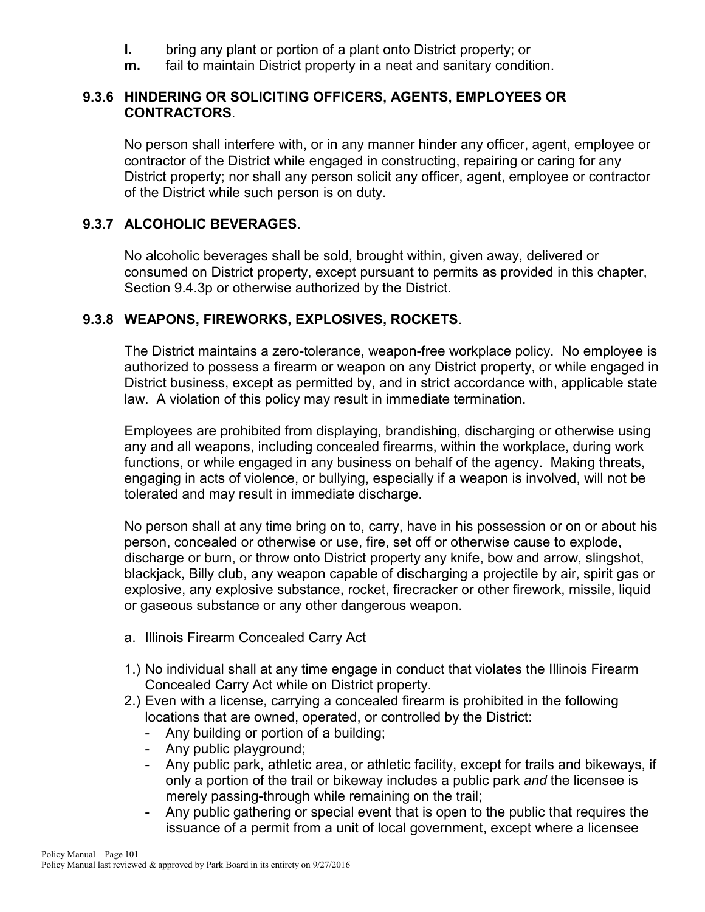**l.** bring any plant or portion of a plant onto District property; or

**m.** fail to maintain District property in a neat and sanitary condition.

### 9.3.6 HINDERING OR SOLICITING OFFICERS, AGENTS, EMPLOYEES OR CONTRACTORS.

No person shall interfere with, or in any manner hinder any officer, agent, employee or contractor of the District while engaged in constructing, repairing or caring for any District property; nor shall any person solicit any officer, agent, employee or contractor of the District while such person is on duty.

### 9.3.7 ALCOHOLIC BEVERAGES.

No alcoholic beverages shall be sold, brought within, given away, delivered or consumed on District property, except pursuant to permits as provided in this chapter, Section 9.4.3p or otherwise authorized by the District.

### 9.3.8 WEAPONS, FIREWORKS, EXPLOSIVES, ROCKETS.

The District maintains a zero-tolerance, weapon-free workplace policy. No employee is authorized to possess a firearm or weapon on any District property, or while engaged in District business, except as permitted by, and in strict accordance with, applicable state law. A violation of this policy may result in immediate termination.

Employees are prohibited from displaying, brandishing, discharging or otherwise using any and all weapons, including concealed firearms, within the workplace, during work functions, or while engaged in any business on behalf of the agency. Making threats, engaging in acts of violence, or bullying, especially if a weapon is involved, will not be tolerated and may result in immediate discharge.

No person shall at any time bring on to, carry, have in his possession or on or about his person, concealed or otherwise or use, fire, set off or otherwise cause to explode, discharge or burn, or throw onto District property any knife, bow and arrow, slingshot, blackjack, Billy club, any weapon capable of discharging a projectile by air, spirit gas or explosive, any explosive substance, rocket, firecracker or other firework, missile, liquid or gaseous substance or any other dangerous weapon.

a. Illinois Firearm Concealed Carry Act

1.) No individual shall at any time engage in conduct that violates the Illinois Firearm Concealed Carry Act while on District property.

2.) Even with a license, carrying a concealed firearm is prohibited in the following locations that are owned, operated, or controlled by the District:
- Any building or portion of a building;
- Any public playground;
- Any public park, athletic area, or athletic facility, except for trails and bikeways, if only a portion of the trail or bikeway includes a public park *and* the licensee is merely passing-through while remaining on the trail;
- Any public gathering or special event that is open to the public that requires the issuance of a permit from a unit of local government, except where a licensee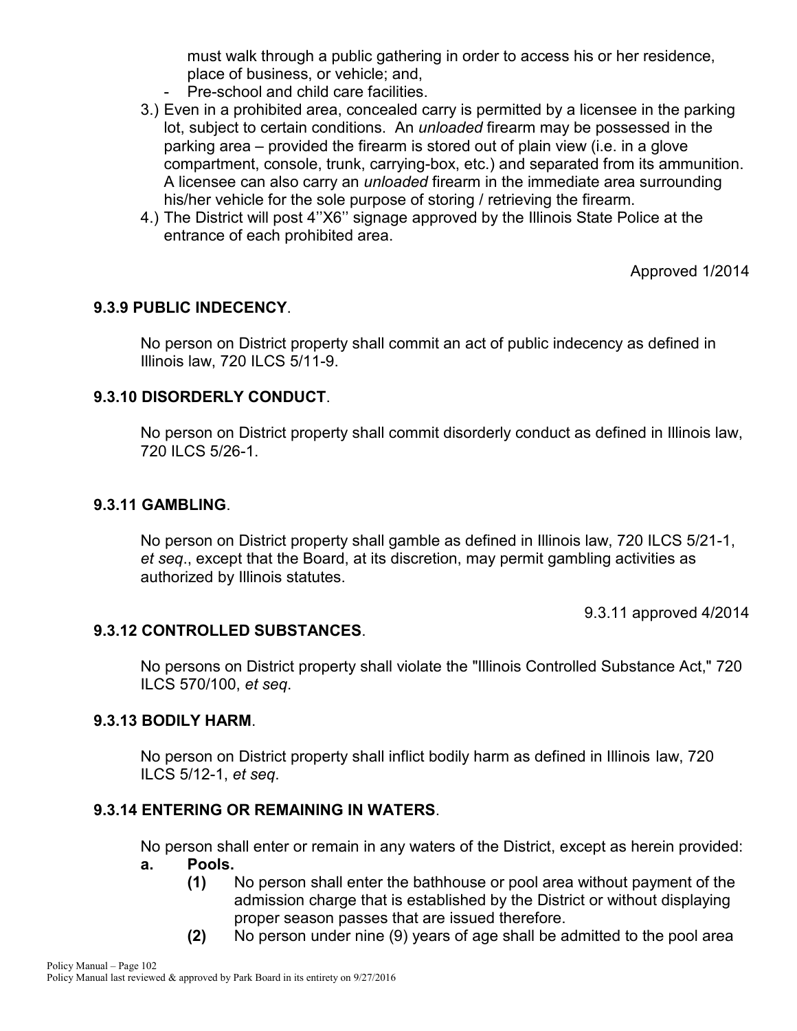must walk through a public gathering in order to access his or her residence, place of business, or vehicle; and,

- Pre-school and child care facilities.

3.) Even in a prohibited area, concealed carry is permitted by a licensee in the parking lot, subject to certain conditions. An *unloaded* firearm may be possessed in the parking area – provided the firearm is stored out of plain view (i.e. in a glove compartment, console, trunk, carrying-box, etc.) and separated from its ammunition. A licensee can also carry an *unloaded* firearm in the immediate area surrounding his/her vehicle for the sole purpose of storing / retrieving the firearm.

4.) The District will post 4''X6'' signage approved by the Illinois State Police at the entrance of each prohibited area.

Approved 1/2014

**9.3.9 PUBLIC INDECENCY**.

No person on District property shall commit an act of public indecency as defined in Illinois law, 720 ILCS 5/11-9.

**9.3.10 DISORDERLY CONDUCT**.

No person on District property shall commit disorderly conduct as defined in Illinois law, 720 ILCS 5/26-1.

**9.3.11 GAMBLING**.

No person on District property shall gamble as defined in Illinois law, 720 ILCS 5/21-1, *et seq*., except that the Board, at its discretion, may permit gambling activities as authorized by Illinois statutes.

9.3.11 approved 4/2014

**9.3.12 CONTROLLED SUBSTANCES**.

No persons on District property shall violate the "Illinois Controlled Substance Act," 720 ILCS 570/100, *et seq*.

**9.3.13 BODILY HARM**.

No person on District property shall inflict bodily harm as defined in Illinois law, 720 ILCS 5/12-1, *et seq*.

**9.3.14 ENTERING OR REMAINING IN WATERS**.

No person shall enter or remain in any waters of the District, except as herein provided:

**a. Pools.**

**(1)** No person shall enter the bathhouse or pool area without payment of the admission charge that is established by the District or without displaying proper season passes that are issued therefore.

**(2)** No person under nine (9) years of age shall be admitted to the pool area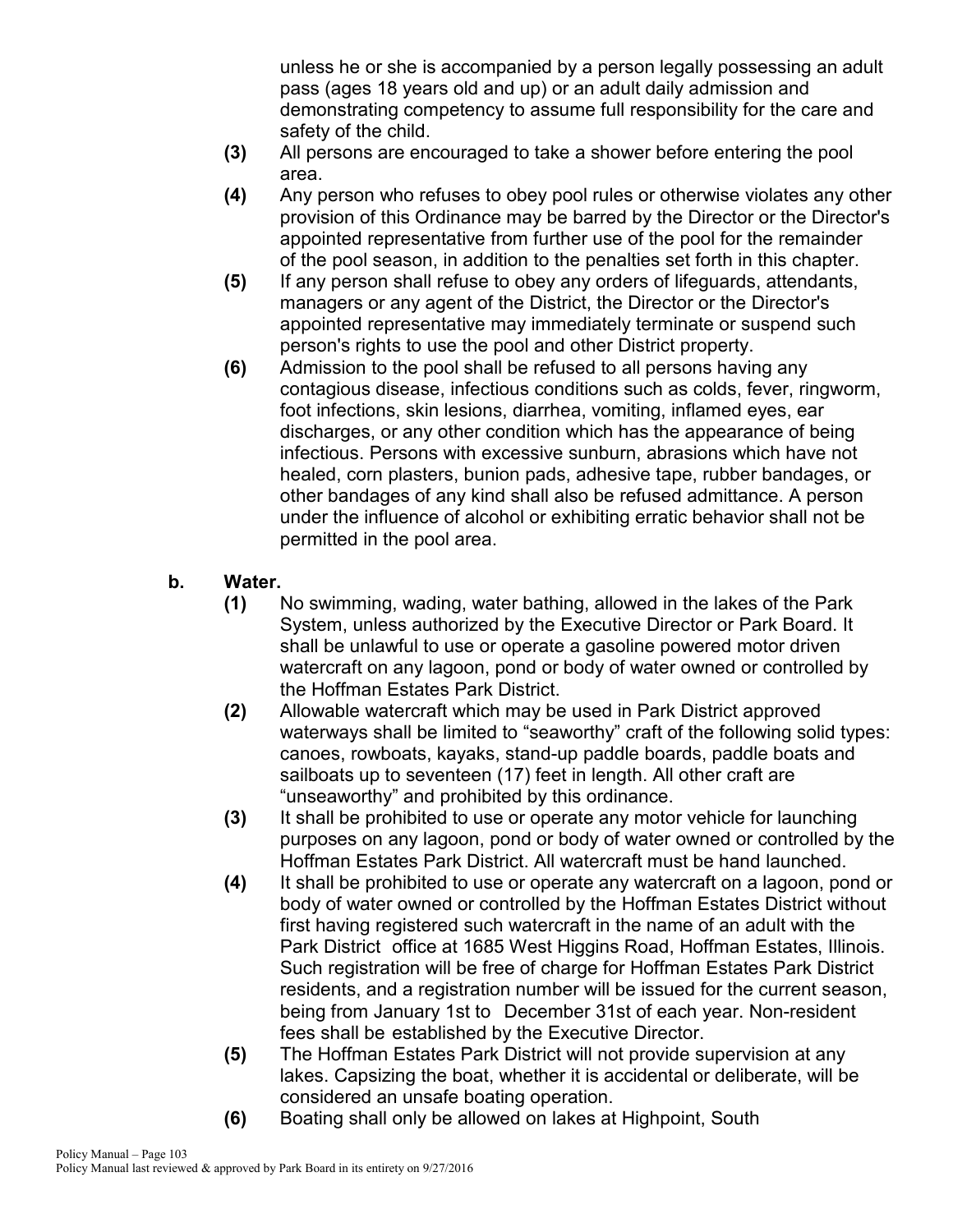unless he or she is accompanied by a person legally possessing an adult pass (ages 18 years old and up) or an adult daily admission and demonstrating competency to assume full responsibility for the care and safety of the child.

**(3)** All persons are encouraged to take a shower before entering the pool area.

**(4)** Any person who refuses to obey pool rules or otherwise violates any other provision of this Ordinance may be barred by the Director or the Director's appointed representative from further use of the pool for the remainder of the pool season, in addition to the penalties set forth in this chapter.

**(5)** If any person shall refuse to obey any orders of lifeguards, attendants, managers or any agent of the District, the Director or the Director's appointed representative may immediately terminate or suspend such person's rights to use the pool and other District property.

**(6)** Admission to the pool shall be refused to all persons having any contagious disease, infectious conditions such as colds, fever, ringworm, foot infections, skin lesions, diarrhea, vomiting, inflamed eyes, ear discharges, or any other condition which has the appearance of being infectious. Persons with excessive sunburn, abrasions which have not healed, corn plasters, bunion pads, adhesive tape, rubber bandages, or other bandages of any kind shall also be refused admittance. A person under the influence of alcohol or exhibiting erratic behavior shall not be permitted in the pool area.

**b. Water.**

**(1)** No swimming, wading, water bathing, allowed in the lakes of the Park System, unless authorized by the Executive Director or Park Board. It shall be unlawful to use or operate a gasoline powered motor driven watercraft on any lagoon, pond or body of water owned or controlled by the Hoffman Estates Park District.

**(2)** Allowable watercraft which may be used in Park District approved waterways shall be limited to "seaworthy" craft of the following solid types: canoes, rowboats, kayaks, stand-up paddle boards, paddle boats and sailboats up to seventeen (17) feet in length. All other craft are "unseaworthy" and prohibited by this ordinance.

**(3)** It shall be prohibited to use or operate any motor vehicle for launching purposes on any lagoon, pond or body of water owned or controlled by the Hoffman Estates Park District. All watercraft must be hand launched.

**(4)** It shall be prohibited to use or operate any watercraft on a lagoon, pond or body of water owned or controlled by the Hoffman Estates District without first having registered such watercraft in the name of an adult with the Park District office at 1685 West Higgins Road, Hoffman Estates, Illinois. Such registration will be free of charge for Hoffman Estates Park District residents, and a registration number will be issued for the current season, being from January 1st to December 31st of each year. Non-resident fees shall be established by the Executive Director.

**(5)** The Hoffman Estates Park District will not provide supervision at any lakes. Capsizing the boat, whether it is accidental or deliberate, will be considered an unsafe boating operation.

**(6)** Boating shall only be allowed on lakes at Highpoint, South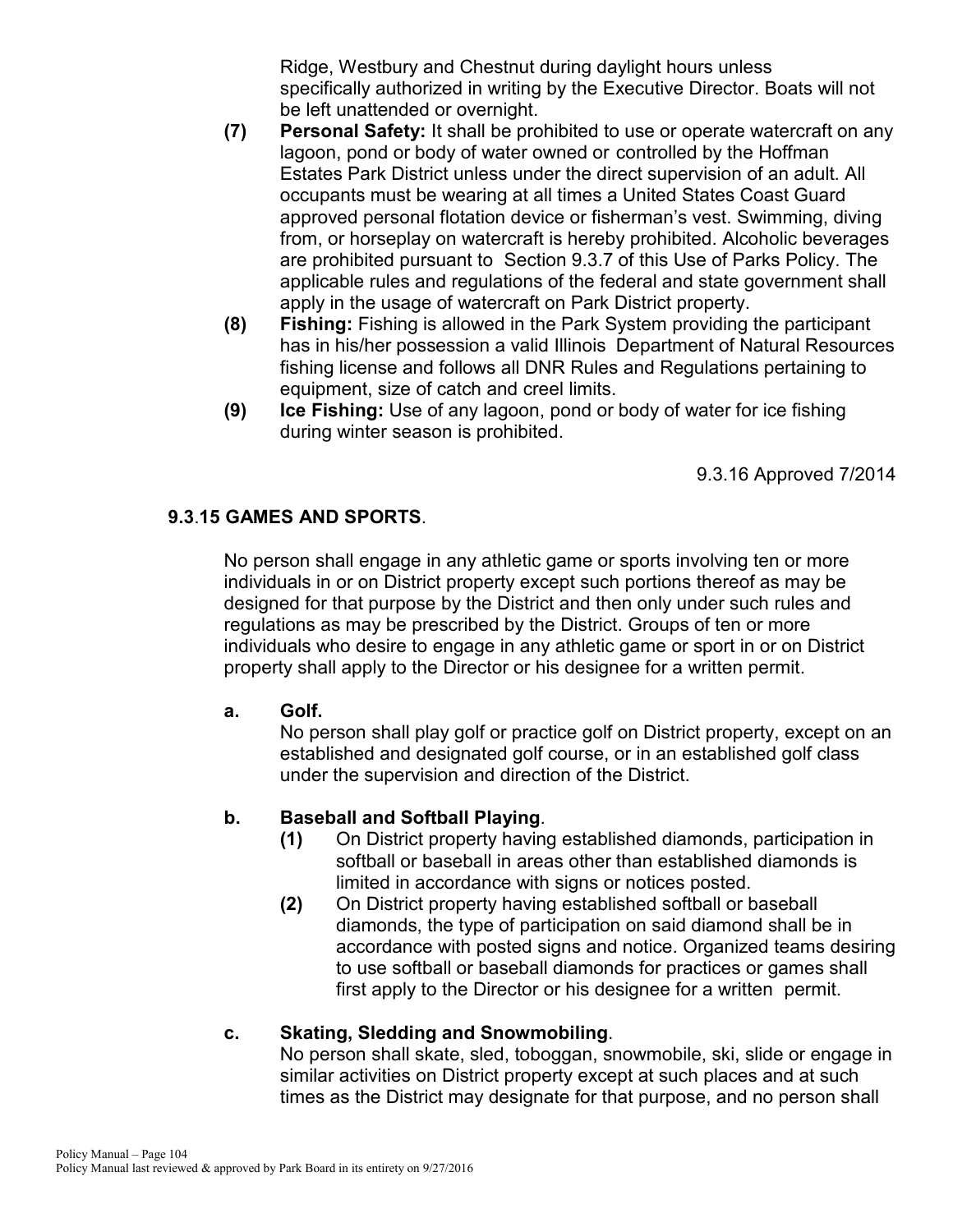Ridge, Westbury and Chestnut during daylight hours unless specifically authorized in writing by the Executive Director. Boats will not be left unattended or overnight.

**(7)** **Personal Safety:** It shall be prohibited to use or operate watercraft on any lagoon, pond or body of water owned or controlled by the Hoffman Estates Park District unless under the direct supervision of an adult. All occupants must be wearing at all times a United States Coast Guard approved personal flotation device or fisherman's vest. Swimming, diving from, or horseplay on watercraft is hereby prohibited. Alcoholic beverages are prohibited pursuant to Section 9.3.7 of this Use of Parks Policy. The applicable rules and regulations of the federal and state government shall apply in the usage of watercraft on Park District property.

**(8)** **Fishing:** Fishing is allowed in the Park System providing the participant has in his/her possession a valid Illinois Department of Natural Resources fishing license and follows all DNR Rules and Regulations pertaining to equipment, size of catch and creel limits.

**(9)** **Ice Fishing:** Use of any lagoon, pond or body of water for ice fishing during winter season is prohibited.

9.3.16 Approved 7/2014

## 9.3.15 GAMES AND SPORTS.

No person shall engage in any athletic game or sports involving ten or more individuals in or on District property except such portions thereof as may be designed for that purpose by the District and then only under such rules and regulations as may be prescribed by the District. Groups of ten or more individuals who desire to engage in any athletic game or sport in or on District property shall apply to the Director or his designee for a written permit.

**a.** **Golf.**

No person shall play golf or practice golf on District property, except on an established and designated golf course, or in an established golf class under the supervision and direction of the District.

**b.** **Baseball and Softball Playing**.

**(1)** On District property having established diamonds, participation in softball or baseball in areas other than established diamonds is limited in accordance with signs or notices posted.

**(2)** On District property having established softball or baseball diamonds, the type of participation on said diamond shall be in accordance with posted signs and notice. Organized teams desiring to use softball or baseball diamonds for practices or games shall first apply to the Director or his designee for a written permit.

**c.** **Skating, Sledding and Snowmobiling**.

No person shall skate, sled, toboggan, snowmobile, ski, slide or engage in similar activities on District property except at such places and at such times as the District may designate for that purpose, and no person shall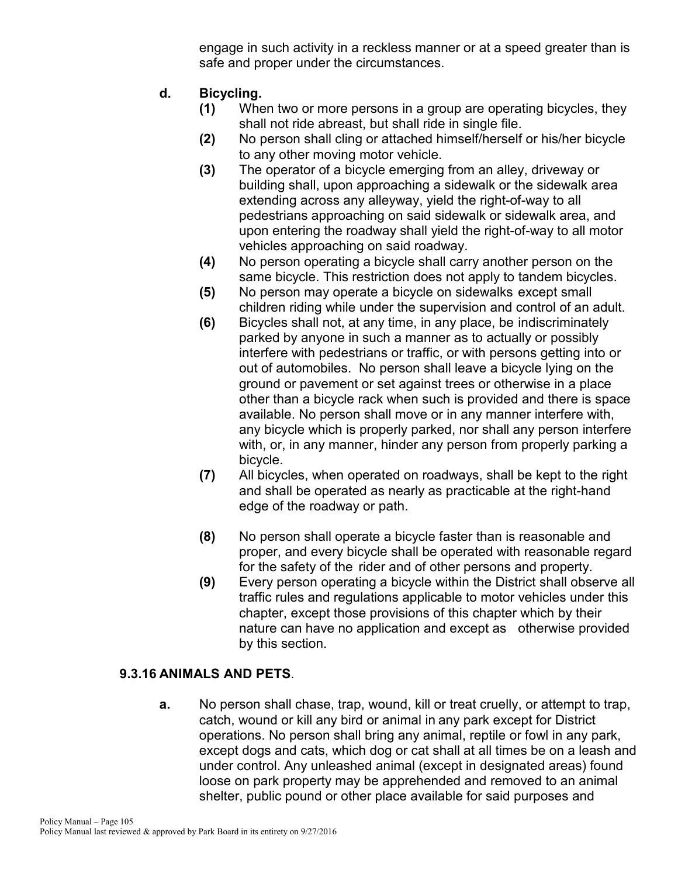engage in such activity in a reckless manner or at a speed greater than is safe and proper under the circumstances.

**d. Bicycling.**

**(1)** When two or more persons in a group are operating bicycles, they shall not ride abreast, but shall ride in single file.

**(2)** No person shall cling or attached himself/herself or his/her bicycle to any other moving motor vehicle.

**(3)** The operator of a bicycle emerging from an alley, driveway or building shall, upon approaching a sidewalk or the sidewalk area extending across any alleyway, yield the right-of-way to all pedestrians approaching on said sidewalk or sidewalk area, and upon entering the roadway shall yield the right-of-way to all motor vehicles approaching on said roadway.

**(4)** No person operating a bicycle shall carry another person on the same bicycle. This restriction does not apply to tandem bicycles.

**(5)** No person may operate a bicycle on sidewalks except small children riding while under the supervision and control of an adult.

**(6)** Bicycles shall not, at any time, in any place, be indiscriminately parked by anyone in such a manner as to actually or possibly interfere with pedestrians or traffic, or with persons getting into or out of automobiles. No person shall leave a bicycle lying on the ground or pavement or set against trees or otherwise in a place other than a bicycle rack when such is provided and there is space available. No person shall move or in any manner interfere with, any bicycle which is properly parked, nor shall any person interfere with, or, in any manner, hinder any person from properly parking a bicycle.

**(7)** All bicycles, when operated on roadways, shall be kept to the right and shall be operated as nearly as practicable at the right-hand edge of the roadway or path.

**(8)** No person shall operate a bicycle faster than is reasonable and proper, and every bicycle shall be operated with reasonable regard for the safety of the rider and of other persons and property.

**(9)** Every person operating a bicycle within the District shall observe all traffic rules and regulations applicable to motor vehicles under this chapter, except those provisions of this chapter which by their nature can have no application and except as otherwise provided by this section.

## 9.3.16 ANIMALS AND PETS.

**a.** No person shall chase, trap, wound, kill or treat cruelly, or attempt to trap, catch, wound or kill any bird or animal in any park except for District operations. No person shall bring any animal, reptile or fowl in any park, except dogs and cats, which dog or cat shall at all times be on a leash and under control. Any unleashed animal (except in designated areas) found loose on park property may be apprehended and removed to an animal shelter, public pound or other place available for said purposes and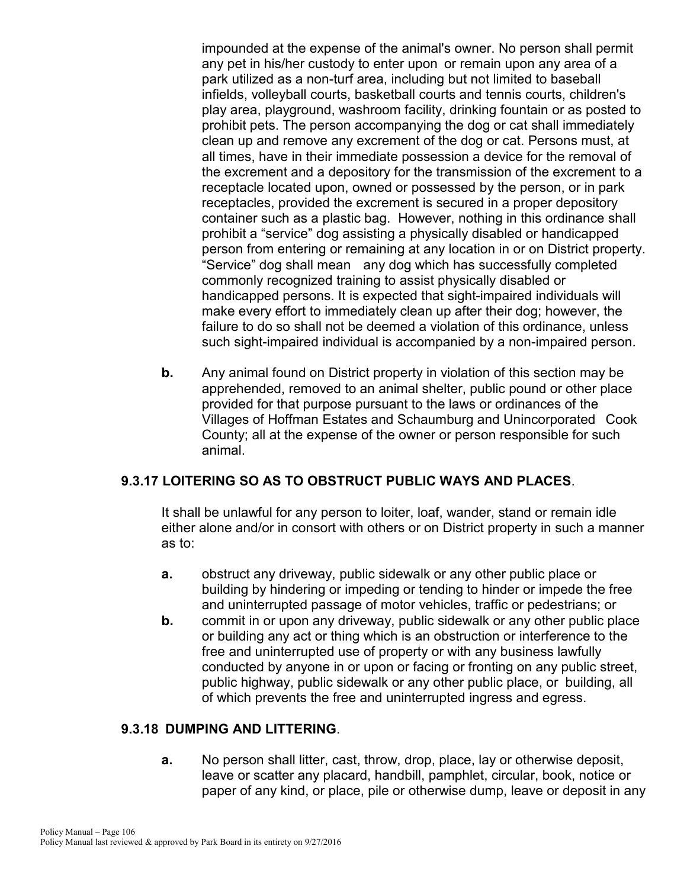impounded at the expense of the animal's owner. No person shall permit any pet in his/her custody to enter upon or remain upon any area of a park utilized as a non-turf area, including but not limited to baseball infields, volleyball courts, basketball courts and tennis courts, children's play area, playground, washroom facility, drinking fountain or as posted to prohibit pets. The person accompanying the dog or cat shall immediately clean up and remove any excrement of the dog or cat. Persons must, at all times, have in their immediate possession a device for the removal of the excrement and a depository for the transmission of the excrement to a receptacle located upon, owned or possessed by the person, or in park receptacles, provided the excrement is secured in a proper depository container such as a plastic bag. However, nothing in this ordinance shall prohibit a "service" dog assisting a physically disabled or handicapped person from entering or remaining at any location in or on District property. "Service" dog shall mean any dog which has successfully completed commonly recognized training to assist physically disabled or handicapped persons. It is expected that sight-impaired individuals will make every effort to immediately clean up after their dog; however, the failure to do so shall not be deemed a violation of this ordinance, unless such sight-impaired individual is accompanied by a non-impaired person.

**b.** Any animal found on District property in violation of this section may be apprehended, removed to an animal shelter, public pound or other place provided for that purpose pursuant to the laws or ordinances of the Villages of Hoffman Estates and Schaumburg and Unincorporated Cook County; all at the expense of the owner or person responsible for such animal.

### 9.3.17 LOITERING SO AS TO OBSTRUCT PUBLIC WAYS AND PLACES.

It shall be unlawful for any person to loiter, loaf, wander, stand or remain idle either alone and/or in consort with others or on District property in such a manner as to:

**a.** obstruct any driveway, public sidewalk or any other public place or building by hindering or impeding or tending to hinder or impede the free and uninterrupted passage of motor vehicles, traffic or pedestrians; or

**b.** commit in or upon any driveway, public sidewalk or any other public place or building any act or thing which is an obstruction or interference to the free and uninterrupted use of property or with any business lawfully conducted by anyone in or upon or facing or fronting on any public street, public highway, public sidewalk or any other public place, or building, all of which prevents the free and uninterrupted ingress and egress.

### 9.3.18 DUMPING AND LITTERING.

**a.** No person shall litter, cast, throw, drop, place, lay or otherwise deposit, leave or scatter any placard, handbill, pamphlet, circular, book, notice or paper of any kind, or place, pile or otherwise dump, leave or deposit in any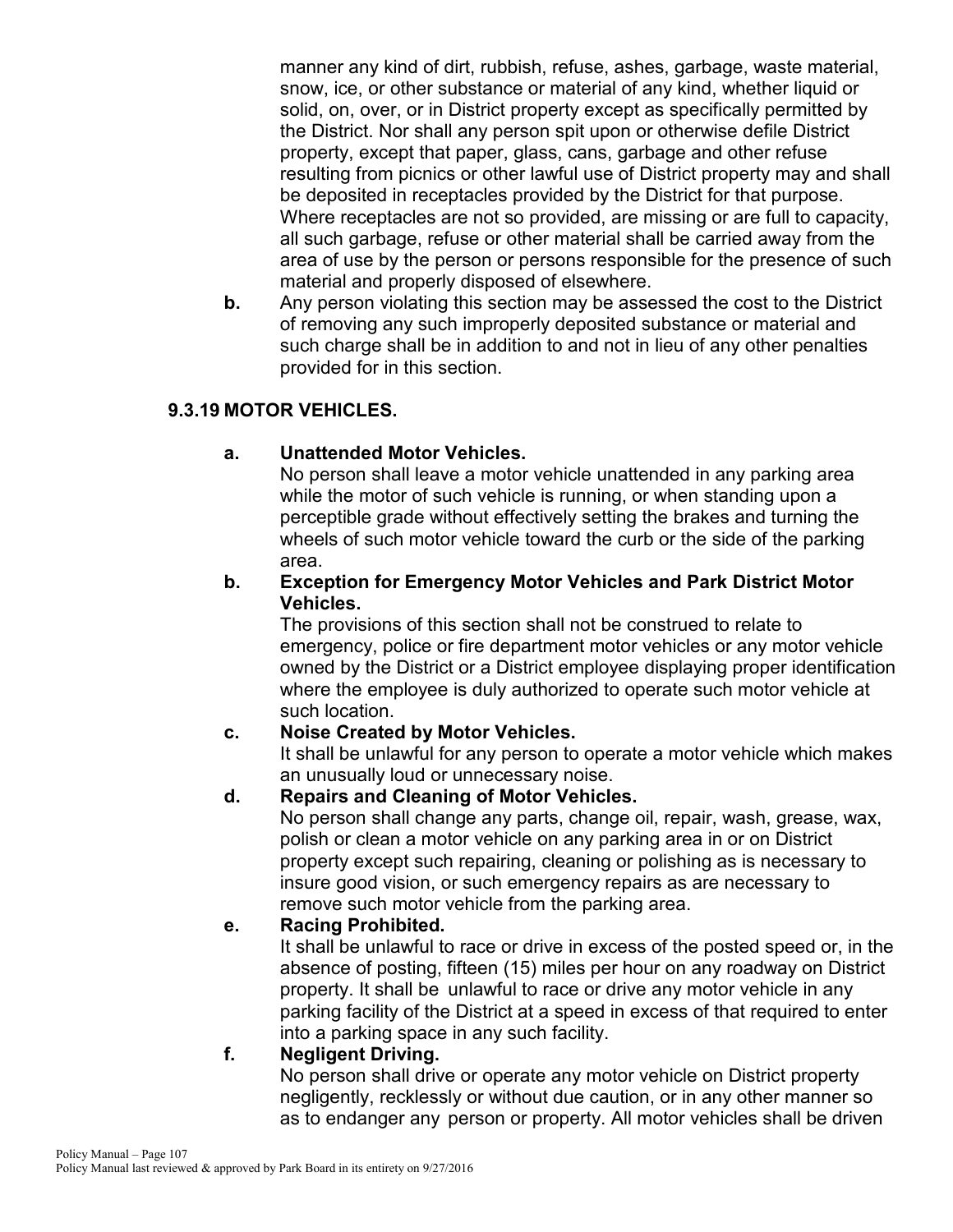manner any kind of dirt, rubbish, refuse, ashes, garbage, waste material, snow, ice, or other substance or material of any kind, whether liquid or solid, on, over, or in District property except as specifically permitted by the District. Nor shall any person spit upon or otherwise defile District property, except that paper, glass, cans, garbage and other refuse resulting from picnics or other lawful use of District property may and shall be deposited in receptacles provided by the District for that purpose. Where receptacles are not so provided, are missing or are full to capacity, all such garbage, refuse or other material shall be carried away from the area of use by the person or persons responsible for the presence of such material and properly disposed of elsewhere.

**b.** Any person violating this section may be assessed the cost to the District of removing any such improperly deposited substance or material and such charge shall be in addition to and not in lieu of any other penalties provided for in this section.

### 9.3.19 MOTOR VEHICLES.

**a. Unattended Motor Vehicles.**
No person shall leave a motor vehicle unattended in any parking area while the motor of such vehicle is running, or when standing upon a perceptible grade without effectively setting the brakes and turning the wheels of such motor vehicle toward the curb or the side of the parking area.

**b. Exception for Emergency Motor Vehicles and Park District Motor Vehicles.**
The provisions of this section shall not be construed to relate to emergency, police or fire department motor vehicles or any motor vehicle owned by the District or a District employee displaying proper identification where the employee is duly authorized to operate such motor vehicle at such location.

**c. Noise Created by Motor Vehicles.**
It shall be unlawful for any person to operate a motor vehicle which makes an unusually loud or unnecessary noise.

**d. Repairs and Cleaning of Motor Vehicles.**
No person shall change any parts, change oil, repair, wash, grease, wax, polish or clean a motor vehicle on any parking area in or on District property except such repairing, cleaning or polishing as is necessary to insure good vision, or such emergency repairs as are necessary to remove such motor vehicle from the parking area.

**e. Racing Prohibited.**
It shall be unlawful to race or drive in excess of the posted speed or, in the absence of posting, fifteen (15) miles per hour on any roadway on District property. It shall be unlawful to race or drive any motor vehicle in any parking facility of the District at a speed in excess of that required to enter into a parking space in any such facility.

**f. Negligent Driving.**
No person shall drive or operate any motor vehicle on District property negligently, recklessly or without due caution, or in any other manner so as to endanger any person or property. All motor vehicles shall be driven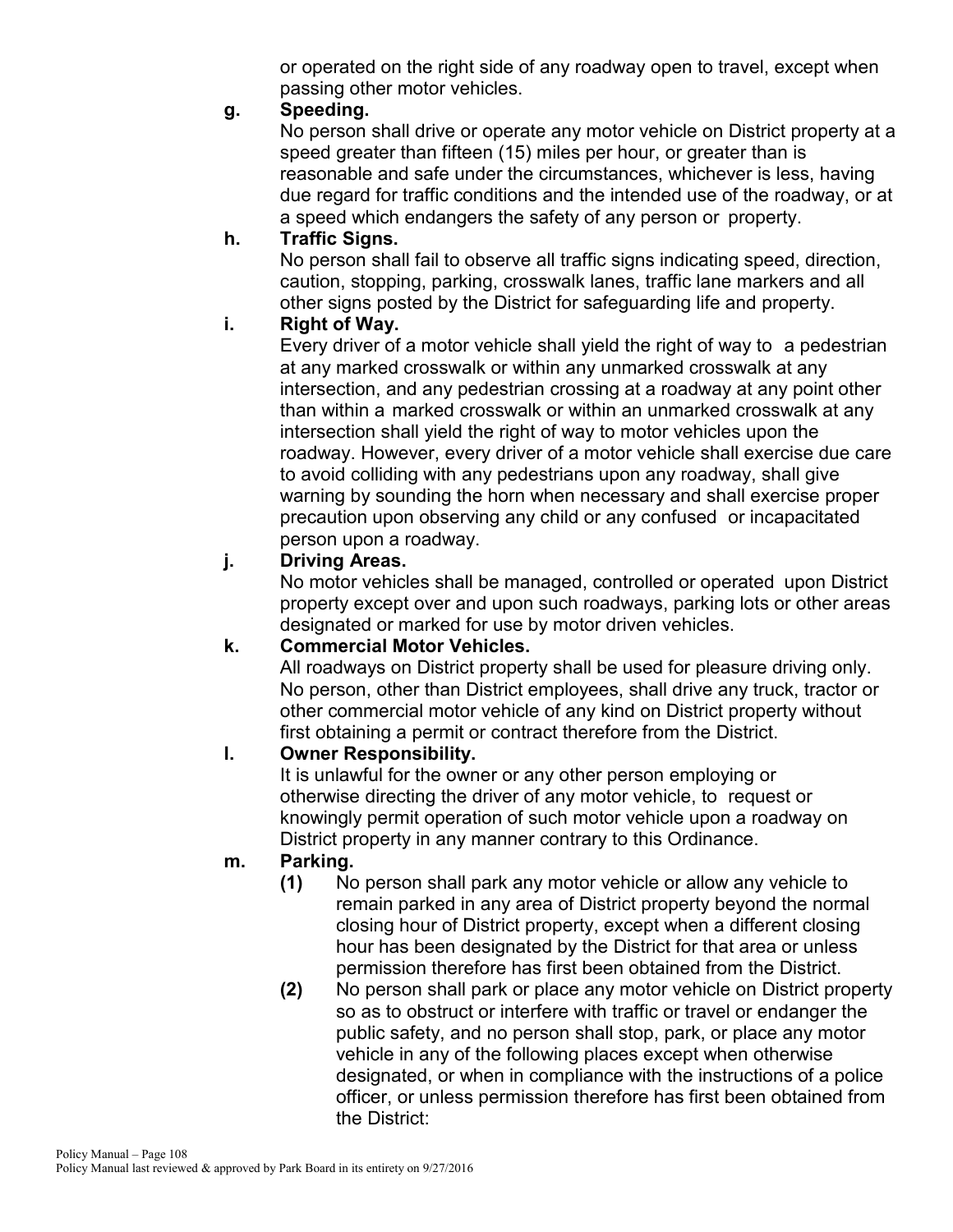or operated on the right side of any roadway open to travel, except when passing other motor vehicles.

**g. Speeding.**

No person shall drive or operate any motor vehicle on District property at a speed greater than fifteen (15) miles per hour, or greater than is reasonable and safe under the circumstances, whichever is less, having due regard for traffic conditions and the intended use of the roadway, or at a speed which endangers the safety of any person or property.

**h. Traffic Signs.**

No person shall fail to observe all traffic signs indicating speed, direction, caution, stopping, parking, crosswalk lanes, traffic lane markers and all other signs posted by the District for safeguarding life and property.

**i. Right of Way.**

Every driver of a motor vehicle shall yield the right of way to a pedestrian at any marked crosswalk or within any unmarked crosswalk at any intersection, and any pedestrian crossing at a roadway at any point other than within a marked crosswalk or within an unmarked crosswalk at any intersection shall yield the right of way to motor vehicles upon the roadway. However, every driver of a motor vehicle shall exercise due care to avoid colliding with any pedestrians upon any roadway, shall give warning by sounding the horn when necessary and shall exercise proper precaution upon observing any child or any confused or incapacitated person upon a roadway.

**j. Driving Areas.**

No motor vehicles shall be managed, controlled or operated upon District property except over and upon such roadways, parking lots or other areas designated or marked for use by motor driven vehicles.

**k. Commercial Motor Vehicles.**

All roadways on District property shall be used for pleasure driving only. No person, other than District employees, shall drive any truck, tractor or other commercial motor vehicle of any kind on District property without first obtaining a permit or contract therefore from the District.

**l. Owner Responsibility.**

It is unlawful for the owner or any other person employing or otherwise directing the driver of any motor vehicle, to request or knowingly permit operation of such motor vehicle upon a roadway on District property in any manner contrary to this Ordinance.

**m. Parking.**

**(1)** No person shall park any motor vehicle or allow any vehicle to remain parked in any area of District property beyond the normal closing hour of District property, except when a different closing hour has been designated by the District for that area or unless permission therefore has first been obtained from the District.

**(2)** No person shall park or place any motor vehicle on District property so as to obstruct or interfere with traffic or travel or endanger the public safety, and no person shall stop, park, or place any motor vehicle in any of the following places except when otherwise designated, or when in compliance with the instructions of a police officer, or unless permission therefore has first been obtained from the District: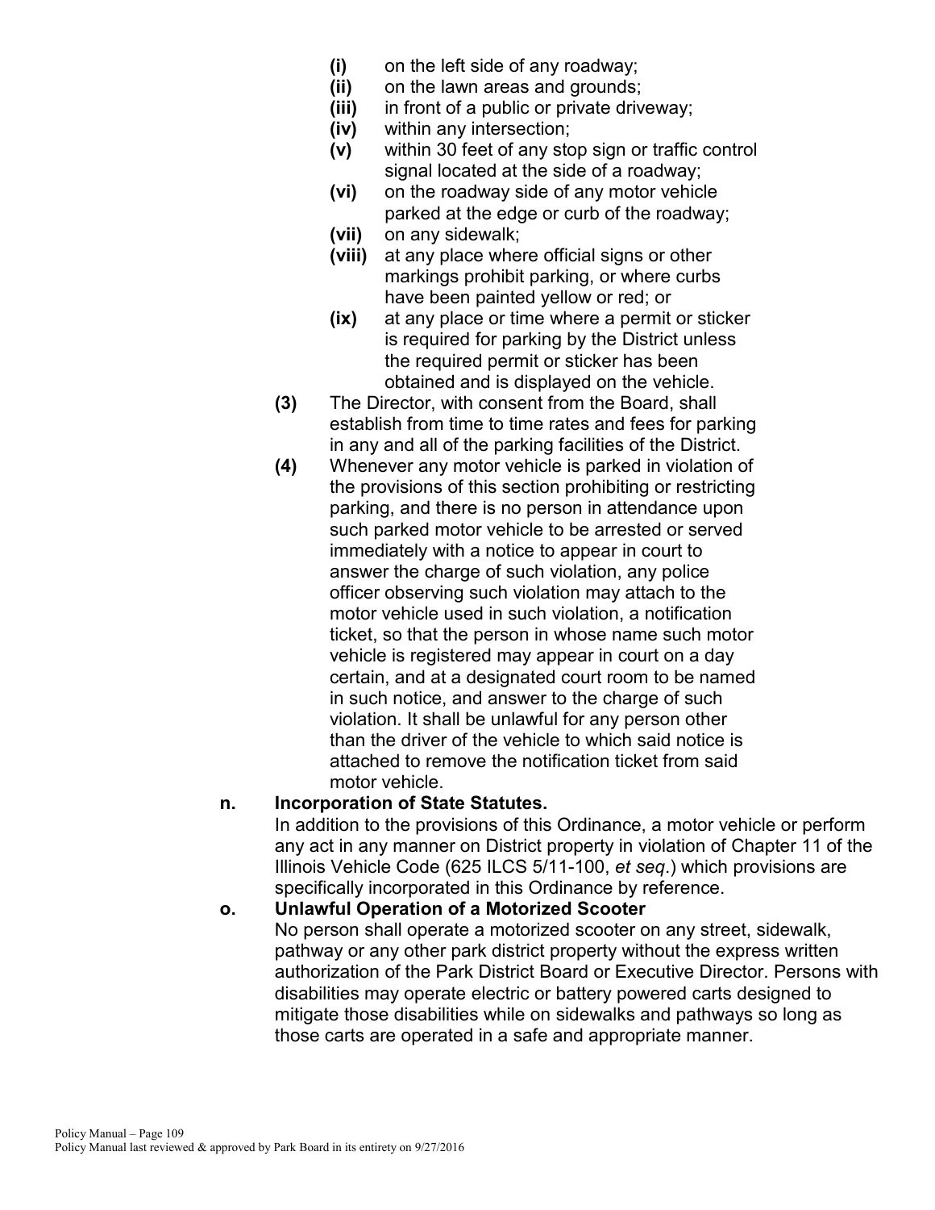- **(i)** on the left side of any roadway;
- **(ii)** on the lawn areas and grounds;
- **(iii)** in front of a public or private driveway;
- **(iv)** within any intersection;
- **(v)** within 30 feet of any stop sign or traffic control signal located at the side of a roadway;
- **(vi)** on the roadway side of any motor vehicle parked at the edge or curb of the roadway;
- **(vii)** on any sidewalk;
- **(viii)** at any place where official signs or other markings prohibit parking, or where curbs have been painted yellow or red; or
- **(ix)** at any place or time where a permit or sticker is required for parking by the District unless the required permit or sticker has been obtained and is displayed on the vehicle.

**(3)** The Director, with consent from the Board, shall establish from time to time rates and fees for parking in any and all of the parking facilities of the District.

**(4)** Whenever any motor vehicle is parked in violation of the provisions of this section prohibiting or restricting parking, and there is no person in attendance upon such parked motor vehicle to be arrested or served immediately with a notice to appear in court to answer the charge of such violation, any police officer observing such violation may attach to the motor vehicle used in such violation, a notification ticket, so that the person in whose name such motor vehicle is registered may appear in court on a day certain, and at a designated court room to be named in such notice, and answer to the charge of such violation. It shall be unlawful for any person other than the driver of the vehicle to which said notice is attached to remove the notification ticket from said motor vehicle.

**n. Incorporation of State Statutes.**

In addition to the provisions of this Ordinance, a motor vehicle or perform any act in any manner on District property in violation of Chapter 11 of the Illinois Vehicle Code (625 ILCS 5/11-100, *et seq.*) which provisions are specifically incorporated in this Ordinance by reference.

**o. Unlawful Operation of a Motorized Scooter**

No person shall operate a motorized scooter on any street, sidewalk, pathway or any other park district property without the express written authorization of the Park District Board or Executive Director. Persons with disabilities may operate electric or battery powered carts designed to mitigate those disabilities while on sidewalks and pathways so long as those carts are operated in a safe and appropriate manner.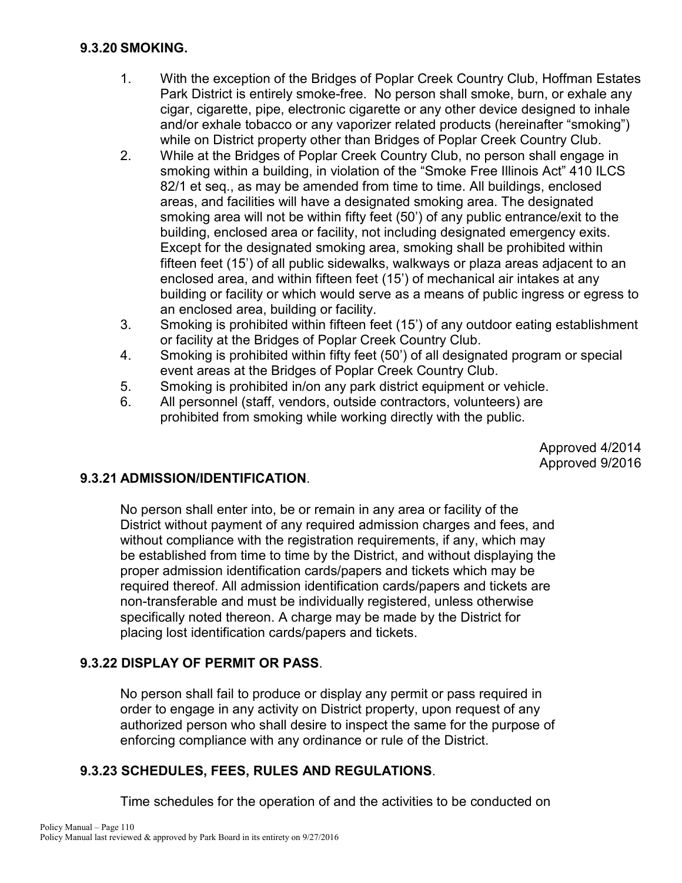### 9.3.20 SMOKING.

1. With the exception of the Bridges of Poplar Creek Country Club, Hoffman Estates Park District is entirely smoke-free. No person shall smoke, burn, or exhale any cigar, cigarette, pipe, electronic cigarette or any other device designed to inhale and/or exhale tobacco or any vaporizer related products (hereinafter "smoking") while on District property other than Bridges of Poplar Creek Country Club.
2. While at the Bridges of Poplar Creek Country Club, no person shall engage in smoking within a building, in violation of the "Smoke Free Illinois Act" 410 ILCS 82/1 et seq., as may be amended from time to time. All buildings, enclosed areas, and facilities will have a designated smoking area. The designated smoking area will not be within fifty feet (50') of any public entrance/exit to the building, enclosed area or facility, not including designated emergency exits. Except for the designated smoking area, smoking shall be prohibited within fifteen feet (15') of all public sidewalks, walkways or plaza areas adjacent to an enclosed area, and within fifteen feet (15') of mechanical air intakes at any building or facility or which would serve as a means of public ingress or egress to an enclosed area, building or facility.
3. Smoking is prohibited within fifteen feet (15') of any outdoor eating establishment or facility at the Bridges of Poplar Creek Country Club.
4. Smoking is prohibited within fifty feet (50') of all designated program or special event areas at the Bridges of Poplar Creek Country Club.
5. Smoking is prohibited in/on any park district equipment or vehicle.
6. All personnel (staff, vendors, outside contractors, volunteers) are prohibited from smoking while working directly with the public.

Approved 4/2014
Approved 9/2016

### 9.3.21 ADMISSION/IDENTIFICATION.

No person shall enter into, be or remain in any area or facility of the District without payment of any required admission charges and fees, and without compliance with the registration requirements, if any, which may be established from time to time by the District, and without displaying the proper admission identification cards/papers and tickets which may be required thereof. All admission identification cards/papers and tickets are non-transferable and must be individually registered, unless otherwise specifically noted thereon. A charge may be made by the District for placing lost identification cards/papers and tickets.

### 9.3.22 DISPLAY OF PERMIT OR PASS.

No person shall fail to produce or display any permit or pass required in order to engage in any activity on District property, upon request of any authorized person who shall desire to inspect the same for the purpose of enforcing compliance with any ordinance or rule of the District.

### 9.3.23 SCHEDULES, FEES, RULES AND REGULATIONS.

Time schedules for the operation of and the activities to be conducted on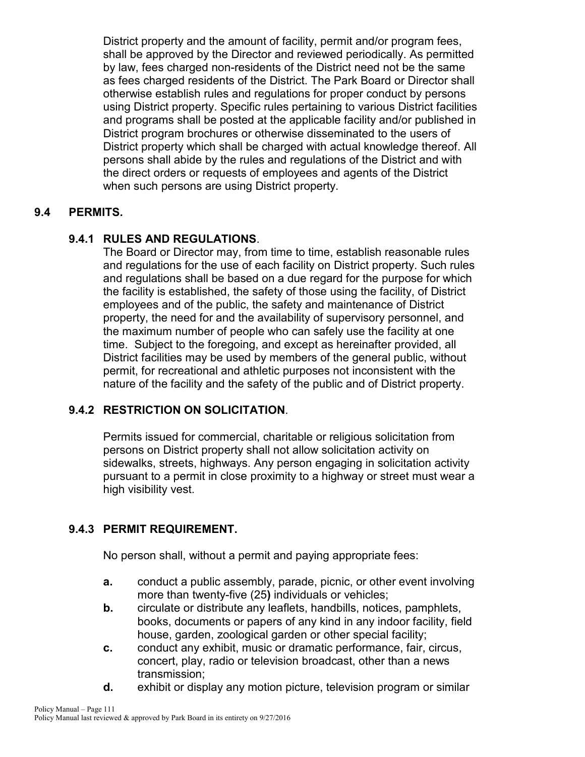District property and the amount of facility, permit and/or program fees, shall be approved by the Director and reviewed periodically. As permitted by law, fees charged non-residents of the District need not be the same as fees charged residents of the District. The Park Board or Director shall otherwise establish rules and regulations for proper conduct by persons using District property. Specific rules pertaining to various District facilities and programs shall be posted at the applicable facility and/or published in District program brochures or otherwise disseminated to the users of District property which shall be charged with actual knowledge thereof. All persons shall abide by the rules and regulations of the District and with the direct orders or requests of employees and agents of the District when such persons are using District property.

## 9.4 PERMITS.

### 9.4.1 RULES AND REGULATIONS.

The Board or Director may, from time to time, establish reasonable rules and regulations for the use of each facility on District property. Such rules and regulations shall be based on a due regard for the purpose for which the facility is established, the safety of those using the facility, of District employees and of the public, the safety and maintenance of District property, the need for and the availability of supervisory personnel, and the maximum number of people who can safely use the facility at one time. Subject to the foregoing, and except as hereinafter provided, all District facilities may be used by members of the general public, without permit, for recreational and athletic purposes not inconsistent with the nature of the facility and the safety of the public and of District property.

### 9.4.2 RESTRICTION ON SOLICITATION.

Permits issued for commercial, charitable or religious solicitation from persons on District property shall not allow solicitation activity on sidewalks, streets, highways. Any person engaging in solicitation activity pursuant to a permit in close proximity to a highway or street must wear a high visibility vest.

### 9.4.3 PERMIT REQUIREMENT.

No person shall, without a permit and paying appropriate fees:

**a.** conduct a public assembly, parade, picnic, or other event involving more than twenty-five (25**)** individuals or vehicles;

**b.** circulate or distribute any leaflets, handbills, notices, pamphlets, books, documents or papers of any kind in any indoor facility, field house, garden, zoological garden or other special facility;

**c.** conduct any exhibit, music or dramatic performance, fair, circus, concert, play, radio or television broadcast, other than a news transmission;

**d.** exhibit or display any motion picture, television program or similar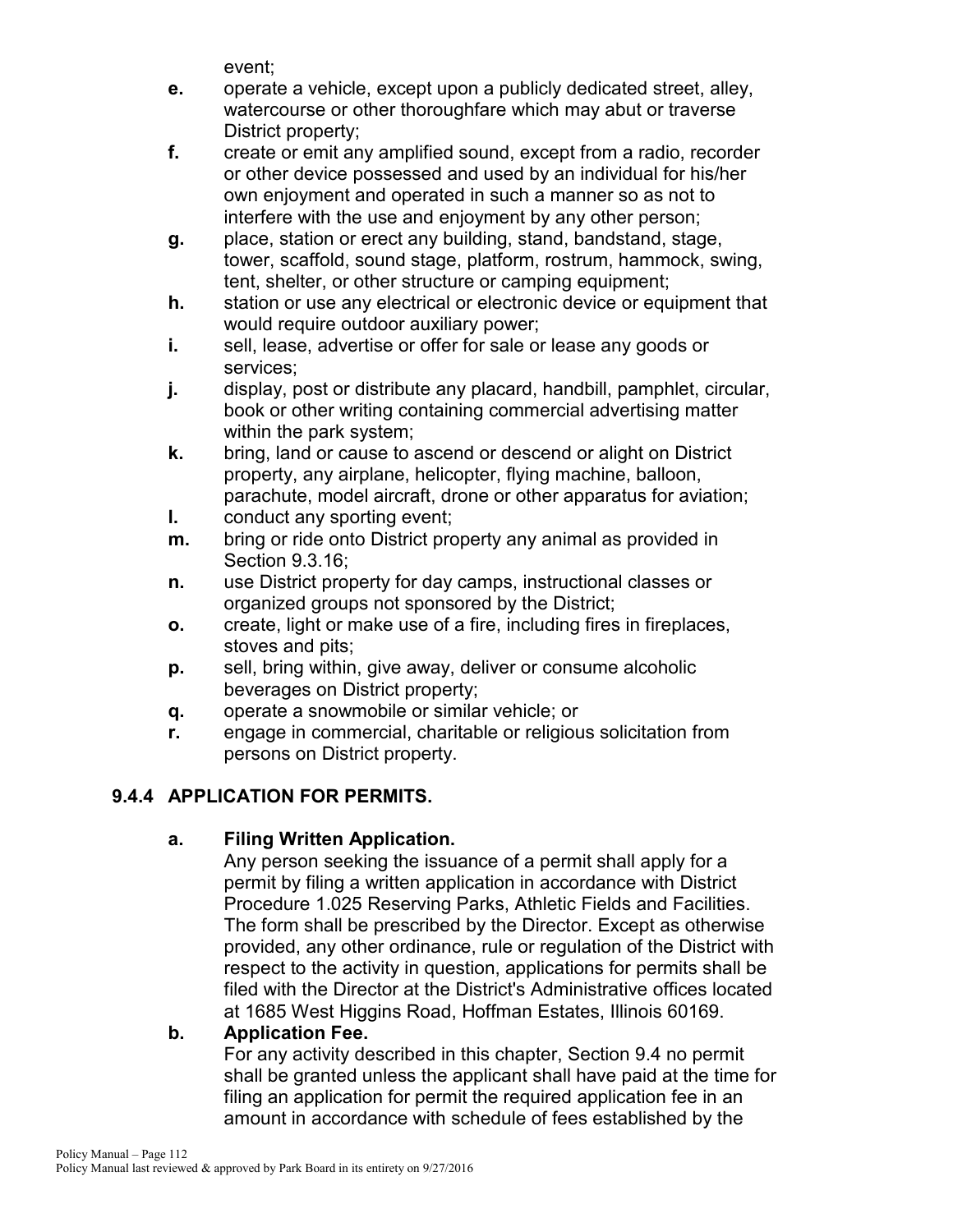event;

- **e.** operate a vehicle, except upon a publicly dedicated street, alley, watercourse or other thoroughfare which may abut or traverse District property;
- **f.** create or emit any amplified sound, except from a radio, recorder or other device possessed and used by an individual for his/her own enjoyment and operated in such a manner so as not to interfere with the use and enjoyment by any other person;
- **g.** place, station or erect any building, stand, bandstand, stage, tower, scaffold, sound stage, platform, rostrum, hammock, swing, tent, shelter, or other structure or camping equipment;
- **h.** station or use any electrical or electronic device or equipment that would require outdoor auxiliary power;
- **i.** sell, lease, advertise or offer for sale or lease any goods or services;
- **j.** display, post or distribute any placard, handbill, pamphlet, circular, book or other writing containing commercial advertising matter within the park system;
- **k.** bring, land or cause to ascend or descend or alight on District property, any airplane, helicopter, flying machine, balloon, parachute, model aircraft, drone or other apparatus for aviation;
- **l.** conduct any sporting event;
- **m.** bring or ride onto District property any animal as provided in Section 9.3.16;
- **n.** use District property for day camps, instructional classes or organized groups not sponsored by the District;
- **o.** create, light or make use of a fire, including fires in fireplaces, stoves and pits;
- **p.** sell, bring within, give away, deliver or consume alcoholic beverages on District property;
- **q.** operate a snowmobile or similar vehicle; or
- **r.** engage in commercial, charitable or religious solicitation from persons on District property.

## 9.4.4 APPLICATION FOR PERMITS.

**a. Filing Written Application.**

Any person seeking the issuance of a permit shall apply for a permit by filing a written application in accordance with District Procedure 1.025 Reserving Parks, Athletic Fields and Facilities. The form shall be prescribed by the Director. Except as otherwise provided, any other ordinance, rule or regulation of the District with respect to the activity in question, applications for permits shall be filed with the Director at the District's Administrative offices located at 1685 West Higgins Road, Hoffman Estates, Illinois 60169.

**b. Application Fee.**

For any activity described in this chapter, Section 9.4 no permit shall be granted unless the applicant shall have paid at the time for filing an application for permit the required application fee in an amount in accordance with schedule of fees established by the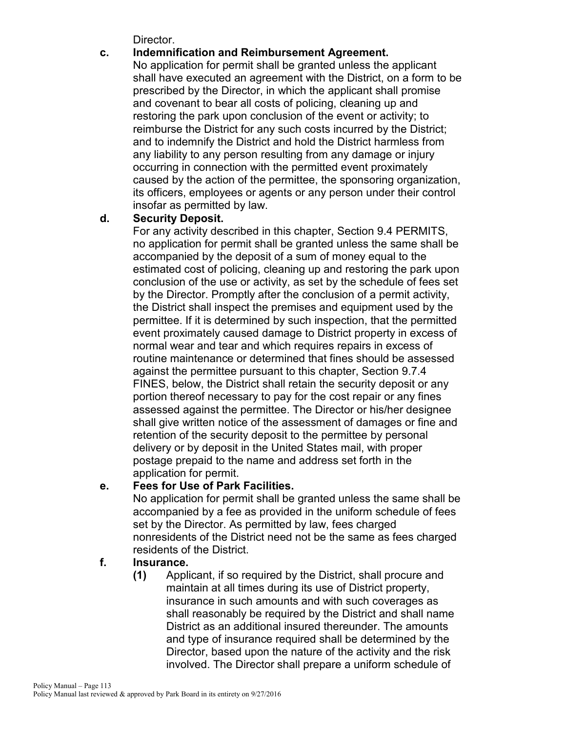Director.

**c. Indemnification and Reimbursement Agreement.**

No application for permit shall be granted unless the applicant shall have executed an agreement with the District, on a form to be prescribed by the Director, in which the applicant shall promise and covenant to bear all costs of policing, cleaning up and restoring the park upon conclusion of the event or activity; to reimburse the District for any such costs incurred by the District; and to indemnify the District and hold the District harmless from any liability to any person resulting from any damage or injury occurring in connection with the permitted event proximately caused by the action of the permittee, the sponsoring organization, its officers, employees or agents or any person under their control insofar as permitted by law.

**d. Security Deposit.**

For any activity described in this chapter, Section 9.4 PERMITS, no application for permit shall be granted unless the same shall be accompanied by the deposit of a sum of money equal to the estimated cost of policing, cleaning up and restoring the park upon conclusion of the use or activity, as set by the schedule of fees set by the Director. Promptly after the conclusion of a permit activity, the District shall inspect the premises and equipment used by the permittee. If it is determined by such inspection, that the permitted event proximately caused damage to District property in excess of normal wear and tear and which requires repairs in excess of routine maintenance or determined that fines should be assessed against the permittee pursuant to this chapter, Section 9.7.4 FINES, below, the District shall retain the security deposit or any portion thereof necessary to pay for the cost repair or any fines assessed against the permittee. The Director or his/her designee shall give written notice of the assessment of damages or fine and retention of the security deposit to the permittee by personal delivery or by deposit in the United States mail, with proper postage prepaid to the name and address set forth in the application for permit.

**e. Fees for Use of Park Facilities.**

No application for permit shall be granted unless the same shall be accompanied by a fee as provided in the uniform schedule of fees set by the Director. As permitted by law, fees charged nonresidents of the District need not be the same as fees charged residents of the District.

**f. Insurance.**

**(1)** Applicant, if so required by the District, shall procure and maintain at all times during its use of District property, insurance in such amounts and with such coverages as shall reasonably be required by the District and shall name District as an additional insured thereunder. The amounts and type of insurance required shall be determined by the Director, based upon the nature of the activity and the risk involved. The Director shall prepare a uniform schedule of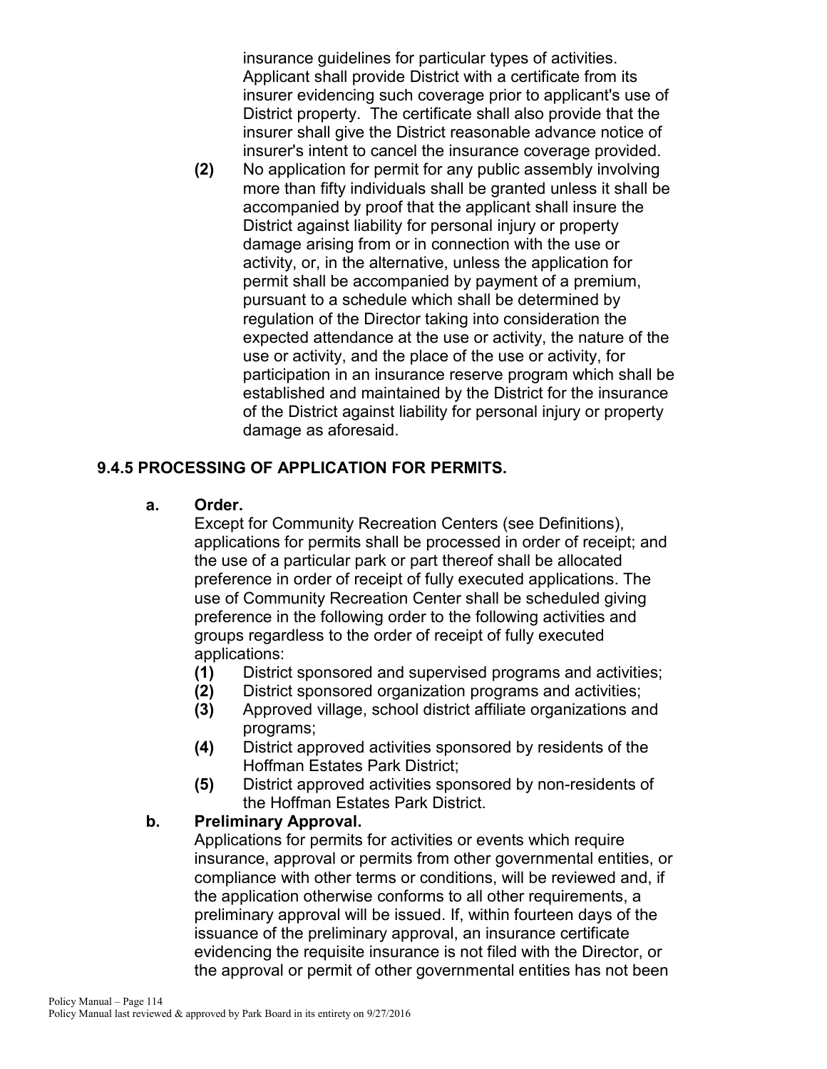insurance guidelines for particular types of activities. Applicant shall provide District with a certificate from its insurer evidencing such coverage prior to applicant's use of District property. The certificate shall also provide that the insurer shall give the District reasonable advance notice of insurer's intent to cancel the insurance coverage provided.

**(2)** No application for permit for any public assembly involving more than fifty individuals shall be granted unless it shall be accompanied by proof that the applicant shall insure the District against liability for personal injury or property damage arising from or in connection with the use or activity, or, in the alternative, unless the application for permit shall be accompanied by payment of a premium, pursuant to a schedule which shall be determined by regulation of the Director taking into consideration the expected attendance at the use or activity, the nature of the use or activity, and the place of the use or activity, for participation in an insurance reserve program which shall be established and maintained by the District for the insurance of the District against liability for personal injury or property damage as aforesaid.

## 9.4.5 PROCESSING OF APPLICATION FOR PERMITS.

**a. Order.**

Except for Community Recreation Centers (see Definitions), applications for permits shall be processed in order of receipt; and the use of a particular park or part thereof shall be allocated preference in order of receipt of fully executed applications. The use of Community Recreation Center shall be scheduled giving preference in the following order to the following activities and groups regardless to the order of receipt of fully executed applications:

**(1)** District sponsored and supervised programs and activities;
**(2)** District sponsored organization programs and activities;
**(3)** Approved village, school district affiliate organizations and programs;
**(4)** District approved activities sponsored by residents of the Hoffman Estates Park District;
**(5)** District approved activities sponsored by non-residents of the Hoffman Estates Park District.

**b. Preliminary Approval.**

Applications for permits for activities or events which require insurance, approval or permits from other governmental entities, or compliance with other terms or conditions, will be reviewed and, if the application otherwise conforms to all other requirements, a preliminary approval will be issued. If, within fourteen days of the issuance of the preliminary approval, an insurance certificate evidencing the requisite insurance is not filed with the Director, or the approval or permit of other governmental entities has not been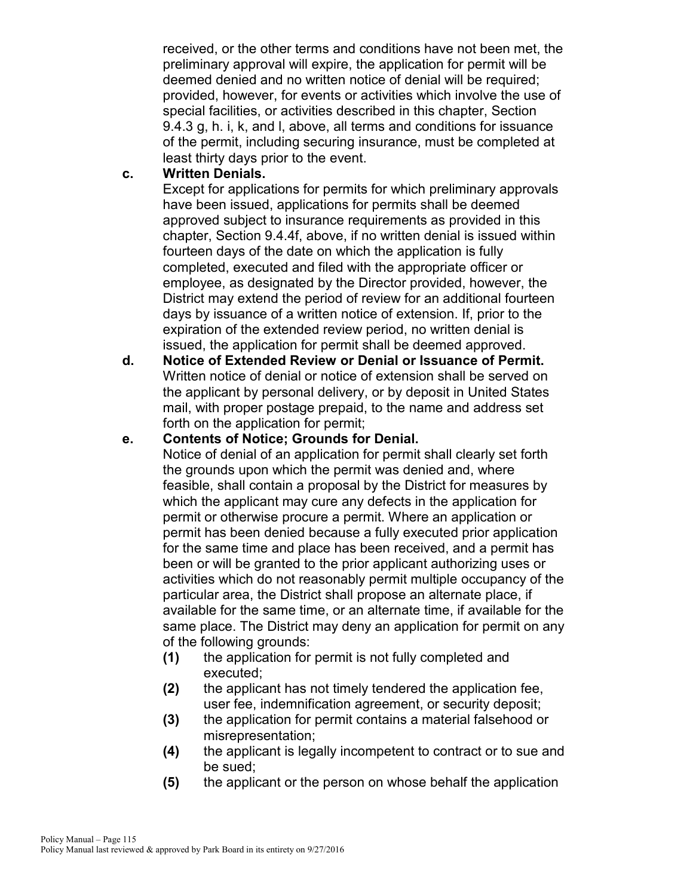received, or the other terms and conditions have not been met, the preliminary approval will expire, the application for permit will be deemed denied and no written notice of denial will be required; provided, however, for events or activities which involve the use of special facilities, or activities described in this chapter, Section 9.4.3 g, h. i, k, and l, above, all terms and conditions for issuance of the permit, including securing insurance, must be completed at least thirty days prior to the event.

**c. Written Denials.**
Except for applications for permits for which preliminary approvals have been issued, applications for permits shall be deemed approved subject to insurance requirements as provided in this chapter, Section 9.4.4f, above, if no written denial is issued within fourteen days of the date on which the application is fully completed, executed and filed with the appropriate officer or employee, as designated by the Director provided, however, the District may extend the period of review for an additional fourteen days by issuance of a written notice of extension. If, prior to the expiration of the extended review period, no written denial is issued, the application for permit shall be deemed approved.

**d. Notice of Extended Review or Denial or Issuance of Permit.**
Written notice of denial or notice of extension shall be served on the applicant by personal delivery, or by deposit in United States mail, with proper postage prepaid, to the name and address set forth on the application for permit;

**e. Contents of Notice; Grounds for Denial.**
Notice of denial of an application for permit shall clearly set forth the grounds upon which the permit was denied and, where feasible, shall contain a proposal by the District for measures by which the applicant may cure any defects in the application for permit or otherwise procure a permit. Where an application or permit has been denied because a fully executed prior application for the same time and place has been received, and a permit has been or will be granted to the prior applicant authorizing uses or activities which do not reasonably permit multiple occupancy of the particular area, the District shall propose an alternate place, if available for the same time, or an alternate time, if available for the same place. The District may deny an application for permit on any of the following grounds:

- **(1)** the application for permit is not fully completed and executed;
- **(2)** the applicant has not timely tendered the application fee, user fee, indemnification agreement, or security deposit;
- **(3)** the application for permit contains a material falsehood or misrepresentation;
- **(4)** the applicant is legally incompetent to contract or to sue and be sued;
- **(5)** the applicant or the person on whose behalf the application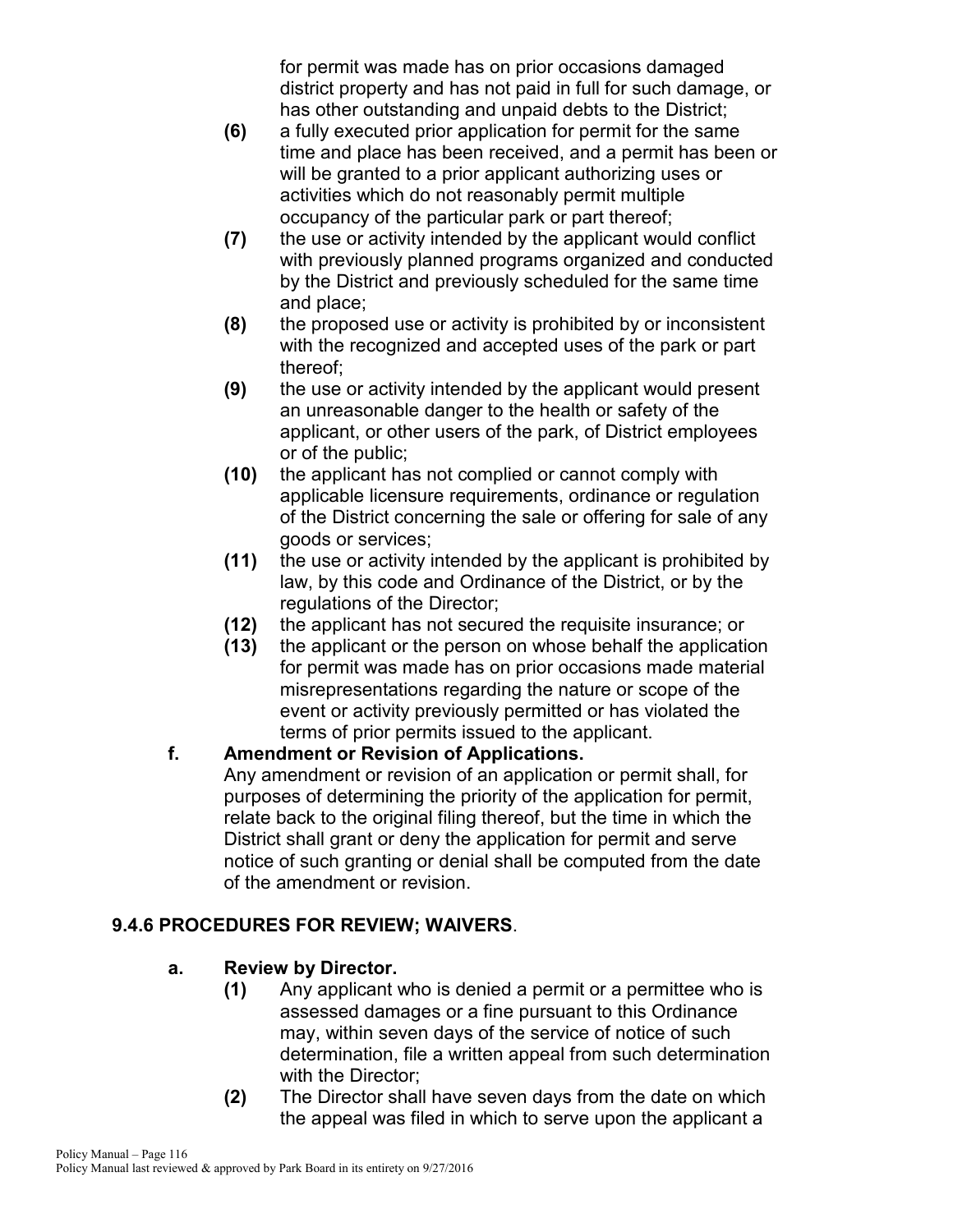for permit was made has on prior occasions damaged district property and has not paid in full for such damage, or has other outstanding and unpaid debts to the District;

**(6)** a fully executed prior application for permit for the same time and place has been received, and a permit has been or will be granted to a prior applicant authorizing uses or activities which do not reasonably permit multiple occupancy of the particular park or part thereof;

**(7)** the use or activity intended by the applicant would conflict with previously planned programs organized and conducted by the District and previously scheduled for the same time and place;

**(8)** the proposed use or activity is prohibited by or inconsistent with the recognized and accepted uses of the park or part thereof;

**(9)** the use or activity intended by the applicant would present an unreasonable danger to the health or safety of the applicant, or other users of the park, of District employees or of the public;

**(10)** the applicant has not complied or cannot comply with applicable licensure requirements, ordinance or regulation of the District concerning the sale or offering for sale of any goods or services;

**(11)** the use or activity intended by the applicant is prohibited by law, by this code and Ordinance of the District, or by the regulations of the Director;

**(12)** the applicant has not secured the requisite insurance; or

**(13)** the applicant or the person on whose behalf the application for permit was made has on prior occasions made material misrepresentations regarding the nature or scope of the event or activity previously permitted or has violated the terms of prior permits issued to the applicant.

**f. Amendment or Revision of Applications.**

Any amendment or revision of an application or permit shall, for purposes of determining the priority of the application for permit, relate back to the original filing thereof, but the time in which the District shall grant or deny the application for permit and serve notice of such granting or denial shall be computed from the date of the amendment or revision.

## 9.4.6 PROCEDURES FOR REVIEW; WAIVERS.

**a. Review by Director.**

**(1)** Any applicant who is denied a permit or a permittee who is assessed damages or a fine pursuant to this Ordinance may, within seven days of the service of notice of such determination, file a written appeal from such determination with the Director;

**(2)** The Director shall have seven days from the date on which the appeal was filed in which to serve upon the applicant a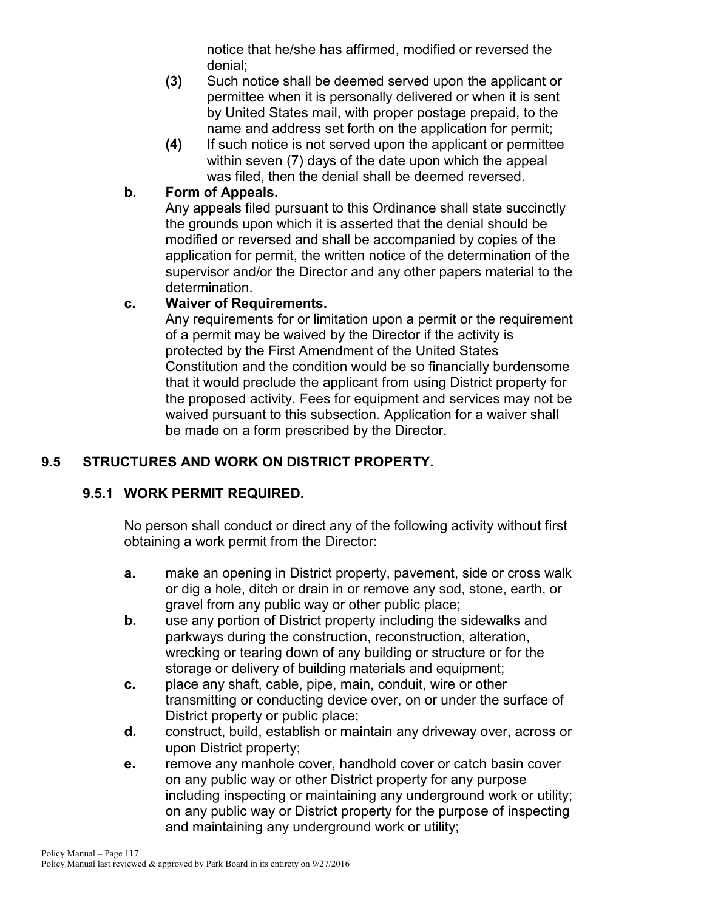notice that he/she has affirmed, modified or reversed the denial;

**(3)** Such notice shall be deemed served upon the applicant or permittee when it is personally delivered or when it is sent by United States mail, with proper postage prepaid, to the name and address set forth on the application for permit;

**(4)** If such notice is not served upon the applicant or permittee within seven (7) days of the date upon which the appeal was filed, then the denial shall be deemed reversed.

**b. Form of Appeals.**

Any appeals filed pursuant to this Ordinance shall state succinctly the grounds upon which it is asserted that the denial should be modified or reversed and shall be accompanied by copies of the application for permit, the written notice of the determination of the supervisor and/or the Director and any other papers material to the determination.

**c. Waiver of Requirements.**

Any requirements for or limitation upon a permit or the requirement of a permit may be waived by the Director if the activity is protected by the First Amendment of the United States Constitution and the condition would be so financially burdensome that it would preclude the applicant from using District property for the proposed activity. Fees for equipment and services may not be waived pursuant to this subsection. Application for a waiver shall be made on a form prescribed by the Director.

## 9.5 STRUCTURES AND WORK ON DISTRICT PROPERTY.

### 9.5.1 WORK PERMIT REQUIRED.

No person shall conduct or direct any of the following activity without first obtaining a work permit from the Director:

**a.** make an opening in District property, pavement, side or cross walk or dig a hole, ditch or drain in or remove any sod, stone, earth, or gravel from any public way or other public place;

**b.** use any portion of District property including the sidewalks and parkways during the construction, reconstruction, alteration, wrecking or tearing down of any building or structure or for the storage or delivery of building materials and equipment;

**c.** place any shaft, cable, pipe, main, conduit, wire or other transmitting or conducting device over, on or under the surface of District property or public place;

**d.** construct, build, establish or maintain any driveway over, across or upon District property;

**e.** remove any manhole cover, handhold cover or catch basin cover on any public way or other District property for any purpose including inspecting or maintaining any underground work or utility; on any public way or District property for the purpose of inspecting and maintaining any underground work or utility;

Policy Manual last reviewed & approved by Park Board in its entirety on 9/27/2016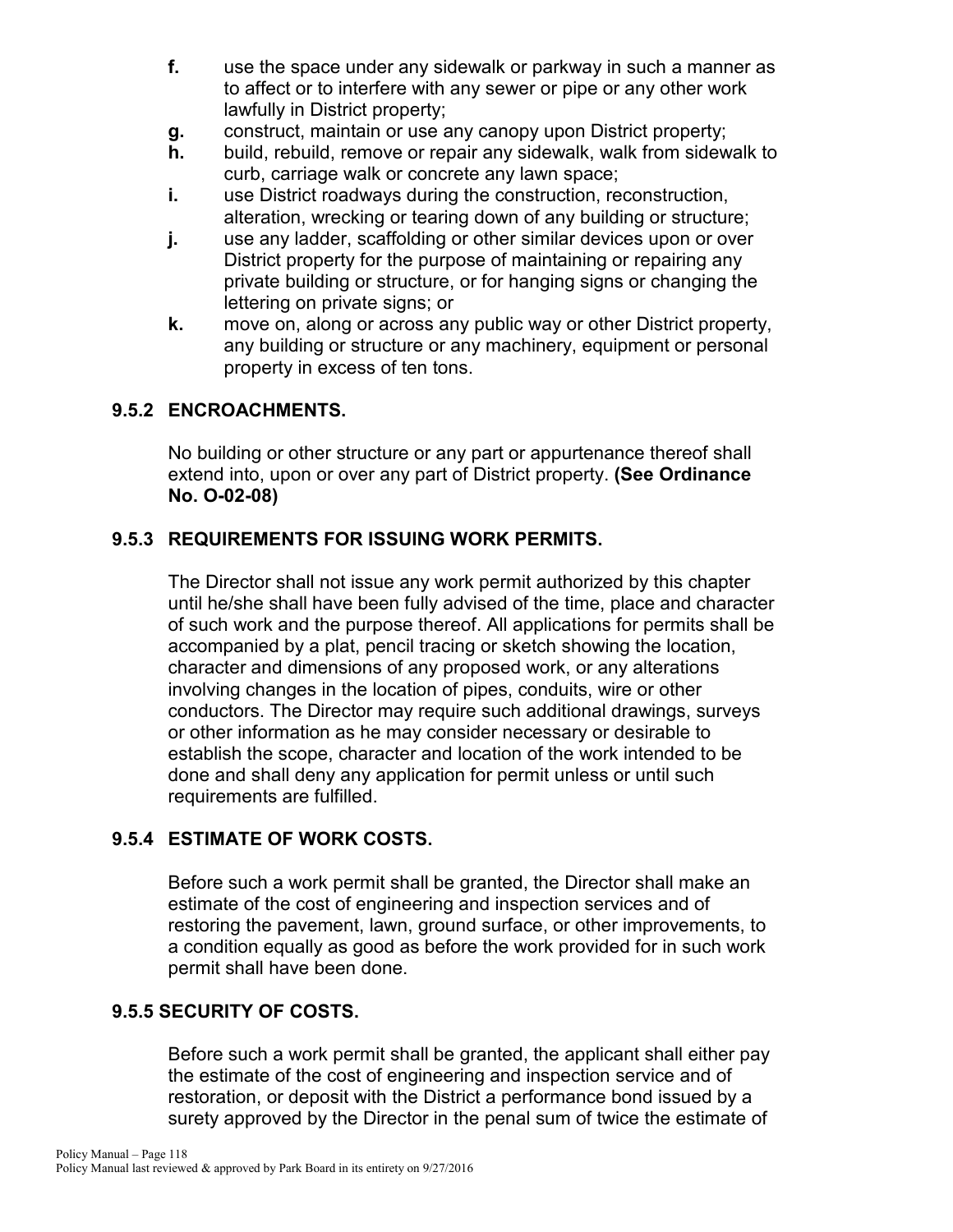**f.** use the space under any sidewalk or parkway in such a manner as to affect or to interfere with any sewer or pipe or any other work lawfully in District property;

**g.** construct, maintain or use any canopy upon District property;

**h.** build, rebuild, remove or repair any sidewalk, walk from sidewalk to curb, carriage walk or concrete any lawn space;

**i.** use District roadways during the construction, reconstruction, alteration, wrecking or tearing down of any building or structure;

**j.** use any ladder, scaffolding or other similar devices upon or over District property for the purpose of maintaining or repairing any private building or structure, or for hanging signs or changing the lettering on private signs; or

**k.** move on, along or across any public way or other District property, any building or structure or any machinery, equipment or personal property in excess of ten tons.

### 9.5.2 ENCROACHMENTS.

No building or other structure or any part or appurtenance thereof shall extend into, upon or over any part of District property. **(See Ordinance No. O-02-08)**

### 9.5.3 REQUIREMENTS FOR ISSUING WORK PERMITS.

The Director shall not issue any work permit authorized by this chapter until he/she shall have been fully advised of the time, place and character of such work and the purpose thereof. All applications for permits shall be accompanied by a plat, pencil tracing or sketch showing the location, character and dimensions of any proposed work, or any alterations involving changes in the location of pipes, conduits, wire or other conductors. The Director may require such additional drawings, surveys or other information as he may consider necessary or desirable to establish the scope, character and location of the work intended to be done and shall deny any application for permit unless or until such requirements are fulfilled.

### 9.5.4 ESTIMATE OF WORK COSTS.

Before such a work permit shall be granted, the Director shall make an estimate of the cost of engineering and inspection services and of restoring the pavement, lawn, ground surface, or other improvements, to a condition equally as good as before the work provided for in such work permit shall have been done.

### 9.5.5 SECURITY OF COSTS.

Before such a work permit shall be granted, the applicant shall either pay the estimate of the cost of engineering and inspection service and of restoration, or deposit with the District a performance bond issued by a surety approved by the Director in the penal sum of twice the estimate of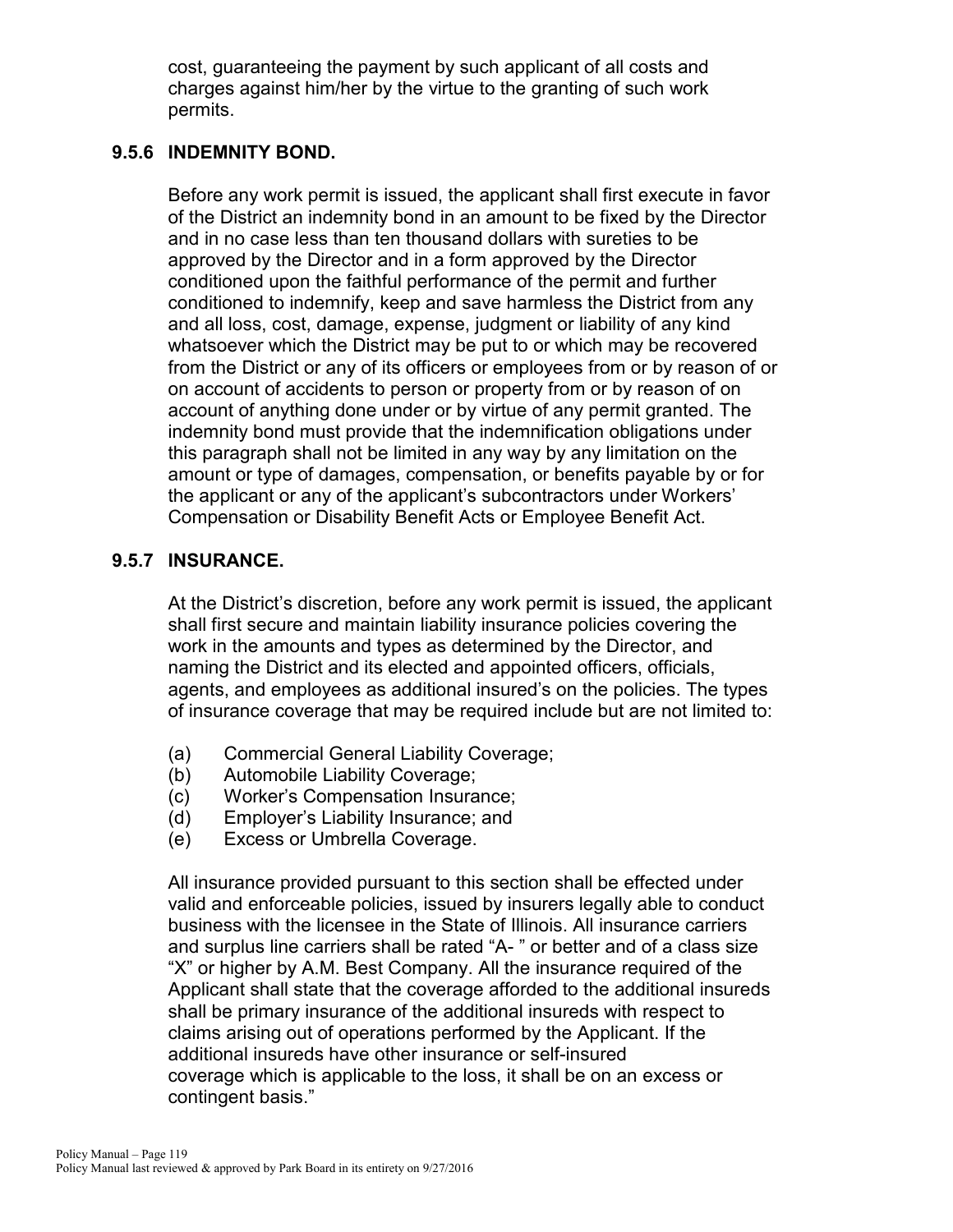cost, guaranteeing the payment by such applicant of all costs and charges against him/her by the virtue to the granting of such work permits.

### 9.5.6 INDEMNITY BOND.

Before any work permit is issued, the applicant shall first execute in favor of the District an indemnity bond in an amount to be fixed by the Director and in no case less than ten thousand dollars with sureties to be approved by the Director and in a form approved by the Director conditioned upon the faithful performance of the permit and further conditioned to indemnify, keep and save harmless the District from any and all loss, cost, damage, expense, judgment or liability of any kind whatsoever which the District may be put to or which may be recovered from the District or any of its officers or employees from or by reason of or on account of accidents to person or property from or by reason of on account of anything done under or by virtue of any permit granted. The indemnity bond must provide that the indemnification obligations under this paragraph shall not be limited in any way by any limitation on the amount or type of damages, compensation, or benefits payable by or for the applicant or any of the applicant's subcontractors under Workers' Compensation or Disability Benefit Acts or Employee Benefit Act.

### 9.5.7 INSURANCE.

At the District's discretion, before any work permit is issued, the applicant shall first secure and maintain liability insurance policies covering the work in the amounts and types as determined by the Director, and naming the District and its elected and appointed officers, officials, agents, and employees as additional insured's on the policies. The types of insurance coverage that may be required include but are not limited to:

(a) Commercial General Liability Coverage;
(b) Automobile Liability Coverage;
(c) Worker's Compensation Insurance;
(d) Employer's Liability Insurance; and
(e) Excess or Umbrella Coverage.

All insurance provided pursuant to this section shall be effected under valid and enforceable policies, issued by insurers legally able to conduct business with the licensee in the State of Illinois. All insurance carriers and surplus line carriers shall be rated "A- " or better and of a class size "X" or higher by A.M. Best Company. All the insurance required of the Applicant shall state that the coverage afforded to the additional insureds shall be primary insurance of the additional insureds with respect to claims arising out of operations performed by the Applicant. If the additional insureds have other insurance or self-insured coverage which is applicable to the loss, it shall be on an excess or contingent basis."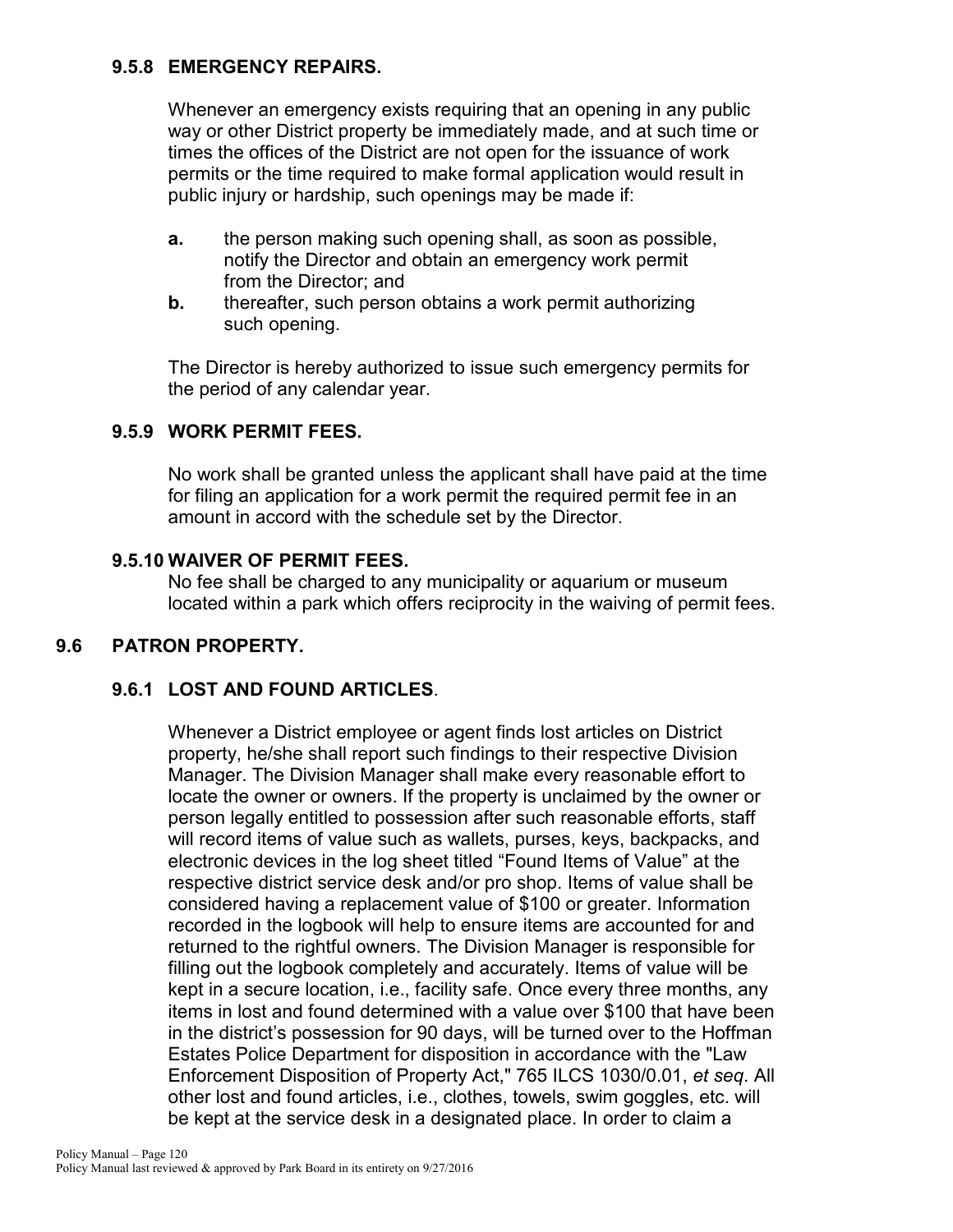### 9.5.8 EMERGENCY REPAIRS.

Whenever an emergency exists requiring that an opening in any public way or other District property be immediately made, and at such time or times the offices of the District are not open for the issuance of work permits or the time required to make formal application would result in public injury or hardship, such openings may be made if:

- **a.** the person making such opening shall, as soon as possible, notify the Director and obtain an emergency work permit from the Director; and
- **b.** thereafter, such person obtains a work permit authorizing such opening.

The Director is hereby authorized to issue such emergency permits for the period of any calendar year.

### 9.5.9 WORK PERMIT FEES.

No work shall be granted unless the applicant shall have paid at the time for filing an application for a work permit the required permit fee in an amount in accord with the schedule set by the Director.

### 9.5.10 WAIVER OF PERMIT FEES.

No fee shall be charged to any municipality or aquarium or museum located within a park which offers reciprocity in the waiving of permit fees.

## 9.6 PATRON PROPERTY.

### 9.6.1 LOST AND FOUND ARTICLES.

Whenever a District employee or agent finds lost articles on District property, he/she shall report such findings to their respective Division Manager. The Division Manager shall make every reasonable effort to locate the owner or owners. If the property is unclaimed by the owner or person legally entitled to possession after such reasonable efforts, staff will record items of value such as wallets, purses, keys, backpacks, and electronic devices in the log sheet titled "Found Items of Value" at the respective district service desk and/or pro shop. Items of value shall be considered having a replacement value of $100 or greater. Information recorded in the logbook will help to ensure items are accounted for and returned to the rightful owners. The Division Manager is responsible for filling out the logbook completely and accurately. Items of value will be kept in a secure location, i.e., facility safe. Once every three months, any items in lost and found determined with a value over $100 that have been in the district's possession for 90 days, will be turned over to the Hoffman Estates Police Department for disposition in accordance with the "Law Enforcement Disposition of Property Act," 765 ILCS 1030/0.01, *et seq*. All other lost and found articles, i.e., clothes, towels, swim goggles, etc. will be kept at the service desk in a designated place. In order to claim a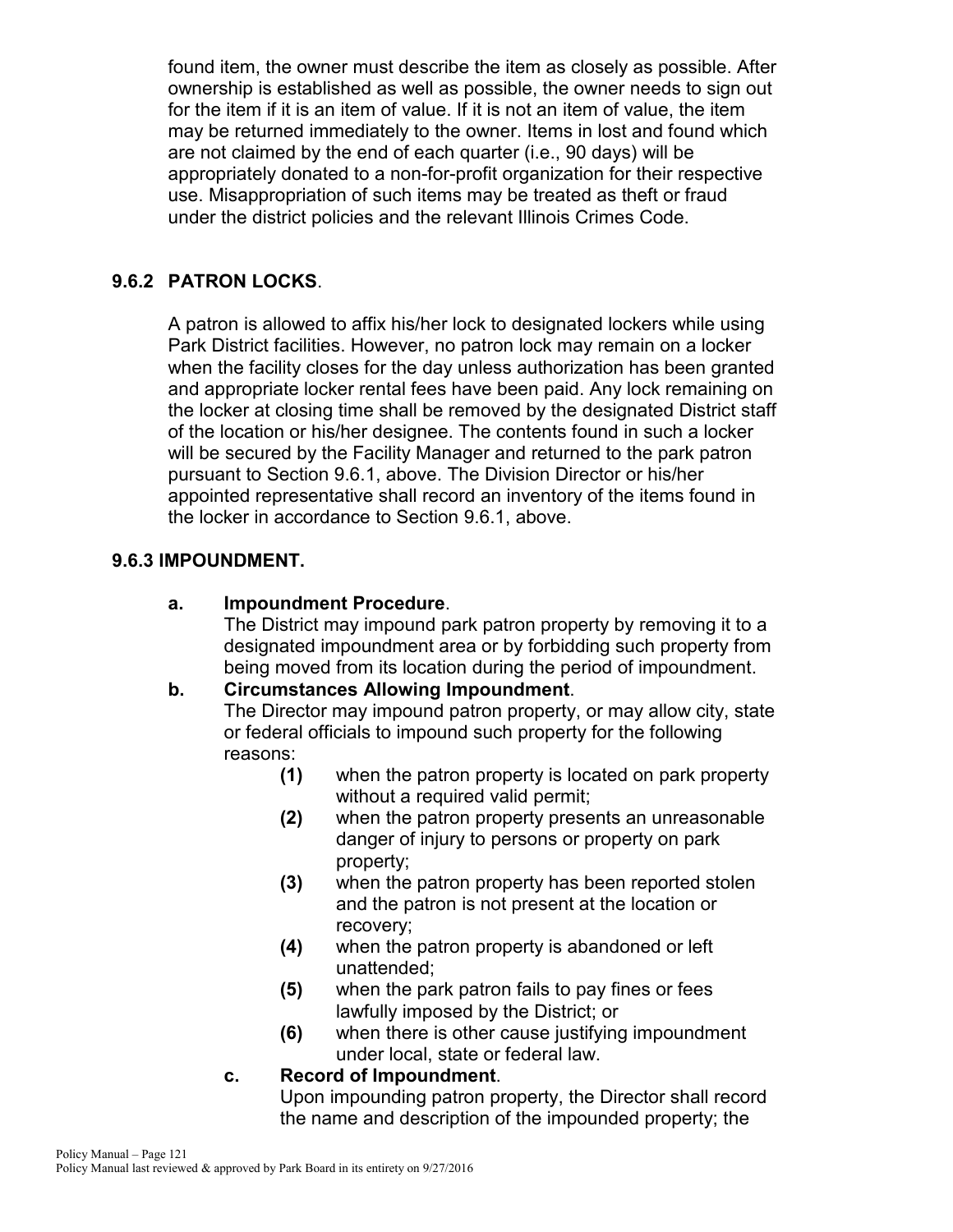found item, the owner must describe the item as closely as possible. After ownership is established as well as possible, the owner needs to sign out for the item if it is an item of value. If it is not an item of value, the item may be returned immediately to the owner. Items in lost and found which are not claimed by the end of each quarter (i.e., 90 days) will be appropriately donated to a non-for-profit organization for their respective use. Misappropriation of such items may be treated as theft or fraud under the district policies and the relevant Illinois Crimes Code.

### 9.6.2 PATRON LOCKS.

A patron is allowed to affix his/her lock to designated lockers while using Park District facilities. However, no patron lock may remain on a locker when the facility closes for the day unless authorization has been granted and appropriate locker rental fees have been paid. Any lock remaining on the locker at closing time shall be removed by the designated District staff of the location or his/her designee. The contents found in such a locker will be secured by the Facility Manager and returned to the park patron pursuant to Section 9.6.1, above. The Division Director or his/her appointed representative shall record an inventory of the items found in the locker in accordance to Section 9.6.1, above.

### 9.6.3 IMPOUNDMENT.

**a. Impoundment Procedure**.
The District may impound park patron property by removing it to a designated impoundment area or by forbidding such property from being moved from its location during the period of impoundment.

**b. Circumstances Allowing Impoundment**.
The Director may impound patron property, or may allow city, state or federal officials to impound such property for the following reasons:

- **(1)** when the patron property is located on park property without a required valid permit;
- **(2)** when the patron property presents an unreasonable danger of injury to persons or property on park property;
- **(3)** when the patron property has been reported stolen and the patron is not present at the location or recovery;
- **(4)** when the patron property is abandoned or left unattended;
- **(5)** when the park patron fails to pay fines or fees lawfully imposed by the District; or
- **(6)** when there is other cause justifying impoundment under local, state or federal law.

**c. Record of Impoundment**.
Upon impounding patron property, the Director shall record the name and description of the impounded property; the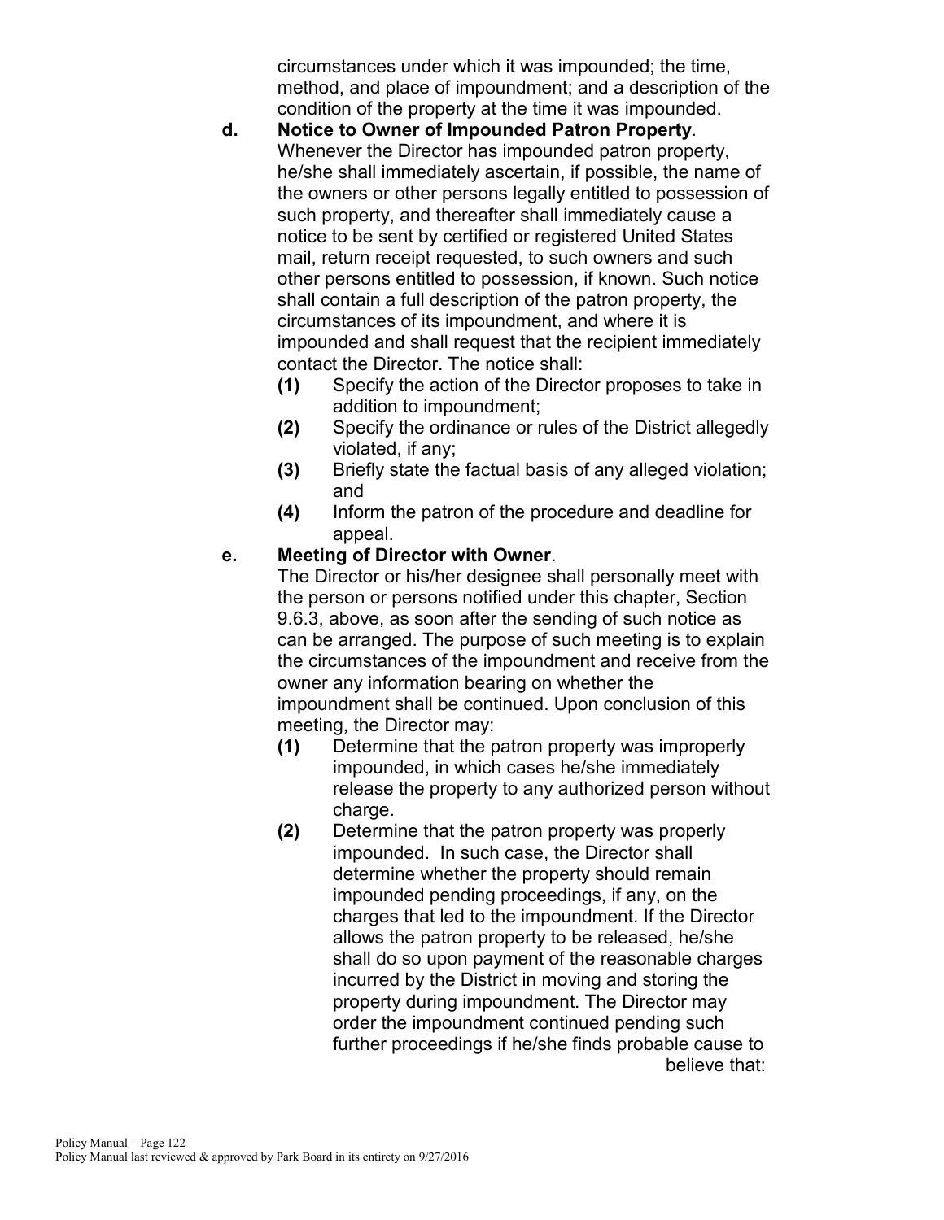circumstances under which it was impounded; the time, method, and place of impoundment; and a description of the condition of the property at the time it was impounded.

**d. Notice to Owner of Impounded Patron Property**.

Whenever the Director has impounded patron property, he/she shall immediately ascertain, if possible, the name of the owners or other persons legally entitled to possession of such property, and thereafter shall immediately cause a notice to be sent by certified or registered United States mail, return receipt requested, to such owners and such other persons entitled to possession, if known. Such notice shall contain a full description of the patron property, the circumstances of its impoundment, and where it is impounded and shall request that the recipient immediately contact the Director. The notice shall:

- **(1)** Specify the action of the Director proposes to take in addition to impoundment;
- **(2)** Specify the ordinance or rules of the District allegedly violated, if any;
- **(3)** Briefly state the factual basis of any alleged violation; and
- **(4)** Inform the patron of the procedure and deadline for appeal.

**e. Meeting of Director with Owner**.

The Director or his/her designee shall personally meet with the person or persons notified under this chapter, Section 9.6.3, above, as soon after the sending of such notice as can be arranged. The purpose of such meeting is to explain the circumstances of the impoundment and receive from the owner any information bearing on whether the impoundment shall be continued. Upon conclusion of this meeting, the Director may:

- **(1)** Determine that the patron property was improperly impounded, in which cases he/she immediately release the property to any authorized person without charge.
- **(2)** Determine that the patron property was properly impounded. In such case, the Director shall determine whether the property should remain impounded pending proceedings, if any, on the charges that led to the impoundment. If the Director allows the patron property to be released, he/she shall do so upon payment of the reasonable charges incurred by the District in moving and storing the property during impoundment. The Director may order the impoundment continued pending such further proceedings if he/she finds probable cause to believe that: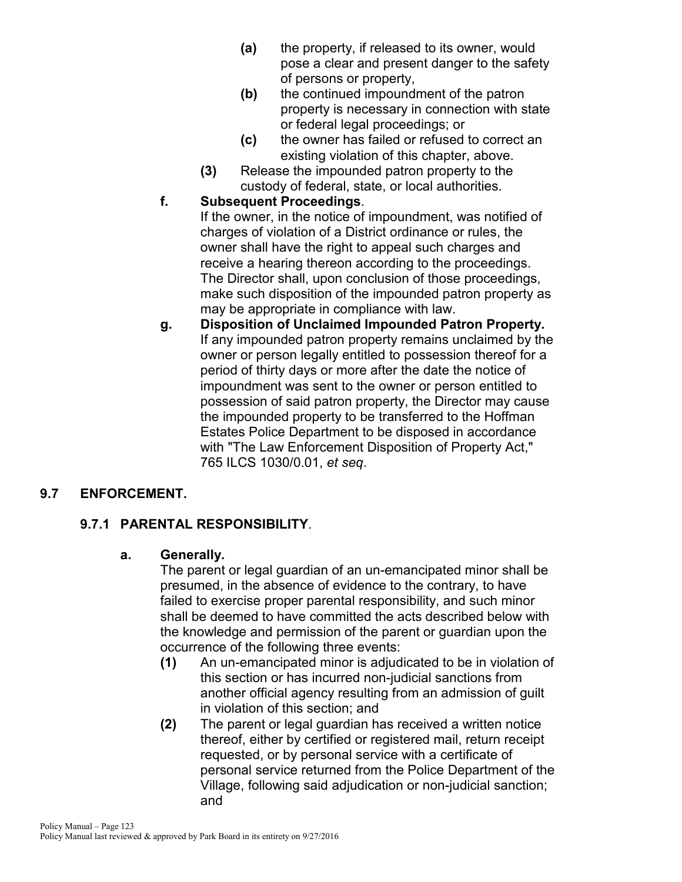- **(a)** the property, if released to its owner, would pose a clear and present danger to the safety of persons or property,
- **(b)** the continued impoundment of the patron property is necessary in connection with state or federal legal proceedings; or
- **(c)** the owner has failed or refused to correct an existing violation of this chapter, above.

**(3)** Release the impounded patron property to the custody of federal, state, or local authorities.

**f. Subsequent Proceedings**.
If the owner, in the notice of impoundment, was notified of charges of violation of a District ordinance or rules, the owner shall have the right to appeal such charges and receive a hearing thereon according to the proceedings. The Director shall, upon conclusion of those proceedings, make such disposition of the impounded patron property as may be appropriate in compliance with law.

**g. Disposition of Unclaimed Impounded Patron Property.**
If any impounded patron property remains unclaimed by the owner or person legally entitled to possession thereof for a period of thirty days or more after the date the notice of impoundment was sent to the owner or person entitled to possession of said patron property, the Director may cause the impounded property to be transferred to the Hoffman Estates Police Department to be disposed in accordance with "The Law Enforcement Disposition of Property Act," 765 ILCS 1030/0.01, *et seq*.

## 9.7 ENFORCEMENT.

### 9.7.1 PARENTAL RESPONSIBILITY.

**a. Generally.**
The parent or legal guardian of an un-emancipated minor shall be presumed, in the absence of evidence to the contrary, to have failed to exercise proper parental responsibility, and such minor shall be deemed to have committed the acts described below with the knowledge and permission of the parent or guardian upon the occurrence of the following three events:

- **(1)** An un-emancipated minor is adjudicated to be in violation of this section or has incurred non-judicial sanctions from another official agency resulting from an admission of guilt in violation of this section; and
- **(2)** The parent or legal guardian has received a written notice thereof, either by certified or registered mail, return receipt requested, or by personal service with a certificate of personal service returned from the Police Department of the Village, following said adjudication or non-judicial sanction; and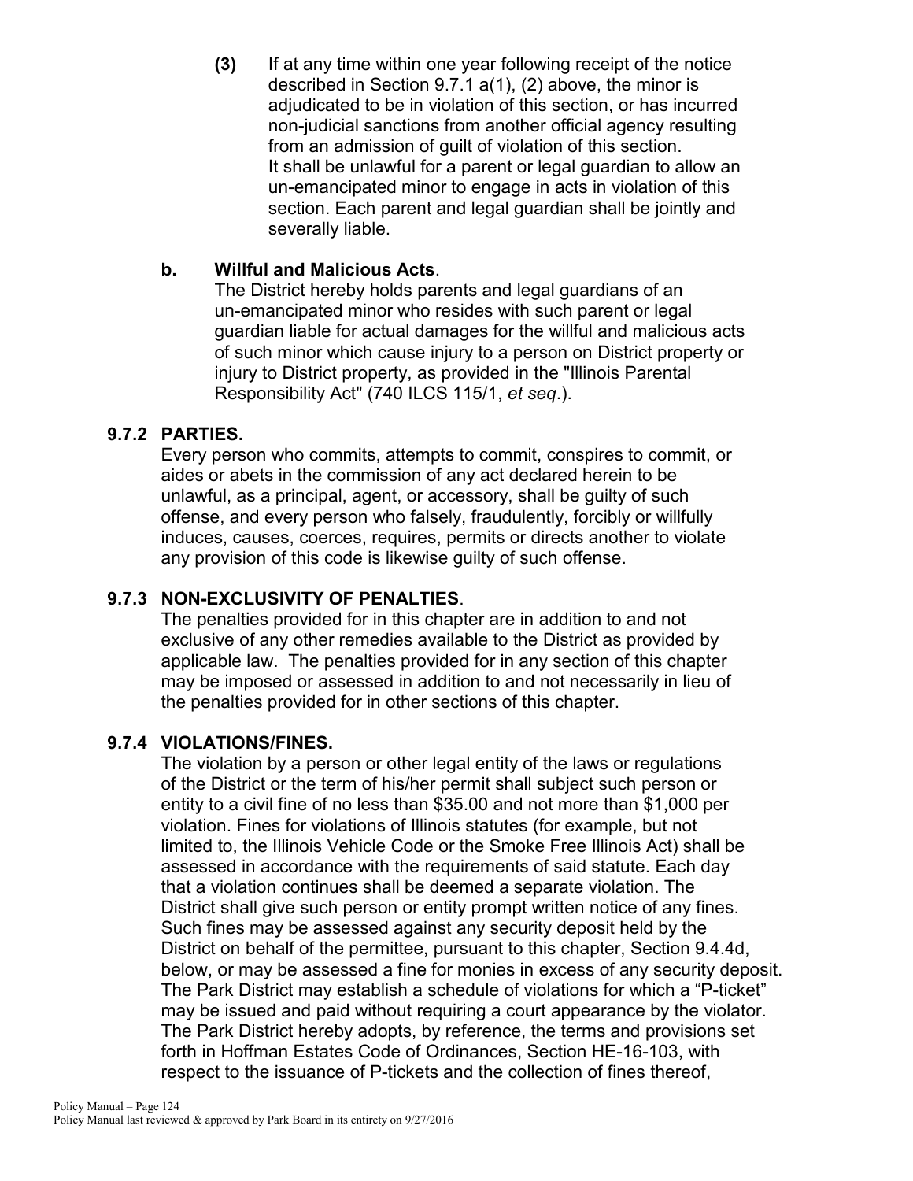**(3)** If at any time within one year following receipt of the notice described in Section 9.7.1 a(1), (2) above, the minor is adjudicated to be in violation of this section, or has incurred non-judicial sanctions from another official agency resulting from an admission of guilt of violation of this section. It shall be unlawful for a parent or legal guardian to allow an un-emancipated minor to engage in acts in violation of this section. Each parent and legal guardian shall be jointly and severally liable.

**b. Willful and Malicious Acts**.

The District hereby holds parents and legal guardians of an un-emancipated minor who resides with such parent or legal guardian liable for actual damages for the willful and malicious acts of such minor which cause injury to a person on District property or injury to District property, as provided in the "Illinois Parental Responsibility Act" (740 ILCS 115/1, *et seq*.).

### 9.7.2 PARTIES.

Every person who commits, attempts to commit, conspires to commit, or aides or abets in the commission of any act declared herein to be unlawful, as a principal, agent, or accessory, shall be guilty of such offense, and every person who falsely, fraudulently, forcibly or willfully induces, causes, coerces, requires, permits or directs another to violate any provision of this code is likewise guilty of such offense.

### 9.7.3 NON-EXCLUSIVITY OF PENALTIES.

The penalties provided for in this chapter are in addition to and not exclusive of any other remedies available to the District as provided by applicable law. The penalties provided for in any section of this chapter may be imposed or assessed in addition to and not necessarily in lieu of the penalties provided for in other sections of this chapter.

### 9.7.4 VIOLATIONS/FINES.

The violation by a person or other legal entity of the laws or regulations of the District or the term of his/her permit shall subject such person or entity to a civil fine of no less than $35.00 and not more than $1,000 per violation. Fines for violations of Illinois statutes (for example, but not limited to, the Illinois Vehicle Code or the Smoke Free Illinois Act) shall be assessed in accordance with the requirements of said statute. Each day that a violation continues shall be deemed a separate violation. The District shall give such person or entity prompt written notice of any fines. Such fines may be assessed against any security deposit held by the District on behalf of the permittee, pursuant to this chapter, Section 9.4.4d, below, or may be assessed a fine for monies in excess of any security deposit. The Park District may establish a schedule of violations for which a "P-ticket" may be issued and paid without requiring a court appearance by the violator. The Park District hereby adopts, by reference, the terms and provisions set forth in Hoffman Estates Code of Ordinances, Section HE-16-103, with respect to the issuance of P-tickets and the collection of fines thereof,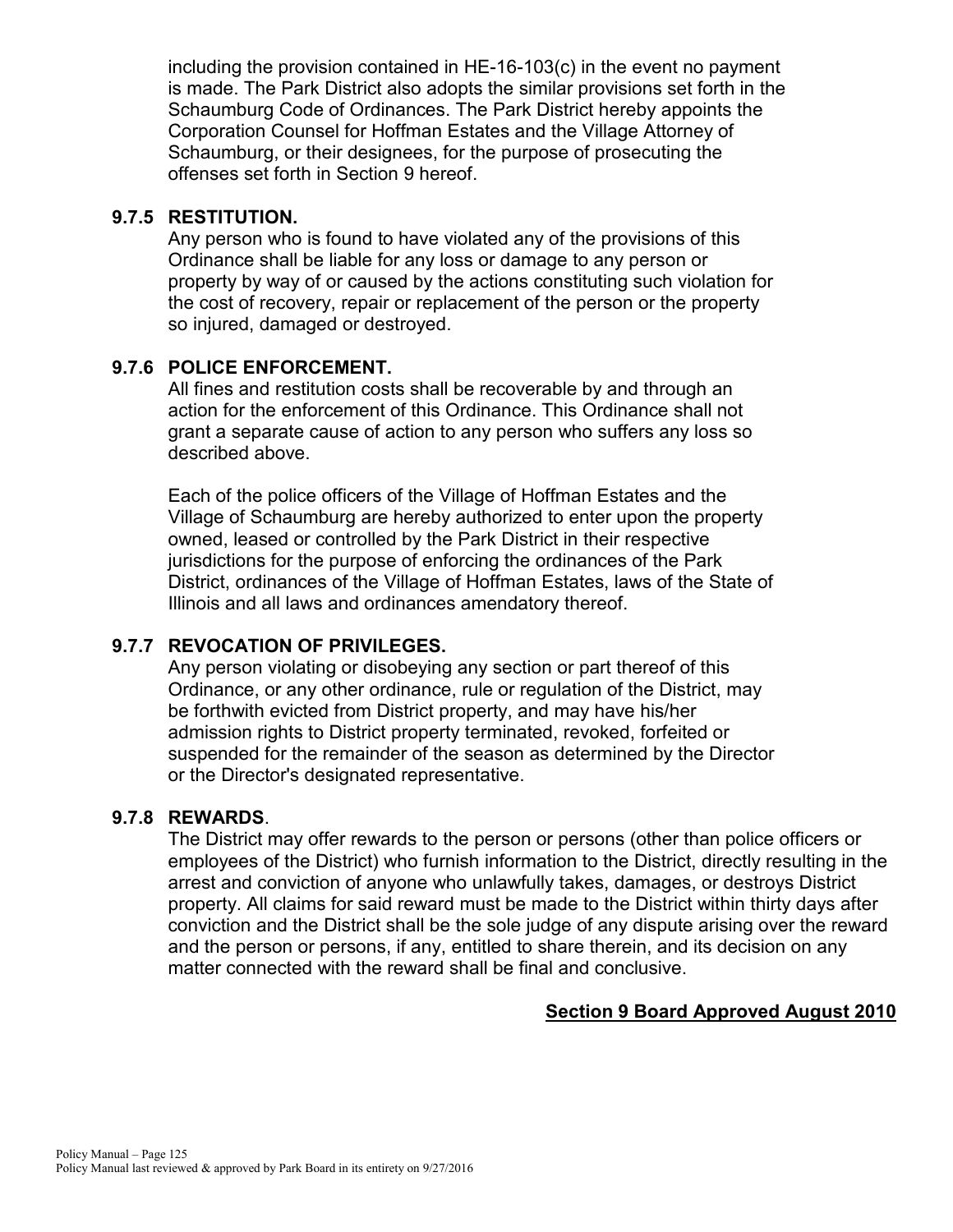including the provision contained in HE-16-103(c) in the event no payment is made. The Park District also adopts the similar provisions set forth in the Schaumburg Code of Ordinances. The Park District hereby appoints the Corporation Counsel for Hoffman Estates and the Village Attorney of Schaumburg, or their designees, for the purpose of prosecuting the offenses set forth in Section 9 hereof.

### 9.7.5 RESTITUTION.

Any person who is found to have violated any of the provisions of this Ordinance shall be liable for any loss or damage to any person or property by way of or caused by the actions constituting such violation for the cost of recovery, repair or replacement of the person or the property so injured, damaged or destroyed.

### 9.7.6 POLICE ENFORCEMENT.

All fines and restitution costs shall be recoverable by and through an action for the enforcement of this Ordinance. This Ordinance shall not grant a separate cause of action to any person who suffers any loss so described above.

Each of the police officers of the Village of Hoffman Estates and the Village of Schaumburg are hereby authorized to enter upon the property owned, leased or controlled by the Park District in their respective jurisdictions for the purpose of enforcing the ordinances of the Park District, ordinances of the Village of Hoffman Estates, laws of the State of Illinois and all laws and ordinances amendatory thereof.

### 9.7.7 REVOCATION OF PRIVILEGES.

Any person violating or disobeying any section or part thereof of this Ordinance, or any other ordinance, rule or regulation of the District, may be forthwith evicted from District property, and may have his/her admission rights to District property terminated, revoked, forfeited or suspended for the remainder of the season as determined by the Director or the Director's designated representative.

### 9.7.8 REWARDS.

The District may offer rewards to the person or persons (other than police officers or employees of the District) who furnish information to the District, directly resulting in the arrest and conviction of anyone who unlawfully takes, damages, or destroys District property. All claims for said reward must be made to the District within thirty days after conviction and the District shall be the sole judge of any dispute arising over the reward and the person or persons, if any, entitled to share therein, and its decision on any matter connected with the reward shall be final and conclusive.

**Section 9 Board Approved August 2010**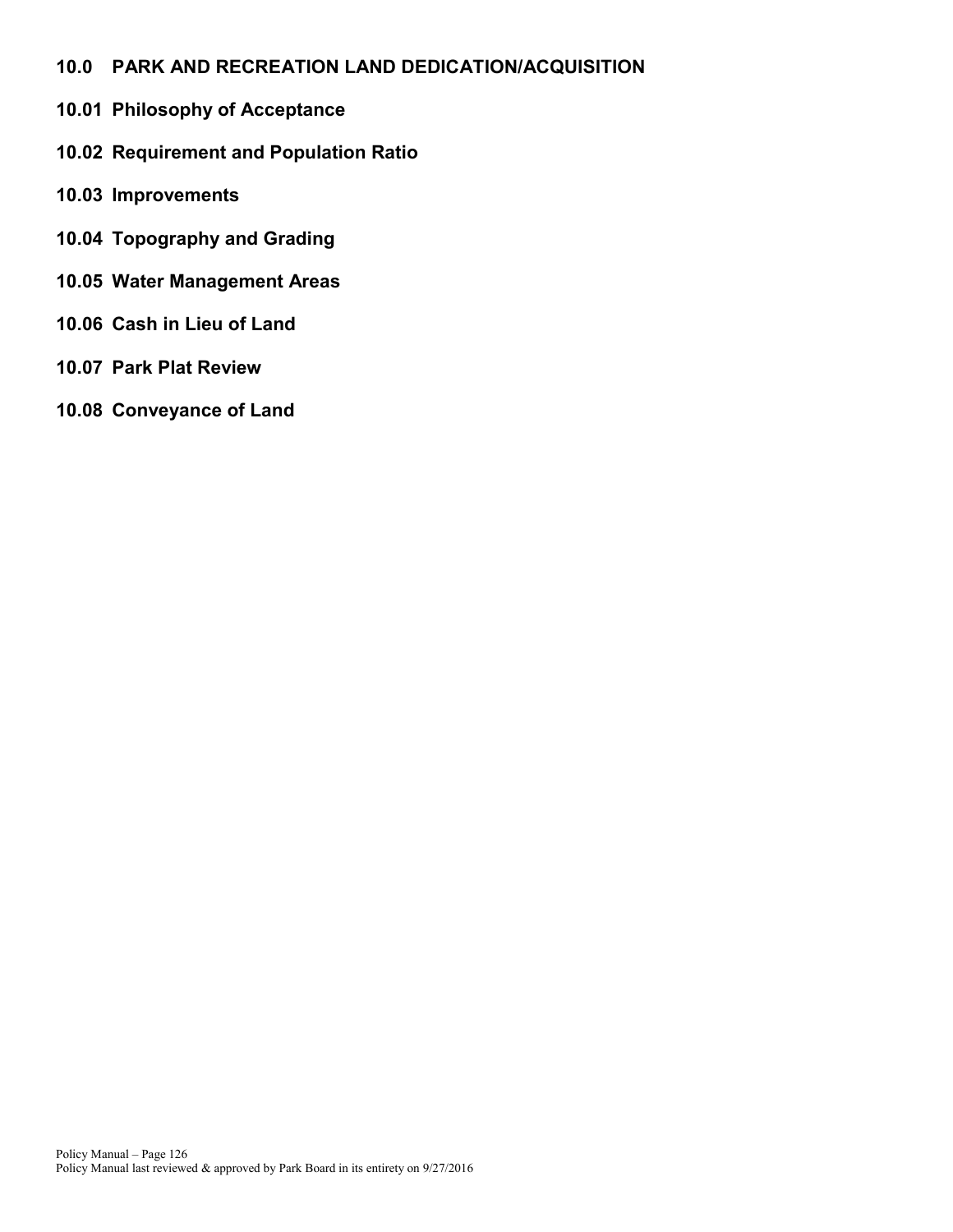# 10.0 PARK AND RECREATION LAND DEDICATION/ACQUISITION

## 10.01 Philosophy of Acceptance

## 10.02 Requirement and Population Ratio

## 10.03 Improvements

## 10.04 Topography and Grading

## 10.05 Water Management Areas

## 10.06 Cash in Lieu of Land

## 10.07 Park Plat Review

## 10.08 Conveyance of Land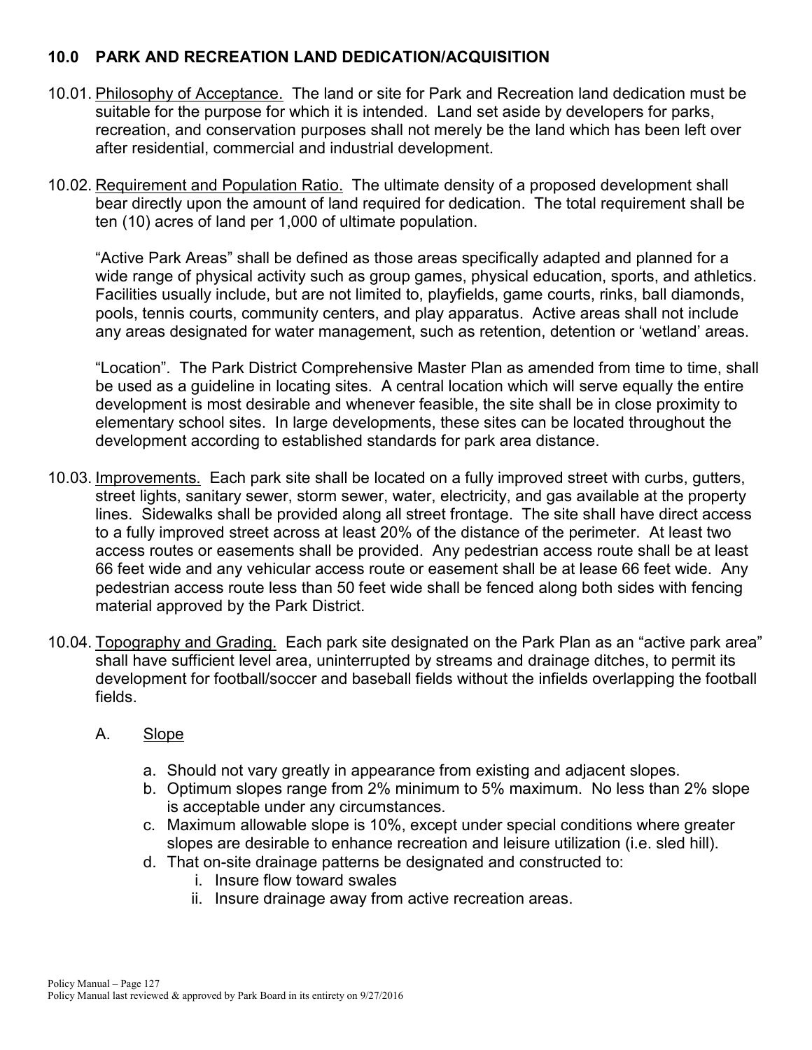## 10.0 PARK AND RECREATION LAND DEDICATION/ACQUISITION

10.01. Philosophy of Acceptance. The land or site for Park and Recreation land dedication must be suitable for the purpose for which it is intended. Land set aside by developers for parks, recreation, and conservation purposes shall not merely be the land which has been left over after residential, commercial and industrial development.

10.02. Requirement and Population Ratio. The ultimate density of a proposed development shall bear directly upon the amount of land required for dedication. The total requirement shall be ten (10) acres of land per 1,000 of ultimate population.

"Active Park Areas" shall be defined as those areas specifically adapted and planned for a wide range of physical activity such as group games, physical education, sports, and athletics. Facilities usually include, but are not limited to, playfields, game courts, rinks, ball diamonds, pools, tennis courts, community centers, and play apparatus. Active areas shall not include any areas designated for water management, such as retention, detention or 'wetland' areas.

"Location". The Park District Comprehensive Master Plan as amended from time to time, shall be used as a guideline in locating sites. A central location which will serve equally the entire development is most desirable and whenever feasible, the site shall be in close proximity to elementary school sites. In large developments, these sites can be located throughout the development according to established standards for park area distance.

10.03. Improvements. Each park site shall be located on a fully improved street with curbs, gutters, street lights, sanitary sewer, storm sewer, water, electricity, and gas available at the property lines. Sidewalks shall be provided along all street frontage. The site shall have direct access to a fully improved street across at least 20% of the distance of the perimeter. At least two access routes or easements shall be provided. Any pedestrian access route shall be at least 66 feet wide and any vehicular access route or easement shall be at lease 66 feet wide. Any pedestrian access route less than 50 feet wide shall be fenced along both sides with fencing material approved by the Park District.

10.04. Topography and Grading. Each park site designated on the Park Plan as an "active park area" shall have sufficient level area, uninterrupted by streams and drainage ditches, to permit its development for football/soccer and baseball fields without the infields overlapping the football fields.

A. Slope

a. Should not vary greatly in appearance from existing and adjacent slopes.
b. Optimum slopes range from 2% minimum to 5% maximum. No less than 2% slope is acceptable under any circumstances.
c. Maximum allowable slope is 10%, except under special conditions where greater slopes are desirable to enhance recreation and leisure utilization (i.e. sled hill).
d. That on-site drainage patterns be designated and constructed to:
   i. Insure flow toward swales
   ii. Insure drainage away from active recreation areas.

Policy Manual last reviewed & approved by Park Board in its entirety on 9/27/2016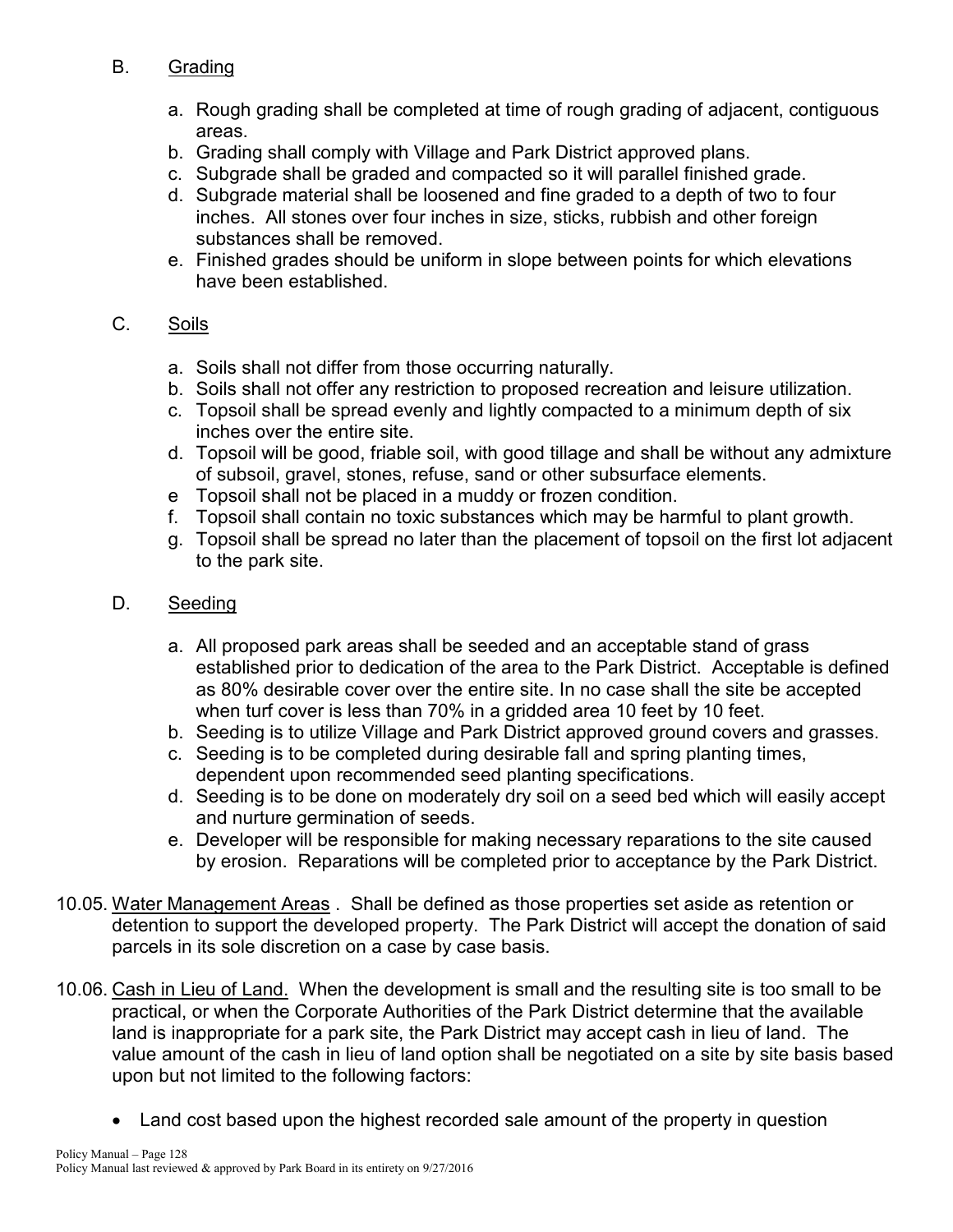B. <u>Grading</u>

a. Rough grading shall be completed at time of rough grading of adjacent, contiguous areas.
b. Grading shall comply with Village and Park District approved plans.
c. Subgrade shall be graded and compacted so it will parallel finished grade.
d. Subgrade material shall be loosened and fine graded to a depth of two to four inches. All stones over four inches in size, sticks, rubbish and other foreign substances shall be removed.
e. Finished grades should be uniform in slope between points for which elevations have been established.

C. <u>Soils</u>

a. Soils shall not differ from those occurring naturally.
b. Soils shall not offer any restriction to proposed recreation and leisure utilization.
c. Topsoil shall be spread evenly and lightly compacted to a minimum depth of six inches over the entire site.
d. Topsoil will be good, friable soil, with good tillage and shall be without any admixture of subsoil, gravel, stones, refuse, sand or other subsurface elements.
e Topsoil shall not be placed in a muddy or frozen condition.
f. Topsoil shall contain no toxic substances which may be harmful to plant growth.
g. Topsoil shall be spread no later than the placement of topsoil on the first lot adjacent to the park site.

D. <u>Seeding</u>

a. All proposed park areas shall be seeded and an acceptable stand of grass established prior to dedication of the area to the Park District. Acceptable is defined as 80% desirable cover over the entire site. In no case shall the site be accepted when turf cover is less than 70% in a gridded area 10 feet by 10 feet.
b. Seeding is to utilize Village and Park District approved ground covers and grasses.
c. Seeding is to be completed during desirable fall and spring planting times, dependent upon recommended seed planting specifications.
d. Seeding is to be done on moderately dry soil on a seed bed which will easily accept and nurture germination of seeds.
e. Developer will be responsible for making necessary reparations to the site caused by erosion. Reparations will be completed prior to acceptance by the Park District.

10.05. <u>Water Management Areas</u> . Shall be defined as those properties set aside as retention or detention to support the developed property. The Park District will accept the donation of said parcels in its sole discretion on a case by case basis.

10.06. <u>Cash in Lieu of Land.</u> When the development is small and the resulting site is too small to be practical, or when the Corporate Authorities of the Park District determine that the available land is inappropriate for a park site, the Park District may accept cash in lieu of land. The value amount of the cash in lieu of land option shall be negotiated on a site by site basis based upon but not limited to the following factors:

- Land cost based upon the highest recorded sale amount of the property in question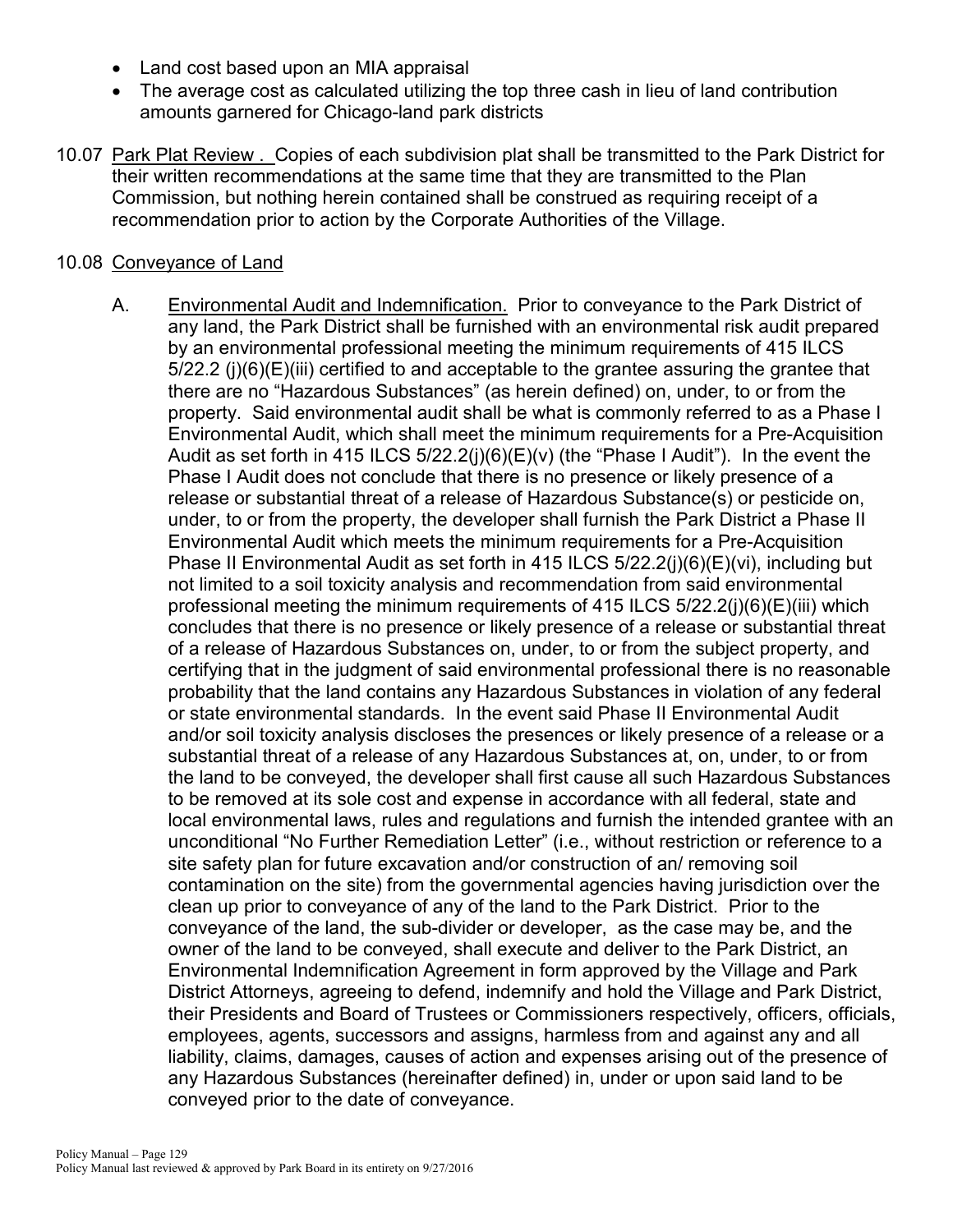- Land cost based upon an MIA appraisal
- The average cost as calculated utilizing the top three cash in lieu of land contribution amounts garnered for Chicago-land park districts

10.07 Park Plat Review . Copies of each subdivision plat shall be transmitted to the Park District for their written recommendations at the same time that they are transmitted to the Plan Commission, but nothing herein contained shall be construed as requiring receipt of a recommendation prior to action by the Corporate Authorities of the Village.

10.08 Conveyance of Land

A. Environmental Audit and Indemnification. Prior to conveyance to the Park District of any land, the Park District shall be furnished with an environmental risk audit prepared by an environmental professional meeting the minimum requirements of 415 ILCS 5/22.2 (j)(6)(E)(iii) certified to and acceptable to the grantee assuring the grantee that there are no "Hazardous Substances" (as herein defined) on, under, to or from the property. Said environmental audit shall be what is commonly referred to as a Phase I Environmental Audit, which shall meet the minimum requirements for a Pre-Acquisition Audit as set forth in 415 ILCS 5/22.2(j)(6)(E)(v) (the "Phase I Audit"). In the event the Phase I Audit does not conclude that there is no presence or likely presence of a release or substantial threat of a release of Hazardous Substance(s) or pesticide on, under, to or from the property, the developer shall furnish the Park District a Phase II Environmental Audit which meets the minimum requirements for a Pre-Acquisition Phase II Environmental Audit as set forth in 415 ILCS 5/22.2(j)(6)(E)(vi), including but not limited to a soil toxicity analysis and recommendation from said environmental professional meeting the minimum requirements of 415 ILCS 5/22.2(j)(6)(E)(iii) which concludes that there is no presence or likely presence of a release or substantial threat of a release of Hazardous Substances on, under, to or from the subject property, and certifying that in the judgment of said environmental professional there is no reasonable probability that the land contains any Hazardous Substances in violation of any federal or state environmental standards. In the event said Phase II Environmental Audit and/or soil toxicity analysis discloses the presences or likely presence of a release or a substantial threat of a release of any Hazardous Substances at, on, under, to or from the land to be conveyed, the developer shall first cause all such Hazardous Substances to be removed at its sole cost and expense in accordance with all federal, state and local environmental laws, rules and regulations and furnish the intended grantee with an unconditional "No Further Remediation Letter" (i.e., without restriction or reference to a site safety plan for future excavation and/or construction of an/ removing soil contamination on the site) from the governmental agencies having jurisdiction over the clean up prior to conveyance of any of the land to the Park District. Prior to the conveyance of the land, the sub-divider or developer, as the case may be, and the owner of the land to be conveyed, shall execute and deliver to the Park District, an Environmental Indemnification Agreement in form approved by the Village and Park District Attorneys, agreeing to defend, indemnify and hold the Village and Park District, their Presidents and Board of Trustees or Commissioners respectively, officers, officials, employees, agents, successors and assigns, harmless from and against any and all liability, claims, damages, causes of action and expenses arising out of the presence of any Hazardous Substances (hereinafter defined) in, under or upon said land to be conveyed prior to the date of conveyance.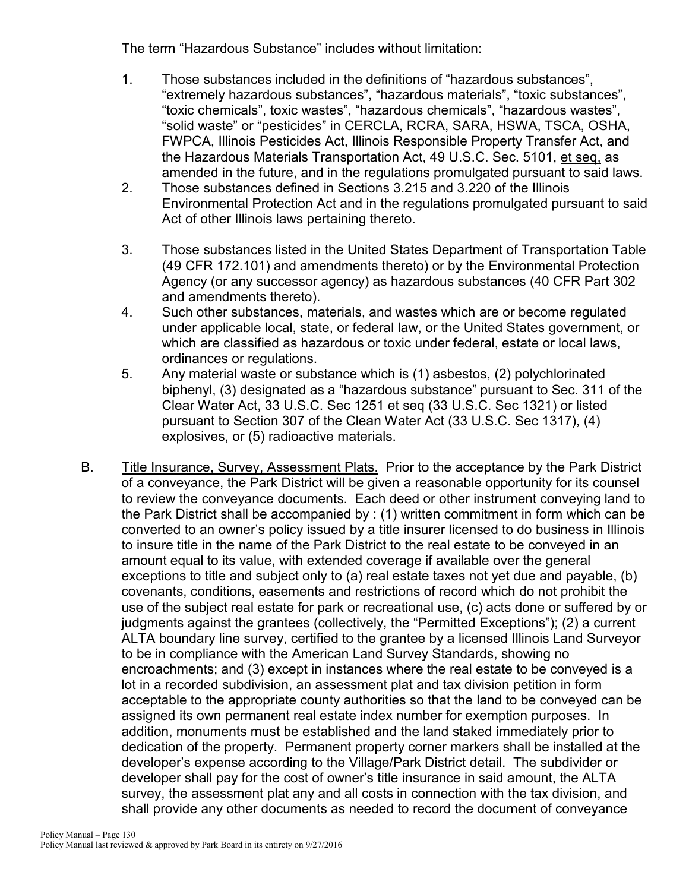The term “Hazardous Substance” includes without limitation:

1. Those substances included in the definitions of “hazardous substances”, “extremely hazardous substances”, “hazardous materials”, “toxic substances”, “toxic chemicals”, toxic wastes”, “hazardous chemicals”, “hazardous wastes”, “solid waste” or “pesticides” in CERCLA, RCRA, SARA, HSWA, TSCA, OSHA, FWPCA, Illinois Pesticides Act, Illinois Responsible Property Transfer Act, and the Hazardous Materials Transportation Act, 49 U.S.C. Sec. 5101, <u>et seq,</u> as amended in the future, and in the regulations promulgated pursuant to said laws.
2. Those substances defined in Sections 3.215 and 3.220 of the Illinois Environmental Protection Act and in the regulations promulgated pursuant to said Act of other Illinois laws pertaining thereto.
3. Those substances listed in the United States Department of Transportation Table (49 CFR 172.101) and amendments thereto) or by the Environmental Protection Agency (or any successor agency) as hazardous substances (40 CFR Part 302 and amendments thereto).
4. Such other substances, materials, and wastes which are or become regulated under applicable local, state, or federal law, or the United States government, or which are classified as hazardous or toxic under federal, estate or local laws, ordinances or regulations.
5. Any material waste or substance which is (1) asbestos, (2) polychlorinated biphenyl, (3) designated as a “hazardous substance” pursuant to Sec. 311 of the Clear Water Act, 33 U.S.C. Sec 1251 <u>et seq</u> (33 U.S.C. Sec 1321) or listed pursuant to Section 307 of the Clean Water Act (33 U.S.C. Sec 1317), (4) explosives, or (5) radioactive materials.

B. <u>Title Insurance, Survey, Assessment Plats.</u> Prior to the acceptance by the Park District of a conveyance, the Park District will be given a reasonable opportunity for its counsel to review the conveyance documents. Each deed or other instrument conveying land to the Park District shall be accompanied by : (1) written commitment in form which can be converted to an owner’s policy issued by a title insurer licensed to do business in Illinois to insure title in the name of the Park District to the real estate to be conveyed in an amount equal to its value, with extended coverage if available over the general exceptions to title and subject only to (a) real estate taxes not yet due and payable, (b) covenants, conditions, easements and restrictions of record which do not prohibit the use of the subject real estate for park or recreational use, (c) acts done or suffered by or judgments against the grantees (collectively, the “Permitted Exceptions”); (2) a current ALTA boundary line survey, certified to the grantee by a licensed Illinois Land Surveyor to be in compliance with the American Land Survey Standards, showing no encroachments; and (3) except in instances where the real estate to be conveyed is a lot in a recorded subdivision, an assessment plat and tax division petition in form acceptable to the appropriate county authorities so that the land to be conveyed can be assigned its own permanent real estate index number for exemption purposes. In addition, monuments must be established and the land staked immediately prior to dedication of the property. Permanent property corner markers shall be installed at the developer’s expense according to the Village/Park District detail. The subdivider or developer shall pay for the cost of owner’s title insurance in said amount, the ALTA survey, the assessment plat any and all costs in connection with the tax division, and shall provide any other documents as needed to record the document of conveyance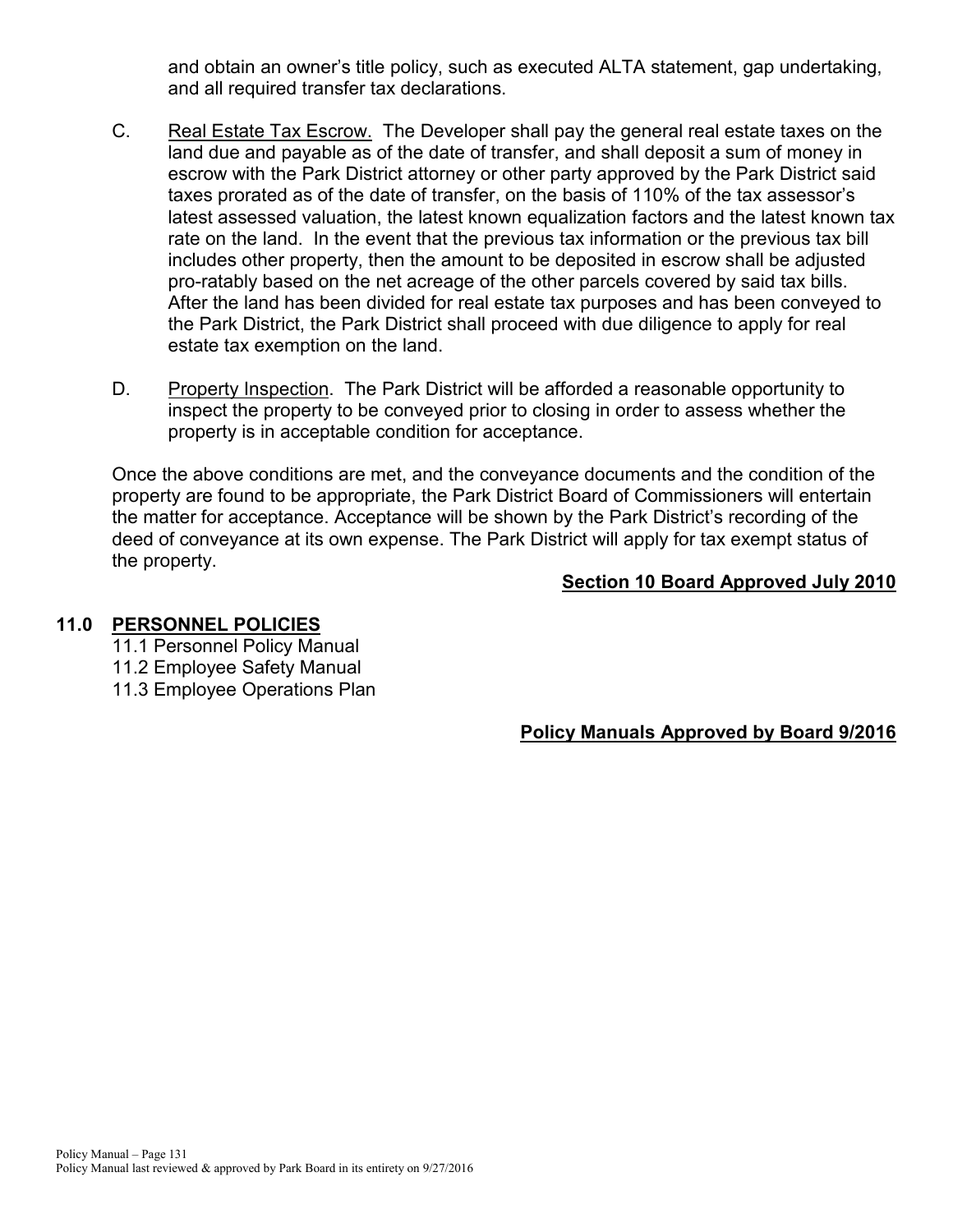and obtain an owner's title policy, such as executed ALTA statement, gap undertaking, and all required transfer tax declarations.

C. <u>Real Estate Tax Escrow.</u> The Developer shall pay the general real estate taxes on the land due and payable as of the date of transfer, and shall deposit a sum of money in escrow with the Park District attorney or other party approved by the Park District said taxes prorated as of the date of transfer, on the basis of 110% of the tax assessor's latest assessed valuation, the latest known equalization factors and the latest known tax rate on the land. In the event that the previous tax information or the previous tax bill includes other property, then the amount to be deposited in escrow shall be adjusted pro-ratably based on the net acreage of the other parcels covered by said tax bills. After the land has been divided for real estate tax purposes and has been conveyed to the Park District, the Park District shall proceed with due diligence to apply for real estate tax exemption on the land.

D. <u>Property Inspection</u>. The Park District will be afforded a reasonable opportunity to inspect the property to be conveyed prior to closing in order to assess whether the property is in acceptable condition for acceptance.

Once the above conditions are met, and the conveyance documents and the condition of the property are found to be appropriate, the Park District Board of Commissioners will entertain the matter for acceptance. Acceptance will be shown by the Park District's recording of the deed of conveyance at its own expense. The Park District will apply for tax exempt status of the property.

**<u>Section 10 Board Approved July 2010</u>**

## 11.0 PERSONNEL POLICIES

11.1 Personnel Policy Manual
11.2 Employee Safety Manual
11.3 Employee Operations Plan

**<u>Policy Manuals Approved by Board 9/2016</u>**

Policy Manual last reviewed & approved by Park Board in its entirety on 9/27/2016